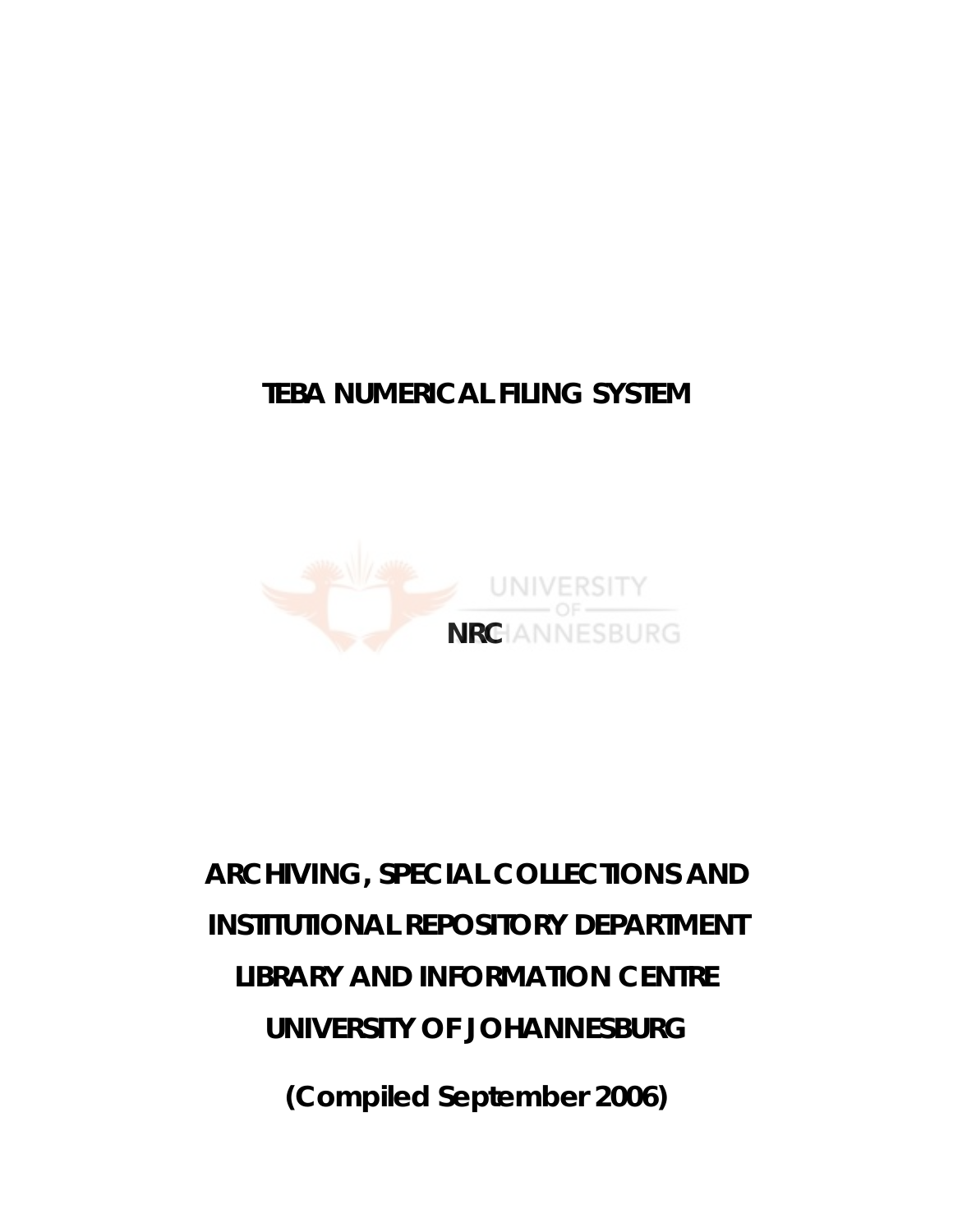# TEBA NUMERICAL FILING SYSTEM

**NRC**

**ARCHIVING, SPECIAL COLLECTIONS AND INSTITUTIONAL REPOSITORY DEPARTMENT**

**LIBRARY AND INFORMATION CENTRE**

**UNIVERSITY OF JOHANNESBURG**

**(Compiled September 2006)**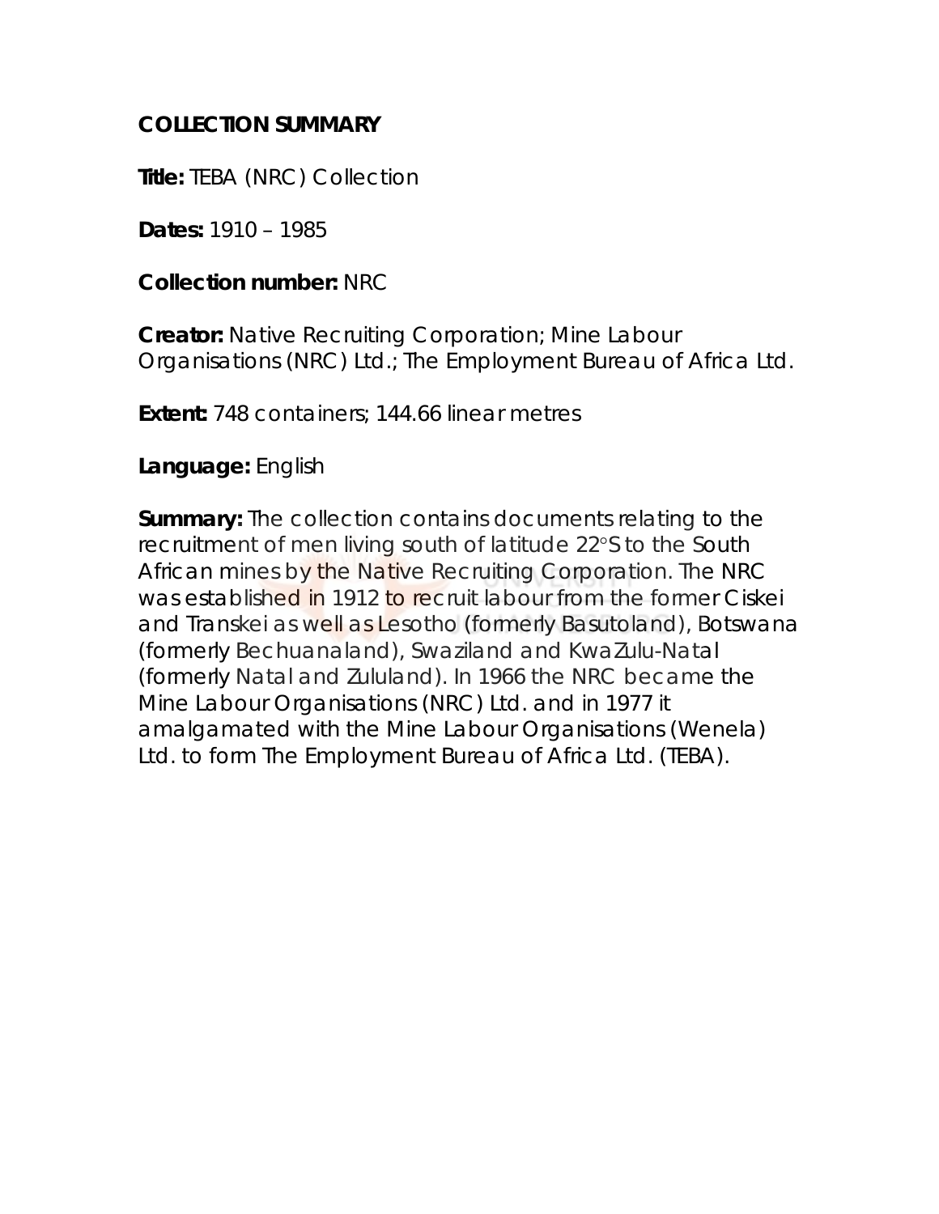**COLLECTION SUMMARY**

**Title:** TEBA (NRC) Collection

**Dates:** 1910 – 1985

**Collection number:** NRC

**Creator:** Native Recruiting Corporation; Mine Labour Organisations (NRC) Ltd.; The Employment Bureau of Africa Ltd.

**Extent:** 748 containers; 144.66 linear metres

**Language:** English

**Summary:** The collection contains documents relating to the recruitment of men living south of latitude 22°S to the South African mines by the Native Recruiting Corporation. The NRC was established in 1912 to recruit labour from the former Ciskei and Transkei as well as Lesotho (formerly Basutoland), Botswana (formerly Bechuanaland), Swaziland and KwaZulu-Natal (formerly Natal and Zululand). In 1966 the NRC became the Mine Labour Organisations (NRC) Ltd. and in 1977 it amalgamated with the Mine Labour Organisations (Wenela) Ltd. to form The Employment Bureau of Africa Ltd. (TEBA).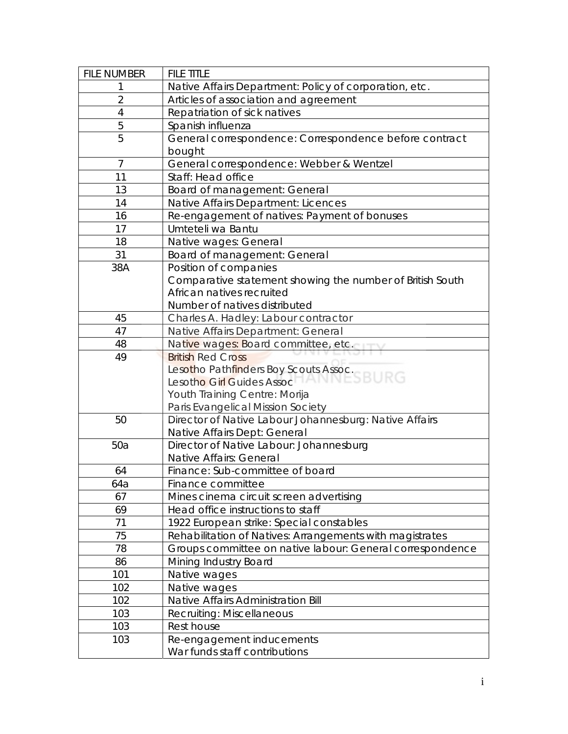| FILE NUMBER | FILE TITLE |
|---|---|
| 1 | Native Affairs Department: Policy of corporation, etc. |
| 2 | Articles of association and agreement |
| 4 | Repatriation of sick natives |
| 5 | Spanish influenza |
| 5 | General correspondence: Correspondence before contract bought |
| 7 | General correspondence: Webber & Wentzel |
| 11 | Staff: Head office |
| 13 | Board of management: General |
| 14 | Native Affairs Department: Licences |
| 16 | Re-engagement of natives: Payment of bonuses |
| 17 | Umteteli wa Bantu |
| 18 | Native wages: General |
| 31 | Board of management: General |
| 38A | Position of companies<br>Comparative statement showing the number of British South African natives recruited<br>Number of natives distributed |
| 45 | Charles A. Hadley: Labour contractor |
| 47 | Native Affairs Department: General |
| 48 | Native wages: Board committee, etc. |
| 49 | British Red Cross<br>Lesotho Pathfinders Boy Scouts Assoc.<br>Lesotho Girl Guides Assoc<br>Youth Training Centre: Morija<br>Paris Evangelical Mission Society |
| 50 | Director of Native Labour Johannesburg: Native Affairs<br>Native Affairs Dept: General |
| 50a | Director of Native Labour: Johannesburg<br>Native Affairs: General |
| 64 | Finance: Sub-committee of board |
| 64a | Finance committee |
| 67 | Mines cinema circuit screen advertising |
| 69 | Head office instructions to staff |
| 71 | 1922 European strike: Special constables |
| 75 | Rehabilitation of Natives: Arrangements with magistrates |
| 78 | Groups committee on native labour: General correspondence |
| 86 | Mining Industry Board |
| 101 | Native wages |
| 102 | Native wages |
| 102 | Native Affairs Administration Bill |
| 103 | Recruiting: Miscellaneous |
| 103 | Rest house |
| 103 | Re-engagement inducements<br>War funds staff contributions |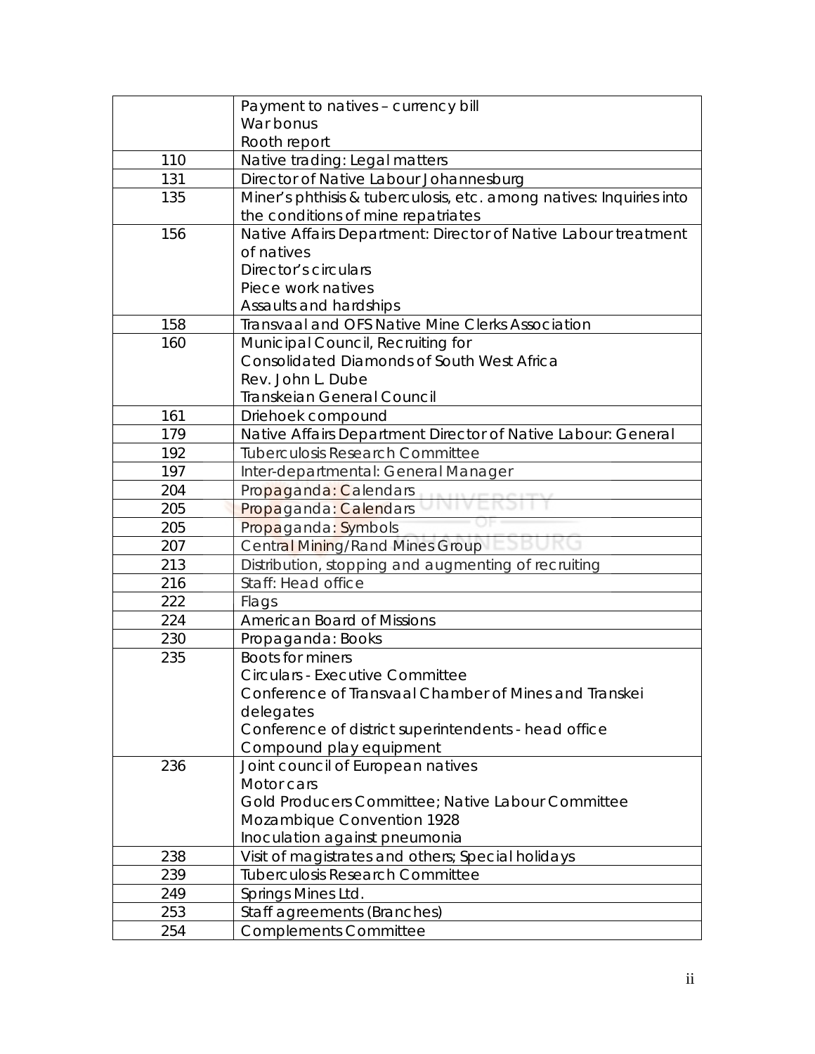| | |
|---|---|
| | Payment to natives – currency bill<br>War bonus<br>Rooth report |
| 110 | Native trading: Legal matters |
| 131 | Director of Native Labour Johannesburg |
| 135 | Miner's phthisis & tuberculosis, etc. among natives: Inquiries into the conditions of mine repatriates |
| 156 | Native Affairs Department: Director of Native Labour treatment of natives<br>Director's circulars<br>Piece work natives<br>Assaults and hardships |
| 158 | Transvaal and OFS Native Mine Clerks Association |
| 160 | Municipal Council, Recruiting for<br>Consolidated Diamonds of South West Africa<br>Rev. John L. Dube<br>Transkeian General Council |
| 161 | Driehoek compound |
| 179 | Native Affairs Department Director of Native Labour: General |
| 192 | Tuberculosis Research Committee |
| 197 | Inter-departmental: General Manager |
| 204 | Propaganda: Calendars |
| 205 | Propaganda: Calendars |
| 205 | Propaganda: Symbols |
| 207 | Central Mining/Rand Mines Group |
| 213 | Distribution, stopping and augmenting of recruiting |
| 216 | Staff: Head office |
| 222 | Flags |
| 224 | American Board of Missions |
| 230 | Propaganda: Books |
| 235 | Boots for miners<br>Circulars - Executive Committee<br>Conference of Transvaal Chamber of Mines and Transkei delegates<br>Conference of district superintendents - head office<br>Compound play equipment |
| 236 | Joint council of European natives<br>Motor cars<br>Gold Producers Committee; Native Labour Committee<br>Mozambique Convention 1928<br>Inoculation against pneumonia |
| 238 | Visit of magistrates and others; Special holidays |
| 239 | Tuberculosis Research Committee |
| 249 | Springs Mines Ltd. |
| 253 | Staff agreements (Branches) |
| 254 | Complements Committee |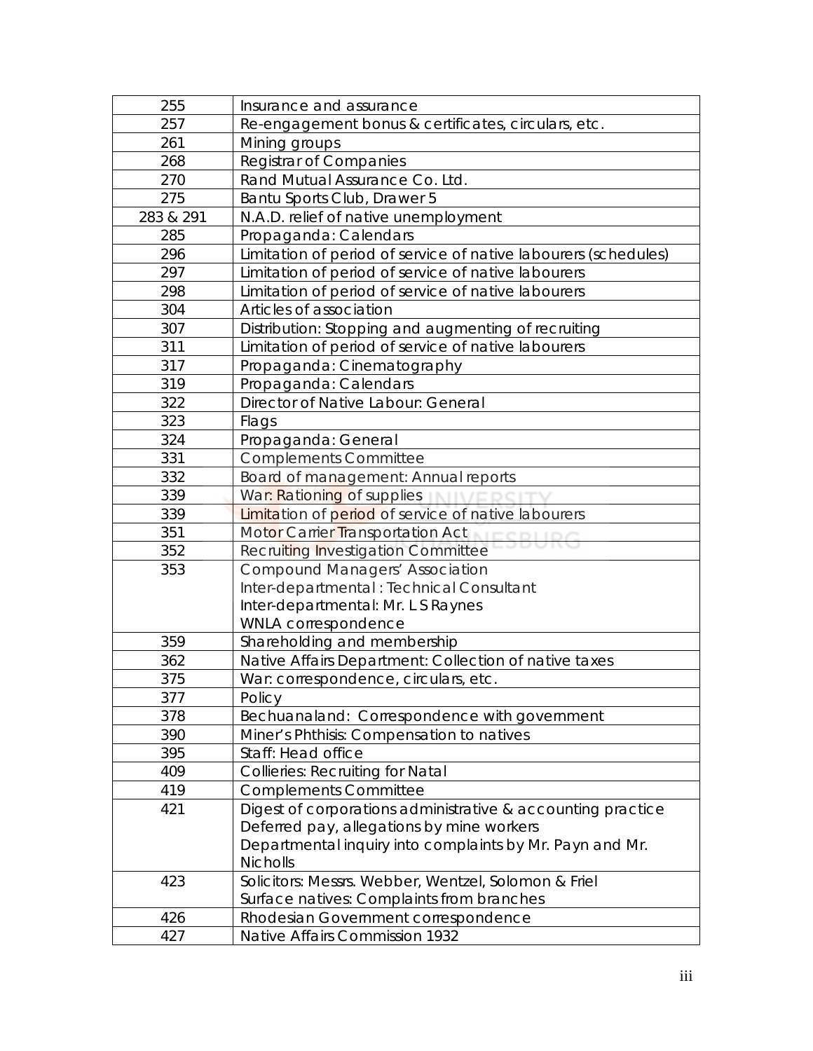| | |
|---|---|
| 255 | Insurance and assurance |
| 257 | Re-engagement bonus & certificates, circulars, etc. |
| 261 | Mining groups |
| 268 | Registrar of Companies |
| 270 | Rand Mutual Assurance Co. Ltd. |
| 275 | Bantu Sports Club, Drawer 5 |
| 283 & 291 | N.A.D. relief of native unemployment |
| 285 | Propaganda: Calendars |
| 296 | Limitation of period of service of native labourers (schedules) |
| 297 | Limitation of period of service of native labourers |
| 298 | Limitation of period of service of native labourers |
| 304 | Articles of association |
| 307 | Distribution: Stopping and augmenting of recruiting |
| 311 | Limitation of period of service of native labourers |
| 317 | Propaganda: Cinematography |
| 319 | Propaganda: Calendars |
| 322 | Director of Native Labour: General |
| 323 | Flags |
| 324 | Propaganda: General |
| 331 | Complements Committee |
| 332 | Board of management: Annual reports |
| 339 | War: Rationing of supplies |
| 339 | Limitation of period of service of native labourers |
| 351 | Motor Carrier Transportation Act |
| 352 | Recruiting Investigation Committee |
| 353 | Compound Managers' Association<br>Inter-departmental : Technical Consultant<br>Inter-departmental: Mr. L S Raynes<br>WNLA correspondence |
| 359 | Shareholding and membership |
| 362 | Native Affairs Department: Collection of native taxes |
| 375 | War: correspondence, circulars, etc. |
| 377 | Policy |
| 378 | Bechuanaland: Correspondence with government |
| 390 | Miner's Phthisis: Compensation to natives |
| 395 | Staff: Head office |
| 409 | Collieries: Recruiting for Natal |
| 419 | Complements Committee |
| 421 | Digest of corporations administrative & accounting practice<br>Deferred pay, allegations by mine workers<br>Departmental inquiry into complaints by Mr. Payn and Mr. Nicholls |
| 423 | Solicitors: Messrs. Webber, Wentzel, Solomon & Friel<br>Surface natives: Complaints from branches |
| 426 | Rhodesian Government correspondence |
| 427 | Native Affairs Commission 1932 |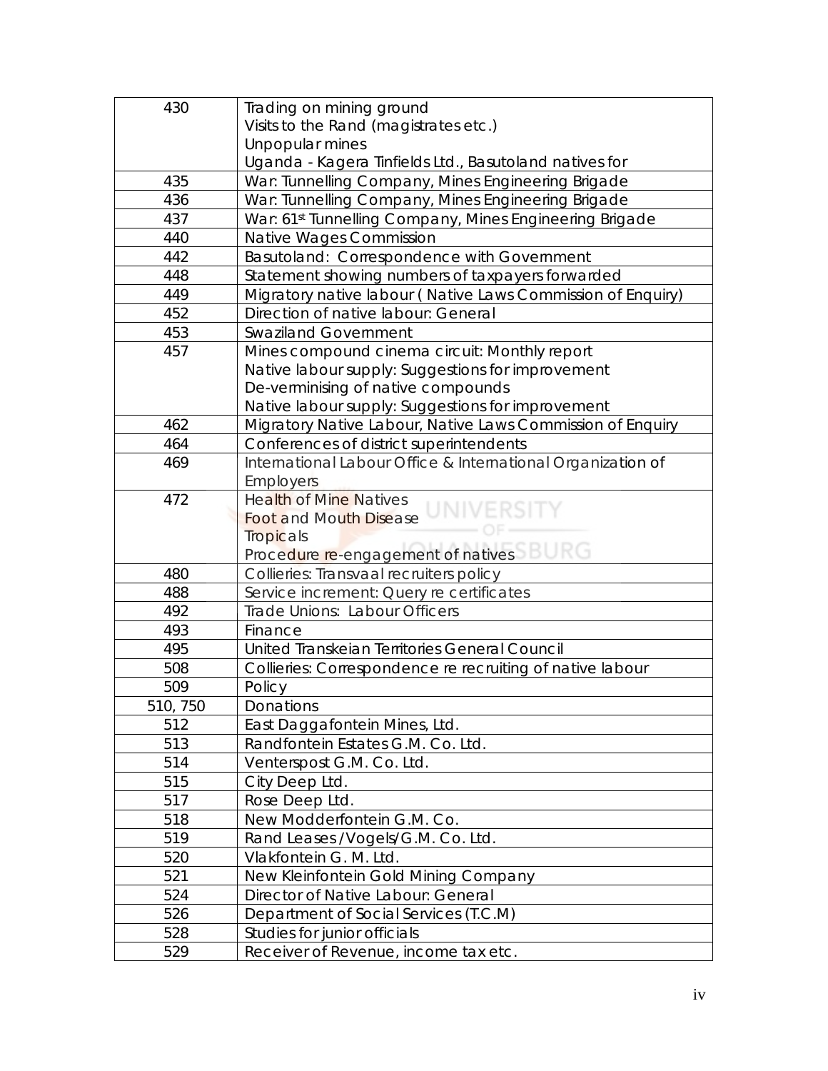| | |
|---|---|
| 430 | Trading on mining ground<br>Visits to the Rand (magistrates etc.)<br>Unpopular mines<br>Uganda - Kagera Tinfields Ltd., Basutoland natives for |
| 435 | War: Tunnelling Company, Mines Engineering Brigade |
| 436 | War: Tunnelling Company, Mines Engineering Brigade |
| 437 | War: 61st Tunnelling Company, Mines Engineering Brigade |
| 440 | Native Wages Commission |
| 442 | Basutoland: Correspondence with Government |
| 448 | Statement showing numbers of taxpayers forwarded |
| 449 | Migratory native labour ( Native Laws Commission of Enquiry) |
| 452 | Direction of native labour: General |
| 453 | Swaziland Government |
| 457 | Mines compound cinema circuit: Monthly report<br>Native labour supply: Suggestions for improvement<br>De-verminising of native compounds<br>Native labour supply: Suggestions for improvement |
| 462 | Migratory Native Labour, Native Laws Commission of Enquiry |
| 464 | Conferences of district superintendents |
| 469 | International Labour Office & International Organization of Employers |
| 472 | Health of Mine Natives<br>Foot and Mouth Disease<br>Tropicals<br>Procedure re-engagement of natives |
| 480 | Collieries: Transvaal recruiters policy |
| 488 | Service increment: Query re certificates |
| 492 | Trade Unions: Labour Officers |
| 493 | Finance |
| 495 | United Transkeian Territories General Council |
| 508 | Collieries: Correspondence re recruiting of native labour |
| 509 | Policy |
| 510, 750 | Donations |
| 512 | East Daggafontein Mines, Ltd. |
| 513 | Randfontein Estates G.M. Co. Ltd. |
| 514 | Venterspost G.M. Co. Ltd. |
| 515 | City Deep Ltd. |
| 517 | Rose Deep Ltd. |
| 518 | New Modderfontein G.M. Co. |
| 519 | Rand Leases /Vogels/G.M. Co. Ltd. |
| 520 | Vlakfontein G. M. Ltd. |
| 521 | New Kleinfontein Gold Mining Company |
| 524 | Director of Native Labour: General |
| 526 | Department of Social Services (T.C.M) |
| 528 | Studies for junior officials |
| 529 | Receiver of Revenue, income tax etc. |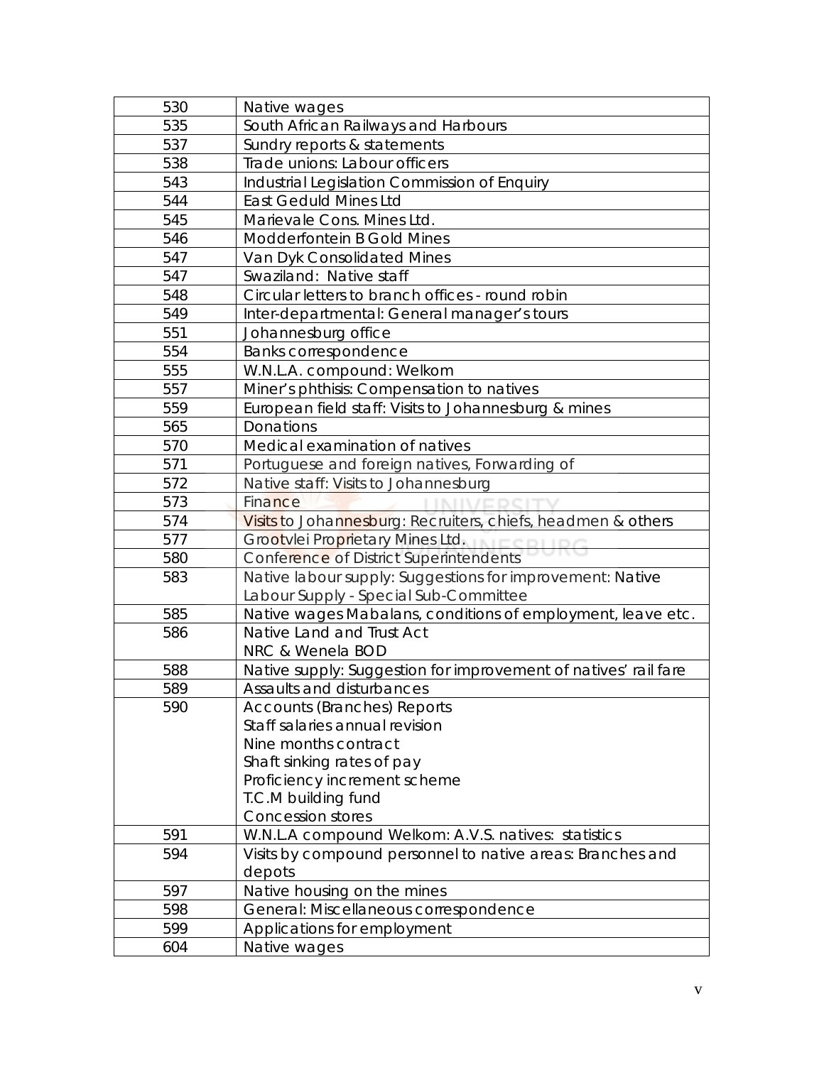| | |
|---|---|
| 530 | Native wages |
| 535 | South African Railways and Harbours |
| 537 | Sundry reports & statements |
| 538 | Trade unions: Labour officers |
| 543 | Industrial Legislation Commission of Enquiry |
| 544 | East Geduld Mines Ltd |
| 545 | Marievale Cons. Mines Ltd. |
| 546 | Modderfontein B Gold Mines |
| 547 | Van Dyk Consolidated Mines |
| 547 | Swaziland: Native staff |
| 548 | Circular letters to branch offices - round robin |
| 549 | Inter-departmental: General manager's tours |
| 551 | Johannesburg office |
| 554 | Banks correspondence |
| 555 | W.N.L.A. compound: Welkom |
| 557 | Miner's phthisis: Compensation to natives |
| 559 | European field staff: Visits to Johannesburg & mines |
| 565 | Donations |
| 570 | Medical examination of natives |
| 571 | Portuguese and foreign natives, Forwarding of |
| 572 | Native staff: Visits to Johannesburg |
| 573 | Finance |
| 574 | Visits to Johannesburg: Recruiters, chiefs, headmen & others |
| 577 | Grootvlei Proprietary Mines Ltd. |
| 580 | Conference of District Superintendents |
| 583 | Native labour supply: Suggestions for improvement: Native Labour Supply - Special Sub-Committee |
| 585 | Native wages Mabalans, conditions of employment, leave etc. |
| 586 | Native Land and Trust Act<br>NRC & Wenela BOD |
| 588 | Native supply: Suggestion for improvement of natives' rail fare |
| 589 | Assaults and disturbances |
| 590 | Accounts (Branches) Reports<br>Staff salaries annual revision<br>Nine months contract<br>Shaft sinking rates of pay<br>Proficiency increment scheme<br>T.C.M building fund<br>Concession stores |
| 591 | W.N.L.A compound Welkom: A.V.S. natives: statistics |
| 594 | Visits by compound personnel to native areas: Branches and depots |
| 597 | Native housing on the mines |
| 598 | General: Miscellaneous correspondence |
| 599 | Applications for employment |
| 604 | Native wages |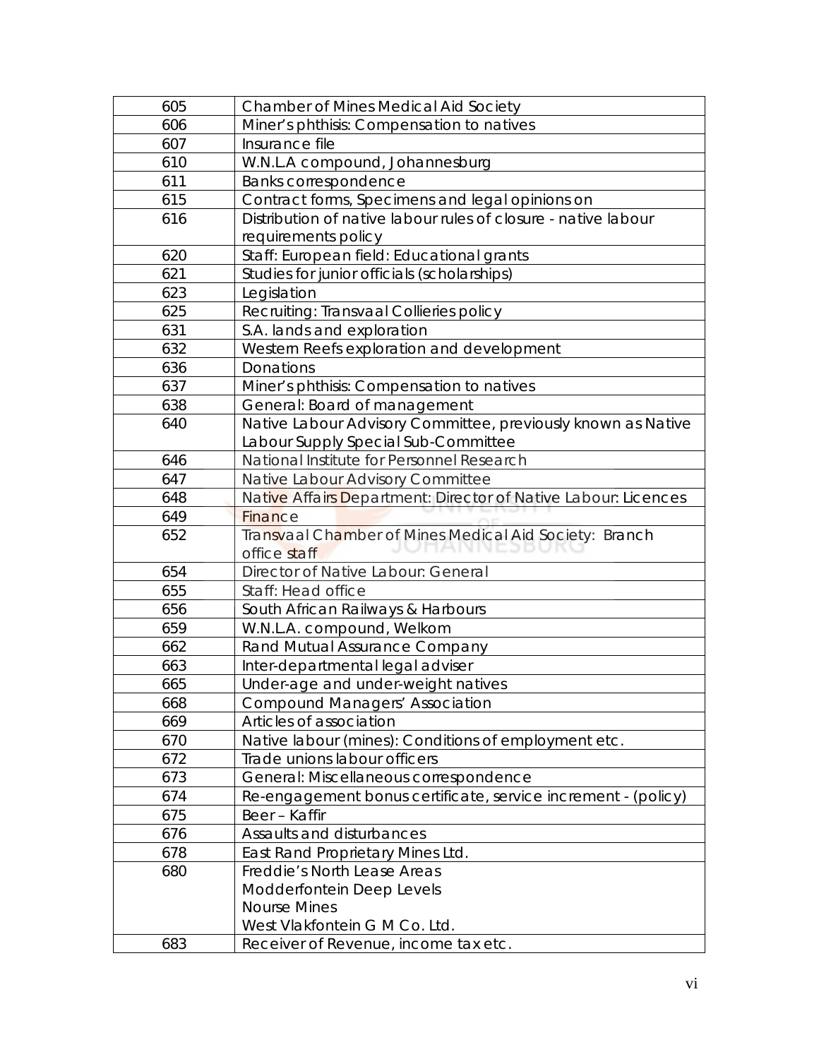| | |
|---|---|
| 605 | Chamber of Mines Medical Aid Society |
| 606 | Miner's phthisis: Compensation to natives |
| 607 | Insurance file |
| 610 | W.N.L.A compound, Johannesburg |
| 611 | Banks correspondence |
| 615 | Contract forms, Specimens and legal opinions on |
| 616 | Distribution of native labour rules of closure - native labour requirements policy |
| 620 | Staff: European field: Educational grants |
| 621 | Studies for junior officials (scholarships) |
| 623 | Legislation |
| 625 | Recruiting: Transvaal Collieries policy |
| 631 | S.A. lands and exploration |
| 632 | Western Reefs exploration and development |
| 636 | Donations |
| 637 | Miner's phthisis: Compensation to natives |
| 638 | General: Board of management |
| 640 | Native Labour Advisory Committee, previously known as Native Labour Supply Special Sub-Committee |
| 646 | National Institute for Personnel Research |
| 647 | Native Labour Advisory Committee |
| 648 | Native Affairs Department: Director of Native Labour: Licences |
| 649 | Finance |
| 652 | Transvaal Chamber of Mines Medical Aid Society: Branch office staff |
| 654 | Director of Native Labour: General |
| 655 | Staff: Head office |
| 656 | South African Railways & Harbours |
| 659 | W.N.L.A. compound, Welkom |
| 662 | Rand Mutual Assurance Company |
| 663 | Inter-departmental legal adviser |
| 665 | Under-age and under-weight natives |
| 668 | Compound Managers' Association |
| 669 | Articles of association |
| 670 | Native labour (mines): Conditions of employment etc. |
| 672 | Trade unions labour officers |
| 673 | General: Miscellaneous correspondence |
| 674 | Re-engagement bonus certificate, service increment - (policy) |
| 675 | Beer – Kaffir |
| 676 | Assaults and disturbances |
| 678 | East Rand Proprietary Mines Ltd. |
| 680 | Freddie's North Lease Areas<br>Modderfontein Deep Levels<br>Nourse Mines<br>West Vlakfontein G M Co. Ltd. |
| 683 | Receiver of Revenue, income tax etc. |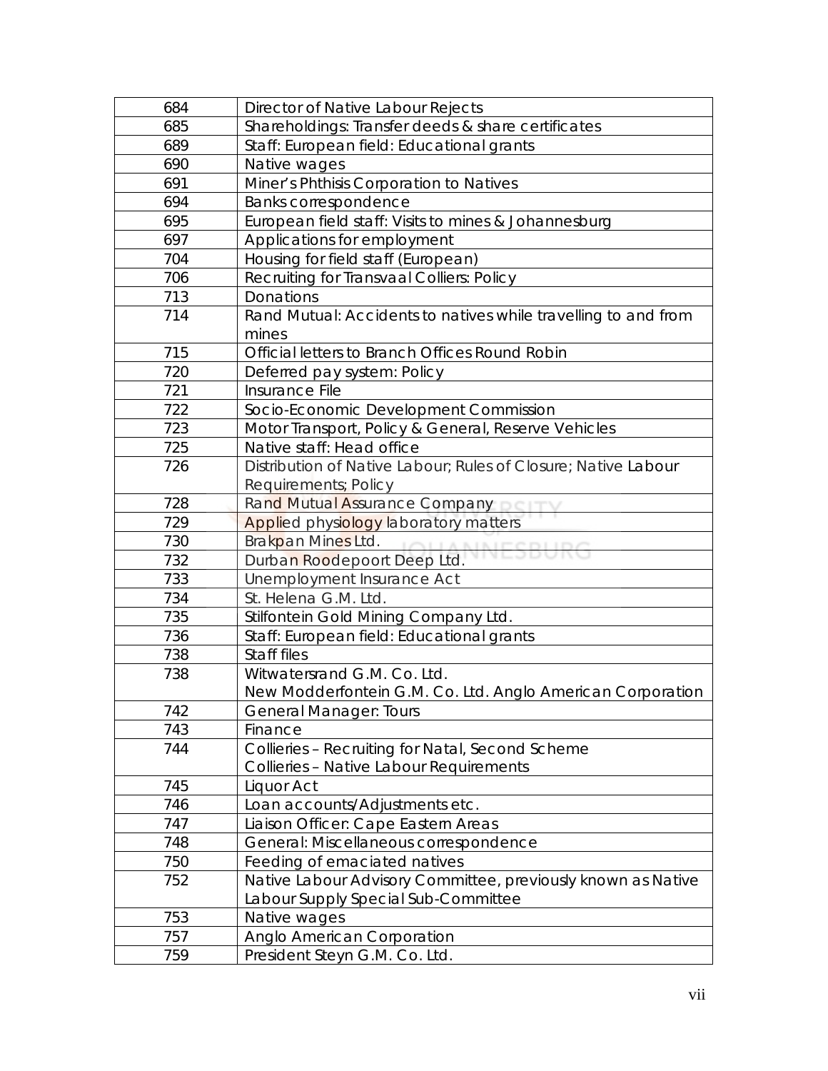| 684 | Director of Native Labour Rejects |
|---|---|
| 685 | Shareholdings: Transfer deeds & share certificates |
| 689 | Staff: European field: Educational grants |
| 690 | Native wages |
| 691 | Miner's Phthisis Corporation to Natives |
| 694 | Banks correspondence |
| 695 | European field staff: Visits to mines & Johannesburg |
| 697 | Applications for employment |
| 704 | Housing for field staff (European) |
| 706 | Recruiting for Transvaal Colliers: Policy |
| 713 | Donations |
| 714 | Rand Mutual: Accidents to natives while travelling to and from mines |
| 715 | Official letters to Branch Offices Round Robin |
| 720 | Deferred pay system: Policy |
| 721 | Insurance File |
| 722 | Socio-Economic Development Commission |
| 723 | Motor Transport, Policy & General, Reserve Vehicles |
| 725 | Native staff: Head office |
| 726 | Distribution of Native Labour; Rules of Closure; Native Labour Requirements; Policy |
| 728 | Rand Mutual Assurance Company |
| 729 | Applied physiology laboratory matters |
| 730 | Brakpan Mines Ltd. |
| 732 | Durban Roodepoort Deep Ltd. |
| 733 | Unemployment Insurance Act |
| 734 | St. Helena G.M. Ltd. |
| 735 | Stilfontein Gold Mining Company Ltd. |
| 736 | Staff: European field: Educational grants |
| 738 | Staff files |
| 738 | Witwatersrand G.M. Co. Ltd. New Modderfontein G.M. Co. Ltd. Anglo American Corporation |
| 742 | General Manager: Tours |
| 743 | Finance |
| 744 | Collieries – Recruiting for Natal, Second Scheme Collieries – Native Labour Requirements |
| 745 | Liquor Act |
| 746 | Loan accounts/Adjustments etc. |
| 747 | Liaison Officer: Cape Eastern Areas |
| 748 | General: Miscellaneous correspondence |
| 750 | Feeding of emaciated natives |
| 752 | Native Labour Advisory Committee, previously known as Native Labour Supply Special Sub-Committee |
| 753 | Native wages |
| 757 | Anglo American Corporation |
| 759 | President Steyn G.M. Co. Ltd. |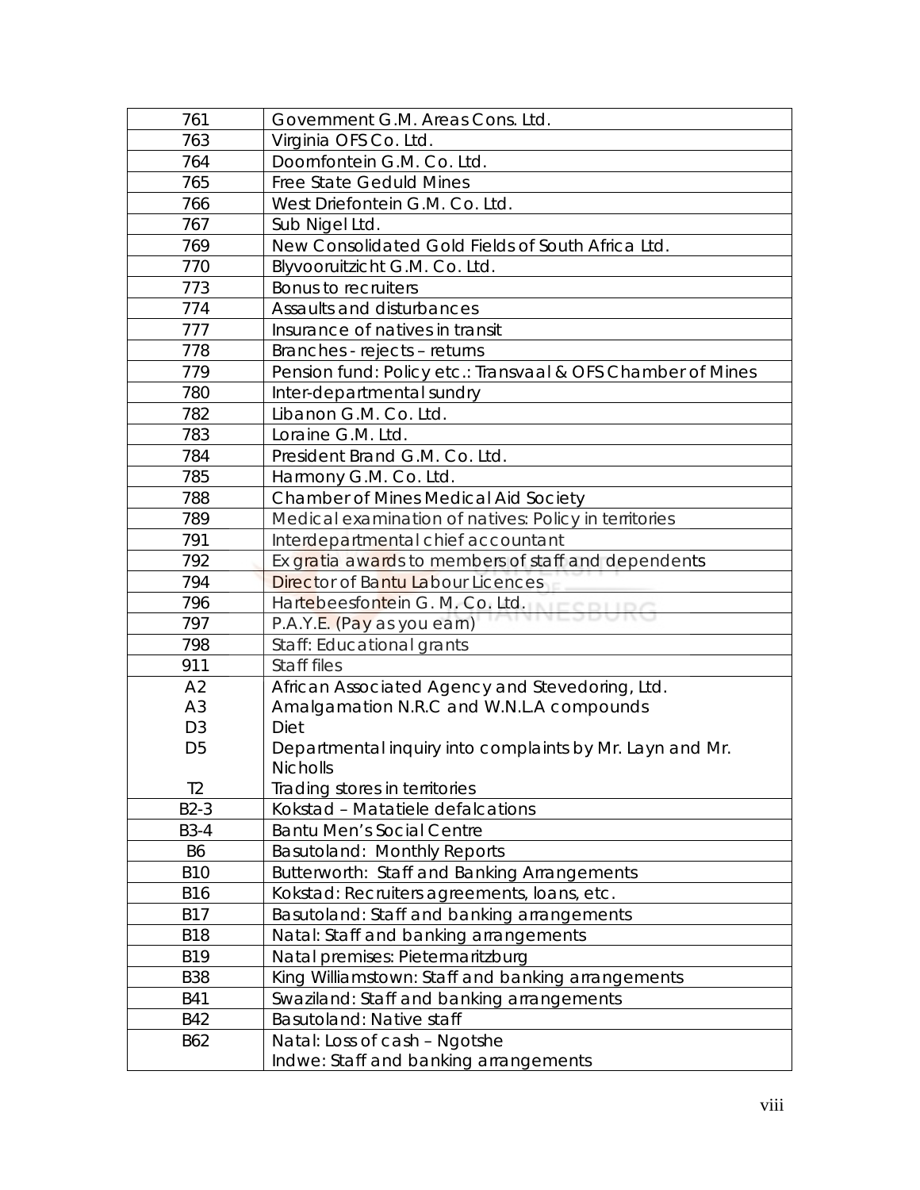| | |
|---|---|
| 761 | Government G.M. Areas Cons. Ltd. |
| 763 | Virginia OFS Co. Ltd. |
| 764 | Doornfontein G.M. Co. Ltd. |
| 765 | Free State Geduld Mines |
| 766 | West Driefontein G.M. Co. Ltd. |
| 767 | Sub Nigel Ltd. |
| 769 | New Consolidated Gold Fields of South Africa Ltd. |
| 770 | Blyvooruitzicht G.M. Co. Ltd. |
| 773 | Bonus to recruiters |
| 774 | Assaults and disturbances |
| 777 | Insurance of natives in transit |
| 778 | Branches - rejects – returns |
| 779 | Pension fund: Policy etc.: Transvaal & OFS Chamber of Mines |
| 780 | Inter-departmental sundry |
| 782 | Libanon G.M. Co. Ltd. |
| 783 | Loraine G.M. Ltd. |
| 784 | President Brand G.M. Co. Ltd. |
| 785 | Harmony G.M. Co. Ltd. |
| 788 | Chamber of Mines Medical Aid Society |
| 789 | Medical examination of natives: Policy in territories |
| 791 | Interdepartmental chief accountant |
| 792 | Ex gratia awards to members of staff and dependents |
| 794 | Director of Bantu Labour Licences |
| 796 | Hartebeesfontein G. M. Co. Ltd. |
| 797 | P.A.Y.E. (Pay as you earn) |
| 798 | Staff: Educational grants |
| 911 | Staff files |
| A2<br>A3<br>D3<br>D5<br><br>T2 | African Associated Agency and Stevedoring, Ltd.<br>Amalgamation N.R.C and W.N.L.A compounds<br>Diet<br>Departmental inquiry into complaints by Mr. Layn and Mr. Nicholls<br>Trading stores in territories |
| B2-3 | Kokstad – Matatiele defalcations |
| B3-4 | Bantu Men's Social Centre |
| B6 | Basutoland: Monthly Reports |
| B10 | Butterworth: Staff and Banking Arrangements |
| B16 | Kokstad: Recruiters agreements, loans, etc. |
| B17 | Basutoland: Staff and banking arrangements |
| B18 | Natal: Staff and banking arrangements |
| B19 | Natal premises: Pietermaritzburg |
| B38 | King Williamstown: Staff and banking arrangements |
| B41 | Swaziland: Staff and banking arrangements |
| B42 | Basutoland: Native staff |
| B62 | Natal: Loss of cash – Ngotshe<br>Indwe: Staff and banking arrangements |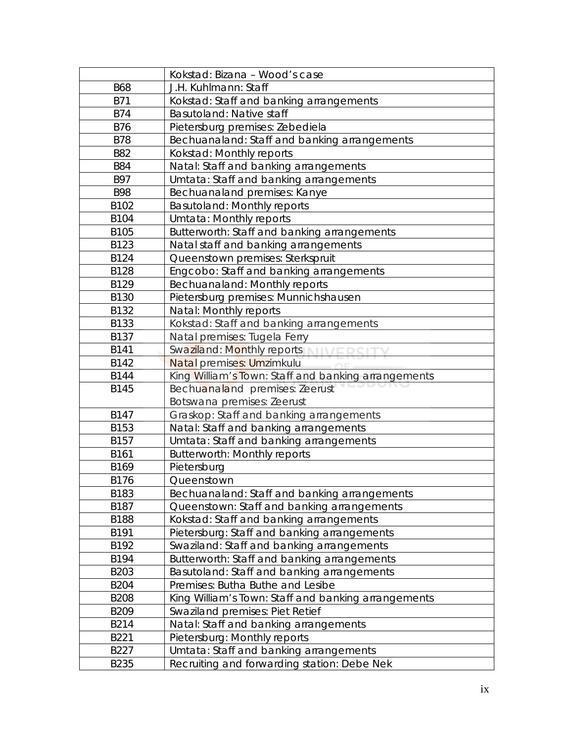|  |  |
|---|---|
|  | Kokstad: Bizana – Wood's case |
| B68 | J.H. Kuhlmann: Staff |
| B71 | Kokstad: Staff and banking arrangements |
| B74 | Basutoland: Native staff |
| B76 | Pietersburg premises: Zebediela |
| B78 | Bechuanaland: Staff and banking arrangements |
| B82 | Kokstad: Monthly reports |
| B84 | Natal: Staff and banking arrangements |
| B97 | Umtata: Staff and banking arrangements |
| B98 | Bechuanaland premises: Kanye |
| B102 | Basutoland: Monthly reports |
| B104 | Umtata: Monthly reports |
| B105 | Butterworth: Staff and banking arrangements |
| B123 | Natal staff and banking arrangements |
| B124 | Queenstown premises: Sterkspruit |
| B128 | Engcobo: Staff and banking arrangements |
| B129 | Bechuanaland: Monthly reports |
| B130 | Pietersburg premises: Munnichshausen |
| B132 | Natal: Monthly reports |
| B133 | Kokstad: Staff and banking arrangements |
| B137 | Natal premises: Tugela Ferry |
| B141 | Swaziland: Monthly reports |
| B142 | Natal premises: Umzimkulu |
| B144 | King William's Town: Staff and banking arrangements |
| B145 | Bechuanaland premises: Zeerust<br>Botswana premises: Zeerust |
| B147 | Graskop: Staff and banking arrangements |
| B153 | Natal: Staff and banking arrangements |
| B157 | Umtata: Staff and banking arrangements |
| B161 | Butterworth: Monthly reports |
| B169 | Pietersburg |
| B176 | Queenstown |
| B183 | Bechuanaland: Staff and banking arrangements |
| B187 | Queenstown: Staff and banking arrangements |
| B188 | Kokstad: Staff and banking arrangements |
| B191 | Pietersburg: Staff and banking arrangements |
| B192 | Swaziland: Staff and banking arrangements |
| B194 | Butterworth: Staff and banking arrangements |
| B203 | Basutoland: Staff and banking arrangements |
| B204 | Premises: Butha Buthe and Lesibe |
| B208 | King William's Town: Staff and banking arrangements |
| B209 | Swaziland premises: Piet Retief |
| B214 | Natal: Staff and banking arrangements |
| B221 | Pietersburg: Monthly reports |
| B227 | Umtata: Staff and banking arrangements |
| B235 | Recruiting and forwarding station: Debe Nek |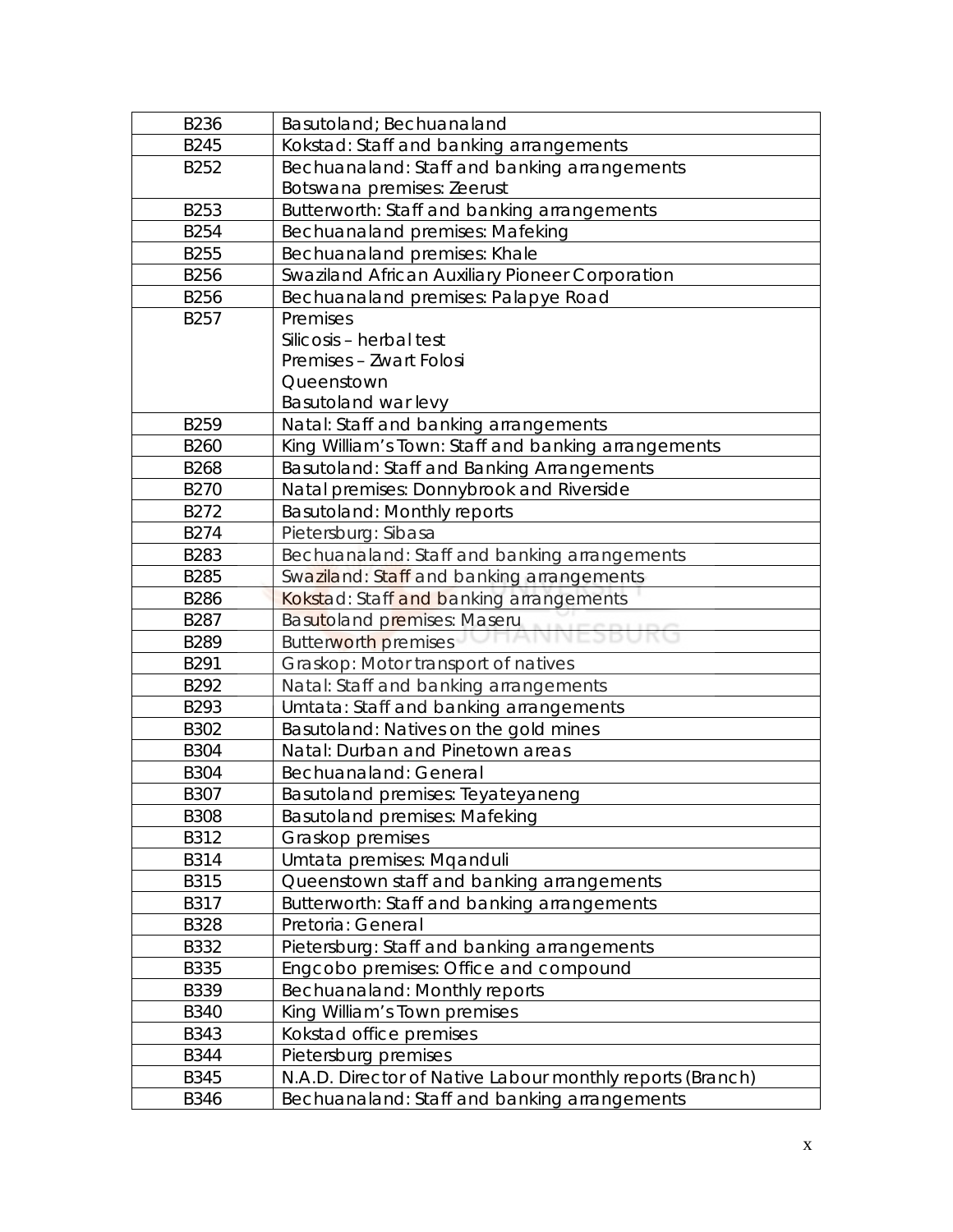| | |
|---|---|
| B236 | Basutoland; Bechuanaland |
| B245 | Kokstad: Staff and banking arrangements |
| B252 | Bechuanaland: Staff and banking arrangements<br>Botswana premises: Zeerust |
| B253 | Butterworth: Staff and banking arrangements |
| B254 | Bechuanaland premises: Mafeking |
| B255 | Bechuanaland premises: Khale |
| B256 | Swaziland African Auxiliary Pioneer Corporation |
| B256 | Bechuanaland premises: Palapye Road |
| B257 | Premises<br>Silicosis – herbal test<br>Premises – Zwart Folosi<br>Queenstown<br>Basutoland war levy |
| B259 | Natal: Staff and banking arrangements |
| B260 | King William's Town: Staff and banking arrangements |
| B268 | Basutoland: Staff and Banking Arrangements |
| B270 | Natal premises: Donnybrook and Riverside |
| B272 | Basutoland: Monthly reports |
| B274 | Pietersburg: Sibasa |
| B283 | Bechuanaland: Staff and banking arrangements |
| B285 | Swaziland: Staff and banking arrangements |
| B286 | Kokstad: Staff and banking arrangements |
| B287 | Basutoland premises: Maseru |
| B289 | Butterworth premises |
| B291 | Graskop: Motor transport of natives |
| B292 | Natal: Staff and banking arrangements |
| B293 | Umtata: Staff and banking arrangements |
| B302 | Basutoland: Natives on the gold mines |
| B304 | Natal: Durban and Pinetown areas |
| B304 | Bechuanaland: General |
| B307 | Basutoland premises: Teyateyaneng |
| B308 | Basutoland premises: Mafeking |
| B312 | Graskop premises |
| B314 | Umtata premises: Mqanduli |
| B315 | Queenstown staff and banking arrangements |
| B317 | Butterworth: Staff and banking arrangements |
| B328 | Pretoria: General |
| B332 | Pietersburg: Staff and banking arrangements |
| B335 | Engcobo premises: Office and compound |
| B339 | Bechuanaland: Monthly reports |
| B340 | King William's Town premises |
| B343 | Kokstad office premises |
| B344 | Pietersburg premises |
| B345 | N.A.D. Director of Native Labour monthly reports (Branch) |
| B346 | Bechuanaland: Staff and banking arrangements |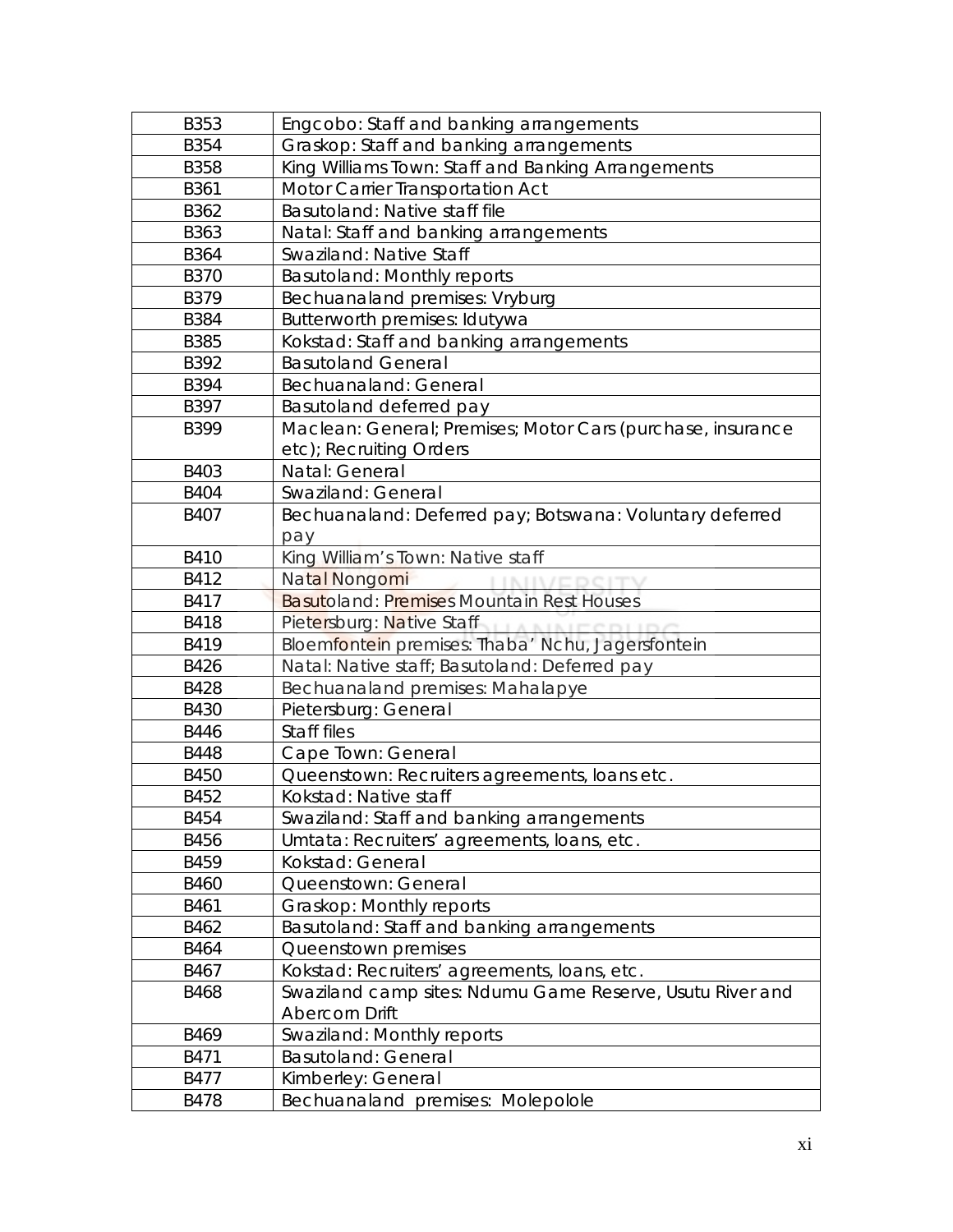| B353 | Engcobo: Staff and banking arrangements |
|---|---|
| B354 | Graskop: Staff and banking arrangements |
| B358 | King Williams Town: Staff and Banking Arrangements |
| B361 | Motor Carrier Transportation Act |
| B362 | Basutoland: Native staff file |
| B363 | Natal: Staff and banking arrangements |
| B364 | Swaziland: Native Staff |
| B370 | Basutoland: Monthly reports |
| B379 | Bechuanaland premises: Vryburg |
| B384 | Butterworth premises: Idutywa |
| B385 | Kokstad: Staff and banking arrangements |
| B392 | Basutoland General |
| B394 | Bechuanaland: General |
| B397 | Basutoland deferred pay |
| B399 | Maclean: General; Premises; Motor Cars (purchase, insurance etc); Recruiting Orders |
| B403 | Natal: General |
| B404 | Swaziland: General |
| B407 | Bechuanaland: Deferred pay; Botswana: Voluntary deferred pay |
| B410 | King William's Town: Native staff |
| B412 | Natal Nongomi |
| B417 | Basutoland: Premises Mountain Rest Houses |
| B418 | Pietersburg: Native Staff |
| B419 | Bloemfontein premises: Thaba' Nchu, Jagersfontein |
| B426 | Natal: Native staff; Basutoland: Deferred pay |
| B428 | Bechuanaland premises: Mahalapye |
| B430 | Pietersburg: General |
| B446 | Staff files |
| B448 | Cape Town: General |
| B450 | Queenstown: Recruiters agreements, loans etc. |
| B452 | Kokstad: Native staff |
| B454 | Swaziland: Staff and banking arrangements |
| B456 | Umtata: Recruiters' agreements, loans, etc. |
| B459 | Kokstad: General |
| B460 | Queenstown: General |
| B461 | Graskop: Monthly reports |
| B462 | Basutoland: Staff and banking arrangements |
| B464 | Queenstown premises |
| B467 | Kokstad: Recruiters' agreements, loans, etc. |
| B468 | Swaziland camp sites: Ndumu Game Reserve, Usutu River and Abercorn Drift |
| B469 | Swaziland: Monthly reports |
| B471 | Basutoland: General |
| B477 | Kimberley: General |
| B478 | Bechuanaland premises: Molepolole |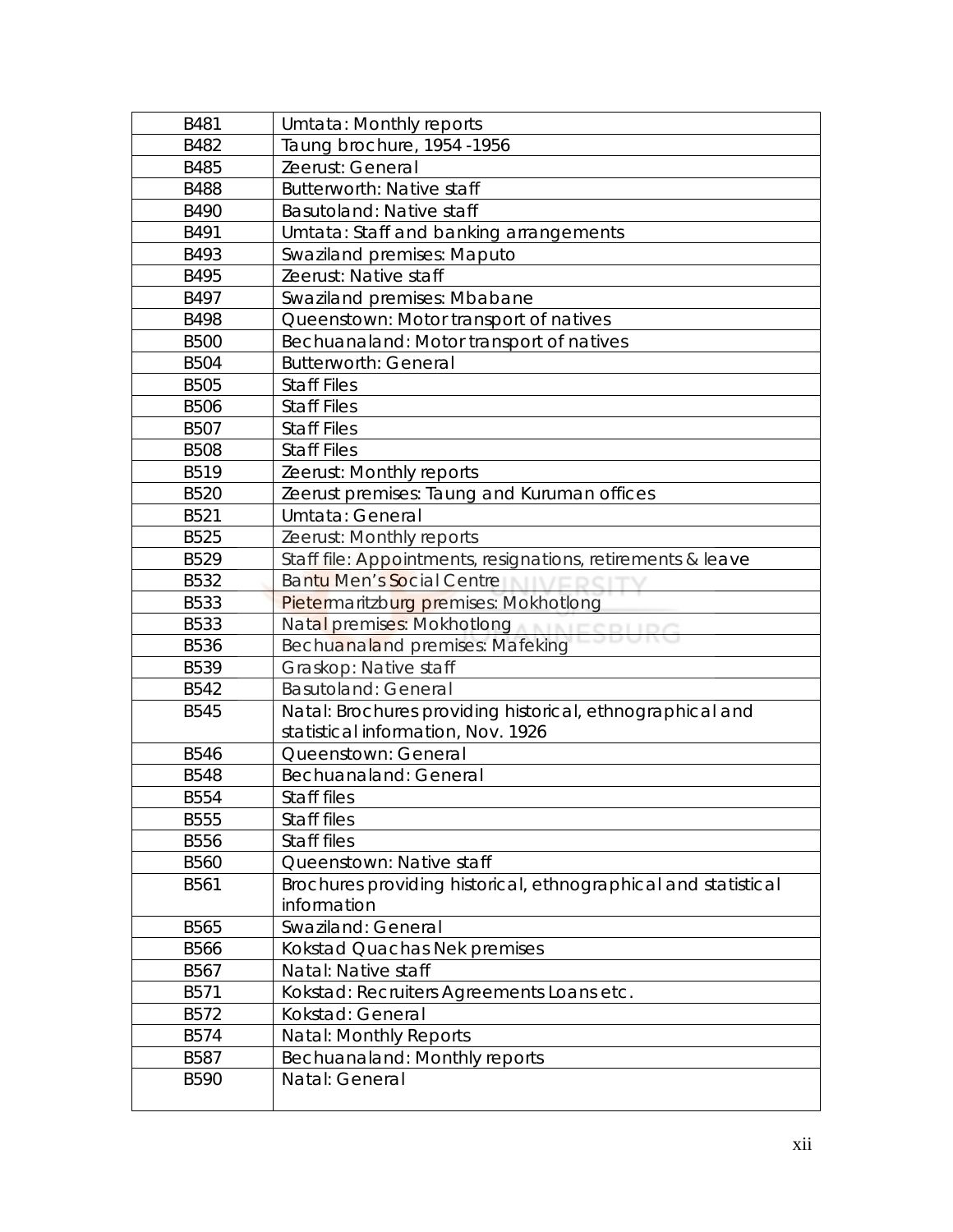| | |
|---|---|
| B481 | Umtata: Monthly reports |
| B482 | Taung brochure, 1954 -1956 |
| B485 | Zeerust: General |
| B488 | Butterworth: Native staff |
| B490 | Basutoland: Native staff |
| B491 | Umtata: Staff and banking arrangements |
| B493 | Swaziland premises: Maputo |
| B495 | Zeerust: Native staff |
| B497 | Swaziland premises: Mbabane |
| B498 | Queenstown: Motor transport of natives |
| B500 | Bechuanaland: Motor transport of natives |
| B504 | Butterworth: General |
| B505 | Staff Files |
| B506 | Staff Files |
| B507 | Staff Files |
| B508 | Staff Files |
| B519 | Zeerust: Monthly reports |
| B520 | Zeerust premises: Taung and Kuruman offices |
| B521 | Umtata: General |
| B525 | Zeerust: Monthly reports |
| B529 | Staff file: Appointments, resignations, retirements & leave |
| B532 | Bantu Men's Social Centre |
| B533 | Pietermaritzburg premises: Mokhotlong |
| B533 | Natal premises: Mokhotlong |
| B536 | Bechuanaland premises: Mafeking |
| B539 | Graskop: Native staff |
| B542 | Basutoland: General |
| B545 | Natal: Brochures providing historical, ethnographical and statistical information, Nov. 1926 |
| B546 | Queenstown: General |
| B548 | Bechuanaland: General |
| B554 | Staff files |
| B555 | Staff files |
| B556 | Staff files |
| B560 | Queenstown: Native staff |
| B561 | Brochures providing historical, ethnographical and statistical information |
| B565 | Swaziland: General |
| B566 | Kokstad Quachas Nek premises |
| B567 | Natal: Native staff |
| B571 | Kokstad: Recruiters Agreements Loans etc. |
| B572 | Kokstad: General |
| B574 | Natal: Monthly Reports |
| B587 | Bechuanaland: Monthly reports |
| B590 | Natal: General |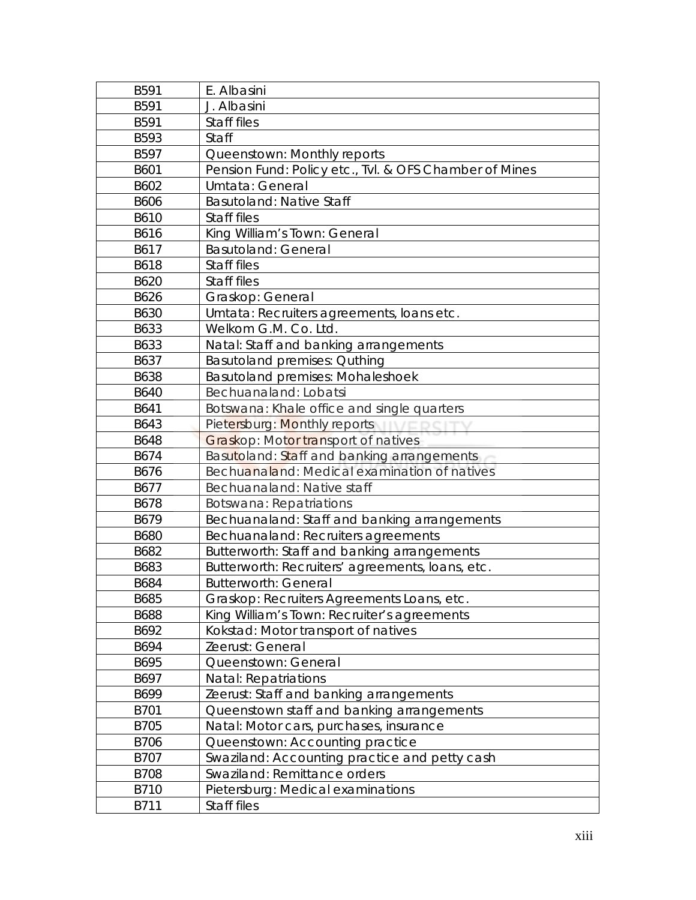| | |
|---|---|
| B591 | E. Albasini |
| B591 | J. Albasini |
| B591 | Staff files |
| B593 | Staff |
| B597 | Queenstown: Monthly reports |
| B601 | Pension Fund: Policy etc., Tvl. & OFS Chamber of Mines |
| B602 | Umtata: General |
| B606 | Basutoland: Native Staff |
| B610 | Staff files |
| B616 | King William's Town: General |
| B617 | Basutoland: General |
| B618 | Staff files |
| B620 | Staff files |
| B626 | Graskop: General |
| B630 | Umtata: Recruiters agreements, loans etc. |
| B633 | Welkom G.M. Co. Ltd. |
| B633 | Natal: Staff and banking arrangements |
| B637 | Basutoland premises: Quthing |
| B638 | Basutoland premises: Mohaleshoek |
| B640 | Bechuanaland: Lobatsi |
| B641 | Botswana: Khale office and single quarters |
| B643 | Pietersburg: Monthly reports |
| B648 | Graskop: Motor transport of natives |
| B674 | Basutoland: Staff and banking arrangements |
| B676 | Bechuanaland: Medical examination of natives |
| B677 | Bechuanaland: Native staff |
| B678 | Botswana: Repatriations |
| B679 | Bechuanaland: Staff and banking arrangements |
| B680 | Bechuanaland: Recruiters agreements |
| B682 | Butterworth: Staff and banking arrangements |
| B683 | Butterworth: Recruiters' agreements, loans, etc. |
| B684 | Butterworth: General |
| B685 | Graskop: Recruiters Agreements Loans, etc. |
| B688 | King William's Town: Recruiter's agreements |
| B692 | Kokstad: Motor transport of natives |
| B694 | Zeerust: General |
| B695 | Queenstown: General |
| B697 | Natal: Repatriations |
| B699 | Zeerust: Staff and banking arrangements |
| B701 | Queenstown staff and banking arrangements |
| B705 | Natal: Motor cars, purchases, insurance |
| B706 | Queenstown: Accounting practice |
| B707 | Swaziland: Accounting practice and petty cash |
| B708 | Swaziland: Remittance orders |
| B710 | Pietersburg: Medical examinations |
| B711 | Staff files |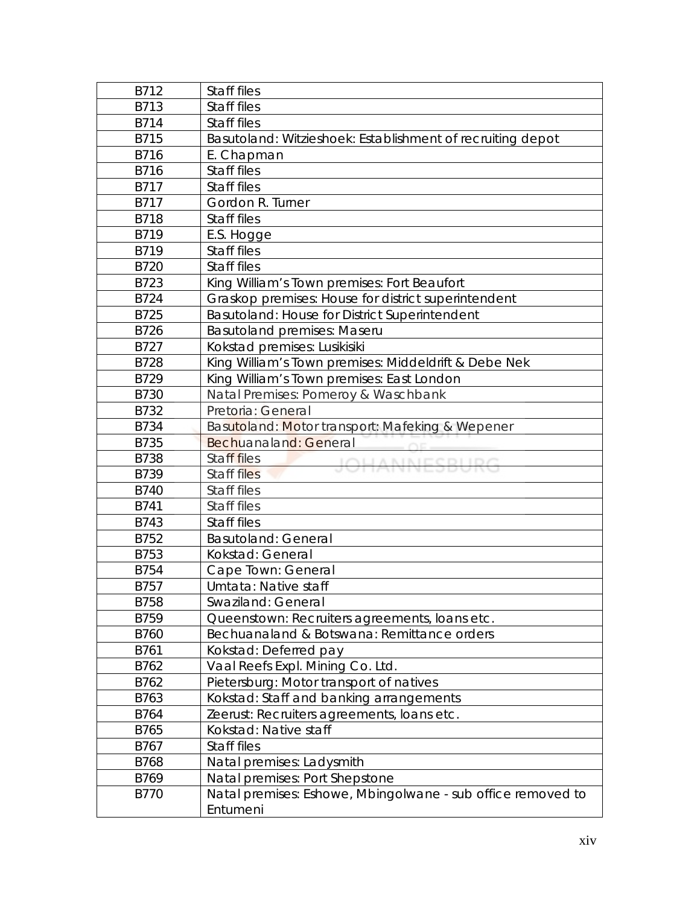| | |
|---|---|
| B712 | Staff files |
| B713 | Staff files |
| B714 | Staff files |
| B715 | Basutoland: Witzieshoek: Establishment of recruiting depot |
| B716 | E. Chapman |
| B716 | Staff files |
| B717 | Staff files |
| B717 | Gordon R. Turner |
| B718 | Staff files |
| B719 | E.S. Hogge |
| B719 | Staff files |
| B720 | Staff files |
| B723 | King William's Town premises: Fort Beaufort |
| B724 | Graskop premises: House for district superintendent |
| B725 | Basutoland: House for District Superintendent |
| B726 | Basutoland premises: Maseru |
| B727 | Kokstad premises: Lusikisiki |
| B728 | King William's Town premises: Middeldrift & Debe Nek |
| B729 | King William's Town premises: East London |
| B730 | Natal Premises: Pomeroy & Waschbank |
| B732 | Pretoria: General |
| B734 | Basutoland: Motor transport: Mafeking & Wepener |
| B735 | Bechuanaland: General |
| B738 | Staff files |
| B739 | Staff files |
| B740 | Staff files |
| B741 | Staff files |
| B743 | Staff files |
| B752 | Basutoland: General |
| B753 | Kokstad: General |
| B754 | Cape Town: General |
| B757 | Umtata: Native staff |
| B758 | Swaziland: General |
| B759 | Queenstown: Recruiters agreements, loans etc. |
| B760 | Bechuanaland & Botswana: Remittance orders |
| B761 | Kokstad: Deferred pay |
| B762 | Vaal Reefs Expl. Mining Co. Ltd. |
| B762 | Pietersburg: Motor transport of natives |
| B763 | Kokstad: Staff and banking arrangements |
| B764 | Zeerust: Recruiters agreements, loans etc. |
| B765 | Kokstad: Native staff |
| B767 | Staff files |
| B768 | Natal premises: Ladysmith |
| B769 | Natal premises: Port Shepstone |
| B770 | Natal premises: Eshowe, Mbingolwane - sub office removed to Entumeni |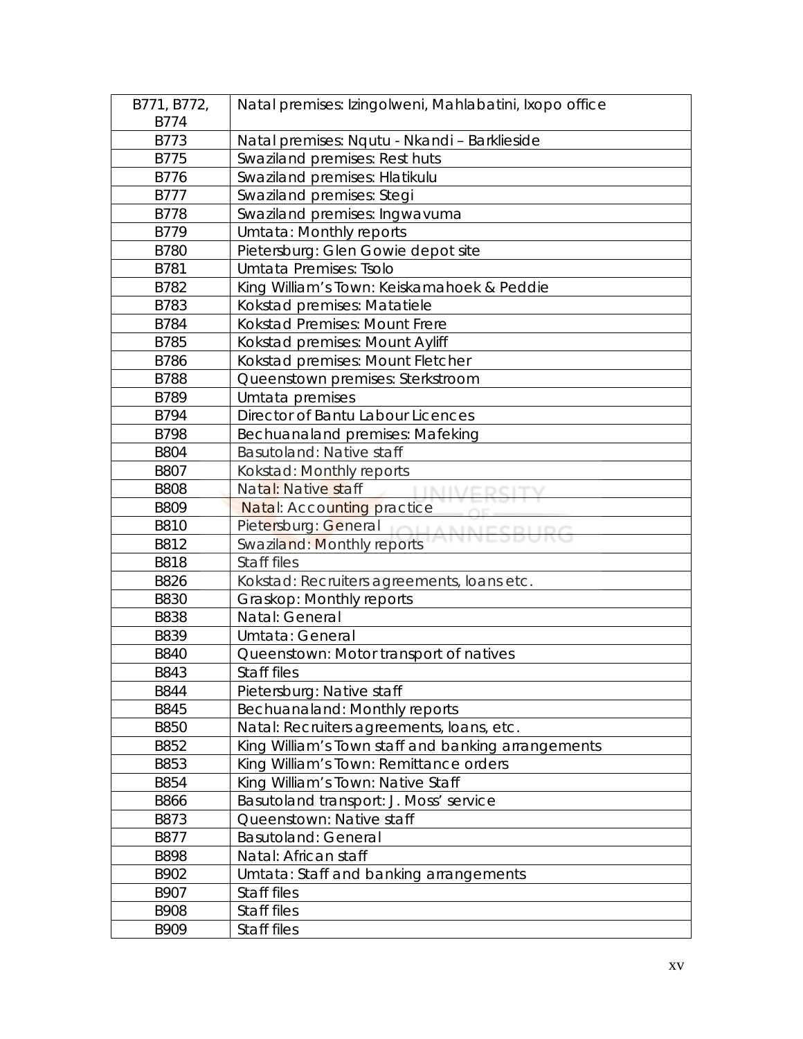| | |
|---|---|
| B771, B772, B774 | Natal premises: Izingolweni, Mahlabatini, Ixopo office |
| B773 | Natal premises: Nqutu - Nkandi – Barklieside |
| B775 | Swaziland premises: Rest huts |
| B776 | Swaziland premises: Hlatikulu |
| B777 | Swaziland premises: Stegi |
| B778 | Swaziland premises: Ingwavuma |
| B779 | Umtata: Monthly reports |
| B780 | Pietersburg: Glen Gowie depot site |
| B781 | Umtata Premises: Tsolo |
| B782 | King William's Town: Keiskamahoek & Peddie |
| B783 | Kokstad premises: Matatiele |
| B784 | Kokstad Premises: Mount Frere |
| B785 | Kokstad premises: Mount Ayliff |
| B786 | Kokstad premises: Mount Fletcher |
| B788 | Queenstown premises: Sterkstroom |
| B789 | Umtata premises |
| B794 | Director of Bantu Labour Licences |
| B798 | Bechuanaland premises: Mafeking |
| B804 | Basutoland: Native staff |
| B807 | Kokstad: Monthly reports |
| B808 | Natal: Native staff |
| B809 | Natal: Accounting practice |
| B810 | Pietersburg: General |
| B812 | Swaziland: Monthly reports |
| B818 | Staff files |
| B826 | Kokstad: Recruiters agreements, loans etc. |
| B830 | Graskop: Monthly reports |
| B838 | Natal: General |
| B839 | Umtata: General |
| B840 | Queenstown: Motor transport of natives |
| B843 | Staff files |
| B844 | Pietersburg: Native staff |
| B845 | Bechuanaland: Monthly reports |
| B850 | Natal: Recruiters agreements, loans, etc. |
| B852 | King William's Town staff and banking arrangements |
| B853 | King William's Town: Remittance orders |
| B854 | King William's Town: Native Staff |
| B866 | Basutoland transport: J. Moss' service |
| B873 | Queenstown: Native staff |
| B877 | Basutoland: General |
| B898 | Natal: African staff |
| B902 | Umtata: Staff and banking arrangements |
| B907 | Staff files |
| B908 | Staff files |
| B909 | Staff files |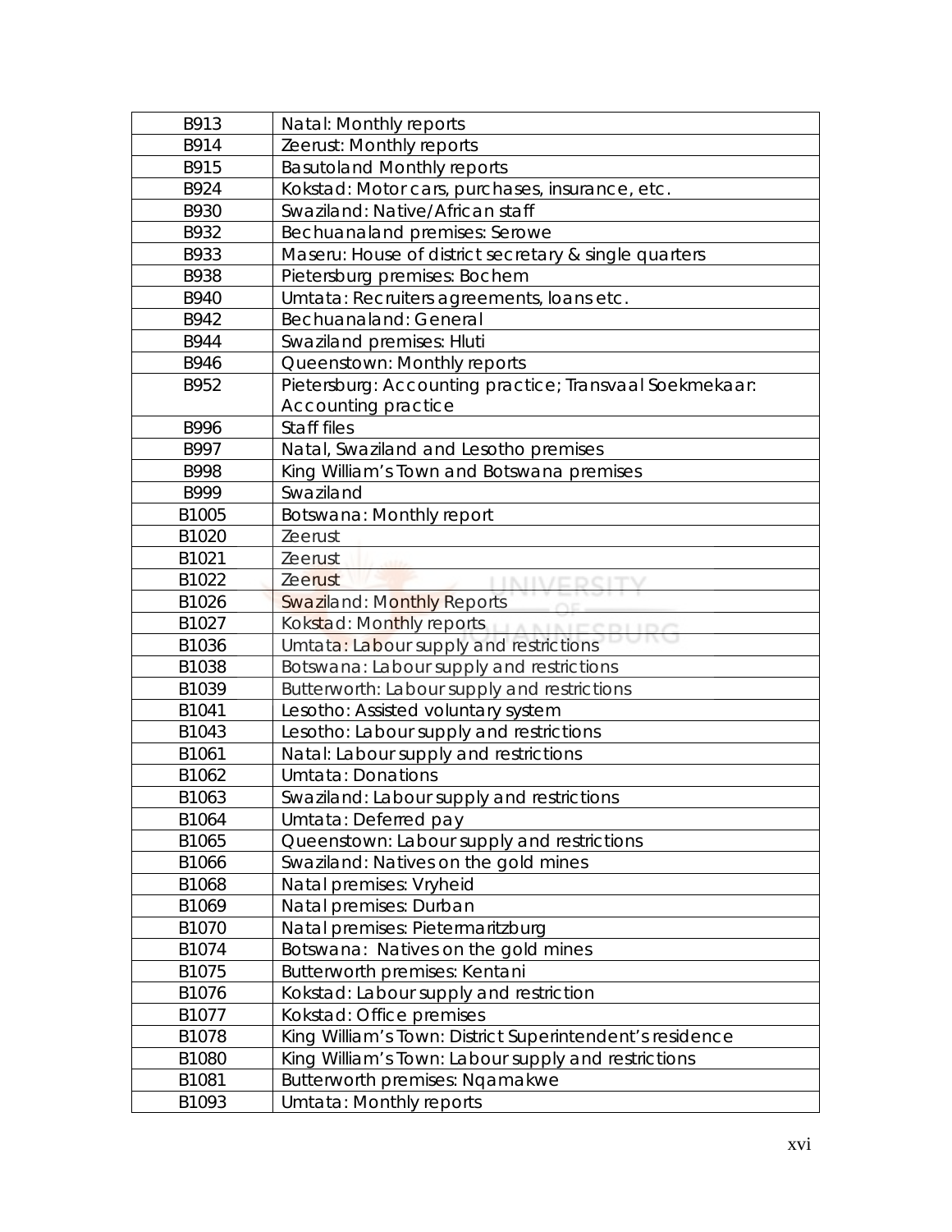| B913 | Natal: Monthly reports |
|---|---|
| B914 | Zeerust: Monthly reports |
| B915 | Basutoland Monthly reports |
| B924 | Kokstad: Motor cars, purchases, insurance, etc. |
| B930 | Swaziland: Native/African staff |
| B932 | Bechuanaland premises: Serowe |
| B933 | Maseru: House of district secretary & single quarters |
| B938 | Pietersburg premises: Bochem |
| B940 | Umtata: Recruiters agreements, loans etc. |
| B942 | Bechuanaland: General |
| B944 | Swaziland premises: Hluti |
| B946 | Queenstown: Monthly reports |
| B952 | Pietersburg: Accounting practice; Transvaal Soekmekaar: Accounting practice |
| B996 | Staff files |
| B997 | Natal, Swaziland and Lesotho premises |
| B998 | King William's Town and Botswana premises |
| B999 | Swaziland |
| B1005 | Botswana: Monthly report |
| B1020 | Zeerust |
| B1021 | Zeerust |
| B1022 | Zeerust |
| B1026 | Swaziland: Monthly Reports |
| B1027 | Kokstad: Monthly reports |
| B1036 | Umtata: Labour supply and restrictions |
| B1038 | Botswana: Labour supply and restrictions |
| B1039 | Butterworth: Labour supply and restrictions |
| B1041 | Lesotho: Assisted voluntary system |
| B1043 | Lesotho: Labour supply and restrictions |
| B1061 | Natal: Labour supply and restrictions |
| B1062 | Umtata: Donations |
| B1063 | Swaziland: Labour supply and restrictions |
| B1064 | Umtata: Deferred pay |
| B1065 | Queenstown: Labour supply and restrictions |
| B1066 | Swaziland: Natives on the gold mines |
| B1068 | Natal premises: Vryheid |
| B1069 | Natal premises: Durban |
| B1070 | Natal premises: Pietermaritzburg |
| B1074 | Botswana: Natives on the gold mines |
| B1075 | Butterworth premises: Kentani |
| B1076 | Kokstad: Labour supply and restriction |
| B1077 | Kokstad: Office premises |
| B1078 | King William's Town: District Superintendent's residence |
| B1080 | King William's Town: Labour supply and restrictions |
| B1081 | Butterworth premises: Nqamakwe |
| B1093 | Umtata: Monthly reports |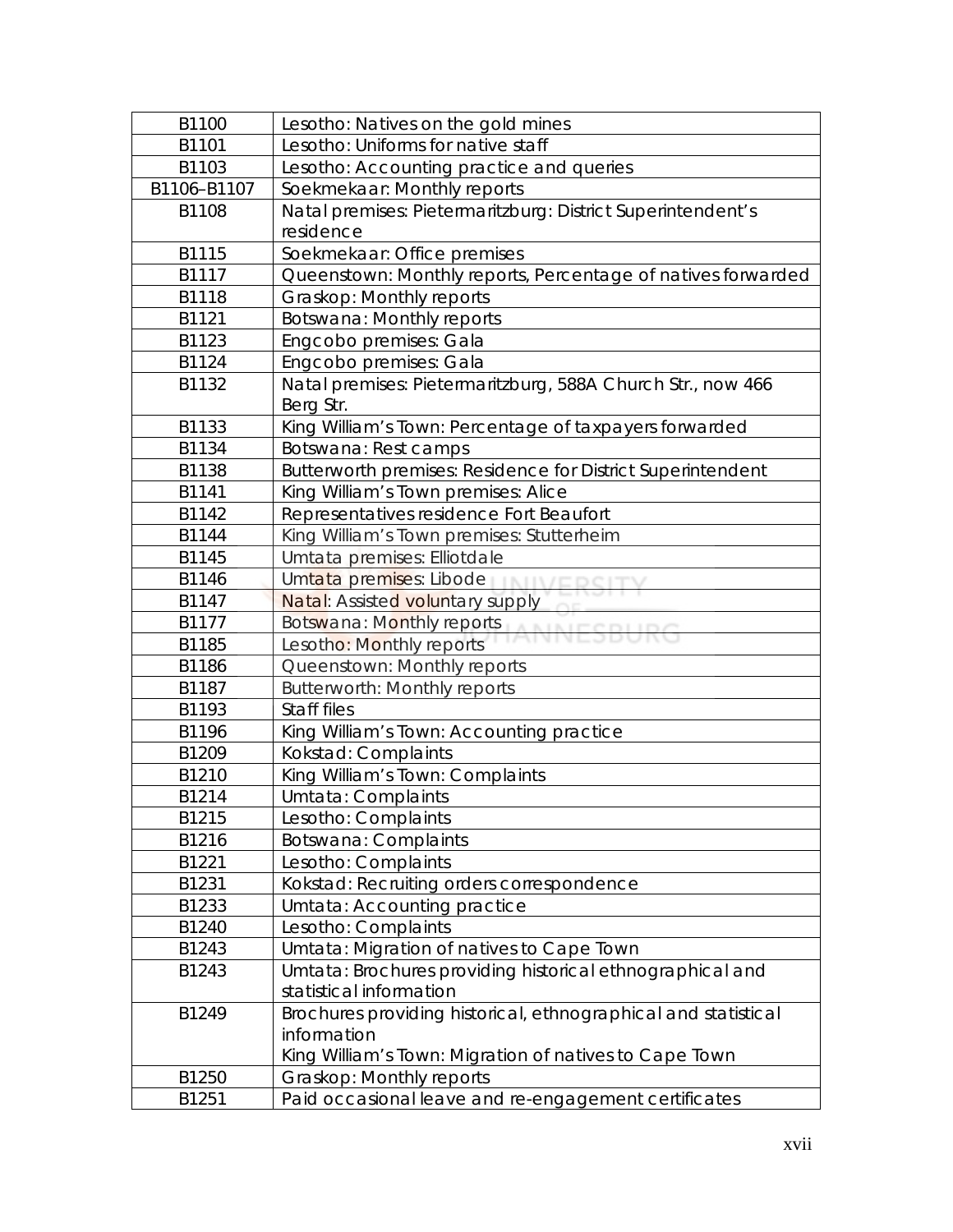| | |
|---|---|
| B1100 | Lesotho: Natives on the gold mines |
| B1101 | Lesotho: Uniforms for native staff |
| B1103 | Lesotho: Accounting practice and queries |
| B1106–B1107 | Soekmekaar: Monthly reports |
| B1108 | Natal premises: Pietermaritzburg: District Superintendent's residence |
| B1115 | Soekmekaar: Office premises |
| B1117 | Queenstown: Monthly reports, Percentage of natives forwarded |
| B1118 | Graskop: Monthly reports |
| B1121 | Botswana: Monthly reports |
| B1123 | Engcobo premises: Gala |
| B1124 | Engcobo premises: Gala |
| B1132 | Natal premises: Pietermaritzburg, 588A Church Str., now 466 Berg Str. |
| B1133 | King William's Town: Percentage of taxpayers forwarded |
| B1134 | Botswana: Rest camps |
| B1138 | Butterworth premises: Residence for District Superintendent |
| B1141 | King William's Town premises: Alice |
| B1142 | Representatives residence Fort Beaufort |
| B1144 | King William's Town premises: Stutterheim |
| B1145 | Umtata premises: Elliotdale |
| B1146 | Umtata premises: Libode |
| B1147 | Natal: Assisted voluntary supply |
| B1177 | Botswana: Monthly reports |
| B1185 | Lesotho: Monthly reports |
| B1186 | Queenstown: Monthly reports |
| B1187 | Butterworth: Monthly reports |
| B1193 | Staff files |
| B1196 | King William's Town: Accounting practice |
| B1209 | Kokstad: Complaints |
| B1210 | King William's Town: Complaints |
| B1214 | Umtata: Complaints |
| B1215 | Lesotho: Complaints |
| B1216 | Botswana: Complaints |
| B1221 | Lesotho: Complaints |
| B1231 | Kokstad: Recruiting orders correspondence |
| B1233 | Umtata: Accounting practice |
| B1240 | Lesotho: Complaints |
| B1243 | Umtata: Migration of natives to Cape Town |
| B1243 | Umtata: Brochures providing historical ethnographical and statistical information |
| B1249 | Brochures providing historical, ethnographical and statistical information<br>King William's Town: Migration of natives to Cape Town |
| B1250 | Graskop: Monthly reports |
| B1251 | Paid occasional leave and re-engagement certificates |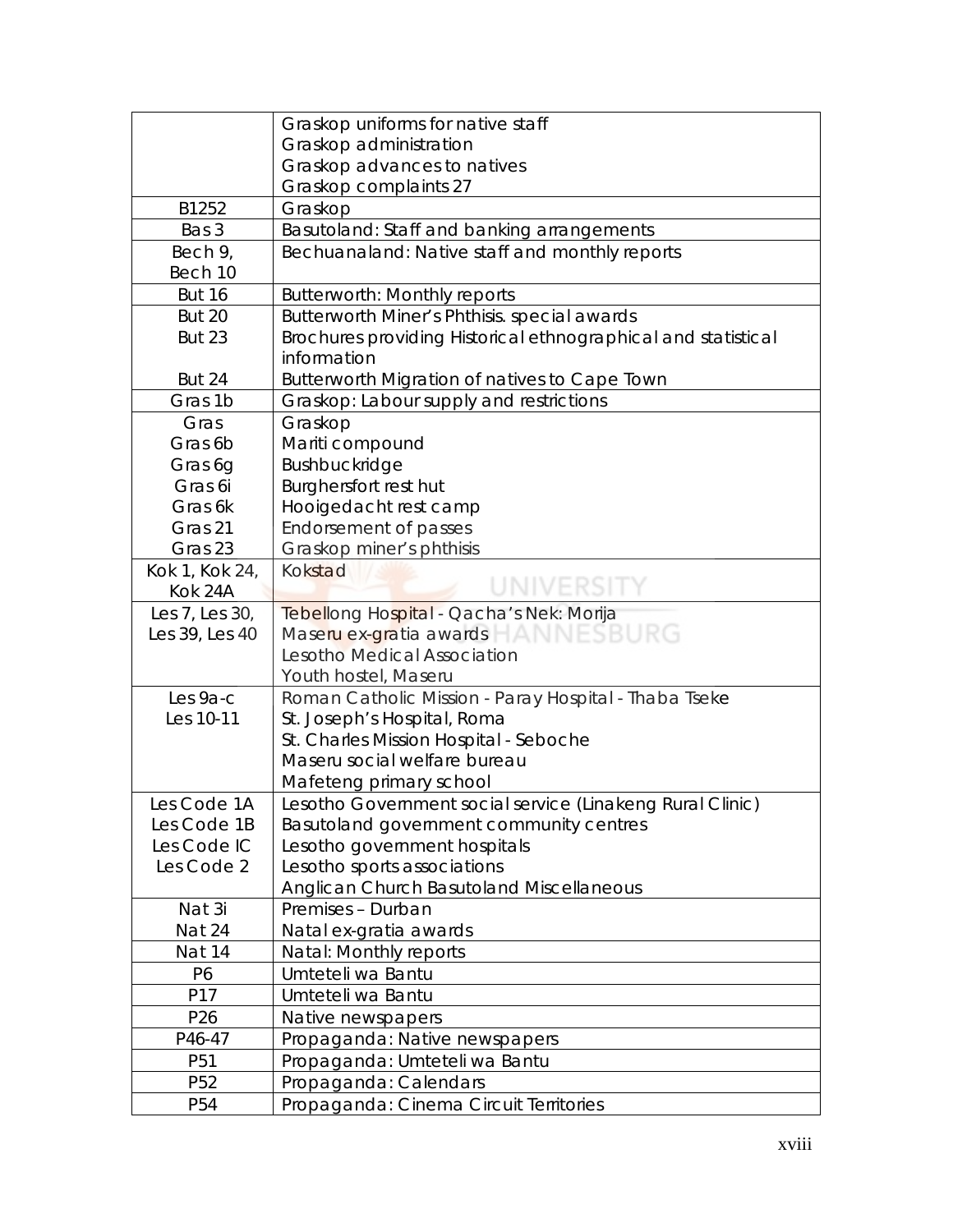| | |
|---|---|
| | Graskop uniforms for native staff<br>Graskop administration<br>Graskop advances to natives<br>Graskop complaints 27 |
| B1252 | Graskop |
| Bas 3 | Basutoland: Staff and banking arrangements |
| Bech 9,<br>Bech 10 | Bechuanaland: Native staff and monthly reports |
| But 16 | Butterworth: Monthly reports |
| But 20<br>But 23<br><br>But 24 | Butterworth Miner's Phthisis. special awards<br>Brochures providing Historical ethnographical and statistical information<br>Butterworth Migration of natives to Cape Town |
| Gras 1b | Graskop: Labour supply and restrictions |
| Gras<br>Gras 6b<br>Gras 6g<br>Gras 6i<br>Gras 6k<br>Gras 21<br>Gras 23 | Graskop<br>Mariti compound<br>Bushbuckridge<br>Burghersfort rest hut<br>Hooigedacht rest camp<br>Endorsement of passes<br>Graskop miner's phthisis |
| Kok 1, Kok 24,<br>Kok 24A | Kokstad |
| Les 7, Les 30,<br>Les 39, Les 40 | Tebellong Hospital - Qacha's Nek: Morija<br>Maseru ex-gratia awards<br>Lesotho Medical Association<br>Youth hostel, Maseru |
| Les 9a-c<br>Les 10-11 | Roman Catholic Mission - Paray Hospital - Thaba Tseke<br>St. Joseph's Hospital, Roma<br>St. Charles Mission Hospital - Seboche<br>Maseru social welfare bureau<br>Mafeteng primary school |
| Les Code 1A<br>Les Code 1B<br>Les Code IC<br>Les Code 2 | Lesotho Government social service (Linakeng Rural Clinic)<br>Basutoland government community centres<br>Lesotho government hospitals<br>Lesotho sports associations<br>Anglican Church Basutoland Miscellaneous |
| Nat 3i<br>Nat 24 | Premises – Durban<br>Natal ex-gratia awards |
| Nat 14 | Natal: Monthly reports |
| P6 | Umteteli wa Bantu |
| P17 | Umteteli wa Bantu |
| P26 | Native newspapers |
| P46-47 | Propaganda: Native newspapers |
| P51 | Propaganda: Umteteli wa Bantu |
| P52 | Propaganda: Calendars |
| P54 | Propaganda: Cinema Circuit Territories |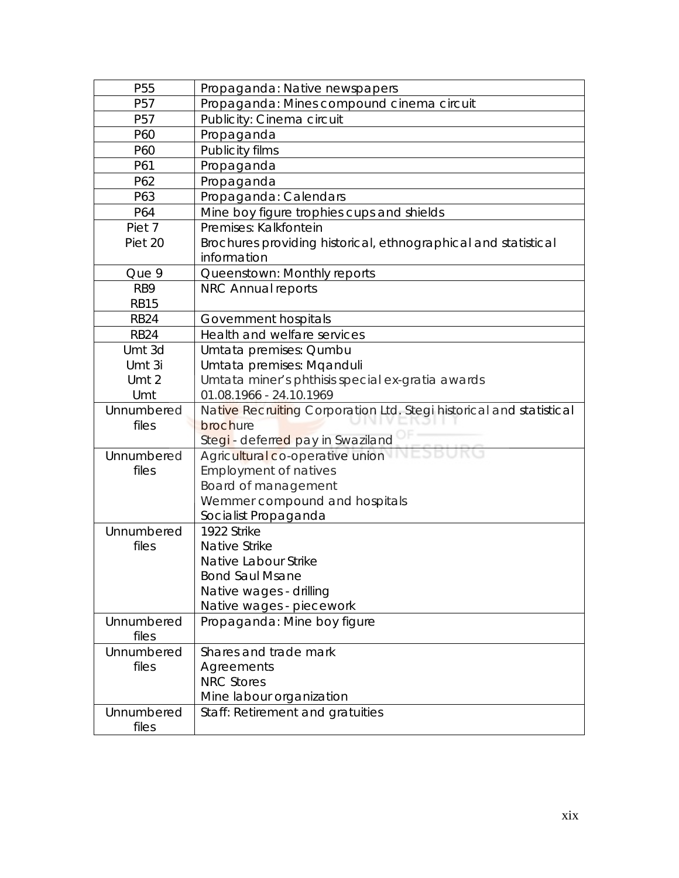| | |
|---|---|
| P55 | Propaganda: Native newspapers |
| P57 | Propaganda: Mines compound cinema circuit |
| P57 | Publicity: Cinema circuit |
| P60 | Propaganda |
| P60 | Publicity films |
| P61 | Propaganda |
| P62 | Propaganda |
| P63 | Propaganda: Calendars |
| P64 | Mine boy figure trophies cups and shields |
| Piet 7<br>Piet 20 | Premises: Kalkfontein<br>Brochures providing historical, ethnographical and statistical information |
| Que 9 | Queenstown: Monthly reports |
| RB9<br>RB15 | NRC Annual reports |
| RB24 | Government hospitals |
| RB24 | Health and welfare services |
| Umt 3d<br>Umt 3i<br>Umt 2<br>Umt | Umtata premises: Qumbu<br>Umtata premises: Mqanduli<br>Umtata miner's phthisis special ex-gratia awards<br>01.08.1966 - 24.10.1969 |
| Unnumbered files | Native Recruiting Corporation Ltd. Stegi historical and statistical brochure<br>Stegi - deferred pay in Swaziland |
| Unnumbered files | Agricultural co-operative union<br>Employment of natives<br>Board of management<br>Wemmer compound and hospitals<br>Socialist Propaganda |
| Unnumbered files | 1922 Strike<br>Native Strike<br>Native Labour Strike<br>Bond Saul Msane<br>Native wages - drilling<br>Native wages - piecework |
| Unnumbered files | Propaganda: Mine boy figure |
| Unnumbered files | Shares and trade mark<br>Agreements<br>NRC Stores<br>Mine labour organization |
| Unnumbered files | Staff: Retirement and gratuities |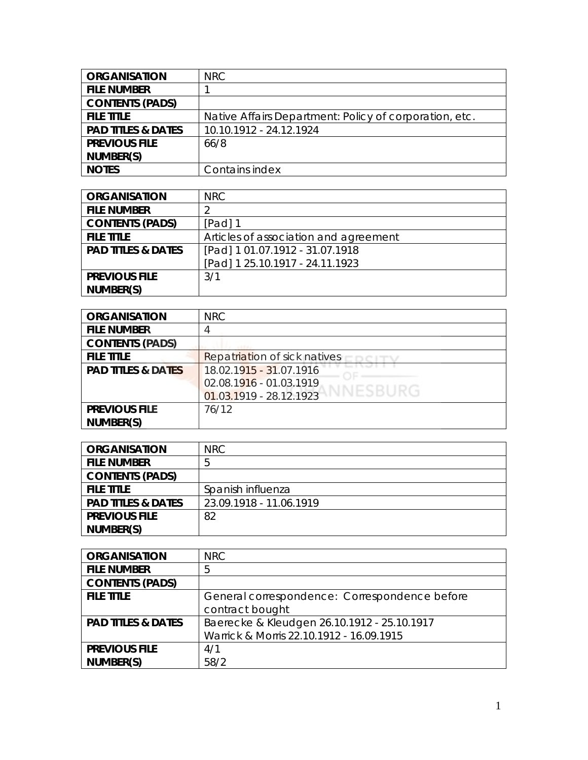| ORGANISATION | NRC |
|---|---|
| FILE NUMBER | 1 |
| CONTENTS (PADS) | |
| FILE TITLE | Native Affairs Department: Policy of corporation, etc. |
| PAD TITLES & DATES | 10.10.1912 - 24.12.1924 |
| PREVIOUS FILE NUMBER(S) | 66/8 |
| NOTES | Contains index |

| ORGANISATION | NRC |
|---|---|
| FILE NUMBER | 2 |
| CONTENTS (PADS) | [Pad] 1 |
| FILE TITLE | Articles of association and agreement |
| PAD TITLES & DATES | [Pad] 1 01.07.1912 - 31.07.1918<br>[Pad] 1 25.10.1917 - 24.11.1923 |
| PREVIOUS FILE NUMBER(S) | 3/1 |

| ORGANISATION | NRC |
|---|---|
| FILE NUMBER | 4 |
| CONTENTS (PADS) | |
| FILE TITLE | Repatriation of sick natives |
| PAD TITLES & DATES | 18.02.1915 - 31.07.1916<br>02.08.1916 - 01.03.1919<br>01.03.1919 - 28.12.1923 |
| PREVIOUS FILE NUMBER(S) | 76/12 |

| ORGANISATION | NRC |
|---|---|
| FILE NUMBER | 5 |
| CONTENTS (PADS) | |
| FILE TITLE | Spanish influenza |
| PAD TITLES & DATES | 23.09.1918 - 11.06.1919 |
| PREVIOUS FILE NUMBER(S) | 82 |

| ORGANISATION | NRC |
|---|---|
| FILE NUMBER | 5 |
| CONTENTS (PADS) | |
| FILE TITLE | General correspondence: Correspondence before contract bought |
| PAD TITLES & DATES | Baerecke & Kleudgen 26.10.1912 - 25.10.1917<br>Warrick & Morris 22.10.1912 - 16.09.1915 |
| PREVIOUS FILE NUMBER(S) | 4/1<br>58/2 |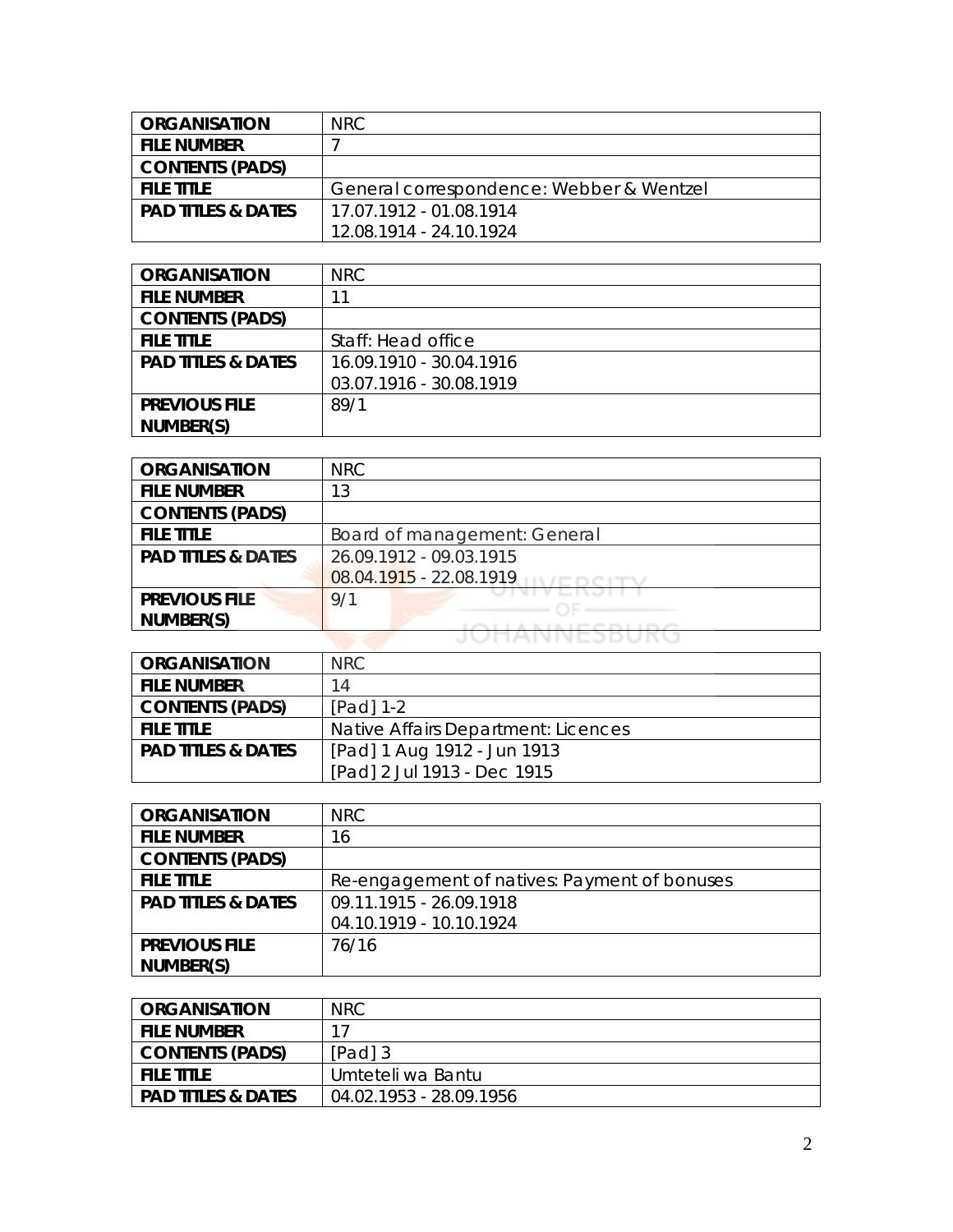| ORGANISATION | NRC |
|---|---|
| FILE NUMBER | 7 |
| CONTENTS (PADS) | |
| FILE TITLE | General correspondence: Webber & Wentzel |
| PAD TITLES & DATES | 17.07.1912 - 01.08.1914<br>12.08.1914 - 24.10.1924 |

| ORGANISATION | NRC |
|---|---|
| FILE NUMBER | 11 |
| CONTENTS (PADS) | |
| FILE TITLE | Staff: Head office |
| PAD TITLES & DATES | 16.09.1910 - 30.04.1916<br>03.07.1916 - 30.08.1919 |
| PREVIOUS FILE NUMBER(S) | 89/1 |

| ORGANISATION | NRC |
|---|---|
| FILE NUMBER | 13 |
| CONTENTS (PADS) | |
| FILE TITLE | Board of management: General |
| PAD TITLES & DATES | 26.09.1912 - 09.03.1915<br>08.04.1915 - 22.08.1919 |
| PREVIOUS FILE NUMBER(S) | 9/1 |

| ORGANISATION | NRC |
|---|---|
| FILE NUMBER | 14 |
| CONTENTS (PADS) | [Pad] 1-2 |
| FILE TITLE | Native Affairs Department: Licences |
| PAD TITLES & DATES | [Pad] 1 Aug 1912 - Jun 1913<br>[Pad] 2 Jul 1913 - Dec 1915 |

| ORGANISATION | NRC |
|---|---|
| FILE NUMBER | 16 |
| CONTENTS (PADS) | |
| FILE TITLE | Re-engagement of natives: Payment of bonuses |
| PAD TITLES & DATES | 09.11.1915 - 26.09.1918<br>04.10.1919 - 10.10.1924 |
| PREVIOUS FILE NUMBER(S) | 76/16 |

| ORGANISATION | NRC |
|---|---|
| FILE NUMBER | 17 |
| CONTENTS (PADS) | [Pad] 3 |
| FILE TITLE | Umteteli wa Bantu |
| PAD TITLES & DATES | 04.02.1953 - 28.09.1956 |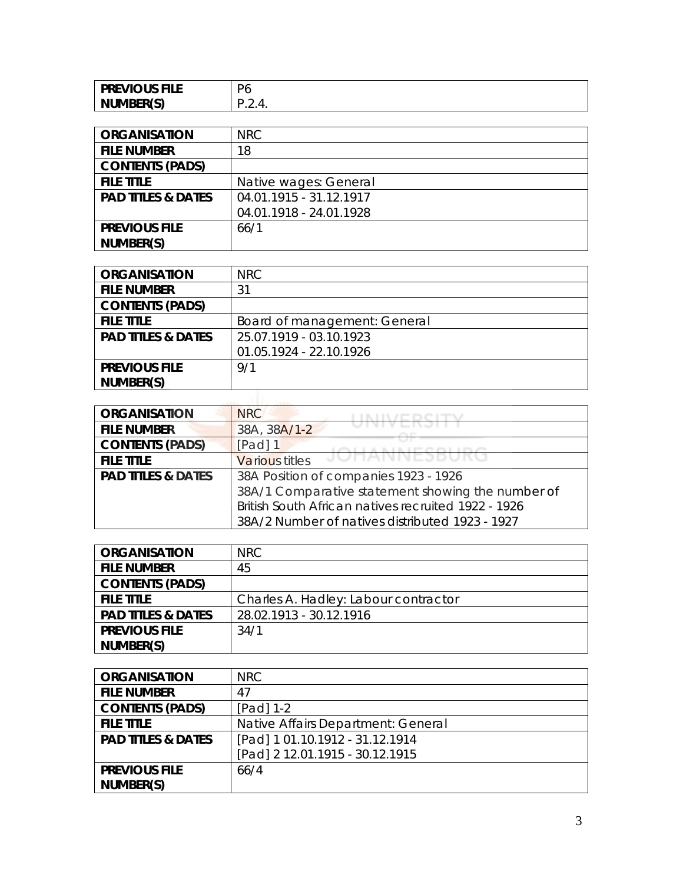| PREVIOUS FILE NUMBER(S) | P6<br>P.2.4. |
|---|---|

| ORGANISATION | NRC |
|---|---|
| FILE NUMBER | 18 |
| CONTENTS (PADS) | |
| FILE TITLE | Native wages: General |
| PAD TITLES & DATES | 04.01.1915 - 31.12.1917<br>04.01.1918 - 24.01.1928 |
| PREVIOUS FILE NUMBER(S) | 66/1 |

| ORGANISATION | NRC |
|---|---|
| FILE NUMBER | 31 |
| CONTENTS (PADS) | |
| FILE TITLE | Board of management: General |
| PAD TITLES & DATES | 25.07.1919 - 03.10.1923<br>01.05.1924 - 22.10.1926 |
| PREVIOUS FILE NUMBER(S) | 9/1 |

| ORGANISATION | NRC |
|---|---|
| FILE NUMBER | 38A, 38A/1-2 |
| CONTENTS (PADS) | [Pad] 1 |
| FILE TITLE | Various titles |
| PAD TITLES & DATES | 38A Position of companies 1923 - 1926<br>38A/1 Comparative statement showing the number of British South African natives recruited 1922 - 1926<br>38A/2 Number of natives distributed 1923 - 1927 |

| ORGANISATION | NRC |
|---|---|
| FILE NUMBER | 45 |
| CONTENTS (PADS) | |
| FILE TITLE | Charles A. Hadley: Labour contractor |
| PAD TITLES & DATES | 28.02.1913 - 30.12.1916 |
| PREVIOUS FILE NUMBER(S) | 34/1 |

| ORGANISATION | NRC |
|---|---|
| FILE NUMBER | 47 |
| CONTENTS (PADS) | [Pad] 1-2 |
| FILE TITLE | Native Affairs Department: General |
| PAD TITLES & DATES | [Pad] 1 01.10.1912 - 31.12.1914<br>[Pad] 2 12.01.1915 - 30.12.1915 |
| PREVIOUS FILE NUMBER(S) | 66/4 |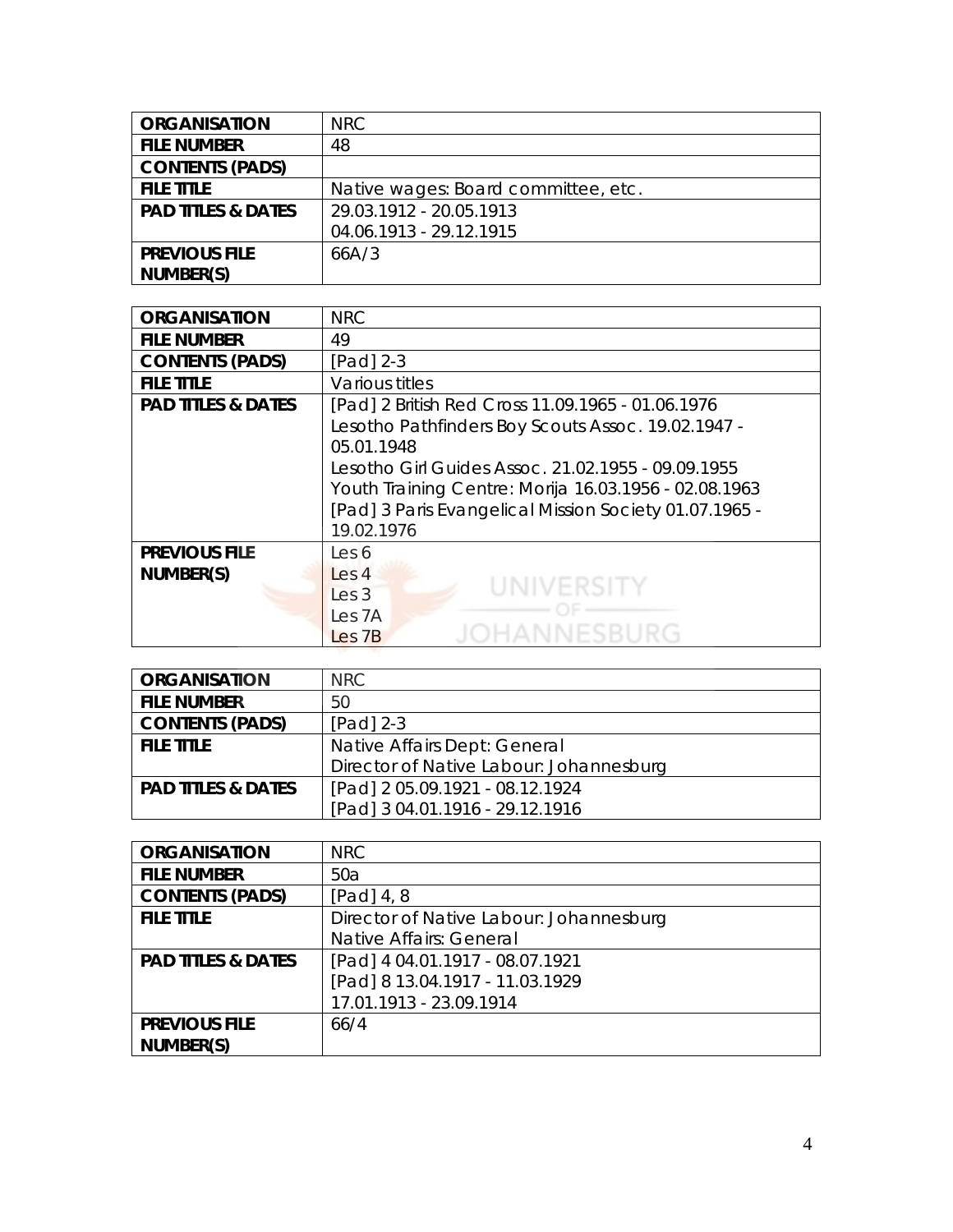| ORGANISATION | NRC |
| --- | --- |
| FILE NUMBER | 48 |
| CONTENTS (PADS) | |
| FILE TITLE | Native wages: Board committee, etc. |
| PAD TITLES & DATES | 29.03.1912 - 20.05.1913<br>04.06.1913 - 29.12.1915 |
| PREVIOUS FILE NUMBER(S) | 66A/3 |

| ORGANISATION | NRC |
| --- | --- |
| FILE NUMBER | 49 |
| CONTENTS (PADS) | [Pad] 2-3 |
| FILE TITLE | Various titles |
| PAD TITLES & DATES | [Pad] 2 British Red Cross 11.09.1965 - 01.06.1976<br>Lesotho Pathfinders Boy Scouts Assoc. 19.02.1947 - 05.01.1948<br>Lesotho Girl Guides Assoc. 21.02.1955 - 09.09.1955<br>Youth Training Centre: Morija 16.03.1956 - 02.08.1963<br>[Pad] 3 Paris Evangelical Mission Society 01.07.1965 - 19.02.1976 |
| PREVIOUS FILE NUMBER(S) | Les 6<br>Les 4<br>Les 3<br>Les 7A<br>Les 7B |

| ORGANISATION | NRC |
| --- | --- |
| FILE NUMBER | 50 |
| CONTENTS (PADS) | [Pad] 2-3 |
| FILE TITLE | Native Affairs Dept: General<br>Director of Native Labour: Johannesburg |
| PAD TITLES & DATES | [Pad] 2 05.09.1921 - 08.12.1924<br>[Pad] 3 04.01.1916 - 29.12.1916 |

| ORGANISATION | NRC |
| --- | --- |
| FILE NUMBER | 50a |
| CONTENTS (PADS) | [Pad] 4, 8 |
| FILE TITLE | Director of Native Labour: Johannesburg<br>Native Affairs: General |
| PAD TITLES & DATES | [Pad] 4 04.01.1917 - 08.07.1921<br>[Pad] 8 13.04.1917 - 11.03.1929<br>17.01.1913 - 23.09.1914 |
| PREVIOUS FILE NUMBER(S) | 66/4 |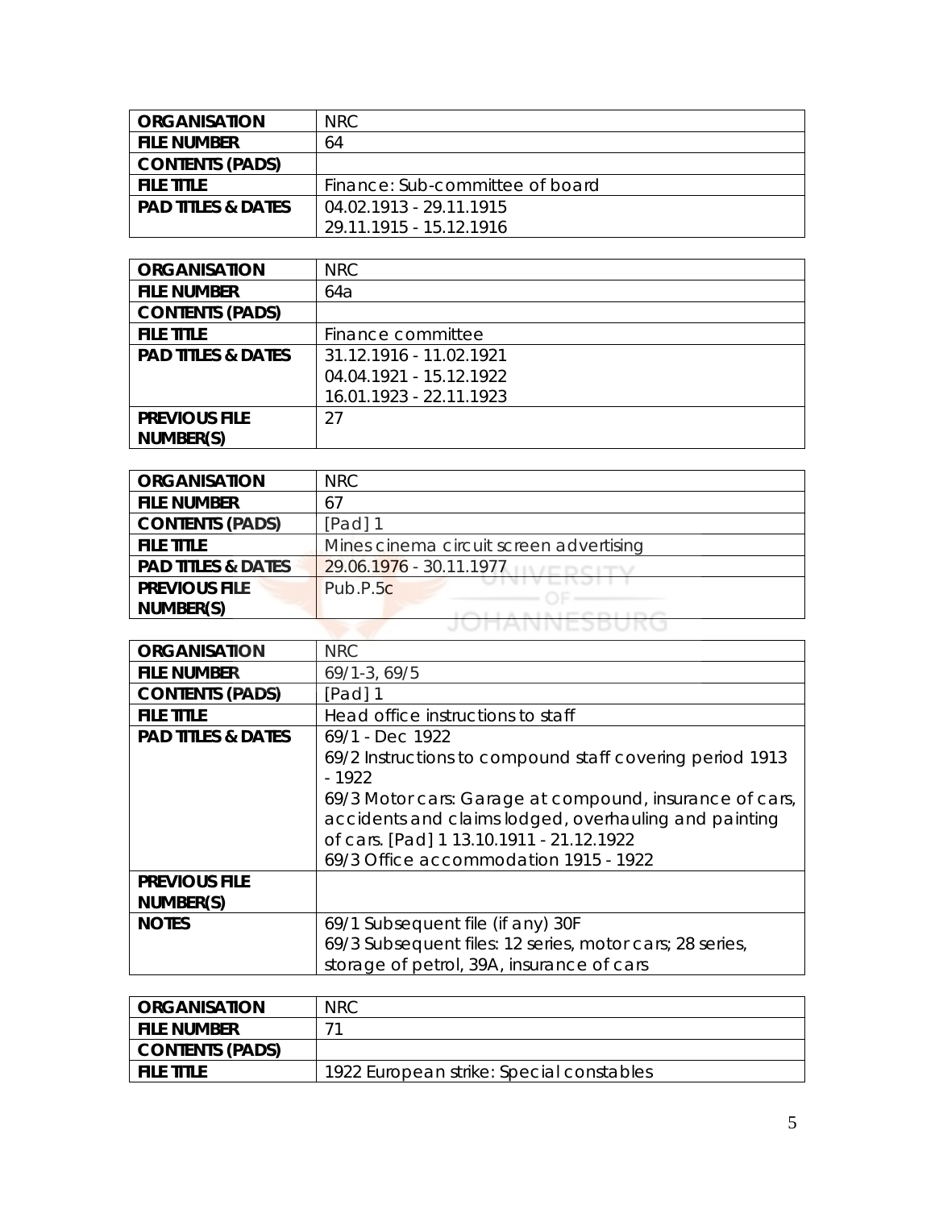| ORGANISATION | NRC |
| --- | --- |
| FILE NUMBER | 64 |
| CONTENTS (PADS) | |
| FILE TITLE | Finance: Sub-committee of board |
| PAD TITLES & DATES | 04.02.1913 - 29.11.1915<br>29.11.1915 - 15.12.1916 |

| ORGANISATION | NRC |
| --- | --- |
| FILE NUMBER | 64a |
| CONTENTS (PADS) | |
| FILE TITLE | Finance committee |
| PAD TITLES & DATES | 31.12.1916 - 11.02.1921<br>04.04.1921 - 15.12.1922<br>16.01.1923 - 22.11.1923 |
| PREVIOUS FILE NUMBER(S) | 27 |

| ORGANISATION | NRC |
| --- | --- |
| FILE NUMBER | 67 |
| CONTENTS (PADS) | [Pad] 1 |
| FILE TITLE | Mines cinema circuit screen advertising |
| PAD TITLES & DATES | 29.06.1976 - 30.11.1977 |
| PREVIOUS FILE NUMBER(S) | Pub.P.5c |

| ORGANISATION | NRC |
| --- | --- |
| FILE NUMBER | 69/1-3, 69/5 |
| CONTENTS (PADS) | [Pad] 1 |
| FILE TITLE | Head office instructions to staff |
| PAD TITLES & DATES | 69/1 - Dec 1922<br>69/2 Instructions to compound staff covering period 1913 - 1922<br>69/3 Motor cars: Garage at compound, insurance of cars, accidents and claims lodged, overhauling and painting of cars. [Pad] 1 13.10.1911 - 21.12.1922<br>69/3 Office accommodation 1915 - 1922 |
| PREVIOUS FILE NUMBER(S) | |
| NOTES | 69/1 Subsequent file (if any) 30F<br>69/3 Subsequent files: 12 series, motor cars; 28 series, storage of petrol, 39A, insurance of cars |

| ORGANISATION | NRC |
| --- | --- |
| FILE NUMBER | 71 |
| CONTENTS (PADS) | |
| FILE TITLE | 1922 European strike: Special constables |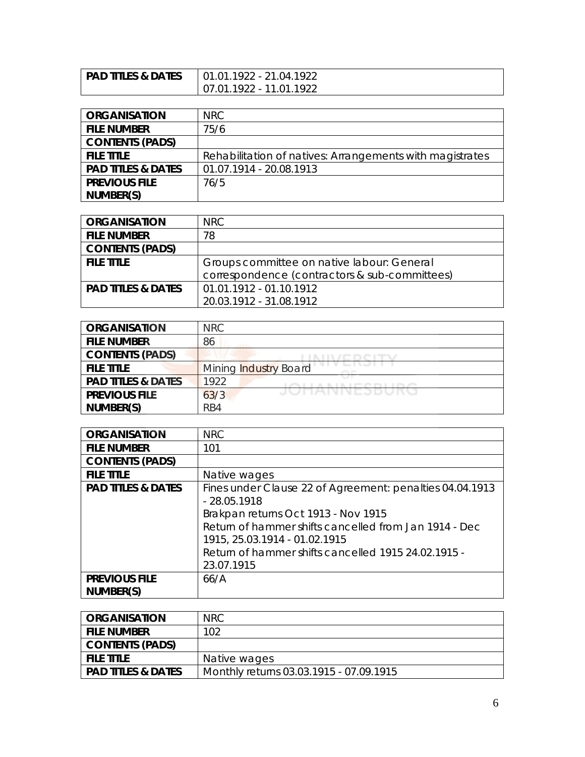| PAD TITLES & DATES | 01.01.1922 - 21.04.1922<br>07.01.1922 - 11.01.1922 |
|---|---|

| ORGANISATION | NRC |
|---|---|
| FILE NUMBER | 75/6 |
| CONTENTS (PADS) | |
| FILE TITLE | Rehabilitation of natives: Arrangements with magistrates |
| PAD TITLES & DATES | 01.07.1914 - 20.08.1913 |
| PREVIOUS FILE NUMBER(S) | 76/5 |

| ORGANISATION | NRC |
|---|---|
| FILE NUMBER | 78 |
| CONTENTS (PADS) | |
| FILE TITLE | Groups committee on native labour: General correspondence (contractors & sub-committees) |
| PAD TITLES & DATES | 01.01.1912 - 01.10.1912<br>20.03.1912 - 31.08.1912 |

| ORGANISATION | NRC |
|---|---|
| FILE NUMBER | 86 |
| CONTENTS (PADS) | |
| FILE TITLE | Mining Industry Board |
| PAD TITLES & DATES | 1922 |
| PREVIOUS FILE NUMBER(S) | 63/3<br>RB4 |

| ORGANISATION | NRC |
|---|---|
| FILE NUMBER | 101 |
| CONTENTS (PADS) | |
| FILE TITLE | Native wages |
| PAD TITLES & DATES | Fines under Clause 22 of Agreement: penalties 04.04.1913 - 28.05.1918<br>Brakpan returns Oct 1913 - Nov 1915<br>Return of hammer shifts cancelled from Jan 1914 - Dec 1915, 25.03.1914 - 01.02.1915<br>Return of hammer shifts cancelled 1915 24.02.1915 - 23.07.1915 |
| PREVIOUS FILE NUMBER(S) | 66/A |

| ORGANISATION | NRC |
|---|---|
| FILE NUMBER | 102 |
| CONTENTS (PADS) | |
| FILE TITLE | Native wages |
| PAD TITLES & DATES | Monthly returns 03.03.1915 - 07.09.1915 |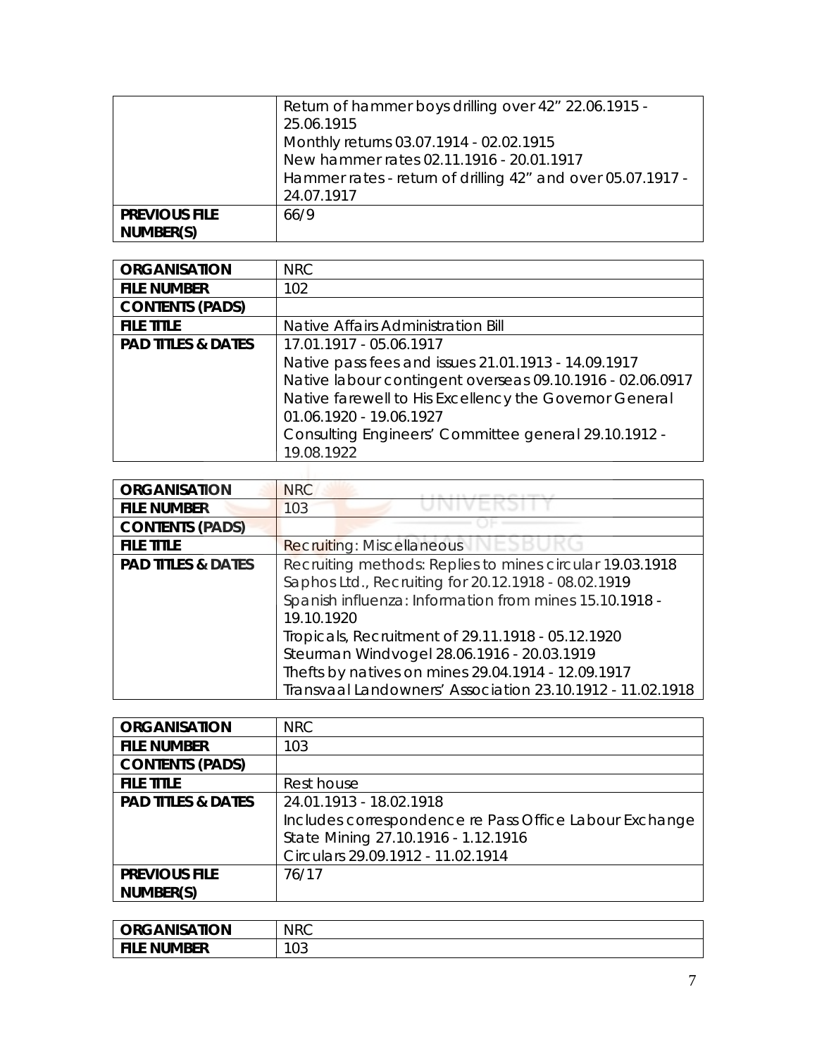| | |
|---|---|
| | Return of hammer boys drilling over 42" 22.06.1915 - 25.06.1915<br>Monthly returns 03.07.1914 - 02.02.1915<br>New hammer rates 02.11.1916 - 20.01.1917<br>Hammer rates - return of drilling 42" and over 05.07.1917 - 24.07.1917 |
| **PREVIOUS FILE NUMBER(S)** | 66/9 |

| | |
|---|---|
| **ORGANISATION** | NRC |
| **FILE NUMBER** | 102 |
| **CONTENTS (PADS)** | |
| **FILE TITLE** | Native Affairs Administration Bill |
| **PAD TITLES & DATES** | 17.01.1917 - 05.06.1917<br>Native pass fees and issues 21.01.1913 - 14.09.1917<br>Native labour contingent overseas 09.10.1916 - 02.06.0917<br>Native farewell to His Excellency the Governor General 01.06.1920 - 19.06.1927<br>Consulting Engineers' Committee general 29.10.1912 - 19.08.1922 |

| | |
|---|---|
| **ORGANISATION** | NRC |
| **FILE NUMBER** | 103 |
| **CONTENTS (PADS)** | |
| **FILE TITLE** | Recruiting: Miscellaneous |
| **PAD TITLES & DATES** | Recruiting methods: Replies to mines circular 19.03.1918<br>Saphos Ltd., Recruiting for 20.12.1918 - 08.02.1919<br>Spanish influenza: Information from mines 15.10.1918 - 19.10.1920<br>Tropicals, Recruitment of 29.11.1918 - 05.12.1920<br>Steurman Windvogel 28.06.1916 - 20.03.1919<br>Thefts by natives on mines 29.04.1914 - 12.09.1917<br>Transvaal Landowners' Association 23.10.1912 - 11.02.1918 |

| | |
|---|---|
| **ORGANISATION** | NRC |
| **FILE NUMBER** | 103 |
| **CONTENTS (PADS)** | |
| **FILE TITLE** | Rest house |
| **PAD TITLES & DATES** | 24.01.1913 - 18.02.1918<br>Includes correspondence re Pass Office Labour Exchange<br>State Mining 27.10.1916 - 1.12.1916<br>Circulars 29.09.1912 - 11.02.1914 |
| **PREVIOUS FILE NUMBER(S)** | 76/17 |

| | |
|---|---|
| **ORGANISATION** | NRC |
| **FILE NUMBER** | 103 |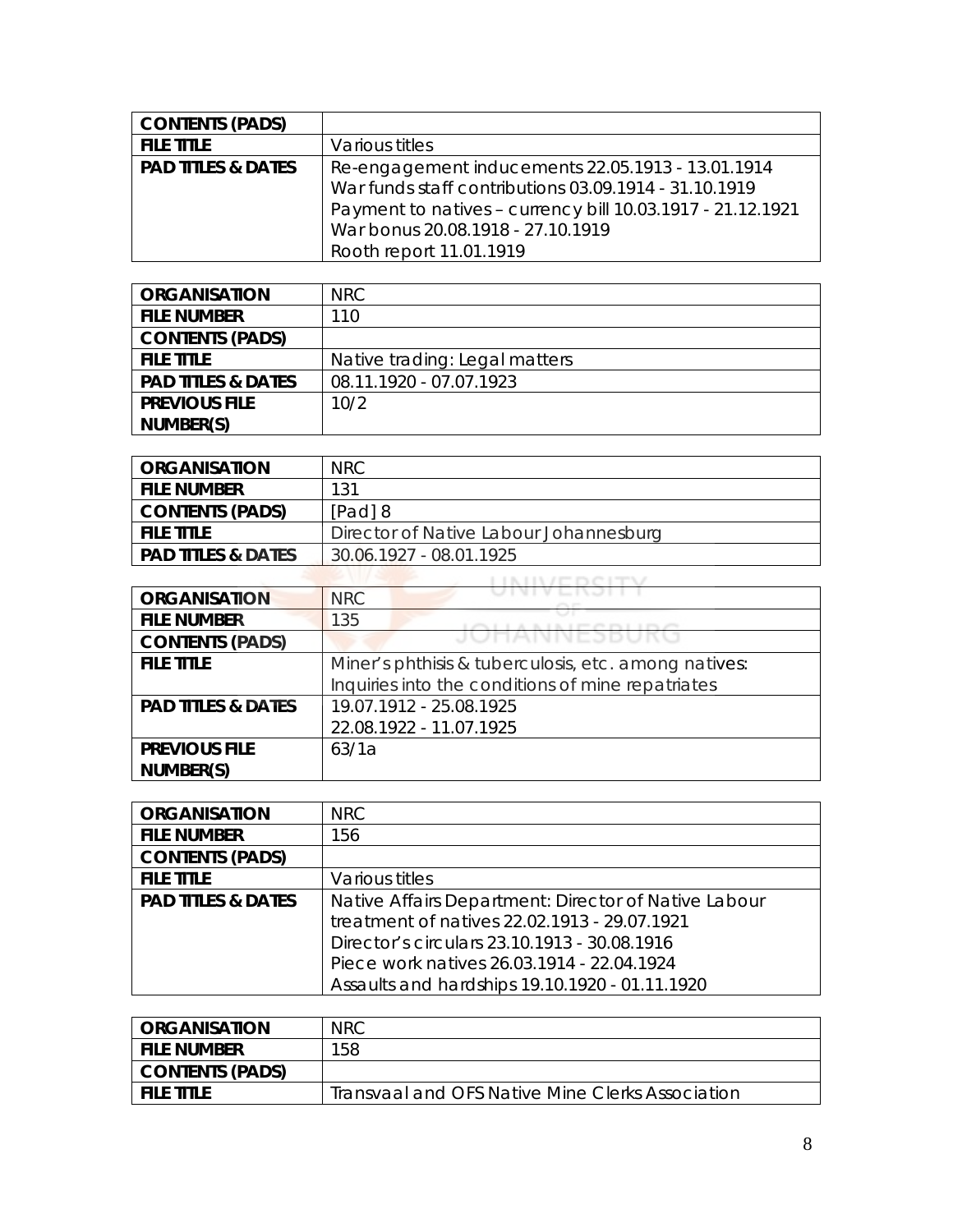| CONTENTS (PADS) | |
|---|---|
| FILE TITLE | Various titles |
| PAD TITLES & DATES | Re-engagement inducements 22.05.1913 - 13.01.1914<br>War funds staff contributions 03.09.1914 - 31.10.1919<br>Payment to natives – currency bill 10.03.1917 - 21.12.1921<br>War bonus 20.08.1918 - 27.10.1919<br>Rooth report 11.01.1919 |

| ORGANISATION | NRC |
|---|---|
| FILE NUMBER | 110 |
| CONTENTS (PADS) | |
| FILE TITLE | Native trading: Legal matters |
| PAD TITLES & DATES | 08.11.1920 - 07.07.1923 |
| PREVIOUS FILE NUMBER(S) | 10/2 |

| ORGANISATION | NRC |
|---|---|
| FILE NUMBER | 131 |
| CONTENTS (PADS) | [Pad] 8 |
| FILE TITLE | Director of Native Labour Johannesburg |
| PAD TITLES & DATES | 30.06.1927 - 08.01.1925 |

| ORGANISATION | NRC |
|---|---|
| FILE NUMBER | 135 |
| CONTENTS (PADS) | |
| FILE TITLE | Miner's phthisis & tuberculosis, etc. among natives: Inquiries into the conditions of mine repatriates |
| PAD TITLES & DATES | 19.07.1912 - 25.08.1925<br>22.08.1922 - 11.07.1925 |
| PREVIOUS FILE NUMBER(S) | 63/1a |

| ORGANISATION | NRC |
|---|---|
| FILE NUMBER | 156 |
| CONTENTS (PADS) | |
| FILE TITLE | Various titles |
| PAD TITLES & DATES | Native Affairs Department: Director of Native Labour treatment of natives 22.02.1913 - 29.07.1921<br>Director's circulars 23.10.1913 - 30.08.1916<br>Piece work natives 26.03.1914 - 22.04.1924<br>Assaults and hardships 19.10.1920 - 01.11.1920 |

| ORGANISATION | NRC |
|---|---|
| FILE NUMBER | 158 |
| CONTENTS (PADS) | |
| FILE TITLE | Transvaal and OFS Native Mine Clerks Association |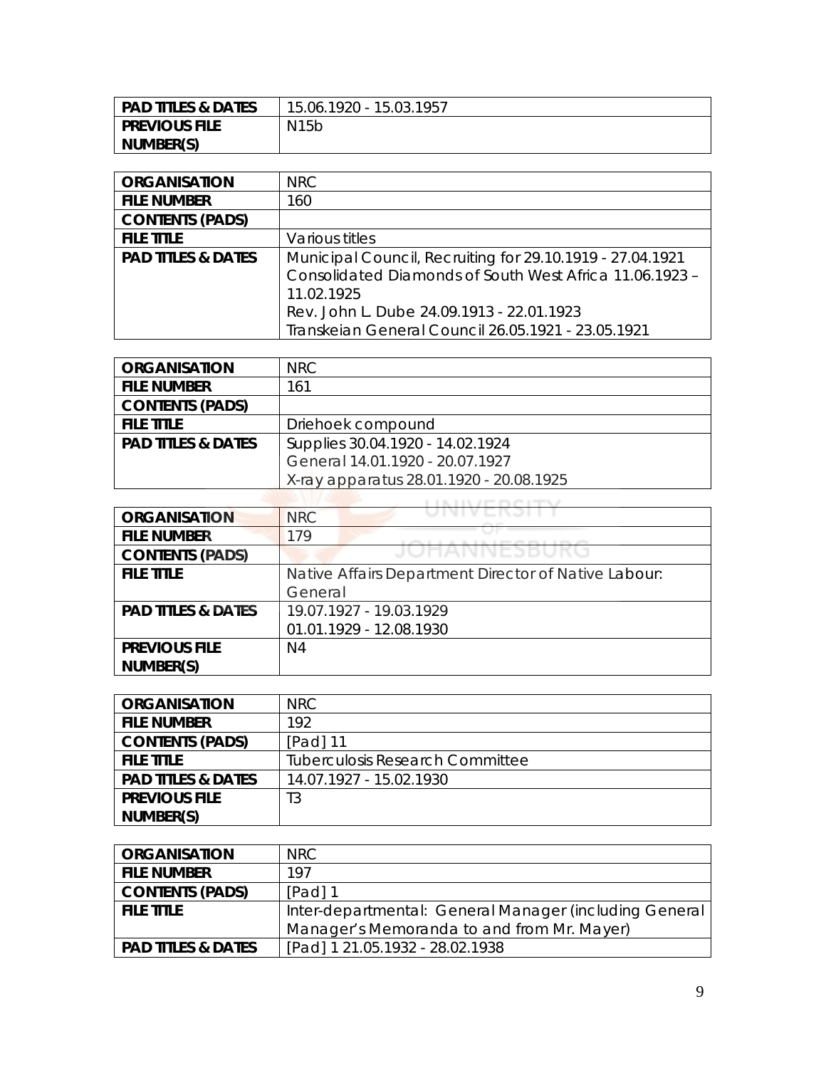| PAD TITLES & DATES | 15.06.1920 - 15.03.1957 |
|---|---|
| PREVIOUS FILE NUMBER(S) | N15b |

| ORGANISATION | NRC |
|---|---|
| FILE NUMBER | 160 |
| CONTENTS (PADS) | |
| FILE TITLE | Various titles |
| PAD TITLES & DATES | Municipal Council, Recruiting for 29.10.1919 - 27.04.1921<br>Consolidated Diamonds of South West Africa 11.06.1923 – 11.02.1925<br>Rev. John L. Dube 24.09.1913 - 22.01.1923<br>Transkeian General Council 26.05.1921 - 23.05.1921 |

| ORGANISATION | NRC |
|---|---|
| FILE NUMBER | 161 |
| CONTENTS (PADS) | |
| FILE TITLE | Driehoek compound |
| PAD TITLES & DATES | Supplies 30.04.1920 - 14.02.1924<br>General 14.01.1920 - 20.07.1927<br>X-ray apparatus 28.01.1920 - 20.08.1925 |

| ORGANISATION | NRC |
|---|---|
| FILE NUMBER | 179 |
| CONTENTS (PADS) | |
| FILE TITLE | Native Affairs Department Director of Native Labour: General |
| PAD TITLES & DATES | 19.07.1927 - 19.03.1929<br>01.01.1929 - 12.08.1930 |
| PREVIOUS FILE NUMBER(S) | N4 |

| ORGANISATION | NRC |
|---|---|
| FILE NUMBER | 192 |
| CONTENTS (PADS) | [Pad] 11 |
| FILE TITLE | Tuberculosis Research Committee |
| PAD TITLES & DATES | 14.07.1927 - 15.02.1930 |
| PREVIOUS FILE NUMBER(S) | T3 |

| ORGANISATION | NRC |
|---|---|
| FILE NUMBER | 197 |
| CONTENTS (PADS) | [Pad] 1 |
| FILE TITLE | Inter-departmental: General Manager (including General Manager's Memoranda to and from Mr. Mayer) |
| PAD TITLES & DATES | [Pad] 1 21.05.1932 - 28.02.1938 |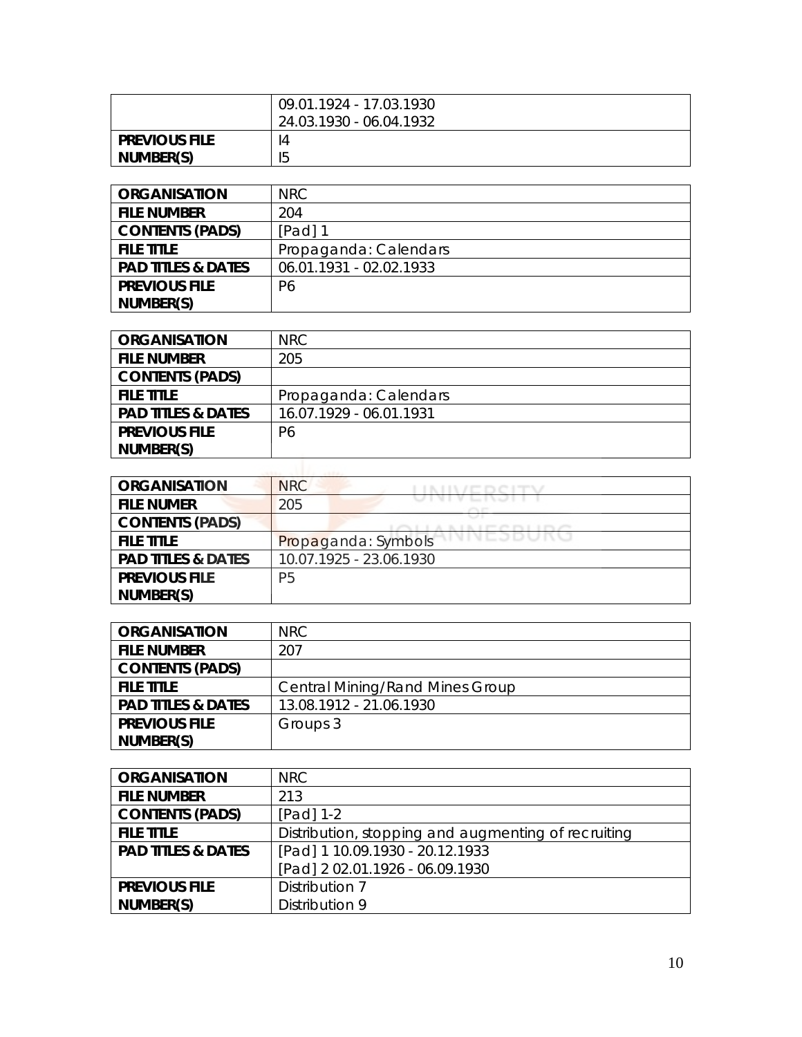| | |
|---|---|
| | 09.01.1924 - 17.03.1930<br>24.03.1930 - 06.04.1932 |
| **PREVIOUS FILE NUMBER(S)** | I4<br>I5 |

| | |
|---|---|
| **ORGANISATION** | NRC |
| **FILE NUMBER** | 204 |
| **CONTENTS (PADS)** | [Pad] 1 |
| **FILE TITLE** | Propaganda: Calendars |
| **PAD TITLES & DATES** | 06.01.1931 - 02.02.1933 |
| **PREVIOUS FILE NUMBER(S)** | P6 |

| | |
|---|---|
| **ORGANISATION** | NRC |
| **FILE NUMBER** | 205 |
| **CONTENTS (PADS)** | |
| **FILE TITLE** | Propaganda: Calendars |
| **PAD TITLES & DATES** | 16.07.1929 - 06.01.1931 |
| **PREVIOUS FILE NUMBER(S)** | P6 |

| | |
|---|---|
| **ORGANISATION** | NRC |
| **FILE NUMER** | 205 |
| **CONTENTS (PADS)** | |
| **FILE TITLE** | Propaganda: Symbols |
| **PAD TITLES & DATES** | 10.07.1925 - 23.06.1930 |
| **PREVIOUS FILE NUMBER(S)** | P5 |

| | |
|---|---|
| **ORGANISATION** | NRC |
| **FILE NUMBER** | 207 |
| **CONTENTS (PADS)** | |
| **FILE TITLE** | Central Mining/Rand Mines Group |
| **PAD TITLES & DATES** | 13.08.1912 - 21.06.1930 |
| **PREVIOUS FILE NUMBER(S)** | Groups 3 |

| | |
|---|---|
| **ORGANISATION** | NRC |
| **FILE NUMBER** | 213 |
| **CONTENTS (PADS)** | [Pad] 1-2 |
| **FILE TITLE** | Distribution, stopping and augmenting of recruiting |
| **PAD TITLES & DATES** | [Pad] 1 10.09.1930 - 20.12.1933<br>[Pad] 2 02.01.1926 - 06.09.1930 |
| **PREVIOUS FILE NUMBER(S)** | Distribution 7<br>Distribution 9 |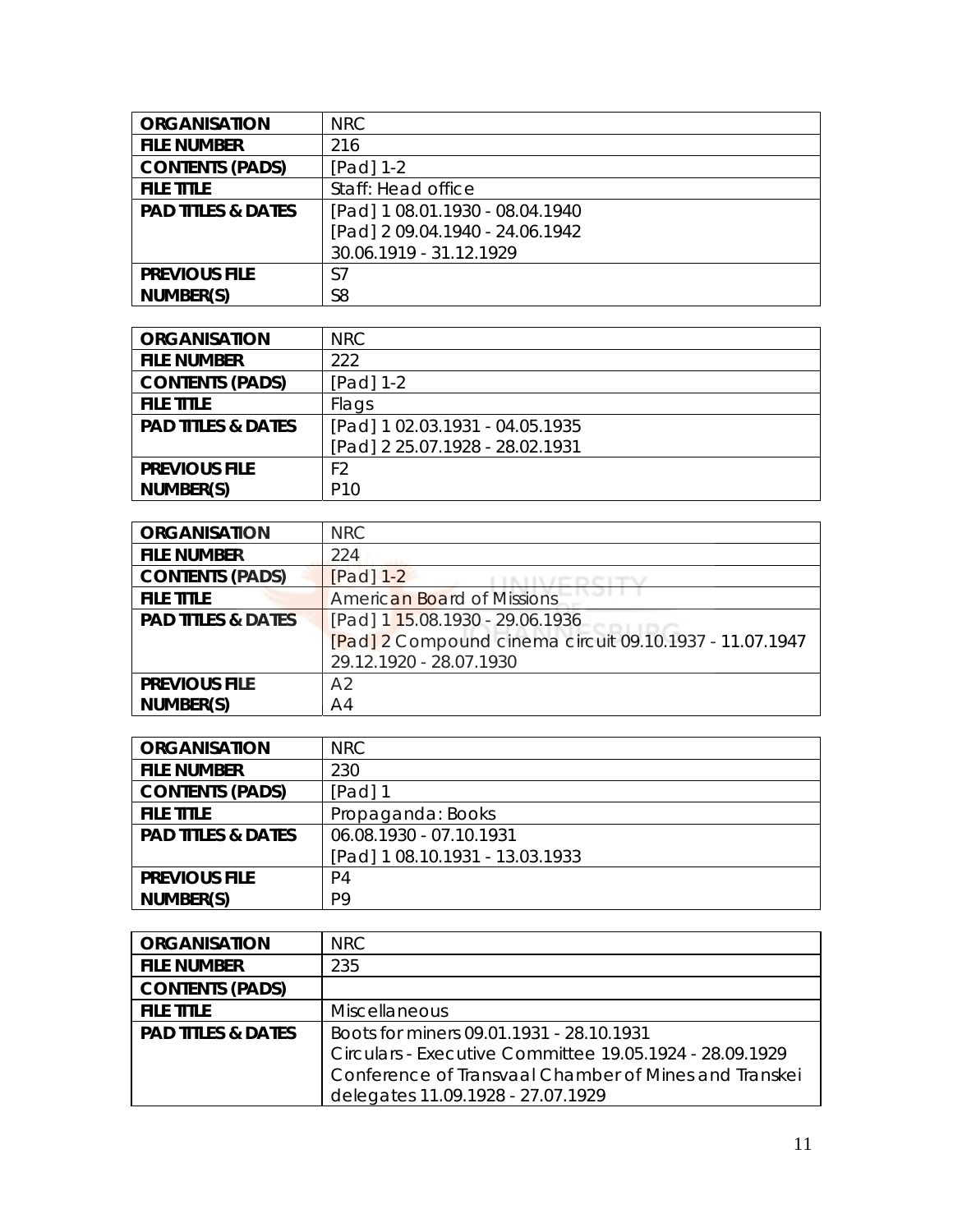| ORGANISATION | NRC |
| --- | --- |
| FILE NUMBER | 216 |
| CONTENTS (PADS) | [Pad] 1-2 |
| FILE TITLE | Staff: Head office |
| PAD TITLES & DATES | [Pad] 1 08.01.1930 - 08.04.1940<br>[Pad] 2 09.04.1940 - 24.06.1942<br>30.06.1919 - 31.12.1929 |
| PREVIOUS FILE NUMBER(S) | S7<br>S8 |

| ORGANISATION | NRC |
| --- | --- |
| FILE NUMBER | 222 |
| CONTENTS (PADS) | [Pad] 1-2 |
| FILE TITLE | Flags |
| PAD TITLES & DATES | [Pad] 1 02.03.1931 - 04.05.1935<br>[Pad] 2 25.07.1928 - 28.02.1931 |
| PREVIOUS FILE NUMBER(S) | F2<br>P10 |

| ORGANISATION | NRC |
| --- | --- |
| FILE NUMBER | 224 |
| CONTENTS (PADS) | [Pad] 1-2 |
| FILE TITLE | American Board of Missions |
| PAD TITLES & DATES | [Pad] 1 15.08.1930 - 29.06.1936<br>[Pad] 2 Compound cinema circuit 09.10.1937 - 11.07.1947<br>29.12.1920 - 28.07.1930 |
| PREVIOUS FILE NUMBER(S) | A2<br>A4 |

| ORGANISATION | NRC |
| --- | --- |
| FILE NUMBER | 230 |
| CONTENTS (PADS) | [Pad] 1 |
| FILE TITLE | Propaganda: Books |
| PAD TITLES & DATES | 06.08.1930 - 07.10.1931<br>[Pad] 1 08.10.1931 - 13.03.1933 |
| PREVIOUS FILE NUMBER(S) | P4<br>P9 |

| ORGANISATION | NRC |
| --- | --- |
| FILE NUMBER | 235 |
| CONTENTS (PADS) | |
| FILE TITLE | Miscellaneous |
| PAD TITLES & DATES | Boots for miners 09.01.1931 - 28.10.1931<br>Circulars - Executive Committee 19.05.1924 - 28.09.1929<br>Conference of Transvaal Chamber of Mines and Transkei delegates 11.09.1928 - 27.07.1929 |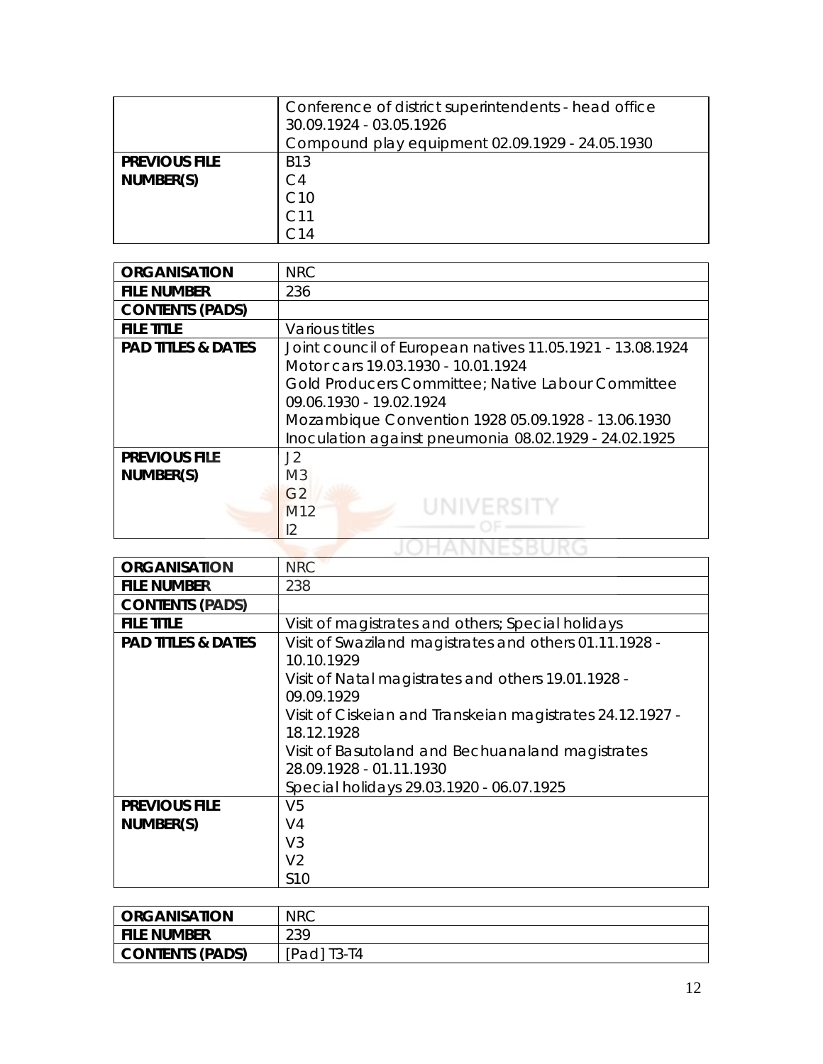| | |
|---|---|
| | Conference of district superintendents - head office 30.09.1924 - 03.05.1926<br>Compound play equipment 02.09.1929 - 24.05.1930 |
| **PREVIOUS FILE NUMBER(S)** | B13<br>C4<br>C10<br>C11<br>C14 |

| | |
|---|---|
| **ORGANISATION** | NRC |
| **FILE NUMBER** | 236 |
| **CONTENTS (PADS)** | |
| **FILE TITLE** | Various titles |
| **PAD TITLES & DATES** | Joint council of European natives 11.05.1921 - 13.08.1924<br>Motor cars 19.03.1930 - 10.01.1924<br>Gold Producers Committee; Native Labour Committee 09.06.1930 - 19.02.1924<br>Mozambique Convention 1928 05.09.1928 - 13.06.1930<br>Inoculation against pneumonia 08.02.1929 - 24.02.1925 |
| **PREVIOUS FILE NUMBER(S)** | J2<br>M3<br>G2<br>M12<br>I2 |

| | |
|---|---|
| **ORGANISATION** | NRC |
| **FILE NUMBER** | 238 |
| **CONTENTS (PADS)** | |
| **FILE TITLE** | Visit of magistrates and others; Special holidays |
| **PAD TITLES & DATES** | Visit of Swaziland magistrates and others 01.11.1928 - 10.10.1929<br>Visit of Natal magistrates and others 19.01.1928 - 09.09.1929<br>Visit of Ciskeian and Transkeian magistrates 24.12.1927 - 18.12.1928<br>Visit of Basutoland and Bechuanaland magistrates 28.09.1928 - 01.11.1930<br>Special holidays 29.03.1920 - 06.07.1925 |
| **PREVIOUS FILE NUMBER(S)** | V5<br>V4<br>V3<br>V2<br>S10 |

| | |
|---|---|
| **ORGANISATION** | NRC |
| **FILE NUMBER** | 239 |
| **CONTENTS (PADS)** | [Pad] T3-T4 |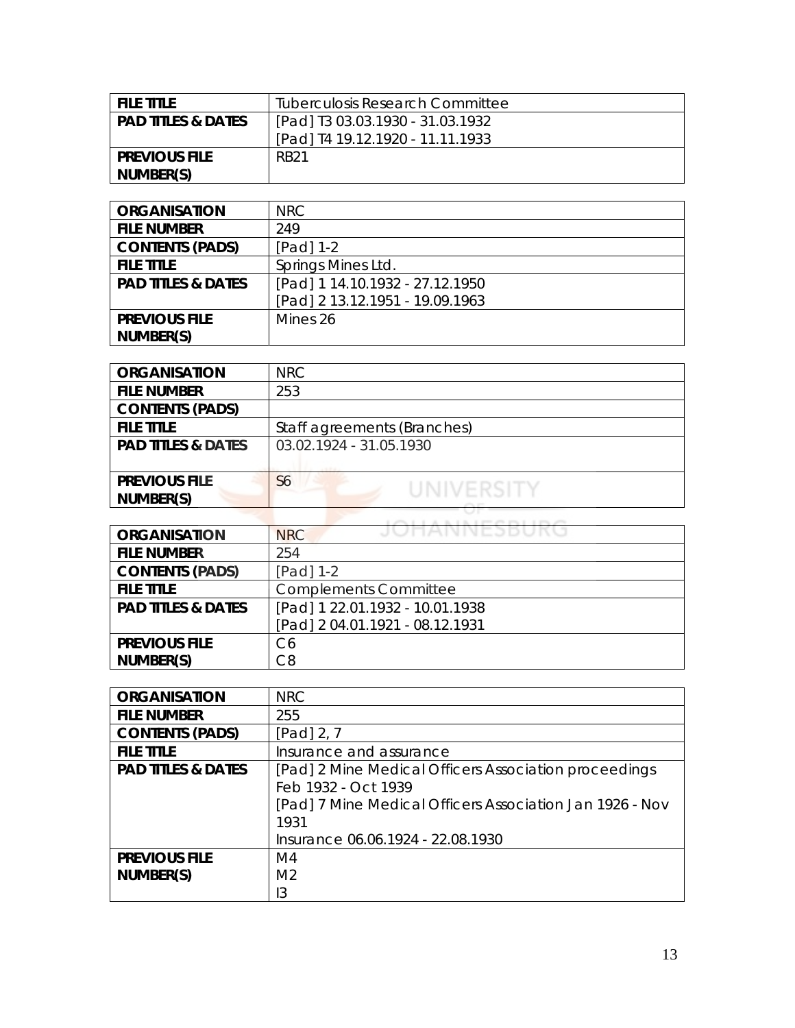| FILE TITLE | Tuberculosis Research Committee |
|---|---|
| PAD TITLES & DATES | [Pad] T3 03.03.1930 - 31.03.1932<br>[Pad] T4 19.12.1920 - 11.11.1933 |
| PREVIOUS FILE NUMBER(S) | RB21 |

| ORGANISATION | NRC |
|---|---|
| FILE NUMBER | 249 |
| CONTENTS (PADS) | [Pad] 1-2 |
| FILE TITLE | Springs Mines Ltd. |
| PAD TITLES & DATES | [Pad] 1 14.10.1932 - 27.12.1950<br>[Pad] 2 13.12.1951 - 19.09.1963 |
| PREVIOUS FILE NUMBER(S) | Mines 26 |

| ORGANISATION | NRC |
|---|---|
| FILE NUMBER | 253 |
| CONTENTS (PADS) | |
| FILE TITLE | Staff agreements (Branches) |
| PAD TITLES & DATES | 03.02.1924 - 31.05.1930 |
| PREVIOUS FILE NUMBER(S) | S6 |

| ORGANISATION | NRC |
|---|---|
| FILE NUMBER | 254 |
| CONTENTS (PADS) | [Pad] 1-2 |
| FILE TITLE | Complements Committee |
| PAD TITLES & DATES | [Pad] 1 22.01.1932 - 10.01.1938<br>[Pad] 2 04.01.1921 - 08.12.1931 |
| PREVIOUS FILE NUMBER(S) | C6<br>C8 |

| ORGANISATION | NRC |
|---|---|
| FILE NUMBER | 255 |
| CONTENTS (PADS) | [Pad] 2, 7 |
| FILE TITLE | Insurance and assurance |
| PAD TITLES & DATES | [Pad] 2 Mine Medical Officers Association proceedings Feb 1932 - Oct 1939<br>[Pad] 7 Mine Medical Officers Association Jan 1926 - Nov 1931<br>Insurance 06.06.1924 - 22.08.1930 |
| PREVIOUS FILE NUMBER(S) | M4<br>M2<br>I3 |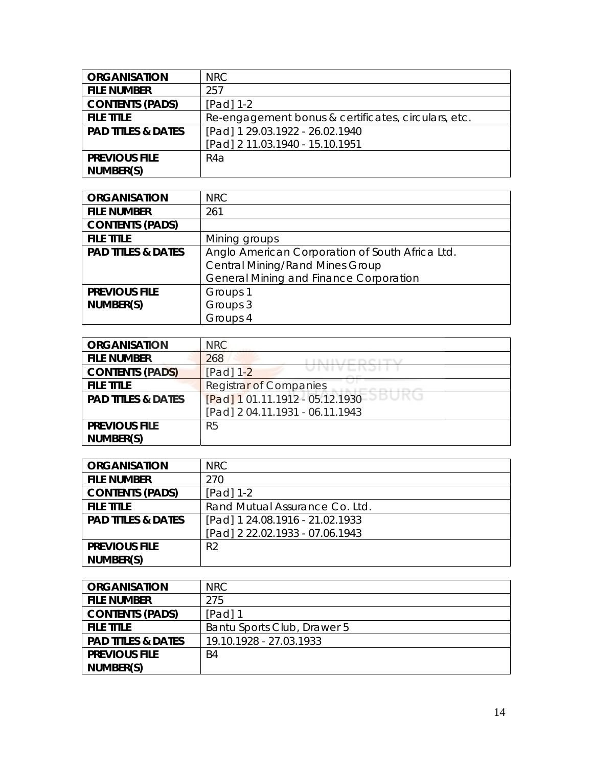| ORGANISATION | NRC |
|---|---|
| FILE NUMBER | 257 |
| CONTENTS (PADS) | [Pad] 1-2 |
| FILE TITLE | Re-engagement bonus & certificates, circulars, etc. |
| PAD TITLES & DATES | [Pad] 1 29.03.1922 - 26.02.1940<br>[Pad] 2 11.03.1940 - 15.10.1951 |
| PREVIOUS FILE NUMBER(S) | R4a |

| ORGANISATION | NRC |
|---|---|
| FILE NUMBER | 261 |
| CONTENTS (PADS) | |
| FILE TITLE | Mining groups |
| PAD TITLES & DATES | Anglo American Corporation of South Africa Ltd.<br>Central Mining/Rand Mines Group<br>General Mining and Finance Corporation |
| PREVIOUS FILE NUMBER(S) | Groups 1<br>Groups 3<br>Groups 4 |

| ORGANISATION | NRC |
|---|---|
| FILE NUMBER | 268 |
| CONTENTS (PADS) | [Pad] 1-2 |
| FILE TITLE | Registrar of Companies |
| PAD TITLES & DATES | [Pad] 1 01.11.1912 - 05.12.1930<br>[Pad] 2 04.11.1931 - 06.11.1943 |
| PREVIOUS FILE NUMBER(S) | R5 |

| ORGANISATION | NRC |
|---|---|
| FILE NUMBER | 270 |
| CONTENTS (PADS) | [Pad] 1-2 |
| FILE TITLE | Rand Mutual Assurance Co. Ltd. |
| PAD TITLES & DATES | [Pad] 1 24.08.1916 - 21.02.1933<br>[Pad] 2 22.02.1933 - 07.06.1943 |
| PREVIOUS FILE NUMBER(S) | R2 |

| ORGANISATION | NRC |
|---|---|
| FILE NUMBER | 275 |
| CONTENTS (PADS) | [Pad] 1 |
| FILE TITLE | Bantu Sports Club, Drawer 5 |
| PAD TITLES & DATES | 19.10.1928 - 27.03.1933 |
| PREVIOUS FILE NUMBER(S) | B4 |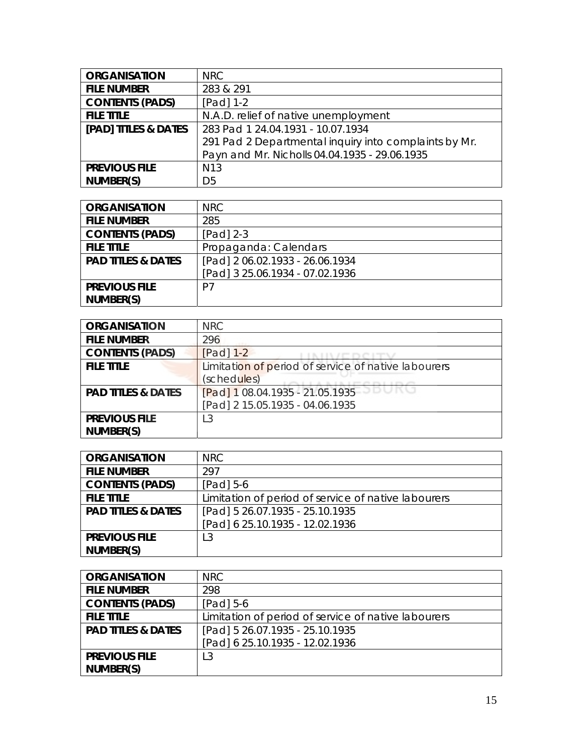| ORGANISATION | NRC |
|---|---|
| FILE NUMBER | 283 & 291 |
| CONTENTS (PADS) | [Pad] 1-2 |
| FILE TITLE | N.A.D. relief of native unemployment |
| [PAD] TITLES & DATES | 283 Pad 1 24.04.1931 - 10.07.1934<br>291 Pad 2 Departmental inquiry into complaints by Mr. Payn and Mr. Nicholls 04.04.1935 - 29.06.1935 |
| PREVIOUS FILE NUMBER(S) | N13<br>D5 |

| ORGANISATION | NRC |
|---|---|
| FILE NUMBER | 285 |
| CONTENTS (PADS) | [Pad] 2-3 |
| FILE TITLE | Propaganda: Calendars |
| PAD TITLES & DATES | [Pad] 2 06.02.1933 - 26.06.1934<br>[Pad] 3 25.06.1934 - 07.02.1936 |
| PREVIOUS FILE NUMBER(S) | P7 |

| ORGANISATION | NRC |
|---|---|
| FILE NUMBER | 296 |
| CONTENTS (PADS) | [Pad] 1-2 |
| FILE TITLE | Limitation of period of service of native labourers (schedules) |
| PAD TITLES & DATES | [Pad] 1 08.04.1935 - 21.05.1935<br>[Pad] 2 15.05.1935 - 04.06.1935 |
| PREVIOUS FILE NUMBER(S) | L3 |

| ORGANISATION | NRC |
|---|---|
| FILE NUMBER | 297 |
| CONTENTS (PADS) | [Pad] 5-6 |
| FILE TITLE | Limitation of period of service of native labourers |
| PAD TITLES & DATES | [Pad] 5 26.07.1935 - 25.10.1935<br>[Pad] 6 25.10.1935 - 12.02.1936 |
| PREVIOUS FILE NUMBER(S) | L3 |

| ORGANISATION | NRC |
|---|---|
| FILE NUMBER | 298 |
| CONTENTS (PADS) | [Pad] 5-6 |
| FILE TITLE | Limitation of period of service of native labourers |
| PAD TITLES & DATES | [Pad] 5 26.07.1935 - 25.10.1935<br>[Pad] 6 25.10.1935 - 12.02.1936 |
| PREVIOUS FILE NUMBER(S) | L3 |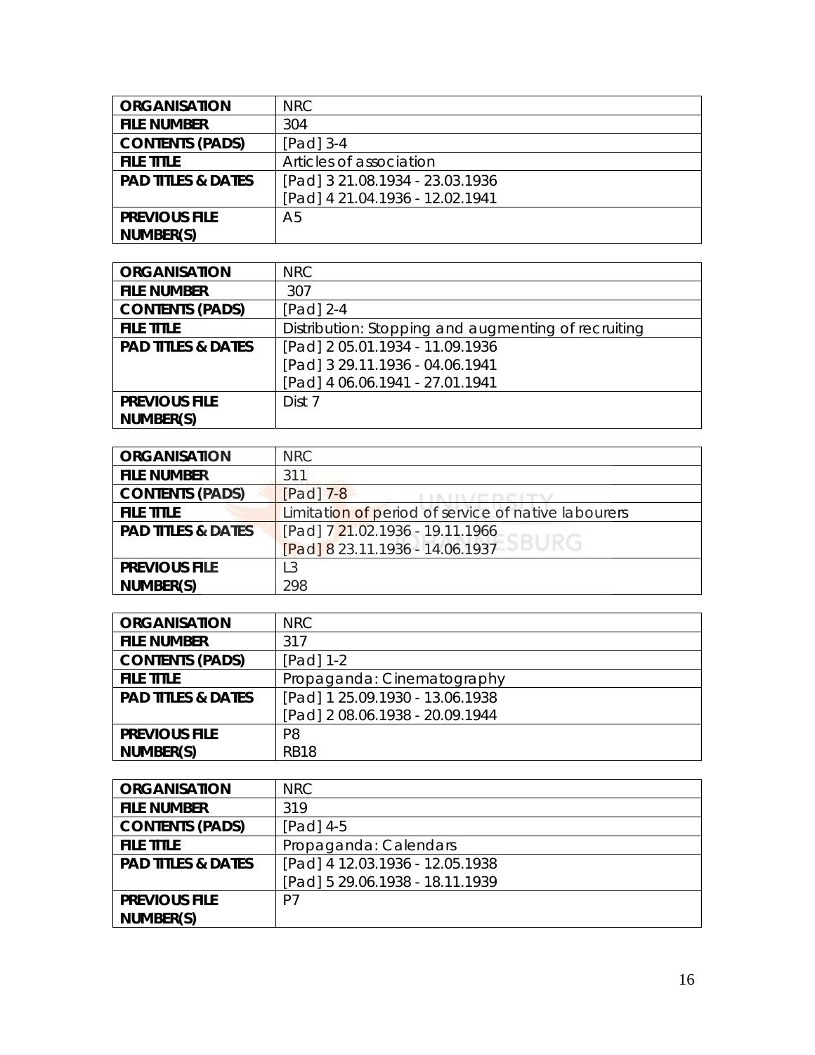| ORGANISATION | NRC |
|---|---|
| FILE NUMBER | 304 |
| CONTENTS (PADS) | [Pad] 3-4 |
| FILE TITLE | Articles of association |
| PAD TITLES & DATES | [Pad] 3 21.08.1934 - 23.03.1936<br>[Pad] 4 21.04.1936 - 12.02.1941 |
| PREVIOUS FILE NUMBER(S) | A5 |

| ORGANISATION | NRC |
|---|---|
| FILE NUMBER | 307 |
| CONTENTS (PADS) | [Pad] 2-4 |
| FILE TITLE | Distribution: Stopping and augmenting of recruiting |
| PAD TITLES & DATES | [Pad] 2 05.01.1934 - 11.09.1936<br>[Pad] 3 29.11.1936 - 04.06.1941<br>[Pad] 4 06.06.1941 - 27.01.1941 |
| PREVIOUS FILE NUMBER(S) | Dist 7 |

| ORGANISATION | NRC |
|---|---|
| FILE NUMBER | 311 |
| CONTENTS (PADS) | [Pad] 7-8 |
| FILE TITLE | Limitation of period of service of native labourers |
| PAD TITLES & DATES | [Pad] 7 21.02.1936 - 19.11.1966<br>[Pad] 8 23.11.1936 - 14.06.1937 |
| PREVIOUS FILE NUMBER(S) | L3<br>298 |

| ORGANISATION | NRC |
|---|---|
| FILE NUMBER | 317 |
| CONTENTS (PADS) | [Pad] 1-2 |
| FILE TITLE | Propaganda: Cinematography |
| PAD TITLES & DATES | [Pad] 1 25.09.1930 - 13.06.1938<br>[Pad] 2 08.06.1938 - 20.09.1944 |
| PREVIOUS FILE NUMBER(S) | P8<br>RB18 |

| ORGANISATION | NRC |
|---|---|
| FILE NUMBER | 319 |
| CONTENTS (PADS) | [Pad] 4-5 |
| FILE TITLE | Propaganda: Calendars |
| PAD TITLES & DATES | [Pad] 4 12.03.1936 - 12.05.1938<br>[Pad] 5 29.06.1938 - 18.11.1939 |
| PREVIOUS FILE NUMBER(S) | P7 |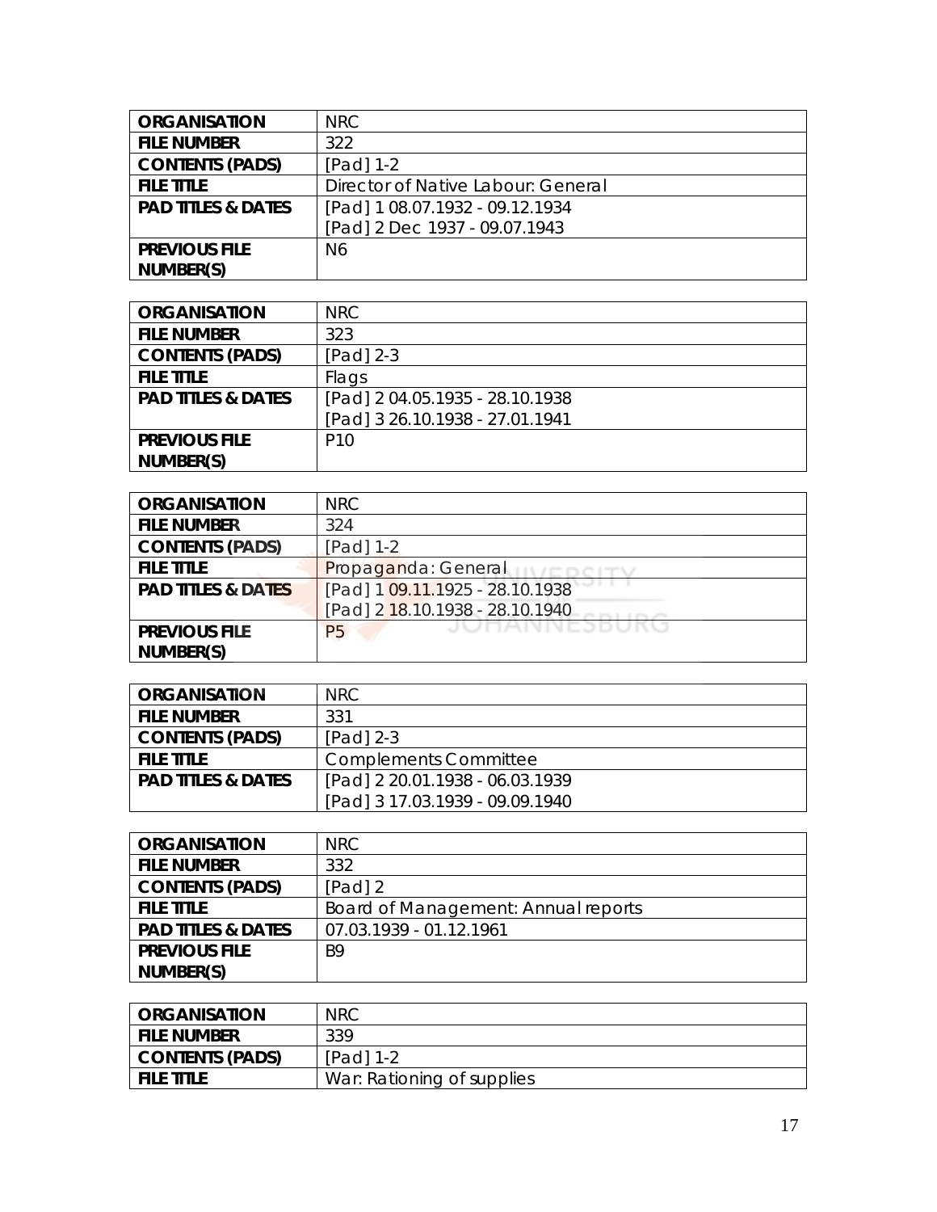| ORGANISATION | NRC |
|---|---|
| FILE NUMBER | 322 |
| CONTENTS (PADS) | [Pad] 1-2 |
| FILE TITLE | Director of Native Labour: General |
| PAD TITLES & DATES | [Pad] 1 08.07.1932 - 09.12.1934<br>[Pad] 2 Dec 1937 - 09.07.1943 |
| PREVIOUS FILE NUMBER(S) | N6 |

| ORGANISATION | NRC |
|---|---|
| FILE NUMBER | 323 |
| CONTENTS (PADS) | [Pad] 2-3 |
| FILE TITLE | Flags |
| PAD TITLES & DATES | [Pad] 2 04.05.1935 - 28.10.1938<br>[Pad] 3 26.10.1938 - 27.01.1941 |
| PREVIOUS FILE NUMBER(S) | P10 |

| ORGANISATION | NRC |
|---|---|
| FILE NUMBER | 324 |
| CONTENTS (PADS) | [Pad] 1-2 |
| FILE TITLE | Propaganda: General |
| PAD TITLES & DATES | [Pad] 1 09.11.1925 - 28.10.1938<br>[Pad] 2 18.10.1938 - 28.10.1940 |
| PREVIOUS FILE NUMBER(S) | P5 |

| ORGANISATION | NRC |
|---|---|
| FILE NUMBER | 331 |
| CONTENTS (PADS) | [Pad] 2-3 |
| FILE TITLE | Complements Committee |
| PAD TITLES & DATES | [Pad] 2 20.01.1938 - 06.03.1939<br>[Pad] 3 17.03.1939 - 09.09.1940 |

| ORGANISATION | NRC |
|---|---|
| FILE NUMBER | 332 |
| CONTENTS (PADS) | [Pad] 2 |
| FILE TITLE | Board of Management: Annual reports |
| PAD TITLES & DATES | 07.03.1939 - 01.12.1961 |
| PREVIOUS FILE NUMBER(S) | B9 |

| ORGANISATION | NRC |
|---|---|
| FILE NUMBER | 339 |
| CONTENTS (PADS) | [Pad] 1-2 |
| FILE TITLE | War: Rationing of supplies |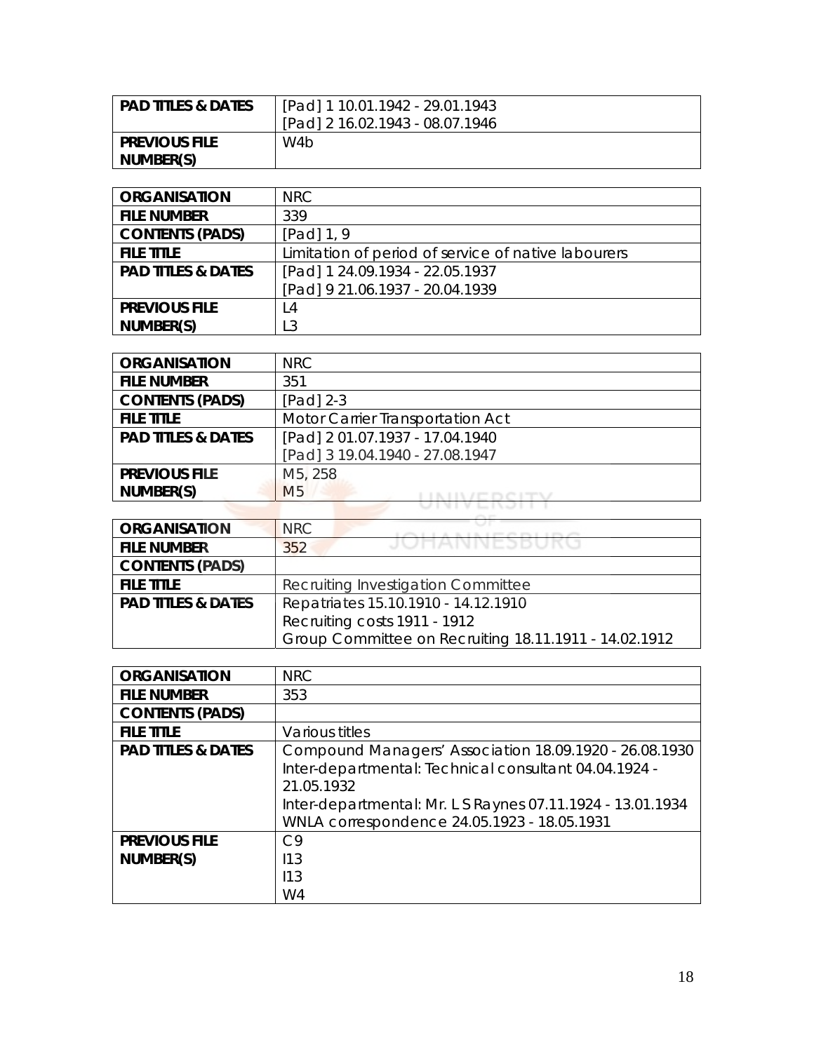| PAD TITLES & DATES | [Pad] 1 10.01.1942 - 29.01.1943<br>[Pad] 2 16.02.1943 - 08.07.1946 |
|---|---|
| PREVIOUS FILE NUMBER(S) | W4b |

| ORGANISATION | NRC |
|---|---|
| FILE NUMBER | 339 |
| CONTENTS (PADS) | [Pad] 1, 9 |
| FILE TITLE | Limitation of period of service of native labourers |
| PAD TITLES & DATES | [Pad] 1 24.09.1934 - 22.05.1937<br>[Pad] 9 21.06.1937 - 20.04.1939 |
| PREVIOUS FILE NUMBER(S) | L4<br>L3 |

| ORGANISATION | NRC |
|---|---|
| FILE NUMBER | 351 |
| CONTENTS (PADS) | [Pad] 2-3 |
| FILE TITLE | Motor Carrier Transportation Act |
| PAD TITLES & DATES | [Pad] 2 01.07.1937 - 17.04.1940<br>[Pad] 3 19.04.1940 - 27.08.1947 |
| PREVIOUS FILE NUMBER(S) | M5, 258<br>M5 |

| ORGANISATION | NRC |
|---|---|
| FILE NUMBER | 352 |
| CONTENTS (PADS) | |
| FILE TITLE | Recruiting Investigation Committee |
| PAD TITLES & DATES | Repatriates 15.10.1910 - 14.12.1910<br>Recruiting costs 1911 - 1912<br>Group Committee on Recruiting 18.11.1911 - 14.02.1912 |

| ORGANISATION | NRC |
|---|---|
| FILE NUMBER | 353 |
| CONTENTS (PADS) | |
| FILE TITLE | Various titles |
| PAD TITLES & DATES | Compound Managers' Association 18.09.1920 - 26.08.1930<br>Inter-departmental: Technical consultant 04.04.1924 - 21.05.1932<br>Inter-departmental: Mr. L S Raynes 07.11.1924 - 13.01.1934<br>WNLA correspondence 24.05.1923 - 18.05.1931 |
| PREVIOUS FILE NUMBER(S) | C9<br>I13<br>I13<br>W4 |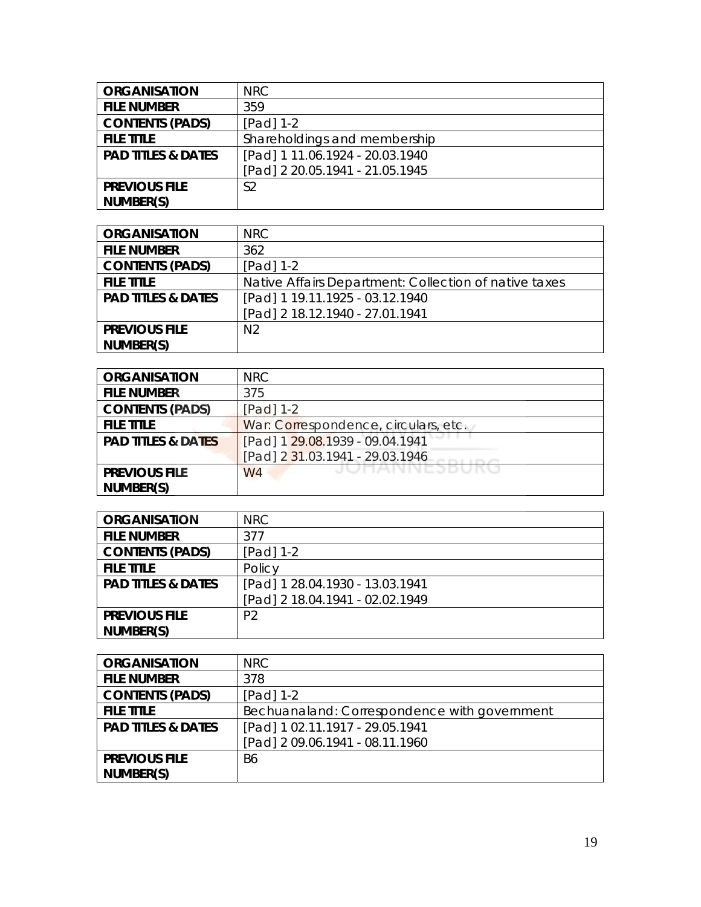| **ORGANISATION** | NRC |
|---|---|
| **FILE NUMBER** | 359 |
| **CONTENTS (PADS)** | [Pad] 1-2 |
| **FILE TITLE** | Shareholdings and membership |
| **PAD TITLES & DATES** | [Pad] 1 11.06.1924 - 20.03.1940<br>[Pad] 2 20.05.1941 - 21.05.1945 |
| **PREVIOUS FILE NUMBER(S)** | S2 |

| **ORGANISATION** | NRC |
|---|---|
| **FILE NUMBER** | 362 |
| **CONTENTS (PADS)** | [Pad] 1-2 |
| **FILE TITLE** | Native Affairs Department: Collection of native taxes |
| **PAD TITLES & DATES** | [Pad] 1 19.11.1925 - 03.12.1940<br>[Pad] 2 18.12.1940 - 27.01.1941 |
| **PREVIOUS FILE NUMBER(S)** | N2 |

| **ORGANISATION** | NRC |
|---|---|
| **FILE NUMBER** | 375 |
| **CONTENTS (PADS)** | [Pad] 1-2 |
| **FILE TITLE** | War: Correspondence, circulars, etc. |
| **PAD TITLES & DATES** | [Pad] 1 29.08.1939 - 09.04.1941<br>[Pad] 2 31.03.1941 - 29.03.1946 |
| **PREVIOUS FILE NUMBER(S)** | W4 |

| **ORGANISATION** | NRC |
|---|---|
| **FILE NUMBER** | 377 |
| **CONTENTS (PADS)** | [Pad] 1-2 |
| **FILE TITLE** | Policy |
| **PAD TITLES & DATES** | [Pad] 1 28.04.1930 - 13.03.1941<br>[Pad] 2 18.04.1941 - 02.02.1949 |
| **PREVIOUS FILE NUMBER(S)** | P2 |

| **ORGANISATION** | NRC |
|---|---|
| **FILE NUMBER** | 378 |
| **CONTENTS (PADS)** | [Pad] 1-2 |
| **FILE TITLE** | Bechuanaland: Correspondence with government |
| **PAD TITLES & DATES** | [Pad] 1 02.11.1917 - 29.05.1941<br>[Pad] 2 09.06.1941 - 08.11.1960 |
| **PREVIOUS FILE NUMBER(S)** | B6 |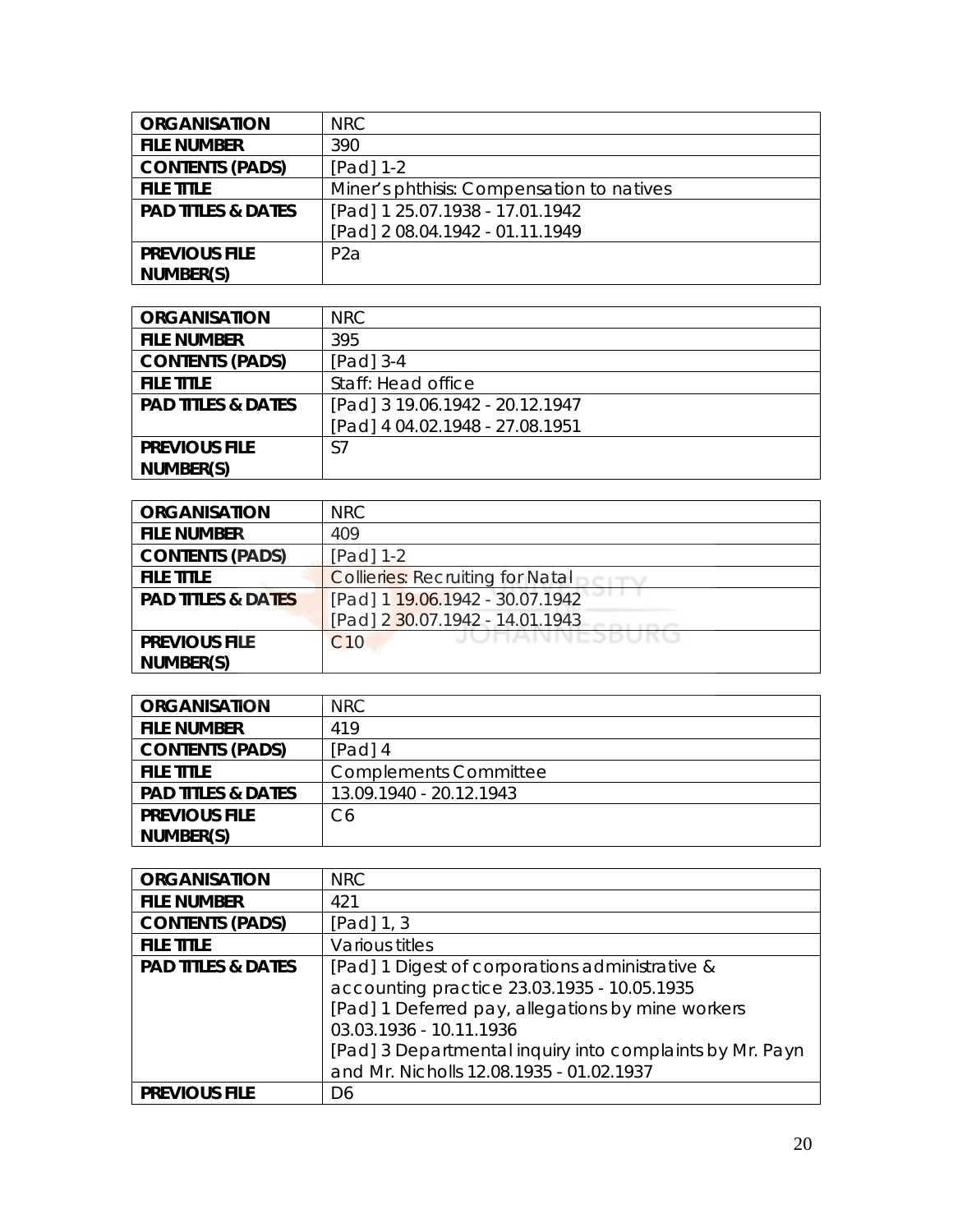| ORGANISATION | NRC |
|---|---|
| FILE NUMBER | 390 |
| CONTENTS (PADS) | [Pad] 1-2 |
| FILE TITLE | Miner's phthisis: Compensation to natives |
| PAD TITLES & DATES | [Pad] 1 25.07.1938 - 17.01.1942<br>[Pad] 2 08.04.1942 - 01.11.1949 |
| PREVIOUS FILE NUMBER(S) | P2a |

| ORGANISATION | NRC |
|---|---|
| FILE NUMBER | 395 |
| CONTENTS (PADS) | [Pad] 3-4 |
| FILE TITLE | Staff: Head office |
| PAD TITLES & DATES | [Pad] 3 19.06.1942 - 20.12.1947<br>[Pad] 4 04.02.1948 - 27.08.1951 |
| PREVIOUS FILE NUMBER(S) | S7 |

| ORGANISATION | NRC |
|---|---|
| FILE NUMBER | 409 |
| CONTENTS (PADS) | [Pad] 1-2 |
| FILE TITLE | Collieries: Recruiting for Natal |
| PAD TITLES & DATES | [Pad] 1 19.06.1942 - 30.07.1942<br>[Pad] 2 30.07.1942 - 14.01.1943 |
| PREVIOUS FILE NUMBER(S) | C10 |

| ORGANISATION | NRC |
|---|---|
| FILE NUMBER | 419 |
| CONTENTS (PADS) | [Pad] 4 |
| FILE TITLE | Complements Committee |
| PAD TITLES & DATES | 13.09.1940 - 20.12.1943 |
| PREVIOUS FILE NUMBER(S) | C6 |

| ORGANISATION | NRC |
|---|---|
| FILE NUMBER | 421 |
| CONTENTS (PADS) | [Pad] 1, 3 |
| FILE TITLE | Various titles |
| PAD TITLES & DATES | [Pad] 1 Digest of corporations administrative & accounting practice 23.03.1935 - 10.05.1935<br>[Pad] 1 Deferred pay, allegations by mine workers 03.03.1936 - 10.11.1936<br>[Pad] 3 Departmental inquiry into complaints by Mr. Payn and Mr. Nicholls 12.08.1935 - 01.02.1937 |
| PREVIOUS FILE | D6 |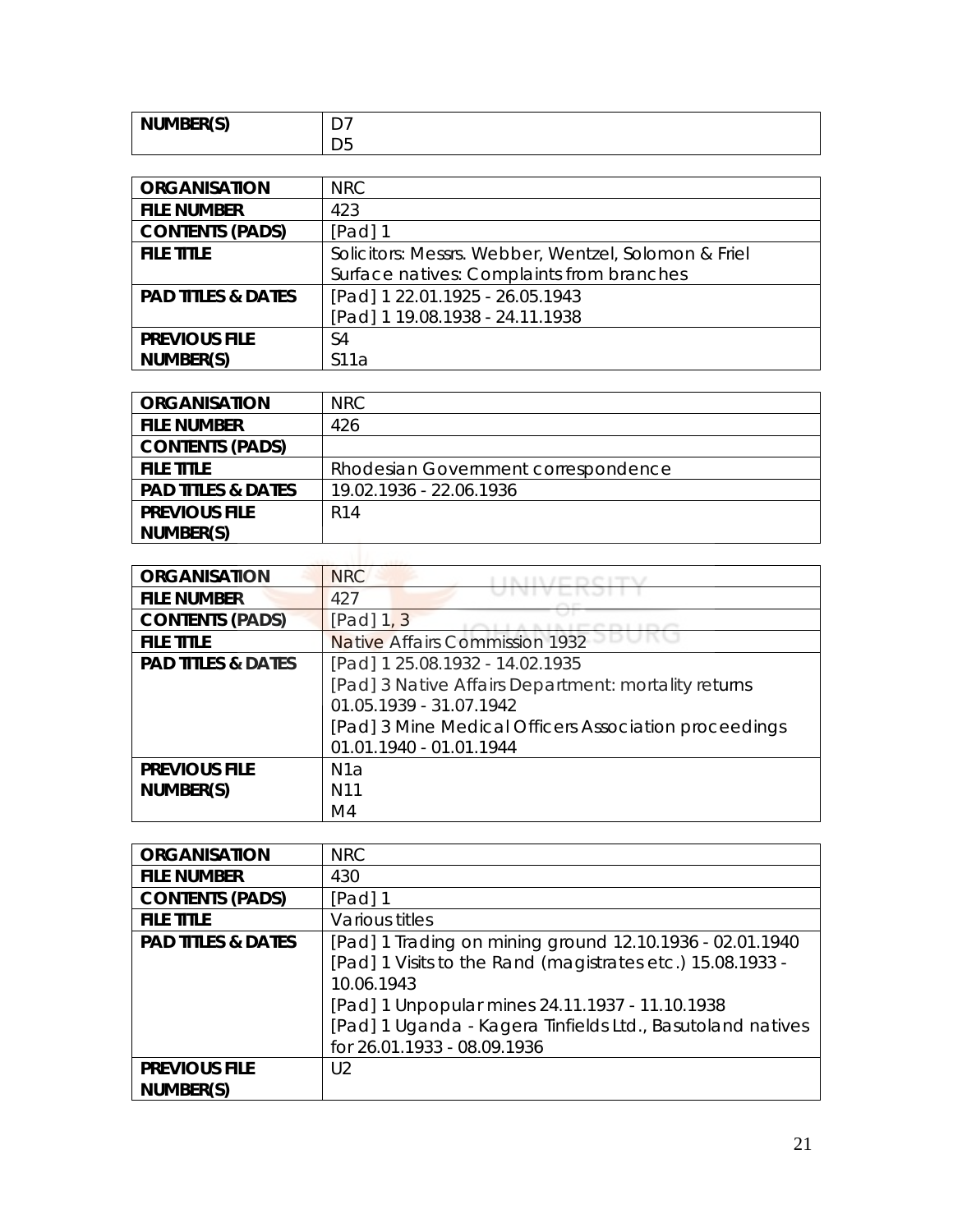| NUMBER(S) | D7<br>D5 |
|---|---|

| ORGANISATION | NRC |
|---|---|
| FILE NUMBER | 423 |
| CONTENTS (PADS) | [Pad] 1 |
| FILE TITLE | Solicitors: Messrs. Webber, Wentzel, Solomon & Friel<br>Surface natives: Complaints from branches |
| PAD TITLES & DATES | [Pad] 1 22.01.1925 - 26.05.1943<br>[Pad] 1 19.08.1938 - 24.11.1938 |
| PREVIOUS FILE NUMBER(S) | S4<br>S11a |

| ORGANISATION | NRC |
|---|---|
| FILE NUMBER | 426 |
| CONTENTS (PADS) | |
| FILE TITLE | Rhodesian Government correspondence |
| PAD TITLES & DATES | 19.02.1936 - 22.06.1936 |
| PREVIOUS FILE NUMBER(S) | R14 |

| ORGANISATION | NRC |
|---|---|
| FILE NUMBER | 427 |
| CONTENTS (PADS) | [Pad] 1, 3 |
| FILE TITLE | Native Affairs Commission 1932 |
| PAD TITLES & DATES | [Pad] 1 25.08.1932 - 14.02.1935<br>[Pad] 3 Native Affairs Department: mortality returns 01.05.1939 - 31.07.1942<br>[Pad] 3 Mine Medical Officers Association proceedings 01.01.1940 - 01.01.1944 |
| PREVIOUS FILE NUMBER(S) | N1a<br>N11<br>M4 |

| ORGANISATION | NRC |
|---|---|
| FILE NUMBER | 430 |
| CONTENTS (PADS) | [Pad] 1 |
| FILE TITLE | Various titles |
| PAD TITLES & DATES | [Pad] 1 Trading on mining ground 12.10.1936 - 02.01.1940<br>[Pad] 1 Visits to the Rand (magistrates etc.) 15.08.1933 - 10.06.1943<br>[Pad] 1 Unpopular mines 24.11.1937 - 11.10.1938<br>[Pad] 1 Uganda - Kagera Tinfields Ltd., Basutoland natives for 26.01.1933 - 08.09.1936 |
| PREVIOUS FILE NUMBER(S) | U2 |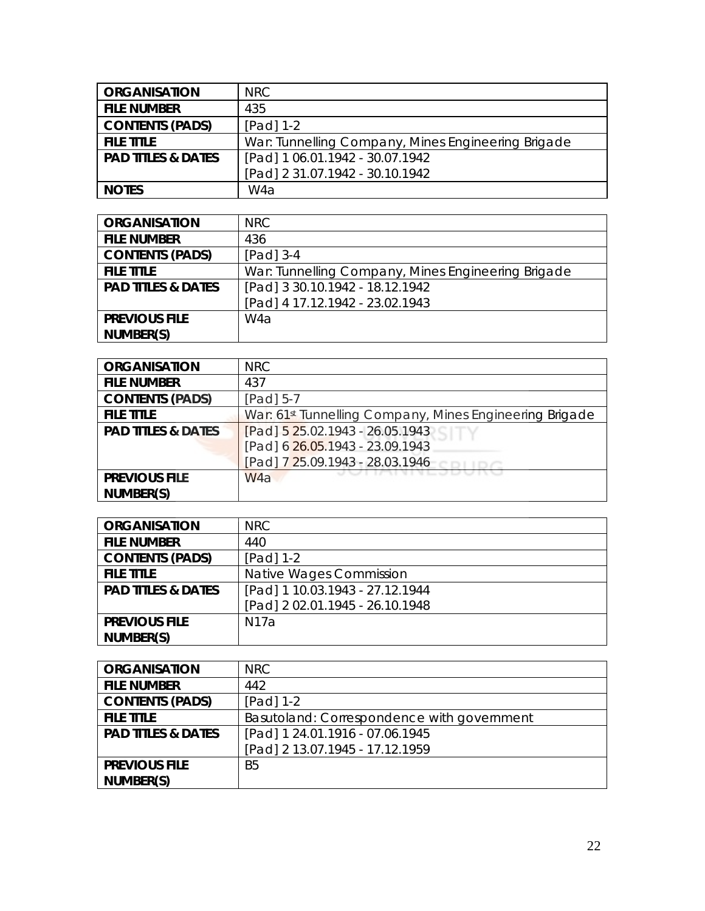| ORGANISATION | NRC |
| --- | --- |
| FILE NUMBER | 435 |
| CONTENTS (PADS) | [Pad] 1-2 |
| FILE TITLE | War: Tunnelling Company, Mines Engineering Brigade |
| PAD TITLES & DATES | [Pad] 1 06.01.1942 - 30.07.1942<br>[Pad] 2 31.07.1942 - 30.10.1942 |
| NOTES | W4a |

| ORGANISATION | NRC |
| --- | --- |
| FILE NUMBER | 436 |
| CONTENTS (PADS) | [Pad] 3-4 |
| FILE TITLE | War: Tunnelling Company, Mines Engineering Brigade |
| PAD TITLES & DATES | [Pad] 3 30.10.1942 - 18.12.1942<br>[Pad] 4 17.12.1942 - 23.02.1943 |
| PREVIOUS FILE NUMBER(S) | W4a |

| ORGANISATION | NRC |
| --- | --- |
| FILE NUMBER | 437 |
| CONTENTS (PADS) | [Pad] 5-7 |
| FILE TITLE | War: 61st Tunnelling Company, Mines Engineering Brigade |
| PAD TITLES & DATES | [Pad] 5 25.02.1943 - 26.05.1943<br>[Pad] 6 26.05.1943 - 23.09.1943<br>[Pad] 7 25.09.1943 - 28.03.1946 |
| PREVIOUS FILE NUMBER(S) | W4a |

| ORGANISATION | NRC |
| --- | --- |
| FILE NUMBER | 440 |
| CONTENTS (PADS) | [Pad] 1-2 |
| FILE TITLE | Native Wages Commission |
| PAD TITLES & DATES | [Pad] 1 10.03.1943 - 27.12.1944<br>[Pad] 2 02.01.1945 - 26.10.1948 |
| PREVIOUS FILE NUMBER(S) | N17a |

| ORGANISATION | NRC |
| --- | --- |
| FILE NUMBER | 442 |
| CONTENTS (PADS) | [Pad] 1-2 |
| FILE TITLE | Basutoland: Correspondence with government |
| PAD TITLES & DATES | [Pad] 1 24.01.1916 - 07.06.1945<br>[Pad] 2 13.07.1945 - 17.12.1959 |
| PREVIOUS FILE NUMBER(S) | B5 |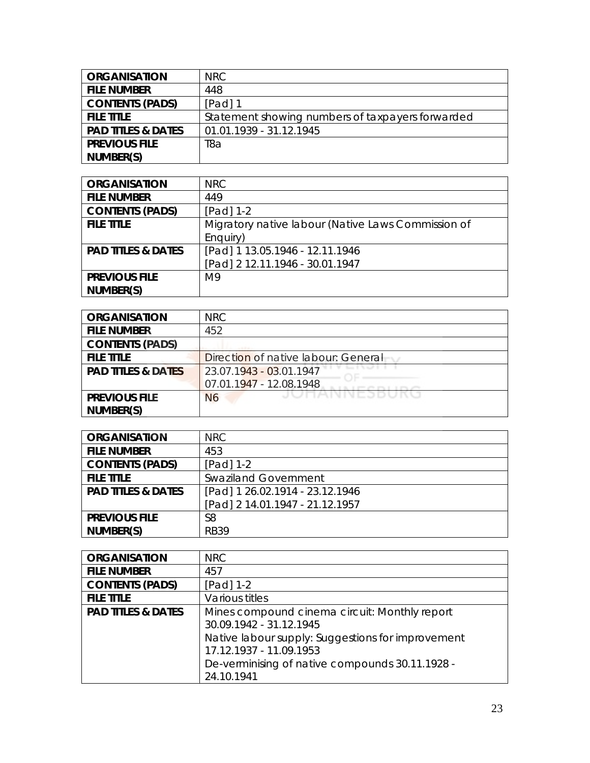| ORGANISATION | NRC |
|---|---|
| FILE NUMBER | 448 |
| CONTENTS (PADS) | [Pad] 1 |
| FILE TITLE | Statement showing numbers of taxpayers forwarded |
| PAD TITLES & DATES | 01.01.1939 - 31.12.1945 |
| PREVIOUS FILE NUMBER(S) | T8a |

| ORGANISATION | NRC |
|---|---|
| FILE NUMBER | 449 |
| CONTENTS (PADS) | [Pad] 1-2 |
| FILE TITLE | Migratory native labour (Native Laws Commission of Enquiry) |
| PAD TITLES & DATES | [Pad] 1 13.05.1946 - 12.11.1946<br>[Pad] 2 12.11.1946 - 30.01.1947 |
| PREVIOUS FILE NUMBER(S) | M9 |

| ORGANISATION | NRC |
|---|---|
| FILE NUMBER | 452 |
| CONTENTS (PADS) | |
| FILE TITLE | Direction of native labour: General |
| PAD TITLES & DATES | 23.07.1943 - 03.01.1947<br>07.01.1947 - 12.08.1948 |
| PREVIOUS FILE NUMBER(S) | N6 |

| ORGANISATION | NRC |
|---|---|
| FILE NUMBER | 453 |
| CONTENTS (PADS) | [Pad] 1-2 |
| FILE TITLE | Swaziland Government |
| PAD TITLES & DATES | [Pad] 1 26.02.1914 - 23.12.1946<br>[Pad] 2 14.01.1947 - 21.12.1957 |
| PREVIOUS FILE NUMBER(S) | S8<br>RB39 |

| ORGANISATION | NRC |
|---|---|
| FILE NUMBER | 457 |
| CONTENTS (PADS) | [Pad] 1-2 |
| FILE TITLE | Various titles |
| PAD TITLES & DATES | Mines compound cinema circuit: Monthly report 30.09.1942 - 31.12.1945<br>Native labour supply: Suggestions for improvement 17.12.1937 - 11.09.1953<br>De-verminising of native compounds 30.11.1928 - 24.10.1941 |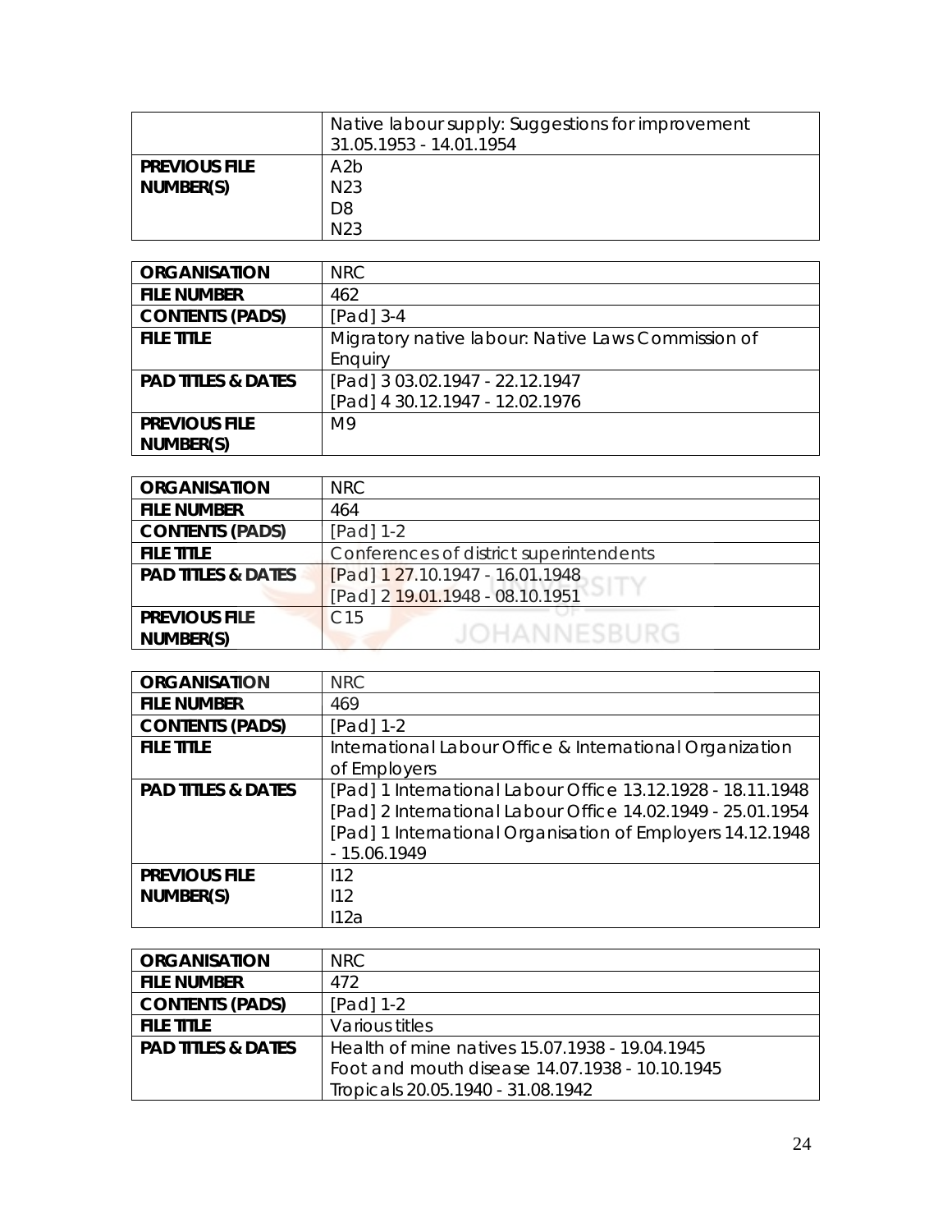| | |
|---|---|
| | Native labour supply: Suggestions for improvement 31.05.1953 - 14.01.1954 |
| **PREVIOUS FILE NUMBER(S)** | A2b<br>N23<br>D8<br>N23 |

| | |
|---|---|
| **ORGANISATION** | NRC |
| **FILE NUMBER** | 462 |
| **CONTENTS (PADS)** | [Pad] 3-4 |
| **FILE TITLE** | Migratory native labour: Native Laws Commission of Enquiry |
| **PAD TITLES & DATES** | [Pad] 3 03.02.1947 - 22.12.1947<br>[Pad] 4 30.12.1947 - 12.02.1976 |
| **PREVIOUS FILE NUMBER(S)** | M9 |

| | |
|---|---|
| **ORGANISATION** | NRC |
| **FILE NUMBER** | 464 |
| **CONTENTS (PADS)** | [Pad] 1-2 |
| **FILE TITLE** | Conferences of district superintendents |
| **PAD TITLES & DATES** | [Pad] 1 27.10.1947 - 16.01.1948<br>[Pad] 2 19.01.1948 - 08.10.1951 |
| **PREVIOUS FILE NUMBER(S)** | C15 |

| | |
|---|---|
| **ORGANISATION** | NRC |
| **FILE NUMBER** | 469 |
| **CONTENTS (PADS)** | [Pad] 1-2 |
| **FILE TITLE** | International Labour Office & International Organization of Employers |
| **PAD TITLES & DATES** | [Pad] 1 International Labour Office 13.12.1928 - 18.11.1948<br>[Pad] 2 International Labour Office 14.02.1949 - 25.01.1954<br>[Pad] 1 International Organisation of Employers 14.12.1948 - 15.06.1949 |
| **PREVIOUS FILE NUMBER(S)** | I12<br>I12<br>I12a |

| | |
|---|---|
| **ORGANISATION** | NRC |
| **FILE NUMBER** | 472 |
| **CONTENTS (PADS)** | [Pad] 1-2 |
| **FILE TITLE** | Various titles |
| **PAD TITLES & DATES** | Health of mine natives 15.07.1938 - 19.04.1945<br>Foot and mouth disease 14.07.1938 - 10.10.1945<br>Tropicals 20.05.1940 - 31.08.1942 |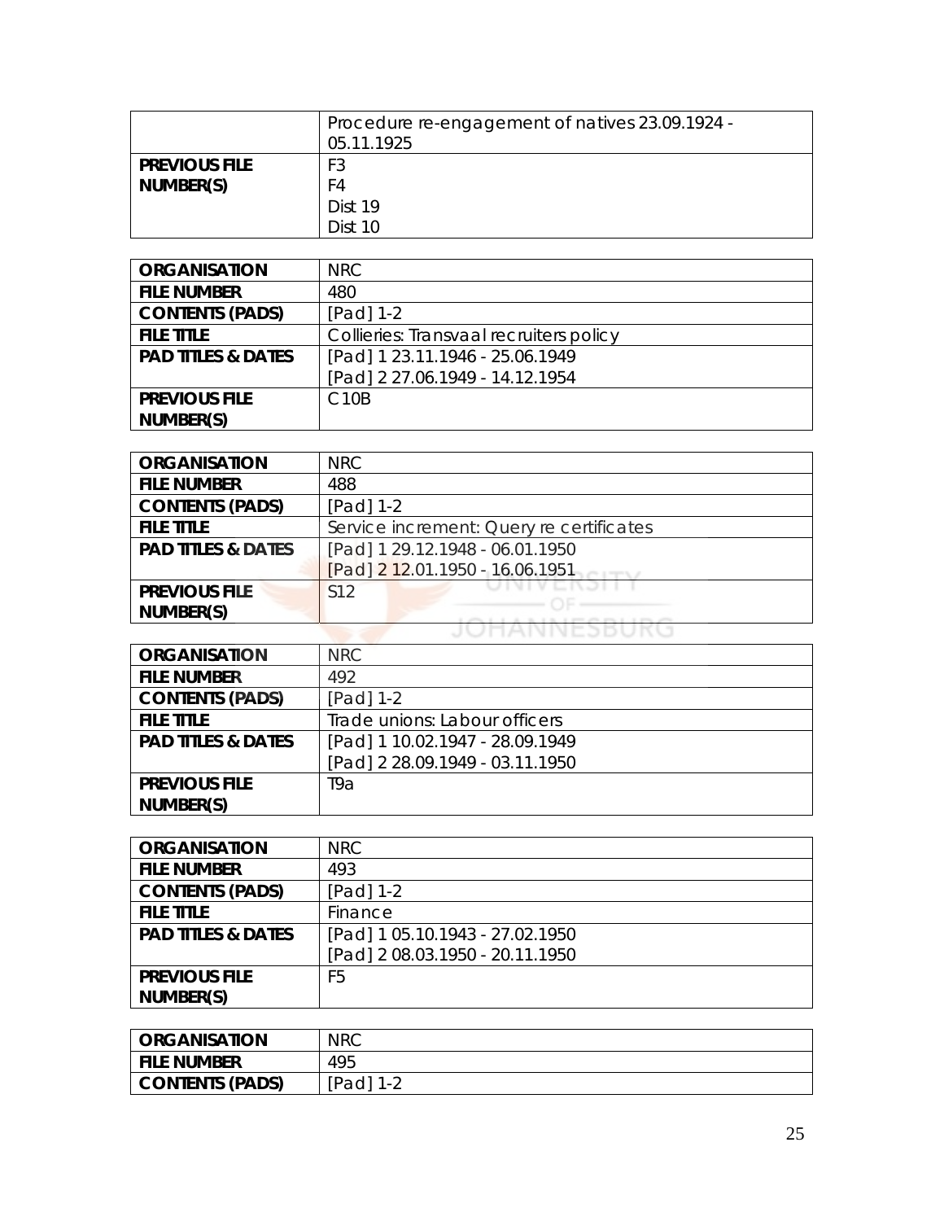| | Procedure re-engagement of natives 23.09.1924 - 05.11.1925 |
|---|---|
| **PREVIOUS FILE NUMBER(S)** | F3<br>F4<br>Dist 19<br>Dist 10 |

| **ORGANISATION** | NRC |
|---|---|
| **FILE NUMBER** | 480 |
| **CONTENTS (PADS)** | [Pad] 1-2 |
| **FILE TITLE** | Collieries: Transvaal recruiters policy |
| **PAD TITLES & DATES** | [Pad] 1 23.11.1946 - 25.06.1949<br>[Pad] 2 27.06.1949 - 14.12.1954 |
| **PREVIOUS FILE NUMBER(S)** | C10B |

| **ORGANISATION** | NRC |
|---|---|
| **FILE NUMBER** | 488 |
| **CONTENTS (PADS)** | [Pad] 1-2 |
| **FILE TITLE** | Service increment: Query re certificates |
| **PAD TITLES & DATES** | [Pad] 1 29.12.1948 - 06.01.1950<br>[Pad] 2 12.01.1950 - 16.06.1951 |
| **PREVIOUS FILE NUMBER(S)** | S12 |

| **ORGANISATION** | NRC |
|---|---|
| **FILE NUMBER** | 492 |
| **CONTENTS (PADS)** | [Pad] 1-2 |
| **FILE TITLE** | Trade unions: Labour officers |
| **PAD TITLES & DATES** | [Pad] 1 10.02.1947 - 28.09.1949<br>[Pad] 2 28.09.1949 - 03.11.1950 |
| **PREVIOUS FILE NUMBER(S)** | T9a |

| **ORGANISATION** | NRC |
|---|---|
| **FILE NUMBER** | 493 |
| **CONTENTS (PADS)** | [Pad] 1-2 |
| **FILE TITLE** | Finance |
| **PAD TITLES & DATES** | [Pad] 1 05.10.1943 - 27.02.1950<br>[Pad] 2 08.03.1950 - 20.11.1950 |
| **PREVIOUS FILE NUMBER(S)** | F5 |

| **ORGANISATION** | NRC |
|---|---|
| **FILE NUMBER** | 495 |
| **CONTENTS (PADS)** | [Pad] 1-2 |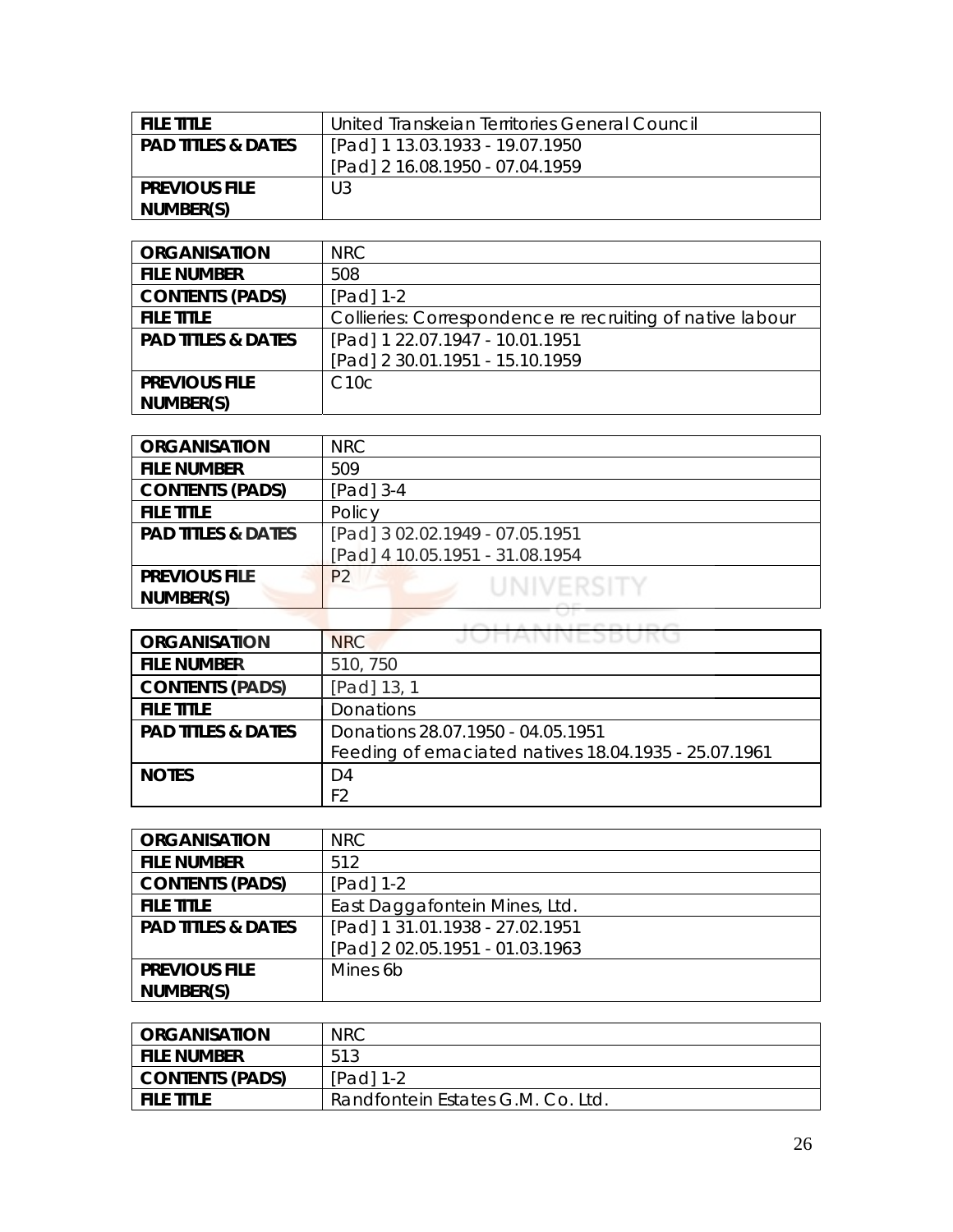| FILE TITLE | United Transkeian Territories General Council |
|---|---|
| PAD TITLES & DATES | [Pad] 1 13.03.1933 - 19.07.1950<br>[Pad] 2 16.08.1950 - 07.04.1959 |
| PREVIOUS FILE NUMBER(S) | U3 |

| ORGANISATION | NRC |
|---|---|
| FILE NUMBER | 508 |
| CONTENTS (PADS) | [Pad] 1-2 |
| FILE TITLE | Collieries: Correspondence re recruiting of native labour |
| PAD TITLES & DATES | [Pad] 1 22.07.1947 - 10.01.1951<br>[Pad] 2 30.01.1951 - 15.10.1959 |
| PREVIOUS FILE NUMBER(S) | C10c |

| ORGANISATION | NRC |
|---|---|
| FILE NUMBER | 509 |
| CONTENTS (PADS) | [Pad] 3-4 |
| FILE TITLE | Policy |
| PAD TITLES & DATES | [Pad] 3 02.02.1949 - 07.05.1951<br>[Pad] 4 10.05.1951 - 31.08.1954 |
| PREVIOUS FILE NUMBER(S) | P2 |

| ORGANISATION | NRC |
|---|---|
| FILE NUMBER | 510, 750 |
| CONTENTS (PADS) | [Pad] 13, 1 |
| FILE TITLE | Donations |
| PAD TITLES & DATES | Donations 28.07.1950 - 04.05.1951<br>Feeding of emaciated natives 18.04.1935 - 25.07.1961 |
| NOTES | D4<br>F2 |

| ORGANISATION | NRC |
|---|---|
| FILE NUMBER | 512 |
| CONTENTS (PADS) | [Pad] 1-2 |
| FILE TITLE | East Daggafontein Mines, Ltd. |
| PAD TITLES & DATES | [Pad] 1 31.01.1938 - 27.02.1951<br>[Pad] 2 02.05.1951 - 01.03.1963 |
| PREVIOUS FILE NUMBER(S) | Mines 6b |

| ORGANISATION | NRC |
|---|---|
| FILE NUMBER | 513 |
| CONTENTS (PADS) | [Pad] 1-2 |
| FILE TITLE | Randfontein Estates G.M. Co. Ltd. |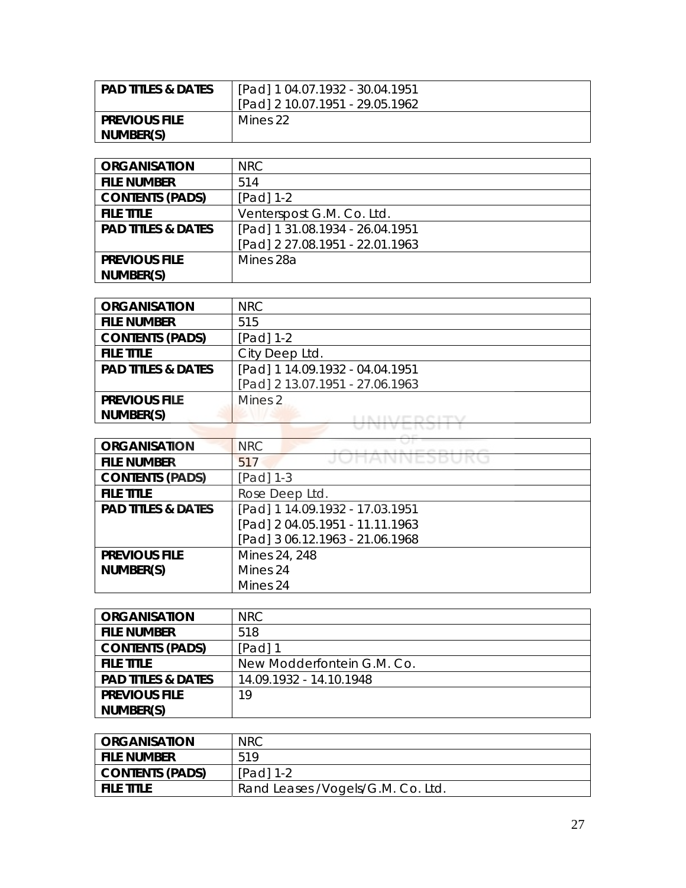| | |
|---|---|
| **PAD TITLES & DATES** | [Pad] 1 04.07.1932 - 30.04.1951<br>[Pad] 2 10.07.1951 - 29.05.1962 |
| **PREVIOUS FILE NUMBER(S)** | Mines 22 |

| | |
|---|---|
| **ORGANISATION** | NRC |
| **FILE NUMBER** | 514 |
| **CONTENTS (PADS)** | [Pad] 1-2 |
| **FILE TITLE** | Venterspost G.M. Co. Ltd. |
| **PAD TITLES & DATES** | [Pad] 1 31.08.1934 - 26.04.1951<br>[Pad] 2 27.08.1951 - 22.01.1963 |
| **PREVIOUS FILE NUMBER(S)** | Mines 28a |

| | |
|---|---|
| **ORGANISATION** | NRC |
| **FILE NUMBER** | 515 |
| **CONTENTS (PADS)** | [Pad] 1-2 |
| **FILE TITLE** | City Deep Ltd. |
| **PAD TITLES & DATES** | [Pad] 1 14.09.1932 - 04.04.1951<br>[Pad] 2 13.07.1951 - 27.06.1963 |
| **PREVIOUS FILE NUMBER(S)** | Mines 2 |

| | |
|---|---|
| **ORGANISATION** | NRC |
| **FILE NUMBER** | 517 |
| **CONTENTS (PADS)** | [Pad] 1-3 |
| **FILE TITLE** | Rose Deep Ltd. |
| **PAD TITLES & DATES** | [Pad] 1 14.09.1932 - 17.03.1951<br>[Pad] 2 04.05.1951 - 11.11.1963<br>[Pad] 3 06.12.1963 - 21.06.1968 |
| **PREVIOUS FILE NUMBER(S)** | Mines 24, 248<br>Mines 24<br>Mines 24 |

| | |
|---|---|
| **ORGANISATION** | NRC |
| **FILE NUMBER** | 518 |
| **CONTENTS (PADS)** | [Pad] 1 |
| **FILE TITLE** | New Modderfontein G.M. Co. |
| **PAD TITLES & DATES** | 14.09.1932 - 14.10.1948 |
| **PREVIOUS FILE NUMBER(S)** | 19 |

| | |
|---|---|
| **ORGANISATION** | NRC |
| **FILE NUMBER** | 519 |
| **CONTENTS (PADS)** | [Pad] 1-2 |
| **FILE TITLE** | Rand Leases /Vogels/G.M. Co. Ltd. |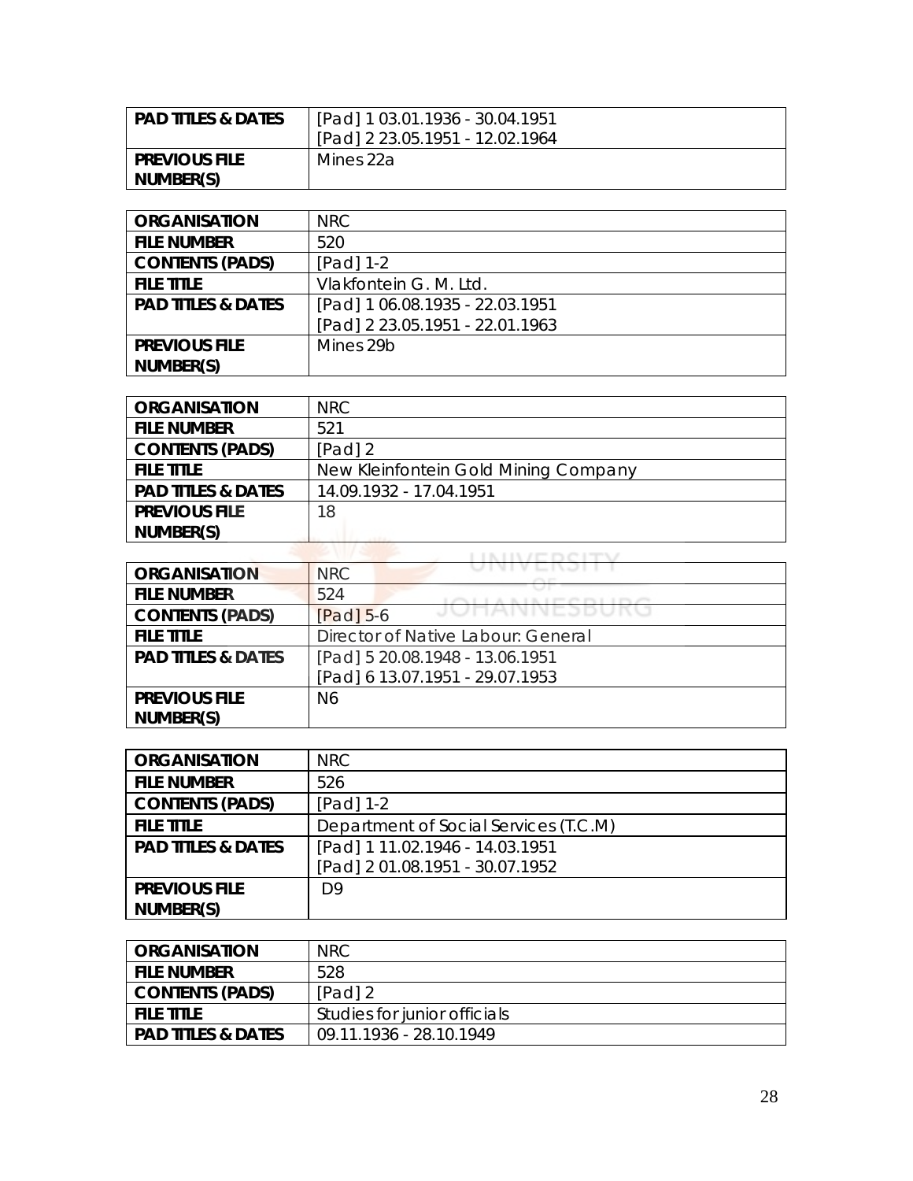| PAD TITLES & DATES | [Pad] 1 03.01.1936 - 30.04.1951<br>[Pad] 2 23.05.1951 - 12.02.1964 |
|---|---|
| PREVIOUS FILE NUMBER(S) | Mines 22a |

| ORGANISATION | NRC |
|---|---|
| FILE NUMBER | 520 |
| CONTENTS (PADS) | [Pad] 1-2 |
| FILE TITLE | Vlakfontein G. M. Ltd. |
| PAD TITLES & DATES | [Pad] 1 06.08.1935 - 22.03.1951<br>[Pad] 2 23.05.1951 - 22.01.1963 |
| PREVIOUS FILE NUMBER(S) | Mines 29b |

| ORGANISATION | NRC |
|---|---|
| FILE NUMBER | 521 |
| CONTENTS (PADS) | [Pad] 2 |
| FILE TITLE | New Kleinfontein Gold Mining Company |
| PAD TITLES & DATES | 14.09.1932 - 17.04.1951 |
| PREVIOUS FILE NUMBER(S) | 18 |

| ORGANISATION | NRC |
|---|---|
| FILE NUMBER | 524 |
| CONTENTS (PADS) | [Pad] 5-6 |
| FILE TITLE | Director of Native Labour: General |
| PAD TITLES & DATES | [Pad] 5 20.08.1948 - 13.06.1951<br>[Pad] 6 13.07.1951 - 29.07.1953 |
| PREVIOUS FILE NUMBER(S) | N6 |

| ORGANISATION | NRC |
|---|---|
| FILE NUMBER | 526 |
| CONTENTS (PADS) | [Pad] 1-2 |
| FILE TITLE | Department of Social Services (T.C.M) |
| PAD TITLES & DATES | [Pad] 1 11.02.1946 - 14.03.1951<br>[Pad] 2 01.08.1951 - 30.07.1952 |
| PREVIOUS FILE NUMBER(S) | D9 |

| ORGANISATION | NRC |
|---|---|
| FILE NUMBER | 528 |
| CONTENTS (PADS) | [Pad] 2 |
| FILE TITLE | Studies for junior officials |
| PAD TITLES & DATES | 09.11.1936 - 28.10.1949 |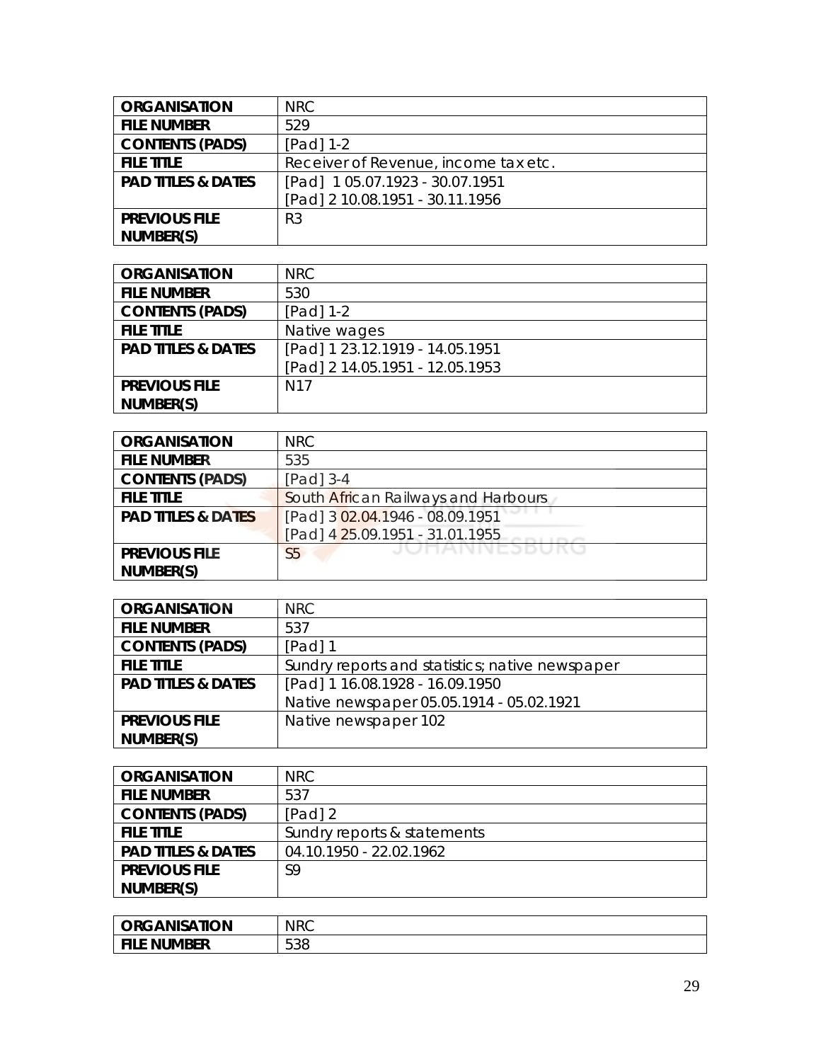| ORGANISATION | NRC |
|---|---|
| FILE NUMBER | 529 |
| CONTENTS (PADS) | [Pad] 1-2 |
| FILE TITLE | Receiver of Revenue, income tax etc. |
| PAD TITLES & DATES | [Pad] 1 05.07.1923 - 30.07.1951<br>[Pad] 2 10.08.1951 - 30.11.1956 |
| PREVIOUS FILE NUMBER(S) | R3 |

| ORGANISATION | NRC |
|---|---|
| FILE NUMBER | 530 |
| CONTENTS (PADS) | [Pad] 1-2 |
| FILE TITLE | Native wages |
| PAD TITLES & DATES | [Pad] 1 23.12.1919 - 14.05.1951<br>[Pad] 2 14.05.1951 - 12.05.1953 |
| PREVIOUS FILE NUMBER(S) | N17 |

| ORGANISATION | NRC |
|---|---|
| FILE NUMBER | 535 |
| CONTENTS (PADS) | [Pad] 3-4 |
| FILE TITLE | South African Railways and Harbours |
| PAD TITLES & DATES | [Pad] 3 02.04.1946 - 08.09.1951<br>[Pad] 4 25.09.1951 - 31.01.1955 |
| PREVIOUS FILE NUMBER(S) | S5 |

| ORGANISATION | NRC |
|---|---|
| FILE NUMBER | 537 |
| CONTENTS (PADS) | [Pad] 1 |
| FILE TITLE | Sundry reports and statistics; native newspaper |
| PAD TITLES & DATES | [Pad] 1 16.08.1928 - 16.09.1950<br>Native newspaper 05.05.1914 - 05.02.1921 |
| PREVIOUS FILE NUMBER(S) | Native newspaper 102 |

| ORGANISATION | NRC |
|---|---|
| FILE NUMBER | 537 |
| CONTENTS (PADS) | [Pad] 2 |
| FILE TITLE | Sundry reports & statements |
| PAD TITLES & DATES | 04.10.1950 - 22.02.1962 |
| PREVIOUS FILE NUMBER(S) | S9 |

| ORGANISATION | NRC |
|---|---|
| FILE NUMBER | 538 |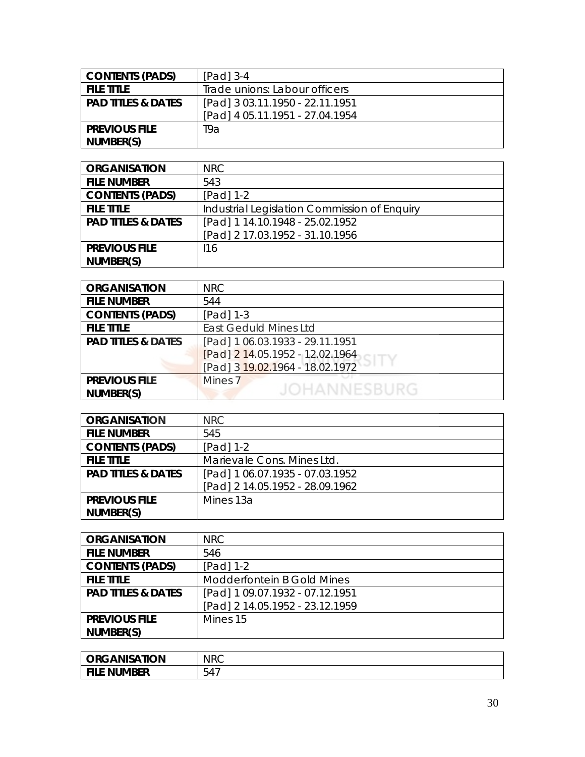| CONTENTS (PADS) | [Pad] 3-4 |
|---|---|
| FILE TITLE | Trade unions: Labour officers |
| PAD TITLES & DATES | [Pad] 3 03.11.1950 - 22.11.1951<br>[Pad] 4 05.11.1951 - 27.04.1954 |
| PREVIOUS FILE NUMBER(S) | T9a |

| ORGANISATION | NRC |
|---|---|
| FILE NUMBER | 543 |
| CONTENTS (PADS) | [Pad] 1-2 |
| FILE TITLE | Industrial Legislation Commission of Enquiry |
| PAD TITLES & DATES | [Pad] 1 14.10.1948 - 25.02.1952<br>[Pad] 2 17.03.1952 - 31.10.1956 |
| PREVIOUS FILE NUMBER(S) | I16 |

| ORGANISATION | NRC |
|---|---|
| FILE NUMBER | 544 |
| CONTENTS (PADS) | [Pad] 1-3 |
| FILE TITLE | East Geduld Mines Ltd |
| PAD TITLES & DATES | [Pad] 1 06.03.1933 - 29.11.1951<br>[Pad] 2 14.05.1952 - 12.02.1964<br>[Pad] 3 19.02.1964 - 18.02.1972 |
| PREVIOUS FILE NUMBER(S) | Mines 7 |

| ORGANISATION | NRC |
|---|---|
| FILE NUMBER | 545 |
| CONTENTS (PADS) | [Pad] 1-2 |
| FILE TITLE | Marievale Cons. Mines Ltd. |
| PAD TITLES & DATES | [Pad] 1 06.07.1935 - 07.03.1952<br>[Pad] 2 14.05.1952 - 28.09.1962 |
| PREVIOUS FILE NUMBER(S) | Mines 13a |

| ORGANISATION | NRC |
|---|---|
| FILE NUMBER | 546 |
| CONTENTS (PADS) | [Pad] 1-2 |
| FILE TITLE | Modderfontein B Gold Mines |
| PAD TITLES & DATES | [Pad] 1 09.07.1932 - 07.12.1951<br>[Pad] 2 14.05.1952 - 23.12.1959 |
| PREVIOUS FILE NUMBER(S) | Mines 15 |

| ORGANISATION | NRC |
|---|---|
| FILE NUMBER | 547 |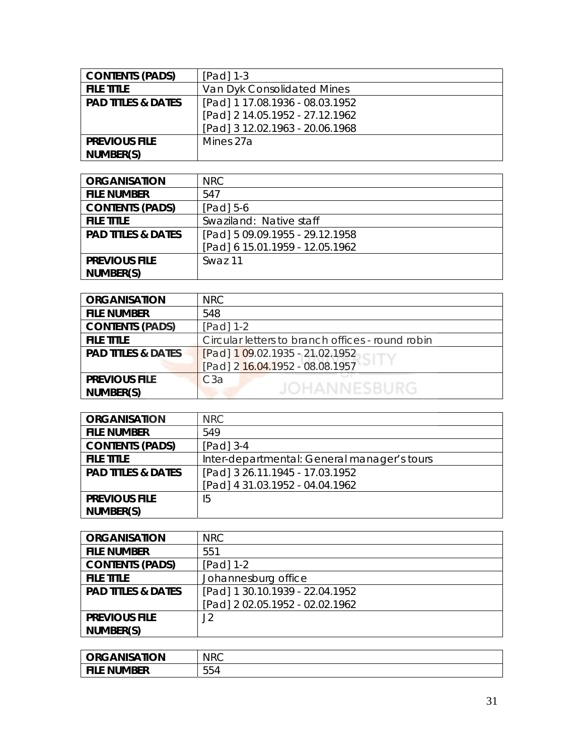| CONTENTS (PADS) | [Pad] 1-3 |
|---|---|
| FILE TITLE | Van Dyk Consolidated Mines |
| PAD TITLES & DATES | [Pad] 1 17.08.1936 - 08.03.1952<br>[Pad] 2 14.05.1952 - 27.12.1962<br>[Pad] 3 12.02.1963 - 20.06.1968 |
| PREVIOUS FILE NUMBER(S) | Mines 27a |

| ORGANISATION | NRC |
|---|---|
| FILE NUMBER | 547 |
| CONTENTS (PADS) | [Pad] 5-6 |
| FILE TITLE | Swaziland: Native staff |
| PAD TITLES & DATES | [Pad] 5 09.09.1955 - 29.12.1958<br>[Pad] 6 15.01.1959 - 12.05.1962 |
| PREVIOUS FILE NUMBER(S) | Swaz 11 |

| ORGANISATION | NRC |
|---|---|
| FILE NUMBER | 548 |
| CONTENTS (PADS) | [Pad] 1-2 |
| FILE TITLE | Circular letters to branch offices - round robin |
| PAD TITLES & DATES | [Pad] 1 09.02.1935 - 21.02.1952<br>[Pad] 2 16.04.1952 - 08.08.1957 |
| PREVIOUS FILE NUMBER(S) | C3a |

| ORGANISATION | NRC |
|---|---|
| FILE NUMBER | 549 |
| CONTENTS (PADS) | [Pad] 3-4 |
| FILE TITLE | Inter-departmental: General manager's tours |
| PAD TITLES & DATES | [Pad] 3 26.11.1945 - 17.03.1952<br>[Pad] 4 31.03.1952 - 04.04.1962 |
| PREVIOUS FILE NUMBER(S) | I5 |

| ORGANISATION | NRC |
|---|---|
| FILE NUMBER | 551 |
| CONTENTS (PADS) | [Pad] 1-2 |
| FILE TITLE | Johannesburg office |
| PAD TITLES & DATES | [Pad] 1 30.10.1939 - 22.04.1952<br>[Pad] 2 02.05.1952 - 02.02.1962 |
| PREVIOUS FILE NUMBER(S) | J2 |

| ORGANISATION | NRC |
|---|---|
| FILE NUMBER | 554 |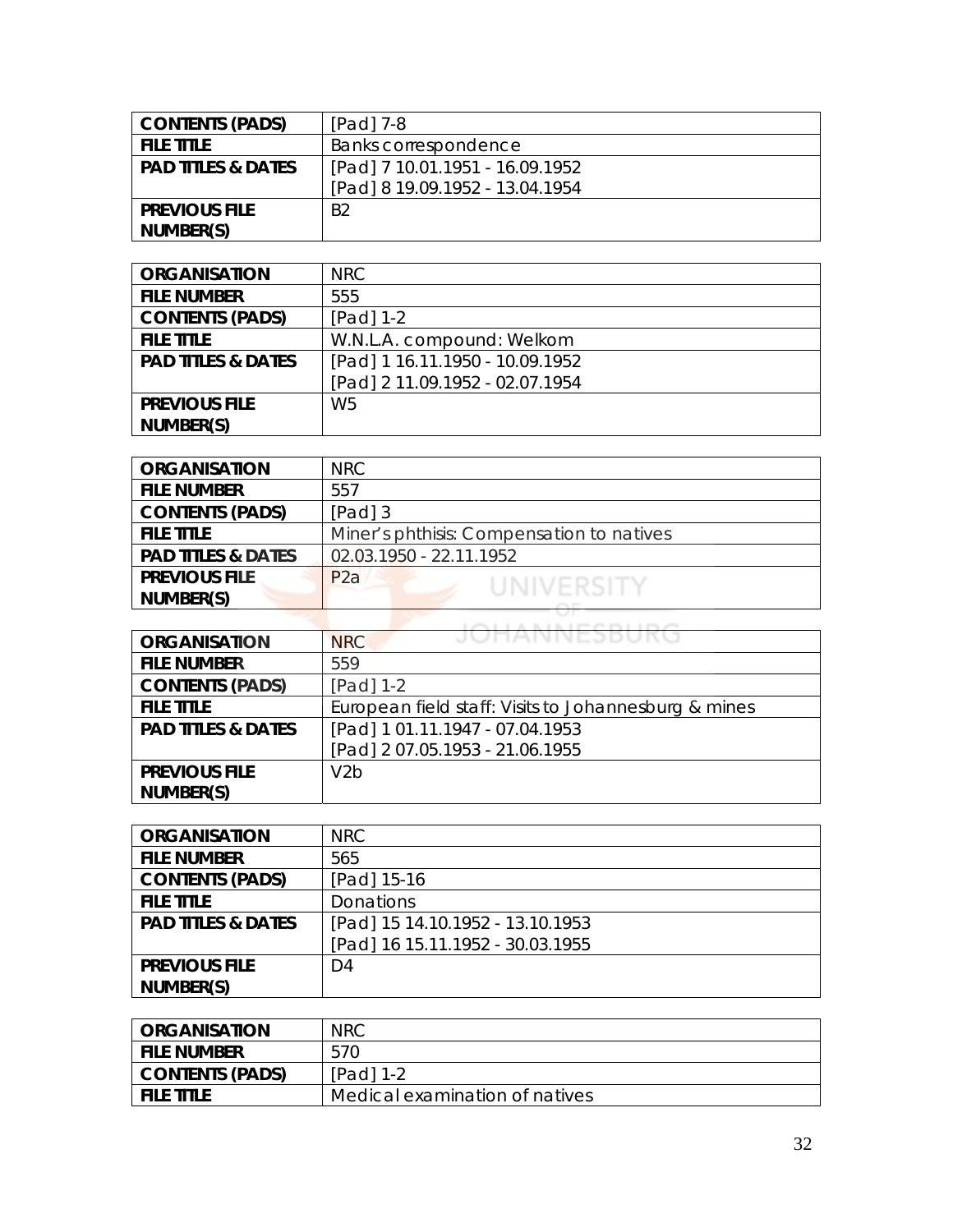| CONTENTS (PADS) | [Pad] 7-8 |
|---|---|
| FILE TITLE | Banks correspondence |
| PAD TITLES & DATES | [Pad] 7 10.01.1951 - 16.09.1952<br>[Pad] 8 19.09.1952 - 13.04.1954 |
| PREVIOUS FILE NUMBER(S) | B2 |

| ORGANISATION | NRC |
|---|---|
| FILE NUMBER | 555 |
| CONTENTS (PADS) | [Pad] 1-2 |
| FILE TITLE | W.N.L.A. compound: Welkom |
| PAD TITLES & DATES | [Pad] 1 16.11.1950 - 10.09.1952<br>[Pad] 2 11.09.1952 - 02.07.1954 |
| PREVIOUS FILE NUMBER(S) | W5 |

| ORGANISATION | NRC |
|---|---|
| FILE NUMBER | 557 |
| CONTENTS (PADS) | [Pad] 3 |
| FILE TITLE | Miner's phthisis: Compensation to natives |
| PAD TITLES & DATES | 02.03.1950 - 22.11.1952 |
| PREVIOUS FILE NUMBER(S) | P2a |

| ORGANISATION | NRC |
|---|---|
| FILE NUMBER | 559 |
| CONTENTS (PADS) | [Pad] 1-2 |
| FILE TITLE | European field staff: Visits to Johannesburg & mines |
| PAD TITLES & DATES | [Pad] 1 01.11.1947 - 07.04.1953<br>[Pad] 2 07.05.1953 - 21.06.1955 |
| PREVIOUS FILE NUMBER(S) | V2b |

| ORGANISATION | NRC |
|---|---|
| FILE NUMBER | 565 |
| CONTENTS (PADS) | [Pad] 15-16 |
| FILE TITLE | Donations |
| PAD TITLES & DATES | [Pad] 15 14.10.1952 - 13.10.1953<br>[Pad] 16 15.11.1952 - 30.03.1955 |
| PREVIOUS FILE NUMBER(S) | D4 |

| ORGANISATION | NRC |
|---|---|
| FILE NUMBER | 570 |
| CONTENTS (PADS) | [Pad] 1-2 |
| FILE TITLE | Medical examination of natives |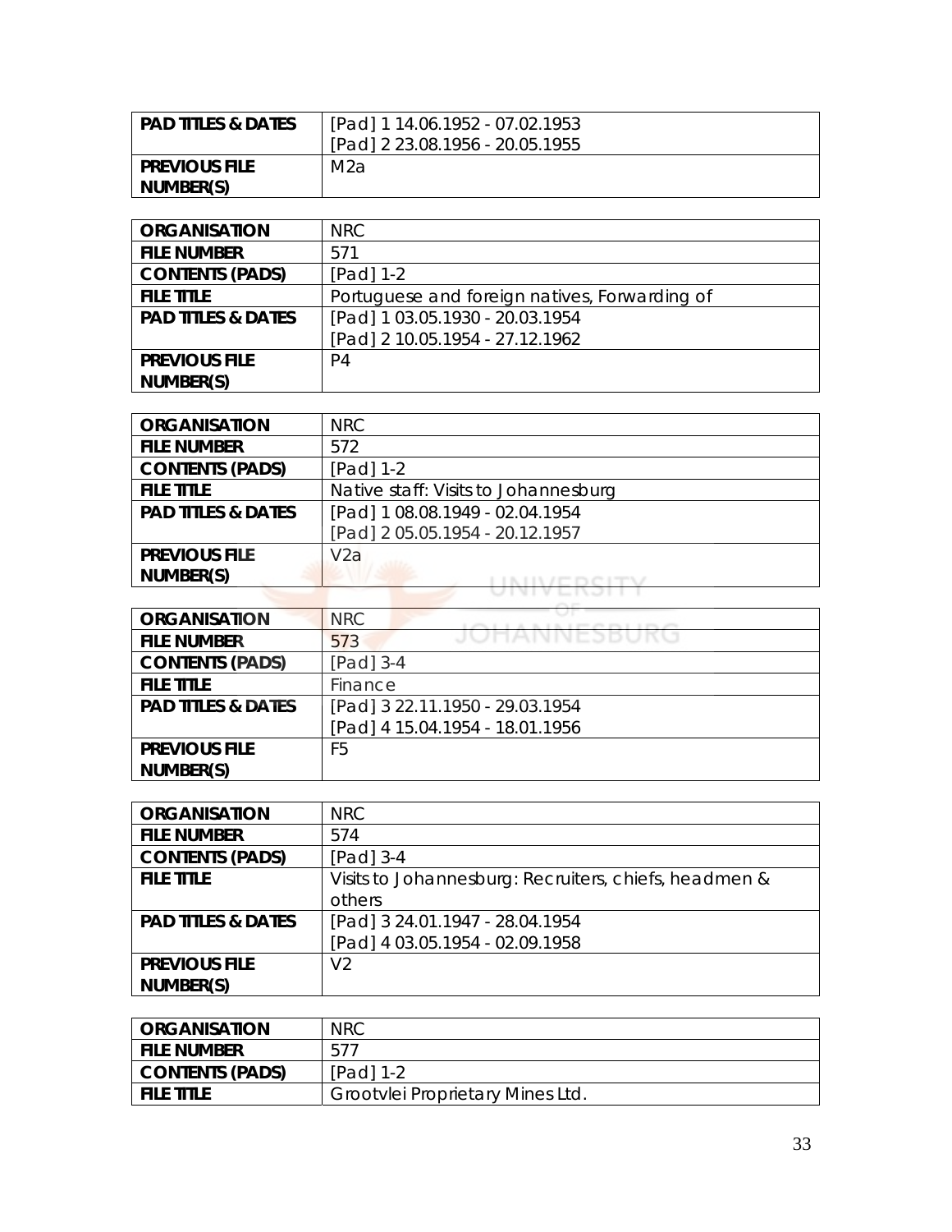| | |
|---|---|
| **PAD TITLES & DATES** | [Pad] 1 14.06.1952 - 07.02.1953<br>[Pad] 2 23.08.1956 - 20.05.1955 |
| **PREVIOUS FILE NUMBER(S)** | M2a |

| | |
|---|---|
| **ORGANISATION** | NRC |
| **FILE NUMBER** | 571 |
| **CONTENTS (PADS)** | [Pad] 1-2 |
| **FILE TITLE** | Portuguese and foreign natives, Forwarding of |
| **PAD TITLES & DATES** | [Pad] 1 03.05.1930 - 20.03.1954<br>[Pad] 2 10.05.1954 - 27.12.1962 |
| **PREVIOUS FILE NUMBER(S)** | P4 |

| | |
|---|---|
| **ORGANISATION** | NRC |
| **FILE NUMBER** | 572 |
| **CONTENTS (PADS)** | [Pad] 1-2 |
| **FILE TITLE** | Native staff: Visits to Johannesburg |
| **PAD TITLES & DATES** | [Pad] 1 08.08.1949 - 02.04.1954<br>[Pad] 2 05.05.1954 - 20.12.1957 |
| **PREVIOUS FILE NUMBER(S)** | V2a |

| | |
|---|---|
| **ORGANISATION** | NRC |
| **FILE NUMBER** | 573 |
| **CONTENTS (PADS)** | [Pad] 3-4 |
| **FILE TITLE** | Finance |
| **PAD TITLES & DATES** | [Pad] 3 22.11.1950 - 29.03.1954<br>[Pad] 4 15.04.1954 - 18.01.1956 |
| **PREVIOUS FILE NUMBER(S)** | F5 |

| | |
|---|---|
| **ORGANISATION** | NRC |
| **FILE NUMBER** | 574 |
| **CONTENTS (PADS)** | [Pad] 3-4 |
| **FILE TITLE** | Visits to Johannesburg: Recruiters, chiefs, headmen & others |
| **PAD TITLES & DATES** | [Pad] 3 24.01.1947 - 28.04.1954<br>[Pad] 4 03.05.1954 - 02.09.1958 |
| **PREVIOUS FILE NUMBER(S)** | V2 |

| | |
|---|---|
| **ORGANISATION** | NRC |
| **FILE NUMBER** | 577 |
| **CONTENTS (PADS)** | [Pad] 1-2 |
| **FILE TITLE** | Grootvlei Proprietary Mines Ltd. |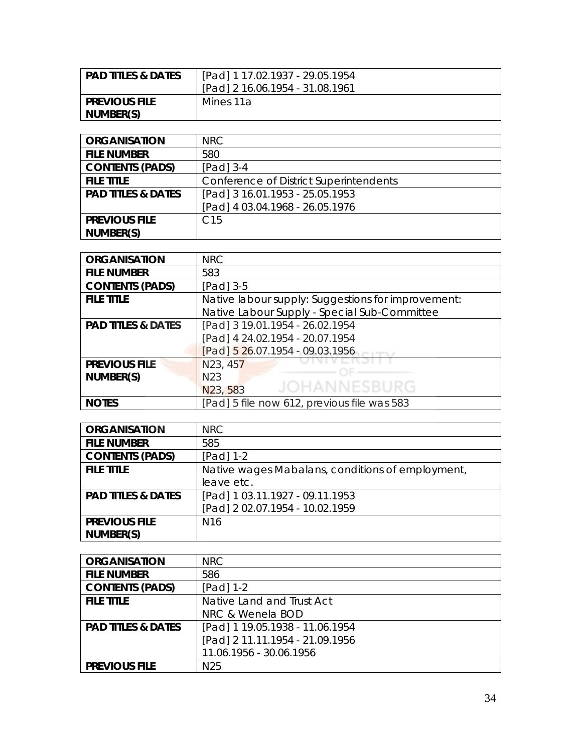| PAD TITLES & DATES | [Pad] 1 17.02.1937 - 29.05.1954<br>[Pad] 2 16.06.1954 - 31.08.1961 |
|---|---|
| PREVIOUS FILE NUMBER(S) | Mines 11a |

| ORGANISATION | NRC |
|---|---|
| FILE NUMBER | 580 |
| CONTENTS (PADS) | [Pad] 3-4 |
| FILE TITLE | Conference of District Superintendents |
| PAD TITLES & DATES | [Pad] 3 16.01.1953 - 25.05.1953<br>[Pad] 4 03.04.1968 - 26.05.1976 |
| PREVIOUS FILE NUMBER(S) | C15 |

| ORGANISATION | NRC |
|---|---|
| FILE NUMBER | 583 |
| CONTENTS (PADS) | [Pad] 3-5 |
| FILE TITLE | Native labour supply: Suggestions for improvement:<br>Native Labour Supply - Special Sub-Committee |
| PAD TITLES & DATES | [Pad] 3 19.01.1954 - 26.02.1954<br>[Pad] 4 24.02.1954 - 20.07.1954<br>[Pad] 5 26.07.1954 - 09.03.1956 |
| PREVIOUS FILE NUMBER(S) | N23, 457<br>N23<br>N23, 583 |
| NOTES | [Pad] 5 file now 612, previous file was 583 |

| ORGANISATION | NRC |
|---|---|
| FILE NUMBER | 585 |
| CONTENTS (PADS) | [Pad] 1-2 |
| FILE TITLE | Native wages Mabalans, conditions of employment, leave etc. |
| PAD TITLES & DATES | [Pad] 1 03.11.1927 - 09.11.1953<br>[Pad] 2 02.07.1954 - 10.02.1959 |
| PREVIOUS FILE NUMBER(S) | N16 |

| ORGANISATION | NRC |
|---|---|
| FILE NUMBER | 586 |
| CONTENTS (PADS) | [Pad] 1-2 |
| FILE TITLE | Native Land and Trust Act<br>NRC & Wenela BOD |
| PAD TITLES & DATES | [Pad] 1 19.05.1938 - 11.06.1954<br>[Pad] 2 11.11.1954 - 21.09.1956<br>11.06.1956 - 30.06.1956 |
| PREVIOUS FILE | N25 |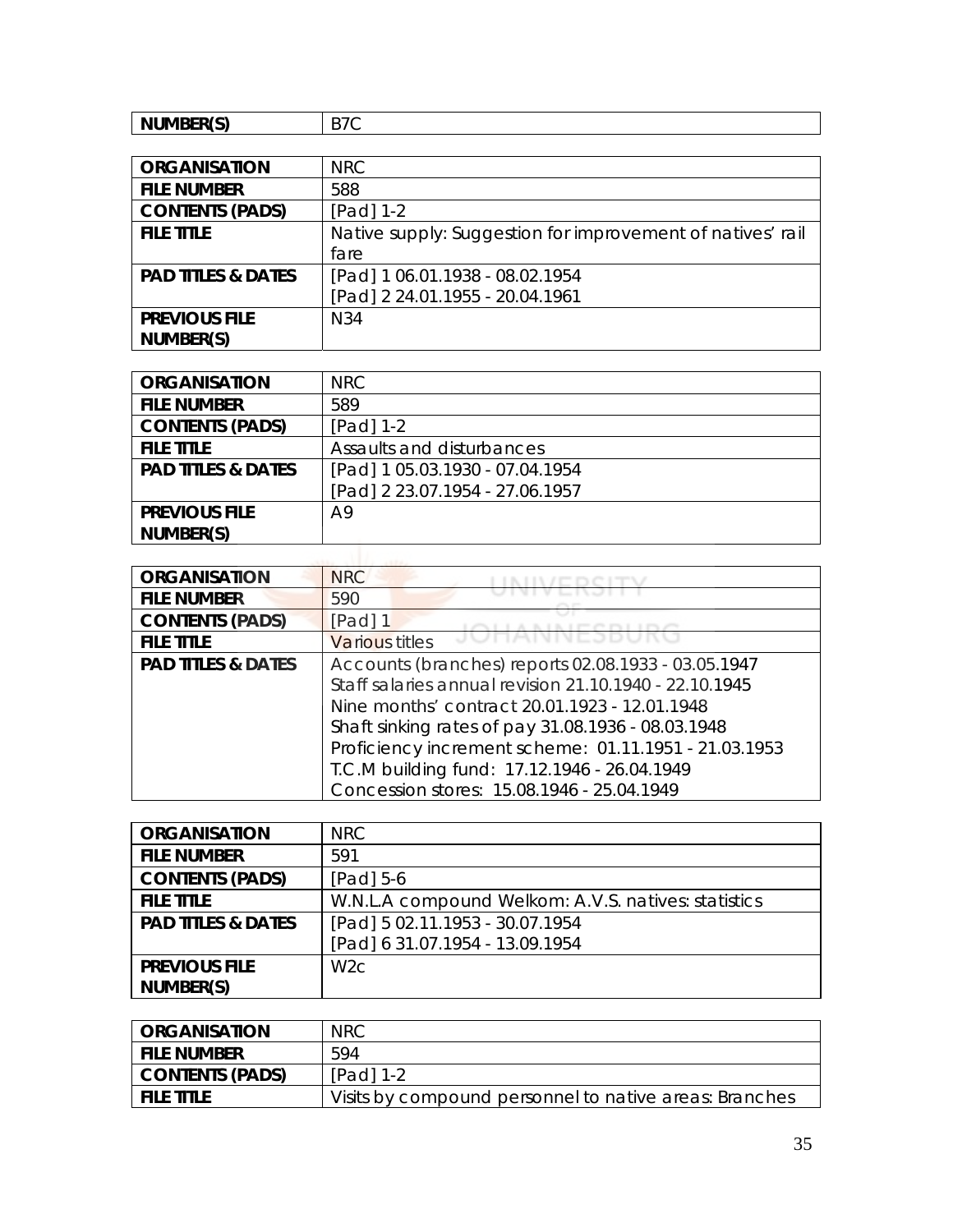| NUMBER(S) | B7C |
|---|---|

| ORGANISATION | NRC |
|---|---|
| FILE NUMBER | 588 |
| CONTENTS (PADS) | [Pad] 1-2 |
| FILE TITLE | Native supply: Suggestion for improvement of natives' rail fare |
| PAD TITLES & DATES | [Pad] 1 06.01.1938 - 08.02.1954<br>[Pad] 2 24.01.1955 - 20.04.1961 |
| PREVIOUS FILE NUMBER(S) | N34 |

| ORGANISATION | NRC |
|---|---|
| FILE NUMBER | 589 |
| CONTENTS (PADS) | [Pad] 1-2 |
| FILE TITLE | Assaults and disturbances |
| PAD TITLES & DATES | [Pad] 1 05.03.1930 - 07.04.1954<br>[Pad] 2 23.07.1954 - 27.06.1957 |
| PREVIOUS FILE NUMBER(S) | A9 |

| ORGANISATION | NRC |
|---|---|
| FILE NUMBER | 590 |
| CONTENTS (PADS) | [Pad] 1 |
| FILE TITLE | Various titles |
| PAD TITLES & DATES | Accounts (branches) reports 02.08.1933 - 03.05.1947<br>Staff salaries annual revision 21.10.1940 - 22.10.1945<br>Nine months' contract 20.01.1923 - 12.01.1948<br>Shaft sinking rates of pay 31.08.1936 - 08.03.1948<br>Proficiency increment scheme: 01.11.1951 - 21.03.1953<br>T.C.M building fund: 17.12.1946 - 26.04.1949<br>Concession stores: 15.08.1946 - 25.04.1949 |

| ORGANISATION | NRC |
|---|---|
| FILE NUMBER | 591 |
| CONTENTS (PADS) | [Pad] 5-6 |
| FILE TITLE | W.N.L.A compound Welkom: A.V.S. natives: statistics |
| PAD TITLES & DATES | [Pad] 5 02.11.1953 - 30.07.1954<br>[Pad] 6 31.07.1954 - 13.09.1954 |
| PREVIOUS FILE NUMBER(S) | W2c |

| ORGANISATION | NRC |
|---|---|
| FILE NUMBER | 594 |
| CONTENTS (PADS) | [Pad] 1-2 |
| FILE TITLE | Visits by compound personnel to native areas: Branches |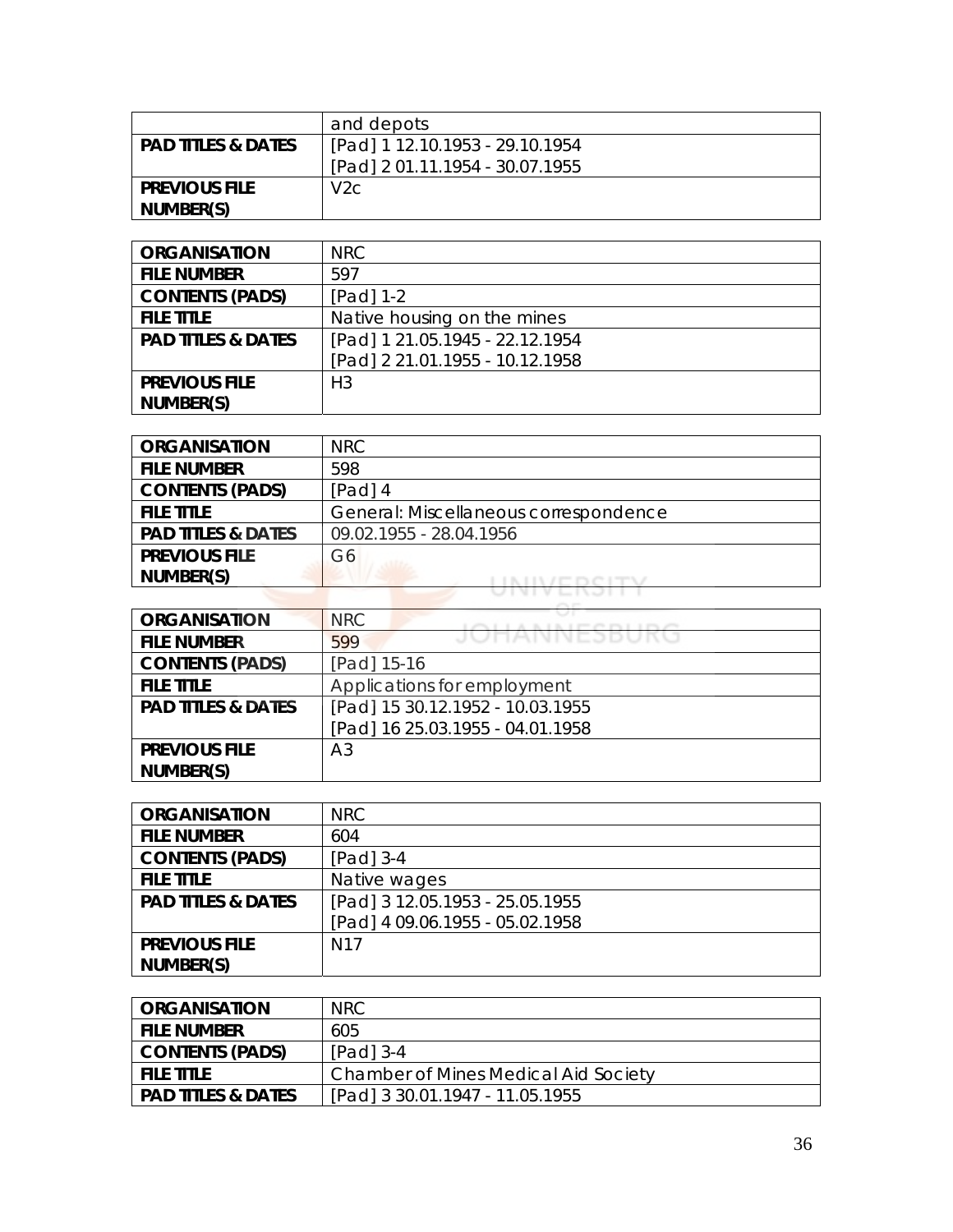| | and depots |
|---|---|
| **PAD TITLES & DATES** | [Pad] 1 12.10.1953 - 29.10.1954<br>[Pad] 2 01.11.1954 - 30.07.1955 |
| **PREVIOUS FILE NUMBER(S)** | V2c |

| **ORGANISATION** | NRC |
|---|---|
| **FILE NUMBER** | 597 |
| **CONTENTS (PADS)** | [Pad] 1-2 |
| **FILE TITLE** | Native housing on the mines |
| **PAD TITLES & DATES** | [Pad] 1 21.05.1945 - 22.12.1954<br>[Pad] 2 21.01.1955 - 10.12.1958 |
| **PREVIOUS FILE NUMBER(S)** | H3 |

| **ORGANISATION** | NRC |
|---|---|
| **FILE NUMBER** | 598 |
| **CONTENTS (PADS)** | [Pad] 4 |
| **FILE TITLE** | General: Miscellaneous correspondence |
| **PAD TITLES & DATES** | 09.02.1955 - 28.04.1956 |
| **PREVIOUS FILE NUMBER(S)** | G6 |

| **ORGANISATION** | NRC |
|---|---|
| **FILE NUMBER** | 599 |
| **CONTENTS (PADS)** | [Pad] 15-16 |
| **FILE TITLE** | Applications for employment |
| **PAD TITLES & DATES** | [Pad] 15 30.12.1952 - 10.03.1955<br>[Pad] 16 25.03.1955 - 04.01.1958 |
| **PREVIOUS FILE NUMBER(S)** | A3 |

| **ORGANISATION** | NRC |
|---|---|
| **FILE NUMBER** | 604 |
| **CONTENTS (PADS)** | [Pad] 3-4 |
| **FILE TITLE** | Native wages |
| **PAD TITLES & DATES** | [Pad] 3 12.05.1953 - 25.05.1955<br>[Pad] 4 09.06.1955 - 05.02.1958 |
| **PREVIOUS FILE NUMBER(S)** | N17 |

| **ORGANISATION** | NRC |
|---|---|
| **FILE NUMBER** | 605 |
| **CONTENTS (PADS)** | [Pad] 3-4 |
| **FILE TITLE** | Chamber of Mines Medical Aid Society |
| **PAD TITLES & DATES** | [Pad] 3 30.01.1947 - 11.05.1955 |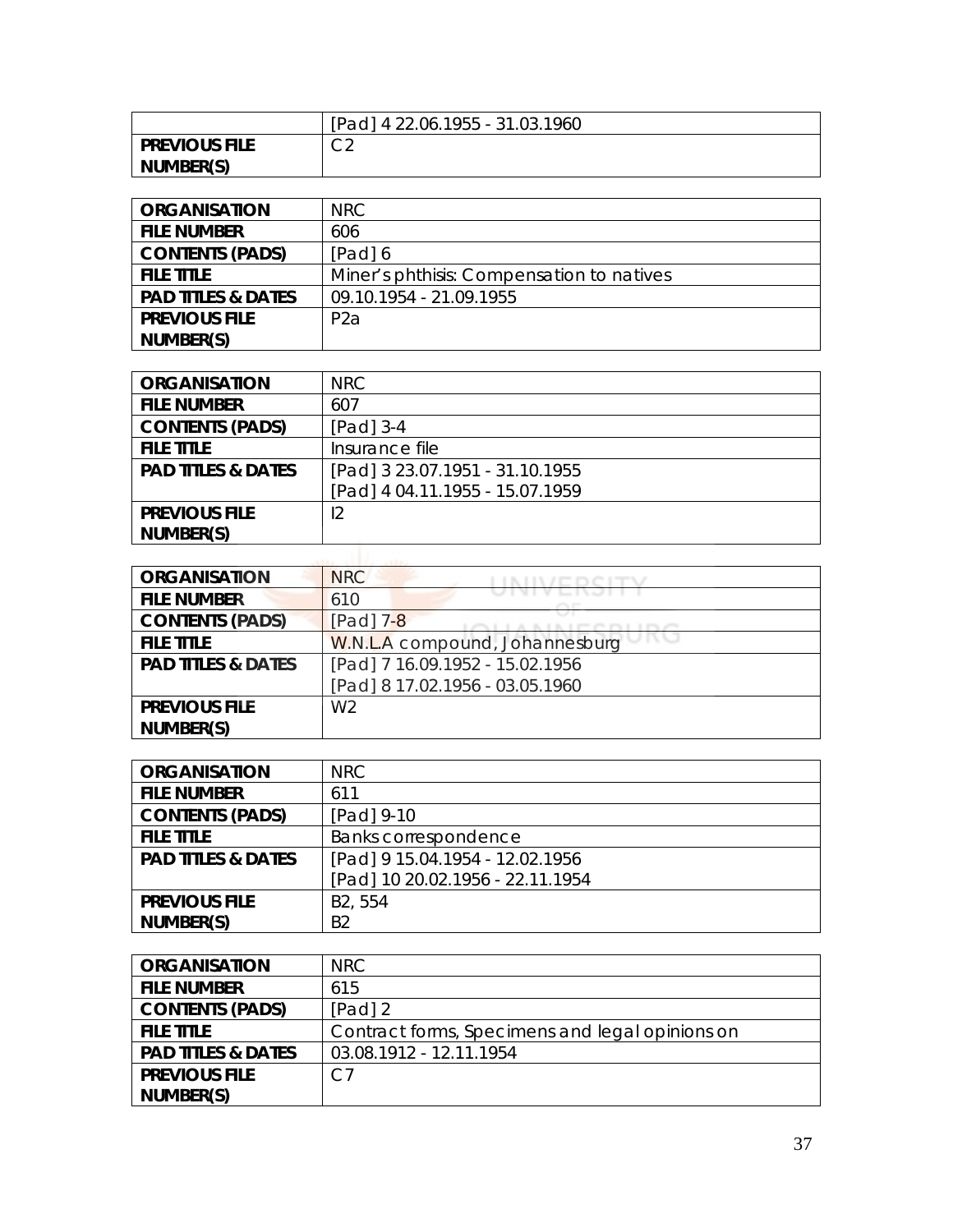| | [Pad] 4 22.06.1955 - 31.03.1960 |
|---|---|
| **PREVIOUS FILE NUMBER(S)** | C2 |

| **ORGANISATION** | NRC |
|---|---|
| **FILE NUMBER** | 606 |
| **CONTENTS (PADS)** | [Pad] 6 |
| **FILE TITLE** | Miner's phthisis: Compensation to natives |
| **PAD TITLES & DATES** | 09.10.1954 - 21.09.1955 |
| **PREVIOUS FILE NUMBER(S)** | P2a |

| **ORGANISATION** | NRC |
|---|---|
| **FILE NUMBER** | 607 |
| **CONTENTS (PADS)** | [Pad] 3-4 |
| **FILE TITLE** | Insurance file |
| **PAD TITLES & DATES** | [Pad] 3 23.07.1951 - 31.10.1955<br>[Pad] 4 04.11.1955 - 15.07.1959 |
| **PREVIOUS FILE NUMBER(S)** | I2 |

| **ORGANISATION** | NRC |
|---|---|
| **FILE NUMBER** | 610 |
| **CONTENTS (PADS)** | [Pad] 7-8 |
| **FILE TITLE** | W.N.L.A compound, Johannesburg |
| **PAD TITLES & DATES** | [Pad] 7 16.09.1952 - 15.02.1956<br>[Pad] 8 17.02.1956 - 03.05.1960 |
| **PREVIOUS FILE NUMBER(S)** | W2 |

| **ORGANISATION** | NRC |
|---|---|
| **FILE NUMBER** | 611 |
| **CONTENTS (PADS)** | [Pad] 9-10 |
| **FILE TITLE** | Banks correspondence |
| **PAD TITLES & DATES** | [Pad] 9 15.04.1954 - 12.02.1956<br>[Pad] 10 20.02.1956 - 22.11.1954 |
| **PREVIOUS FILE NUMBER(S)** | B2, 554<br>B2 |

| **ORGANISATION** | NRC |
|---|---|
| **FILE NUMBER** | 615 |
| **CONTENTS (PADS)** | [Pad] 2 |
| **FILE TITLE** | Contract forms, Specimens and legal opinions on |
| **PAD TITLES & DATES** | 03.08.1912 - 12.11.1954 |
| **PREVIOUS FILE NUMBER(S)** | C7 |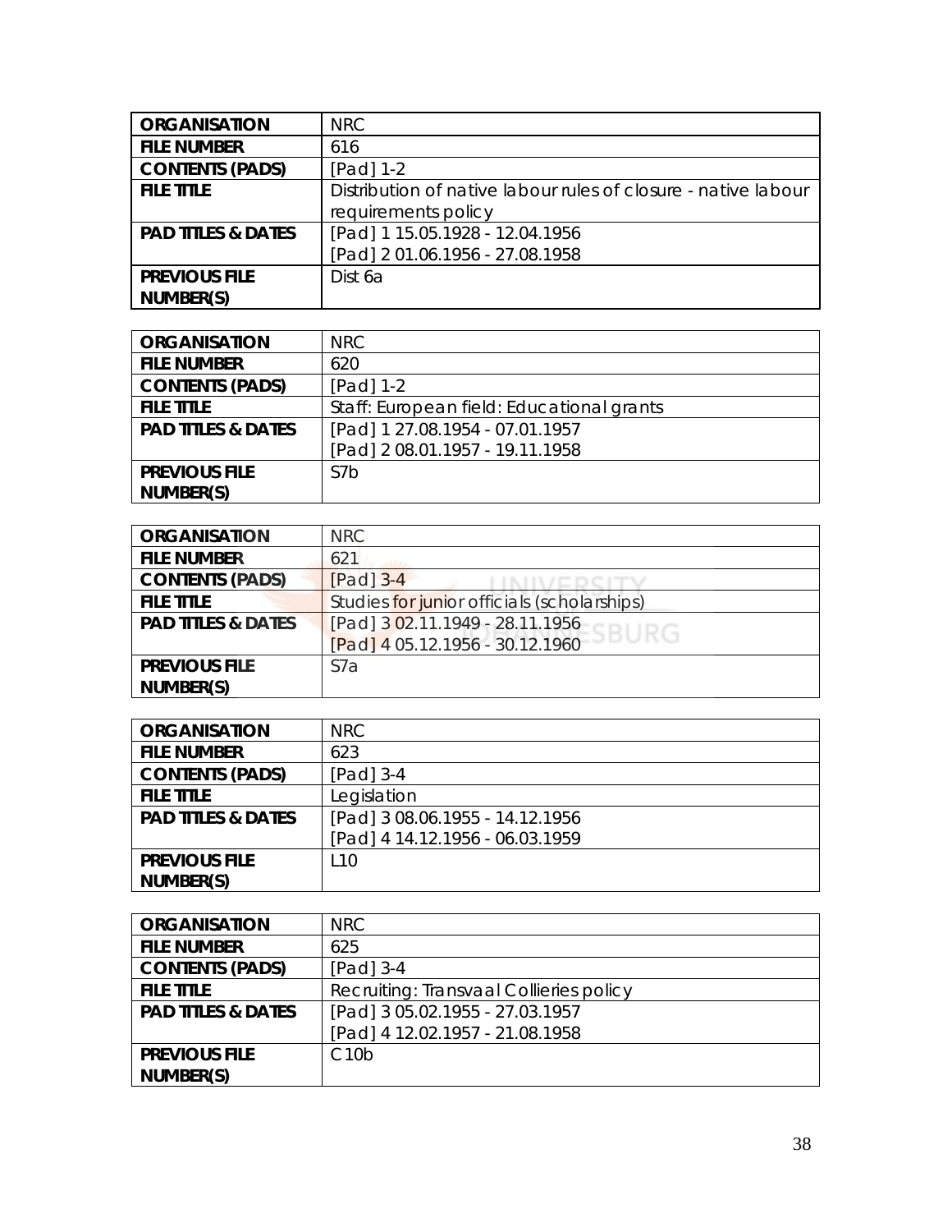| ORGANISATION | NRC |
|---|---|
| FILE NUMBER | 616 |
| CONTENTS (PADS) | [Pad] 1-2 |
| FILE TITLE | Distribution of native labour rules of closure - native labour requirements policy |
| PAD TITLES & DATES | [Pad] 1 15.05.1928 - 12.04.1956<br>[Pad] 2 01.06.1956 - 27.08.1958 |
| PREVIOUS FILE NUMBER(S) | Dist 6a |

| ORGANISATION | NRC |
|---|---|
| FILE NUMBER | 620 |
| CONTENTS (PADS) | [Pad] 1-2 |
| FILE TITLE | Staff: European field: Educational grants |
| PAD TITLES & DATES | [Pad] 1 27.08.1954 - 07.01.1957<br>[Pad] 2 08.01.1957 - 19.11.1958 |
| PREVIOUS FILE NUMBER(S) | S7b |

| ORGANISATION | NRC |
|---|---|
| FILE NUMBER | 621 |
| CONTENTS (PADS) | [Pad] 3-4 |
| FILE TITLE | Studies for junior officials (scholarships) |
| PAD TITLES & DATES | [Pad] 3 02.11.1949 - 28.11.1956<br>[Pad] 4 05.12.1956 - 30.12.1960 |
| PREVIOUS FILE NUMBER(S) | S7a |

| ORGANISATION | NRC |
|---|---|
| FILE NUMBER | 623 |
| CONTENTS (PADS) | [Pad] 3-4 |
| FILE TITLE | Legislation |
| PAD TITLES & DATES | [Pad] 3 08.06.1955 - 14.12.1956<br>[Pad] 4 14.12.1956 - 06.03.1959 |
| PREVIOUS FILE NUMBER(S) | L10 |

| ORGANISATION | NRC |
|---|---|
| FILE NUMBER | 625 |
| CONTENTS (PADS) | [Pad] 3-4 |
| FILE TITLE | Recruiting: Transvaal Collieries policy |
| PAD TITLES & DATES | [Pad] 3 05.02.1955 - 27.03.1957<br>[Pad] 4 12.02.1957 - 21.08.1958 |
| PREVIOUS FILE NUMBER(S) | C10b |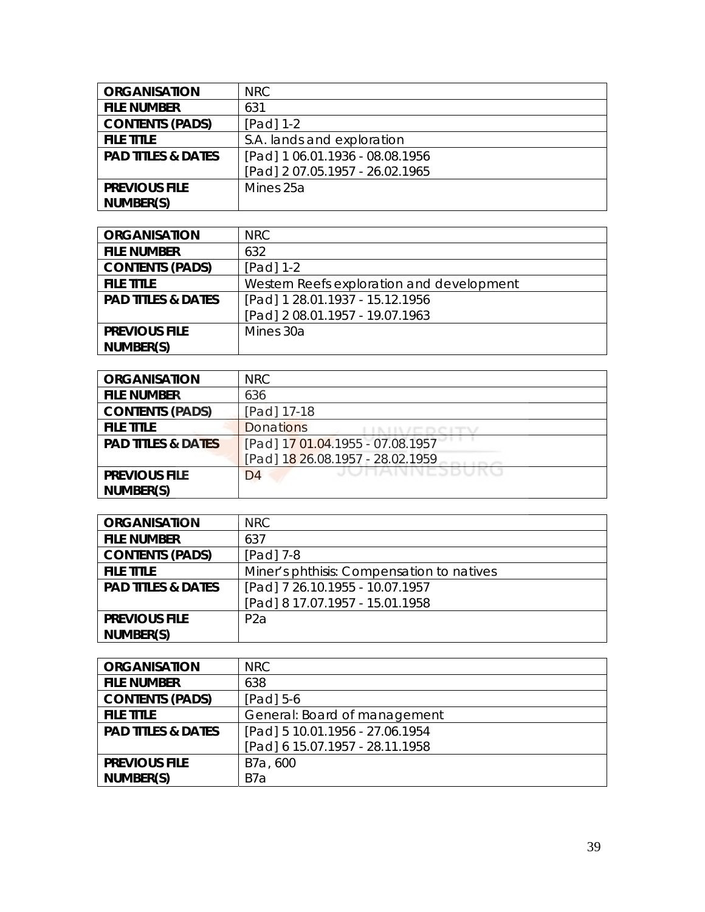| ORGANISATION | NRC |
|---|---|
| FILE NUMBER | 631 |
| CONTENTS (PADS) | [Pad] 1-2 |
| FILE TITLE | S.A. lands and exploration |
| PAD TITLES & DATES | [Pad] 1 06.01.1936 - 08.08.1956<br>[Pad] 2 07.05.1957 - 26.02.1965 |
| PREVIOUS FILE NUMBER(S) | Mines 25a |

| ORGANISATION | NRC |
|---|---|
| FILE NUMBER | 632 |
| CONTENTS (PADS) | [Pad] 1-2 |
| FILE TITLE | Western Reefs exploration and development |
| PAD TITLES & DATES | [Pad] 1 28.01.1937 - 15.12.1956<br>[Pad] 2 08.01.1957 - 19.07.1963 |
| PREVIOUS FILE NUMBER(S) | Mines 30a |

| ORGANISATION | NRC |
|---|---|
| FILE NUMBER | 636 |
| CONTENTS (PADS) | [Pad] 17-18 |
| FILE TITLE | Donations |
| PAD TITLES & DATES | [Pad] 17 01.04.1955 - 07.08.1957<br>[Pad] 18 26.08.1957 - 28.02.1959 |
| PREVIOUS FILE NUMBER(S) | D4 |

| ORGANISATION | NRC |
|---|---|
| FILE NUMBER | 637 |
| CONTENTS (PADS) | [Pad] 7-8 |
| FILE TITLE | Miner's phthisis: Compensation to natives |
| PAD TITLES & DATES | [Pad] 7 26.10.1955 - 10.07.1957<br>[Pad] 8 17.07.1957 - 15.01.1958 |
| PREVIOUS FILE NUMBER(S) | P2a |

| ORGANISATION | NRC |
|---|---|
| FILE NUMBER | 638 |
| CONTENTS (PADS) | [Pad] 5-6 |
| FILE TITLE | General: Board of management |
| PAD TITLES & DATES | [Pad] 5 10.01.1956 - 27.06.1954<br>[Pad] 6 15.07.1957 - 28.11.1958 |
| PREVIOUS FILE NUMBER(S) | B7a , 600<br>B7a |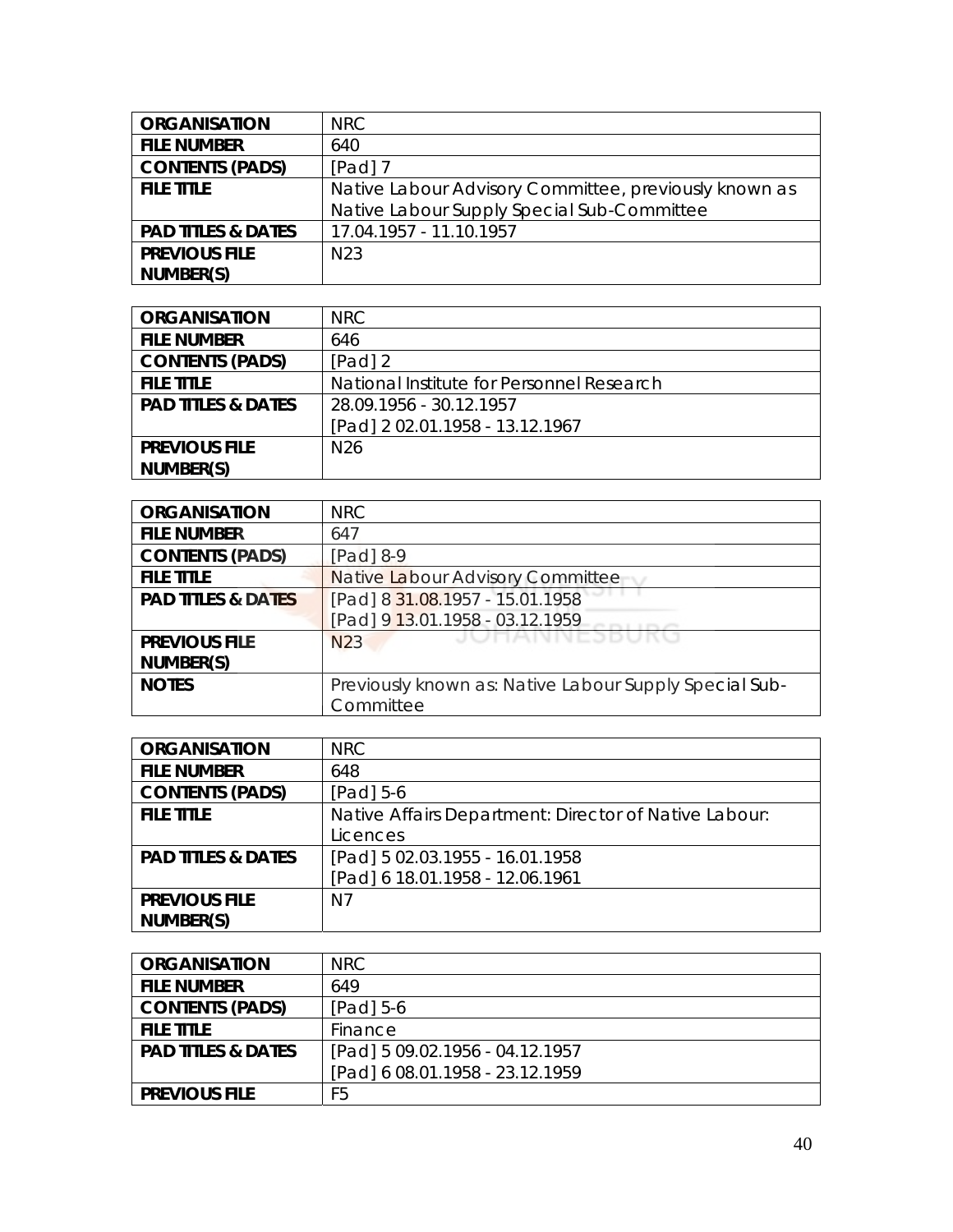| ORGANISATION | NRC |
|---|---|
| FILE NUMBER | 640 |
| CONTENTS (PADS) | [Pad] 7 |
| FILE TITLE | Native Labour Advisory Committee, previously known as Native Labour Supply Special Sub-Committee |
| PAD TITLES & DATES | 17.04.1957 - 11.10.1957 |
| PREVIOUS FILE NUMBER(S) | N23 |

| ORGANISATION | NRC |
|---|---|
| FILE NUMBER | 646 |
| CONTENTS (PADS) | [Pad] 2 |
| FILE TITLE | National Institute for Personnel Research |
| PAD TITLES & DATES | 28.09.1956 - 30.12.1957<br>[Pad] 2 02.01.1958 - 13.12.1967 |
| PREVIOUS FILE NUMBER(S) | N26 |

| ORGANISATION | NRC |
|---|---|
| FILE NUMBER | 647 |
| CONTENTS (PADS) | [Pad] 8-9 |
| FILE TITLE | Native Labour Advisory Committee |
| PAD TITLES & DATES | [Pad] 8 31.08.1957 - 15.01.1958<br>[Pad] 9 13.01.1958 - 03.12.1959 |
| PREVIOUS FILE NUMBER(S) | N23 |
| NOTES | *Previously known as: Native Labour Supply Special Sub-Committee* |

| ORGANISATION | NRC |
|---|---|
| FILE NUMBER | 648 |
| CONTENTS (PADS) | [Pad] 5-6 |
| FILE TITLE | Native Affairs Department: Director of Native Labour: Licences |
| PAD TITLES & DATES | [Pad] 5 02.03.1955 - 16.01.1958<br>[Pad] 6 18.01.1958 - 12.06.1961 |
| PREVIOUS FILE NUMBER(S) | N7 |

| ORGANISATION | NRC |
|---|---|
| FILE NUMBER | 649 |
| CONTENTS (PADS) | [Pad] 5-6 |
| FILE TITLE | Finance |
| PAD TITLES & DATES | [Pad] 5 09.02.1956 - 04.12.1957<br>[Pad] 6 08.01.1958 - 23.12.1959 |
| PREVIOUS FILE | F5 |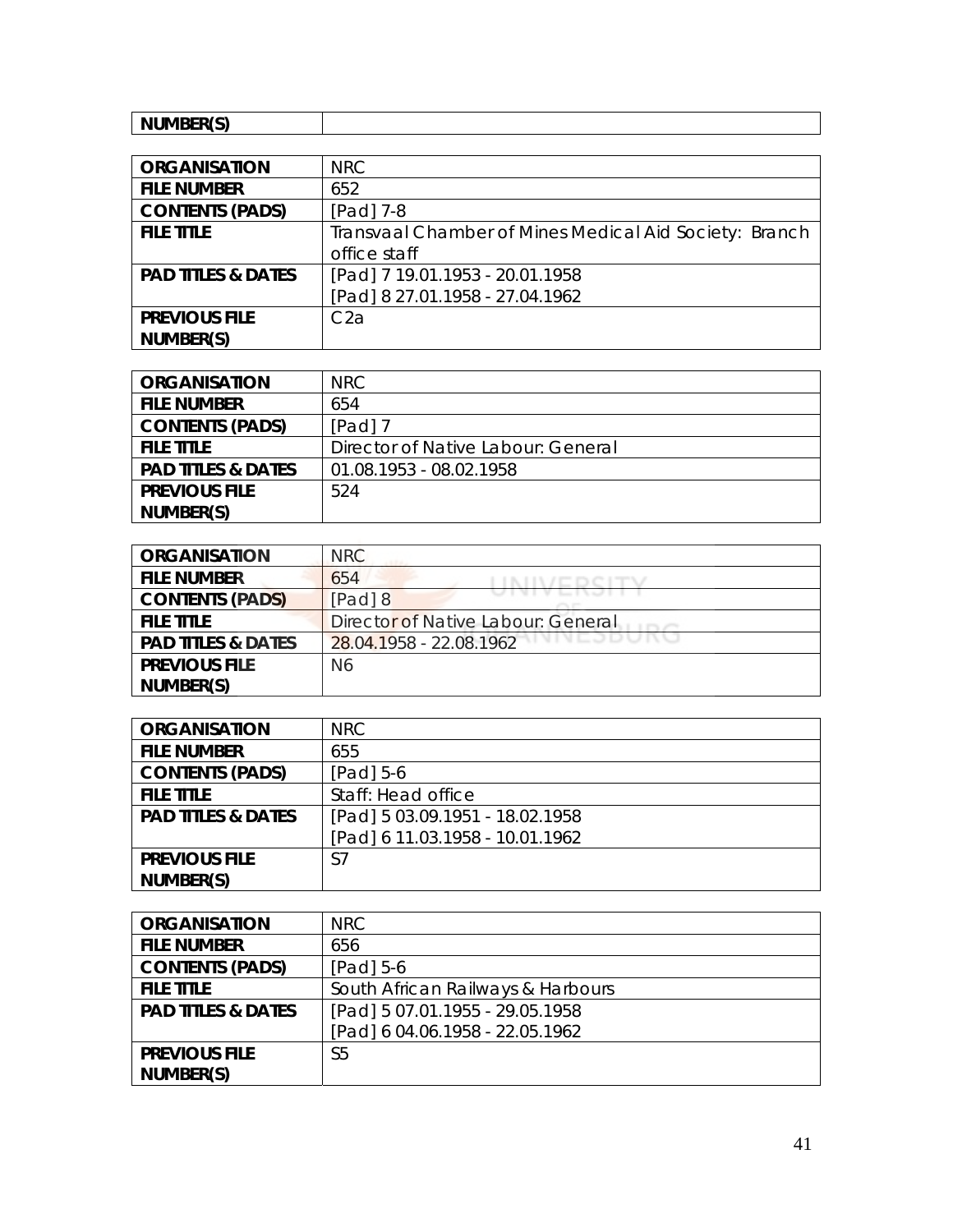| NUMBER(S) | |
|---|---|

| ORGANISATION | NRC |
|---|---|
| FILE NUMBER | 652 |
| CONTENTS (PADS) | [Pad] 7-8 |
| FILE TITLE | Transvaal Chamber of Mines Medical Aid Society: Branch office staff |
| PAD TITLES & DATES | [Pad] 7 19.01.1953 - 20.01.1958<br>[Pad] 8 27.01.1958 - 27.04.1962 |
| PREVIOUS FILE NUMBER(S) | C2a |

| ORGANISATION | NRC |
|---|---|
| FILE NUMBER | 654 |
| CONTENTS (PADS) | [Pad] 7 |
| FILE TITLE | Director of Native Labour: General |
| PAD TITLES & DATES | 01.08.1953 - 08.02.1958 |
| PREVIOUS FILE NUMBER(S) | 524 |

| ORGANISATION | NRC |
|---|---|
| FILE NUMBER | 654 |
| CONTENTS (PADS) | [Pad] 8 |
| FILE TITLE | Director of Native Labour: General |
| PAD TITLES & DATES | 28.04.1958 - 22.08.1962 |
| PREVIOUS FILE NUMBER(S) | N6 |

| ORGANISATION | NRC |
|---|---|
| FILE NUMBER | 655 |
| CONTENTS (PADS) | [Pad] 5-6 |
| FILE TITLE | Staff: Head office |
| PAD TITLES & DATES | [Pad] 5 03.09.1951 - 18.02.1958<br>[Pad] 6 11.03.1958 - 10.01.1962 |
| PREVIOUS FILE NUMBER(S) | S7 |

| ORGANISATION | NRC |
|---|---|
| FILE NUMBER | 656 |
| CONTENTS (PADS) | [Pad] 5-6 |
| FILE TITLE | South African Railways & Harbours |
| PAD TITLES & DATES | [Pad] 5 07.01.1955 - 29.05.1958<br>[Pad] 6 04.06.1958 - 22.05.1962 |
| PREVIOUS FILE NUMBER(S) | S5 |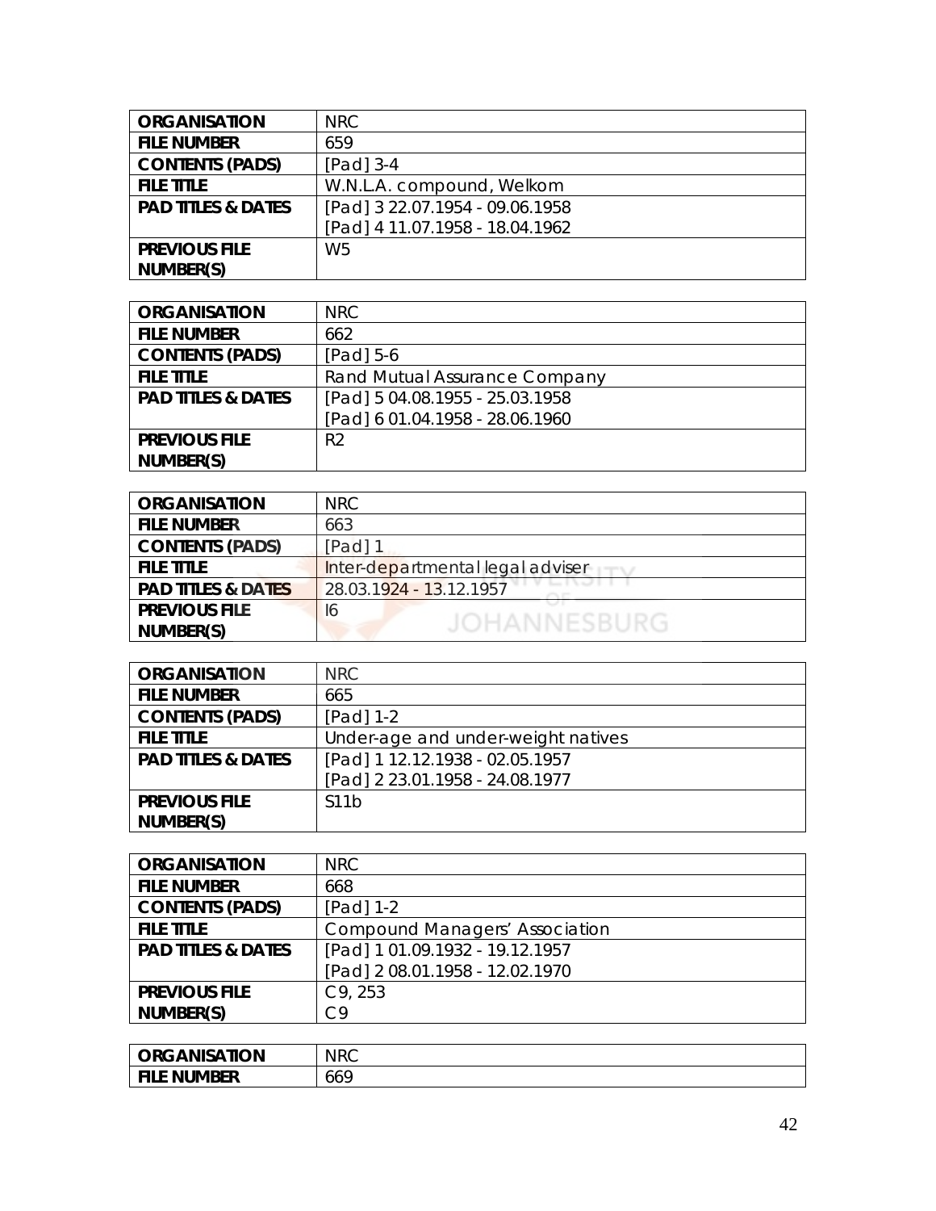| ORGANISATION | NRC |
|---|---|
| FILE NUMBER | 659 |
| CONTENTS (PADS) | [Pad] 3-4 |
| FILE TITLE | W.N.L.A. compound, Welkom |
| PAD TITLES & DATES | [Pad] 3 22.07.1954 - 09.06.1958<br>[Pad] 4 11.07.1958 - 18.04.1962 |
| PREVIOUS FILE NUMBER(S) | W5 |

| ORGANISATION | NRC |
|---|---|
| FILE NUMBER | 662 |
| CONTENTS (PADS) | [Pad] 5-6 |
| FILE TITLE | Rand Mutual Assurance Company |
| PAD TITLES & DATES | [Pad] 5 04.08.1955 - 25.03.1958<br>[Pad] 6 01.04.1958 - 28.06.1960 |
| PREVIOUS FILE NUMBER(S) | R2 |

| ORGANISATION | NRC |
|---|---|
| FILE NUMBER | 663 |
| CONTENTS (PADS) | [Pad] 1 |
| FILE TITLE | Inter-departmental legal adviser |
| PAD TITLES & DATES | 28.03.1924 - 13.12.1957 |
| PREVIOUS FILE NUMBER(S) | I6 |

| ORGANISATION | NRC |
|---|---|
| FILE NUMBER | 665 |
| CONTENTS (PADS) | [Pad] 1-2 |
| FILE TITLE | Under-age and under-weight natives |
| PAD TITLES & DATES | [Pad] 1 12.12.1938 - 02.05.1957<br>[Pad] 2 23.01.1958 - 24.08.1977 |
| PREVIOUS FILE NUMBER(S) | S11b |

| ORGANISATION | NRC |
|---|---|
| FILE NUMBER | 668 |
| CONTENTS (PADS) | [Pad] 1-2 |
| FILE TITLE | Compound Managers' Association |
| PAD TITLES & DATES | [Pad] 1 01.09.1932 - 19.12.1957<br>[Pad] 2 08.01.1958 - 12.02.1970 |
| PREVIOUS FILE NUMBER(S) | C9, 253<br>C9 |

| ORGANISATION | NRC |
|---|---|
| FILE NUMBER | 669 |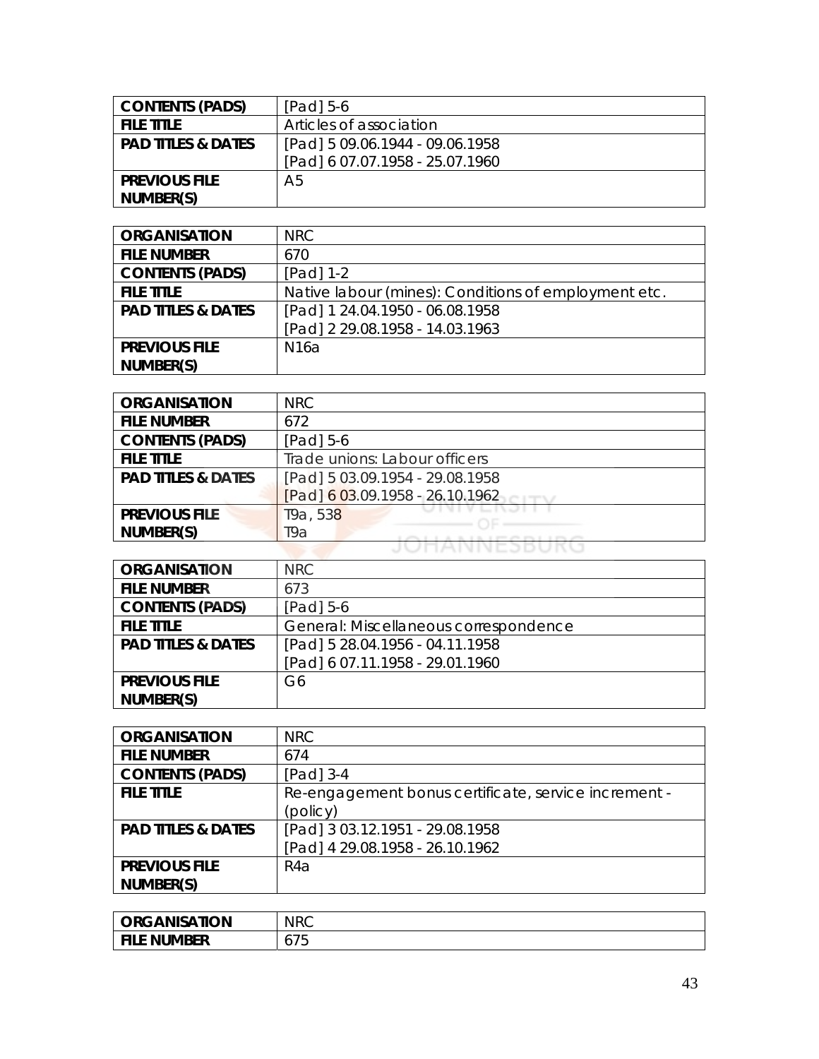| CONTENTS (PADS) | [Pad] 5-6 |
|---|---|
| FILE TITLE | Articles of association |
| PAD TITLES & DATES | [Pad] 5 09.06.1944 - 09.06.1958<br>[Pad] 6 07.07.1958 - 25.07.1960 |
| PREVIOUS FILE NUMBER(S) | A5 |

| ORGANISATION | NRC |
|---|---|
| FILE NUMBER | 670 |
| CONTENTS (PADS) | [Pad] 1-2 |
| FILE TITLE | Native labour (mines): Conditions of employment etc. |
| PAD TITLES & DATES | [Pad] 1 24.04.1950 - 06.08.1958<br>[Pad] 2 29.08.1958 - 14.03.1963 |
| PREVIOUS FILE NUMBER(S) | N16a |

| ORGANISATION | NRC |
|---|---|
| FILE NUMBER | 672 |
| CONTENTS (PADS) | [Pad] 5-6 |
| FILE TITLE | Trade unions: Labour officers |
| PAD TITLES & DATES | [Pad] 5 03.09.1954 - 29.08.1958<br>[Pad] 6 03.09.1958 - 26.10.1962 |
| PREVIOUS FILE NUMBER(S) | T9a, 538<br>T9a |

| ORGANISATION | NRC |
|---|---|
| FILE NUMBER | 673 |
| CONTENTS (PADS) | [Pad] 5-6 |
| FILE TITLE | General: Miscellaneous correspondence |
| PAD TITLES & DATES | [Pad] 5 28.04.1956 - 04.11.1958<br>[Pad] 6 07.11.1958 - 29.01.1960 |
| PREVIOUS FILE NUMBER(S) | G6 |

| ORGANISATION | NRC |
|---|---|
| FILE NUMBER | 674 |
| CONTENTS (PADS) | [Pad] 3-4 |
| FILE TITLE | Re-engagement bonus certificate, service increment - (policy) |
| PAD TITLES & DATES | [Pad] 3 03.12.1951 - 29.08.1958<br>[Pad] 4 29.08.1958 - 26.10.1962 |
| PREVIOUS FILE NUMBER(S) | R4a |

| ORGANISATION | NRC |
|---|---|
| FILE NUMBER | 675 |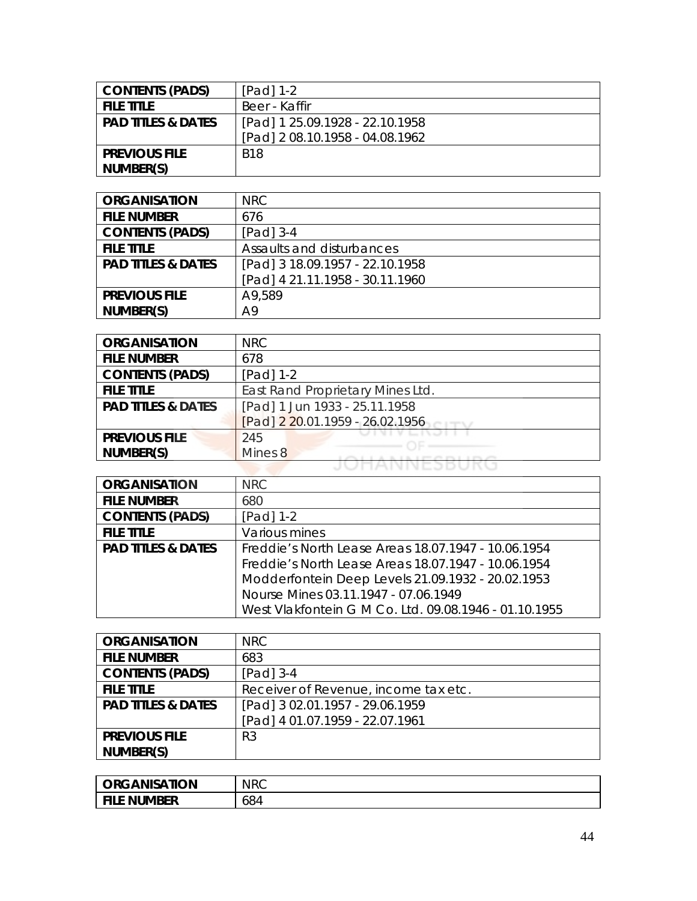| CONTENTS (PADS) | [Pad] 1-2 |
|---|---|
| FILE TITLE | Beer - Kaffir |
| PAD TITLES & DATES | [Pad] 1 25.09.1928 - 22.10.1958<br>[Pad] 2 08.10.1958 - 04.08.1962 |
| PREVIOUS FILE NUMBER(S) | B18 |

| ORGANISATION | NRC |
|---|---|
| FILE NUMBER | 676 |
| CONTENTS (PADS) | [Pad] 3-4 |
| FILE TITLE | Assaults and disturbances |
| PAD TITLES & DATES | [Pad] 3 18.09.1957 - 22.10.1958<br>[Pad] 4 21.11.1958 - 30.11.1960 |
| PREVIOUS FILE NUMBER(S) | A9,589<br>A9 |

| ORGANISATION | NRC |
|---|---|
| FILE NUMBER | 678 |
| CONTENTS (PADS) | [Pad] 1-2 |
| FILE TITLE | East Rand Proprietary Mines Ltd. |
| PAD TITLES & DATES | [Pad] 1 Jun 1933 - 25.11.1958<br>[Pad] 2 20.01.1959 - 26.02.1956 |
| PREVIOUS FILE NUMBER(S) | 245<br>Mines 8 |

| ORGANISATION | NRC |
|---|---|
| FILE NUMBER | 680 |
| CONTENTS (PADS) | [Pad] 1-2 |
| FILE TITLE | Various mines |
| PAD TITLES & DATES | Freddie's North Lease Areas 18.07.1947 - 10.06.1954<br>Freddie's North Lease Areas 18.07.1947 - 10.06.1954<br>Modderfontein Deep Levels 21.09.1932 - 20.02.1953<br>Nourse Mines 03.11.1947 - 07.06.1949<br>West Vlakfontein G M Co. Ltd. 09.08.1946 - 01.10.1955 |

| ORGANISATION | NRC |
|---|---|
| FILE NUMBER | 683 |
| CONTENTS (PADS) | [Pad] 3-4 |
| FILE TITLE | Receiver of Revenue, income tax etc. |
| PAD TITLES & DATES | [Pad] 3 02.01.1957 - 29.06.1959<br>[Pad] 4 01.07.1959 - 22.07.1961 |
| PREVIOUS FILE NUMBER(S) | R3 |

| ORGANISATION | NRC |
|---|---|
| FILE NUMBER | 684 |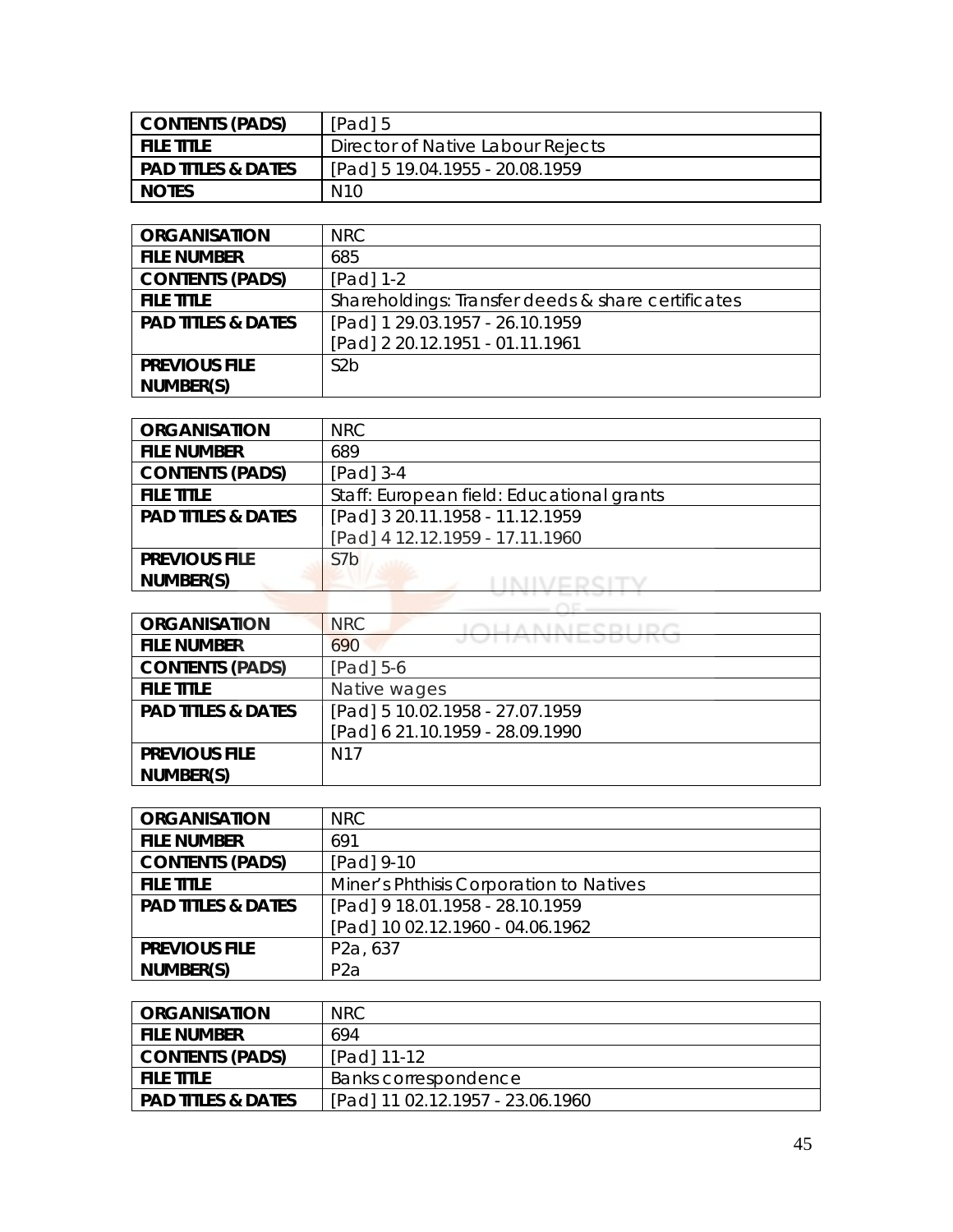| CONTENTS (PADS) | [Pad] 5 |
|---|---|
| FILE TITLE | Director of Native Labour Rejects |
| PAD TITLES & DATES | [Pad] 5 19.04.1955 - 20.08.1959 |
| NOTES | N10 |

| ORGANISATION | NRC |
|---|---|
| FILE NUMBER | 685 |
| CONTENTS (PADS) | [Pad] 1-2 |
| FILE TITLE | Shareholdings: Transfer deeds & share certificates |
| PAD TITLES & DATES | [Pad] 1 29.03.1957 - 26.10.1959<br>[Pad] 2 20.12.1951 - 01.11.1961 |
| PREVIOUS FILE NUMBER(S) | S2b |

| ORGANISATION | NRC |
|---|---|
| FILE NUMBER | 689 |
| CONTENTS (PADS) | [Pad] 3-4 |
| FILE TITLE | Staff: European field: Educational grants |
| PAD TITLES & DATES | [Pad] 3 20.11.1958 - 11.12.1959<br>[Pad] 4 12.12.1959 - 17.11.1960 |
| PREVIOUS FILE NUMBER(S) | S7b |

| ORGANISATION | NRC |
|---|---|
| FILE NUMBER | 690 |
| CONTENTS (PADS) | [Pad] 5-6 |
| FILE TITLE | Native wages |
| PAD TITLES & DATES | [Pad] 5 10.02.1958 - 27.07.1959<br>[Pad] 6 21.10.1959 - 28.09.1990 |
| PREVIOUS FILE NUMBER(S) | N17 |

| ORGANISATION | NRC |
|---|---|
| FILE NUMBER | 691 |
| CONTENTS (PADS) | [Pad] 9-10 |
| FILE TITLE | Miner's Phthisis Corporation to Natives |
| PAD TITLES & DATES | [Pad] 9 18.01.1958 - 28.10.1959<br>[Pad] 10 02.12.1960 - 04.06.1962 |
| PREVIOUS FILE NUMBER(S) | P2a, 637<br>P2a |

| ORGANISATION | NRC |
|---|---|
| FILE NUMBER | 694 |
| CONTENTS (PADS) | [Pad] 11-12 |
| FILE TITLE | Banks correspondence |
| PAD TITLES & DATES | [Pad] 11 02.12.1957 - 23.06.1960 |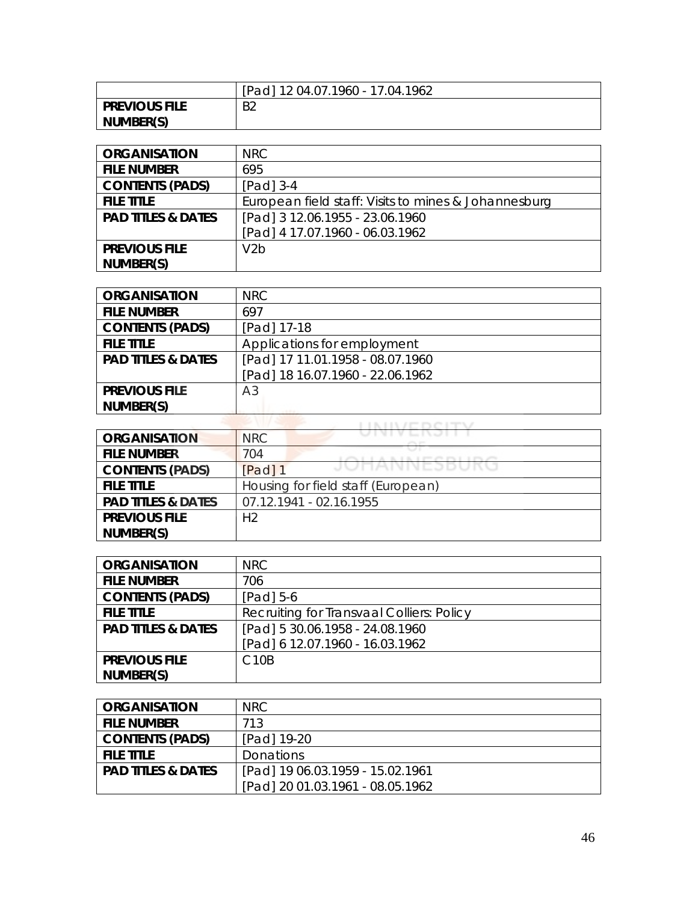| | |
|---|---|
| | [Pad] 12 04.07.1960 - 17.04.1962 |
| **PREVIOUS FILE NUMBER(S)** | B2 |

| | |
|---|---|
| **ORGANISATION** | NRC |
| **FILE NUMBER** | 695 |
| **CONTENTS (PADS)** | [Pad] 3-4 |
| **FILE TITLE** | European field staff: Visits to mines & Johannesburg |
| **PAD TITLES & DATES** | [Pad] 3 12.06.1955 - 23.06.1960<br>[Pad] 4 17.07.1960 - 06.03.1962 |
| **PREVIOUS FILE NUMBER(S)** | V2b |

| | |
|---|---|
| **ORGANISATION** | NRC |
| **FILE NUMBER** | 697 |
| **CONTENTS (PADS)** | [Pad] 17-18 |
| **FILE TITLE** | Applications for employment |
| **PAD TITLES & DATES** | [Pad] 17 11.01.1958 - 08.07.1960<br>[Pad] 18 16.07.1960 - 22.06.1962 |
| **PREVIOUS FILE NUMBER(S)** | A3 |

| | |
|---|---|
| **ORGANISATION** | NRC |
| **FILE NUMBER** | 704 |
| **CONTENTS (PADS)** | [Pad] 1 |
| **FILE TITLE** | Housing for field staff (European) |
| **PAD TITLES & DATES** | 07.12.1941 - 02.16.1955 |
| **PREVIOUS FILE NUMBER(S)** | H2 |

| | |
|---|---|
| **ORGANISATION** | NRC |
| **FILE NUMBER** | 706 |
| **CONTENTS (PADS)** | [Pad] 5-6 |
| **FILE TITLE** | Recruiting for Transvaal Colliers: Policy |
| **PAD TITLES & DATES** | [Pad] 5 30.06.1958 - 24.08.1960<br>[Pad] 6 12.07.1960 - 16.03.1962 |
| **PREVIOUS FILE NUMBER(S)** | C10B |

| | |
|---|---|
| **ORGANISATION** | NRC |
| **FILE NUMBER** | 713 |
| **CONTENTS (PADS)** | [Pad] 19-20 |
| **FILE TITLE** | Donations |
| **PAD TITLES & DATES** | [Pad] 19 06.03.1959 - 15.02.1961<br>[Pad] 20 01.03.1961 - 08.05.1962 |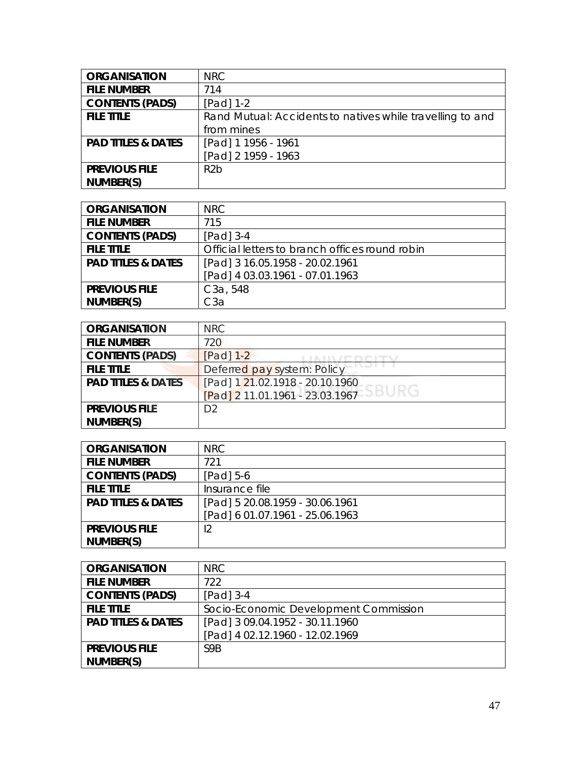| ORGANISATION | NRC |
|---|---|
| FILE NUMBER | 714 |
| CONTENTS (PADS) | [Pad] 1-2 |
| FILE TITLE | Rand Mutual: Accidents to natives while travelling to and from mines |
| PAD TITLES & DATES | [Pad] 1 1956 - 1961<br>[Pad] 2 1959 - 1963 |
| PREVIOUS FILE NUMBER(S) | R2b |

| ORGANISATION | NRC |
|---|---|
| FILE NUMBER | 715 |
| CONTENTS (PADS) | [Pad] 3-4 |
| FILE TITLE | Official letters to branch offices round robin |
| PAD TITLES & DATES | [Pad] 3 16.05.1958 - 20.02.1961<br>[Pad] 4 03.03.1961 - 07.01.1963 |
| PREVIOUS FILE NUMBER(S) | C3a, 548<br>C3a |

| ORGANISATION | NRC |
|---|---|
| FILE NUMBER | 720 |
| CONTENTS (PADS) | [Pad] 1-2 |
| FILE TITLE | Deferred pay system: Policy |
| PAD TITLES & DATES | [Pad] 1 21.02.1918 - 20.10.1960<br>[Pad] 2 11.01.1961 - 23.03.1967 |
| PREVIOUS FILE NUMBER(S) | D2 |

| ORGANISATION | NRC |
|---|---|
| FILE NUMBER | 721 |
| CONTENTS (PADS) | [Pad] 5-6 |
| FILE TITLE | Insurance file |
| PAD TITLES & DATES | [Pad] 5 20.08.1959 - 30.06.1961<br>[Pad] 6 01.07.1961 - 25.06.1963 |
| PREVIOUS FILE NUMBER(S) | I2 |

| ORGANISATION | NRC |
|---|---|
| FILE NUMBER | 722 |
| CONTENTS (PADS) | [Pad] 3-4 |
| FILE TITLE | Socio-Economic Development Commission |
| PAD TITLES & DATES | [Pad] 3 09.04.1952 - 30.11.1960<br>[Pad] 4 02.12.1960 - 12.02.1969 |
| PREVIOUS FILE NUMBER(S) | S9B |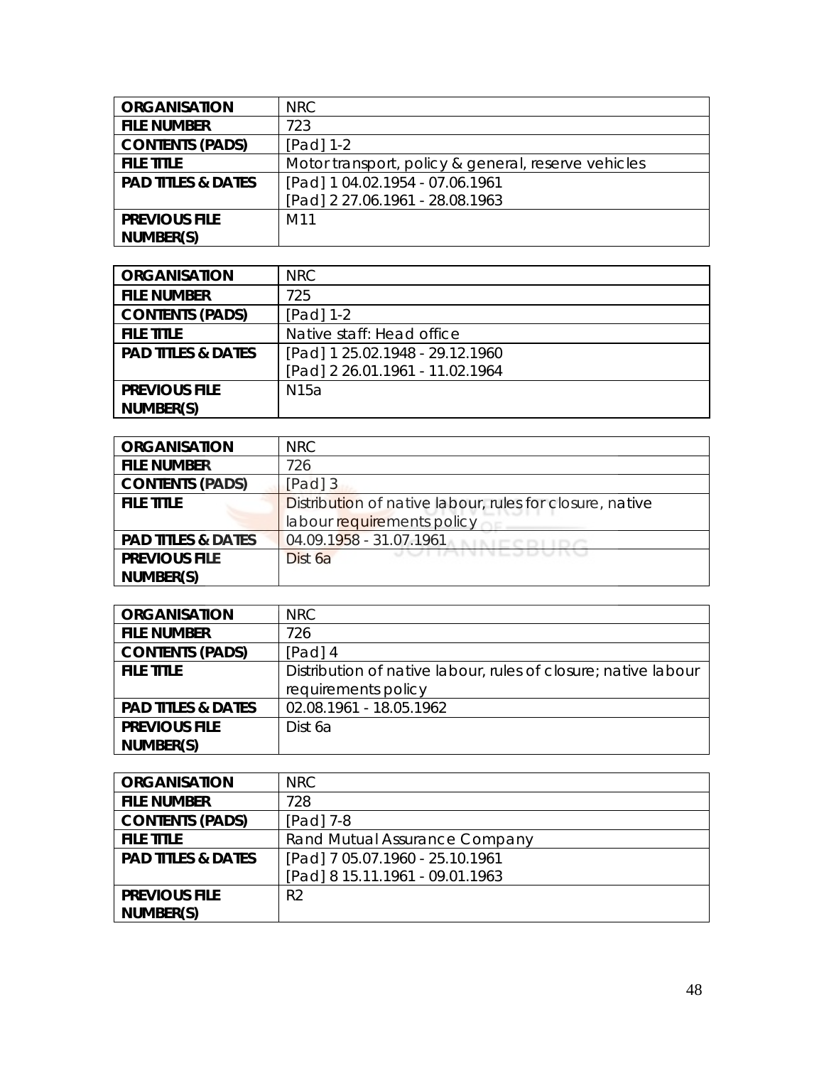| ORGANISATION | NRC |
|---|---|
| FILE NUMBER | 723 |
| CONTENTS (PADS) | [Pad] 1-2 |
| FILE TITLE | Motor transport, policy & general, reserve vehicles |
| PAD TITLES & DATES | [Pad] 1 04.02.1954 - 07.06.1961<br>[Pad] 2 27.06.1961 - 28.08.1963 |
| PREVIOUS FILE NUMBER(S) | M11 |

| ORGANISATION | NRC |
|---|---|
| FILE NUMBER | 725 |
| CONTENTS (PADS) | [Pad] 1-2 |
| FILE TITLE | Native staff: Head office |
| PAD TITLES & DATES | [Pad] 1 25.02.1948 - 29.12.1960<br>[Pad] 2 26.01.1961 - 11.02.1964 |
| PREVIOUS FILE NUMBER(S) | N15a |

| ORGANISATION | NRC |
|---|---|
| FILE NUMBER | 726 |
| CONTENTS (PADS) | [Pad] 3 |
| FILE TITLE | Distribution of native labour, rules for closure, native labour requirements policy |
| PAD TITLES & DATES | 04.09.1958 - 31.07.1961 |
| PREVIOUS FILE NUMBER(S) | Dist 6a |

| ORGANISATION | NRC |
|---|---|
| FILE NUMBER | 726 |
| CONTENTS (PADS) | [Pad] 4 |
| FILE TITLE | Distribution of native labour, rules of closure; native labour requirements policy |
| PAD TITLES & DATES | 02.08.1961 - 18.05.1962 |
| PREVIOUS FILE NUMBER(S) | Dist 6a |

| ORGANISATION | NRC |
|---|---|
| FILE NUMBER | 728 |
| CONTENTS (PADS) | [Pad] 7-8 |
| FILE TITLE | Rand Mutual Assurance Company |
| PAD TITLES & DATES | [Pad] 7 05.07.1960 - 25.10.1961<br>[Pad] 8 15.11.1961 - 09.01.1963 |
| PREVIOUS FILE NUMBER(S) | R2 |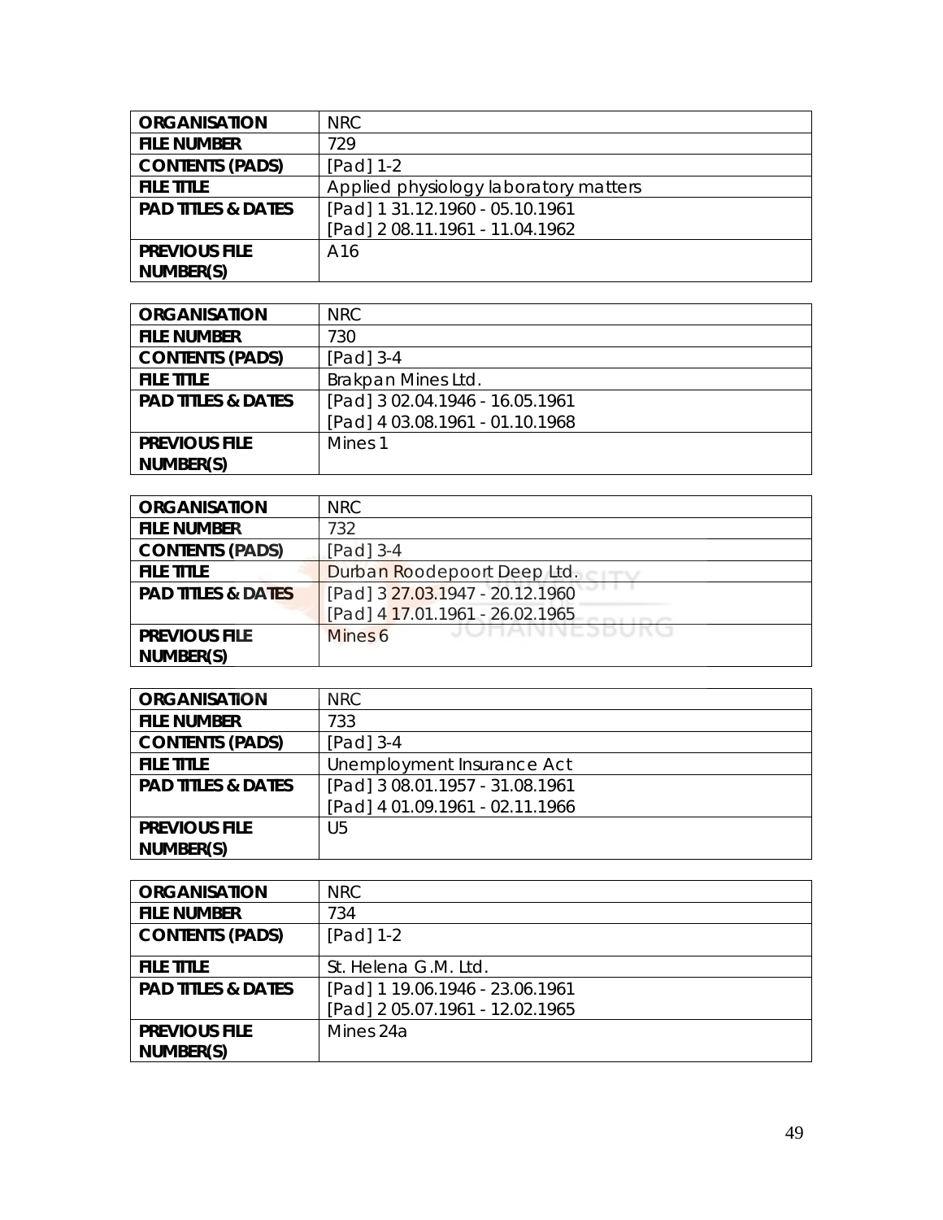| ORGANISATION | NRC |
|---|---|
| FILE NUMBER | 729 |
| CONTENTS (PADS) | [Pad] 1-2 |
| FILE TITLE | Applied physiology laboratory matters |
| PAD TITLES & DATES | [Pad] 1 31.12.1960 - 05.10.1961<br>[Pad] 2 08.11.1961 - 11.04.1962 |
| PREVIOUS FILE NUMBER(S) | A16 |

| ORGANISATION | NRC |
|---|---|
| FILE NUMBER | 730 |
| CONTENTS (PADS) | [Pad] 3-4 |
| FILE TITLE | Brakpan Mines Ltd. |
| PAD TITLES & DATES | [Pad] 3 02.04.1946 - 16.05.1961<br>[Pad] 4 03.08.1961 - 01.10.1968 |
| PREVIOUS FILE NUMBER(S) | Mines 1 |

| ORGANISATION | NRC |
|---|---|
| FILE NUMBER | 732 |
| CONTENTS (PADS) | [Pad] 3-4 |
| FILE TITLE | Durban Roodepoort Deep Ltd. |
| PAD TITLES & DATES | [Pad] 3 27.03.1947 - 20.12.1960<br>[Pad] 4 17.01.1961 - 26.02.1965 |
| PREVIOUS FILE NUMBER(S) | Mines 6 |

| ORGANISATION | NRC |
|---|---|
| FILE NUMBER | 733 |
| CONTENTS (PADS) | [Pad] 3-4 |
| FILE TITLE | Unemployment Insurance Act |
| PAD TITLES & DATES | [Pad] 3 08.01.1957 - 31.08.1961<br>[Pad] 4 01.09.1961 - 02.11.1966 |
| PREVIOUS FILE NUMBER(S) | U5 |

| ORGANISATION | NRC |
|---|---|
| FILE NUMBER | 734 |
| CONTENTS (PADS) | [Pad] 1-2 |
| FILE TITLE | St. Helena G.M. Ltd. |
| PAD TITLES & DATES | [Pad] 1 19.06.1946 - 23.06.1961<br>[Pad] 2 05.07.1961 - 12.02.1965 |
| PREVIOUS FILE NUMBER(S) | Mines 24a |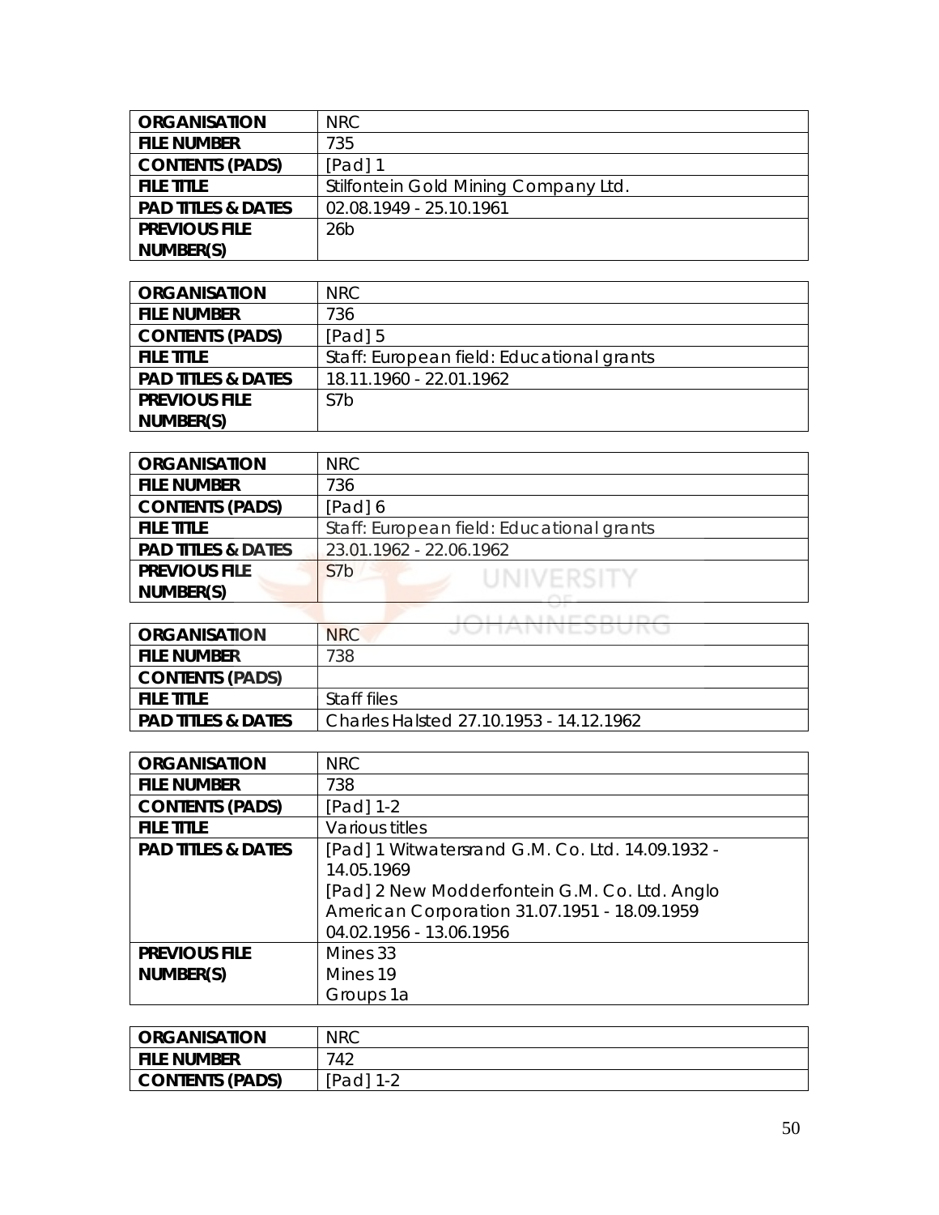| ORGANISATION | NRC |
|---|---|
| FILE NUMBER | 735 |
| CONTENTS (PADS) | [Pad] 1 |
| FILE TITLE | Stilfontein Gold Mining Company Ltd. |
| PAD TITLES & DATES | 02.08.1949 - 25.10.1961 |
| PREVIOUS FILE NUMBER(S) | 26b |

| ORGANISATION | NRC |
|---|---|
| FILE NUMBER | 736 |
| CONTENTS (PADS) | [Pad] 5 |
| FILE TITLE | Staff: European field: Educational grants |
| PAD TITLES & DATES | 18.11.1960 - 22.01.1962 |
| PREVIOUS FILE NUMBER(S) | S7b |

| ORGANISATION | NRC |
|---|---|
| FILE NUMBER | 736 |
| CONTENTS (PADS) | [Pad] 6 |
| FILE TITLE | Staff: European field: Educational grants |
| PAD TITLES & DATES | 23.01.1962 - 22.06.1962 |
| PREVIOUS FILE NUMBER(S) | S7b |

| ORGANISATION | NRC |
|---|---|
| FILE NUMBER | 738 |
| CONTENTS (PADS) | |
| FILE TITLE | Staff files |
| PAD TITLES & DATES | Charles Halsted 27.10.1953 - 14.12.1962 |

| ORGANISATION | NRC |
|---|---|
| FILE NUMBER | 738 |
| CONTENTS (PADS) | [Pad] 1-2 |
| FILE TITLE | Various titles |
| PAD TITLES & DATES | [Pad] 1 Witwatersrand G.M. Co. Ltd. 14.09.1932 - 14.05.1969<br>[Pad] 2 New Modderfontein G.M. Co. Ltd. Anglo American Corporation 31.07.1951 - 18.09.1959<br>04.02.1956 - 13.06.1956 |
| PREVIOUS FILE NUMBER(S) | Mines 33<br>Mines 19<br>Groups 1a |

| ORGANISATION | NRC |
|---|---|
| FILE NUMBER | 742 |
| CONTENTS (PADS) | [Pad] 1-2 |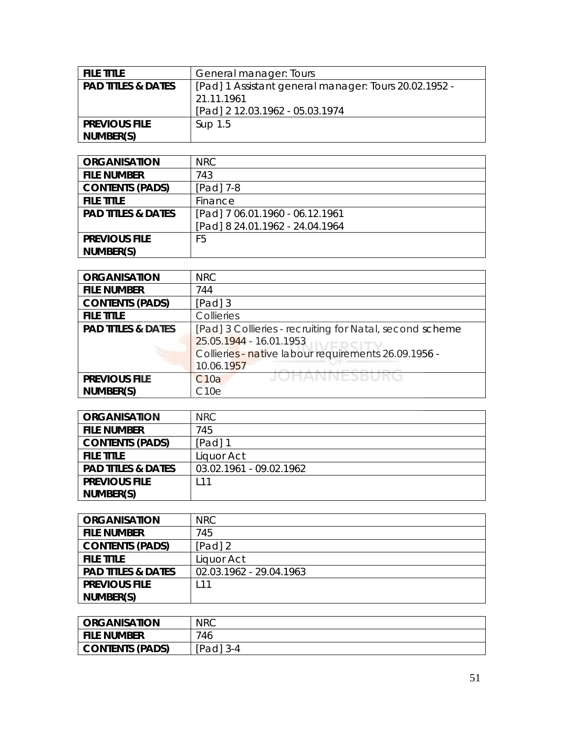| FILE TITLE | General manager: Tours |
| --- | --- |
| PAD TITLES & DATES | [Pad] 1 Assistant general manager: Tours 20.02.1952 - 21.11.1961<br>[Pad] 2 12.03.1962 - 05.03.1974 |
| PREVIOUS FILE NUMBER(S) | Sup 1.5 |

| ORGANISATION | NRC |
| --- | --- |
| FILE NUMBER | 743 |
| CONTENTS (PADS) | [Pad] 7-8 |
| FILE TITLE | Finance |
| PAD TITLES & DATES | [Pad] 7 06.01.1960 - 06.12.1961<br>[Pad] 8 24.01.1962 - 24.04.1964 |
| PREVIOUS FILE NUMBER(S) | F5 |

| ORGANISATION | NRC |
| --- | --- |
| FILE NUMBER | 744 |
| CONTENTS (PADS) | [Pad] 3 |
| FILE TITLE | Collieries |
| PAD TITLES & DATES | [Pad] 3 Collieries - recruiting for Natal, second scheme 25.05.1944 - 16.01.1953<br>Collieries - native labour requirements 26.09.1956 - 10.06.1957 |
| PREVIOUS FILE NUMBER(S) | C10a<br>C10e |

| ORGANISATION | NRC |
| --- | --- |
| FILE NUMBER | 745 |
| CONTENTS (PADS) | [Pad] 1 |
| FILE TITLE | Liquor Act |
| PAD TITLES & DATES | 03.02.1961 - 09.02.1962 |
| PREVIOUS FILE NUMBER(S) | L11 |

| ORGANISATION | NRC |
| --- | --- |
| FILE NUMBER | 745 |
| CONTENTS (PADS) | [Pad] 2 |
| FILE TITLE | Liquor Act |
| PAD TITLES & DATES | 02.03.1962 - 29.04.1963 |
| PREVIOUS FILE NUMBER(S) | L11 |

| ORGANISATION | NRC |
| --- | --- |
| FILE NUMBER | 746 |
| CONTENTS (PADS) | [Pad] 3-4 |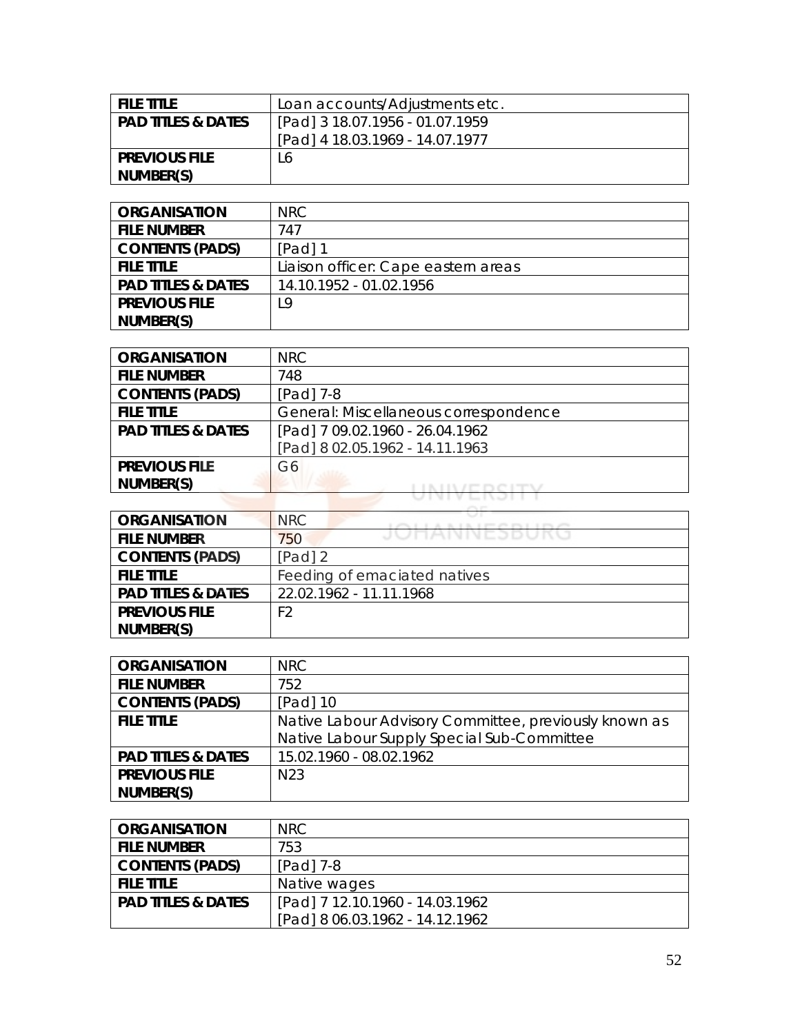| FILE TITLE | Loan accounts/Adjustments etc. |
|---|---|
| PAD TITLES & DATES | [Pad] 3 18.07.1956 - 01.07.1959<br>[Pad] 4 18.03.1969 - 14.07.1977 |
| PREVIOUS FILE NUMBER(S) | L6 |

| ORGANISATION | NRC |
|---|---|
| FILE NUMBER | 747 |
| CONTENTS (PADS) | [Pad] 1 |
| FILE TITLE | Liaison officer: Cape eastern areas |
| PAD TITLES & DATES | 14.10.1952 - 01.02.1956 |
| PREVIOUS FILE NUMBER(S) | L9 |

| ORGANISATION | NRC |
|---|---|
| FILE NUMBER | 748 |
| CONTENTS (PADS) | [Pad] 7-8 |
| FILE TITLE | General: Miscellaneous correspondence |
| PAD TITLES & DATES | [Pad] 7 09.02.1960 - 26.04.1962<br>[Pad] 8 02.05.1962 - 14.11.1963 |
| PREVIOUS FILE NUMBER(S) | G6 |

| ORGANISATION | NRC |
|---|---|
| FILE NUMBER | 750 |
| CONTENTS (PADS) | [Pad] 2 |
| FILE TITLE | Feeding of emaciated natives |
| PAD TITLES & DATES | 22.02.1962 - 11.11.1968 |
| PREVIOUS FILE NUMBER(S) | F2 |

| ORGANISATION | NRC |
|---|---|
| FILE NUMBER | 752 |
| CONTENTS (PADS) | [Pad] 10 |
| FILE TITLE | Native Labour Advisory Committee, previously known as Native Labour Supply Special Sub-Committee |
| PAD TITLES & DATES | 15.02.1960 - 08.02.1962 |
| PREVIOUS FILE NUMBER(S) | N23 |

| ORGANISATION | NRC |
|---|---|
| FILE NUMBER | 753 |
| CONTENTS (PADS) | [Pad] 7-8 |
| FILE TITLE | Native wages |
| PAD TITLES & DATES | [Pad] 7 12.10.1960 - 14.03.1962<br>[Pad] 8 06.03.1962 - 14.12.1962 |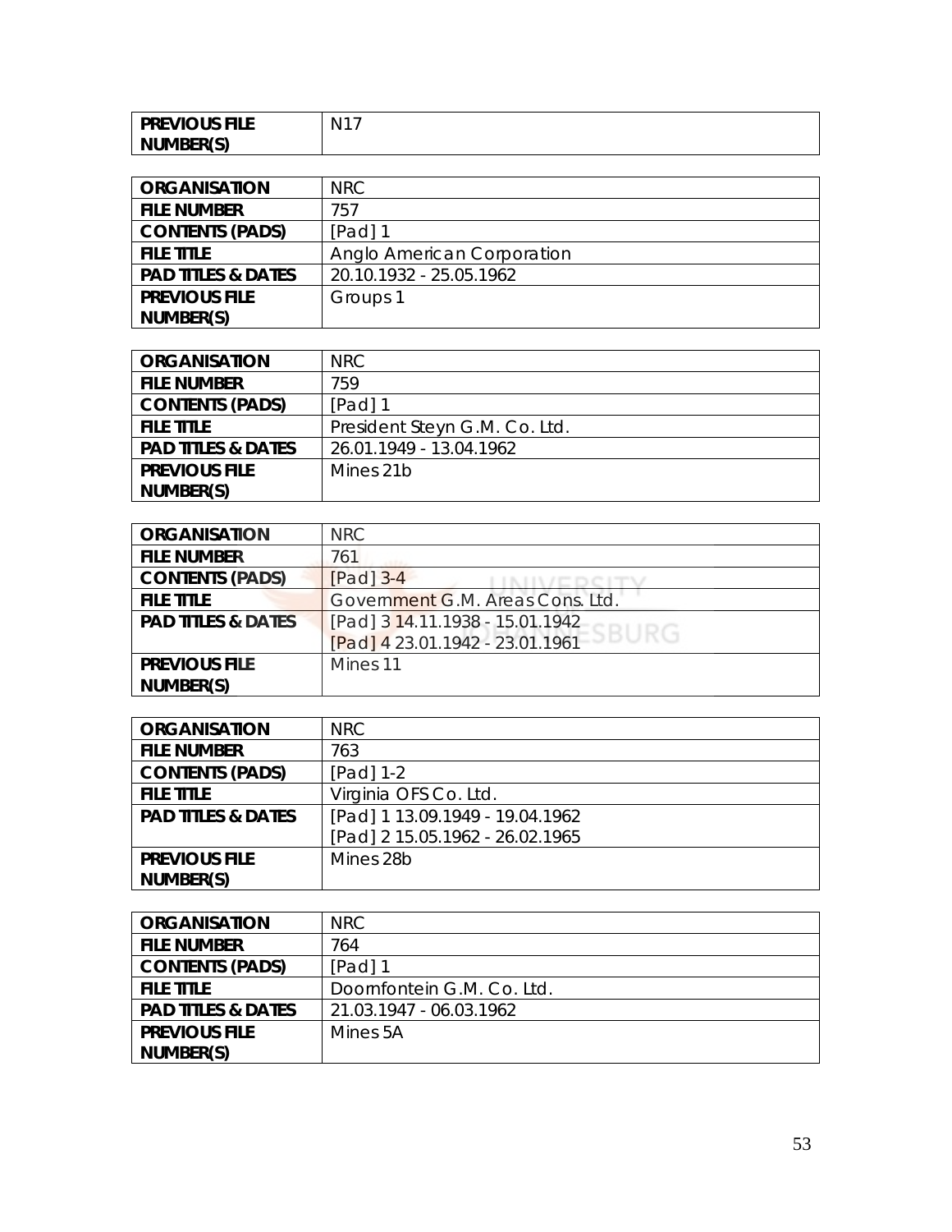| **PREVIOUS FILE NUMBER(S)** | N17 |
|---|---|

| **ORGANISATION** | NRC |
|---|---|
| **FILE NUMBER** | 757 |
| **CONTENTS (PADS)** | [Pad] 1 |
| **FILE TITLE** | Anglo American Corporation |
| **PAD TITLES & DATES** | 20.10.1932 - 25.05.1962 |
| **PREVIOUS FILE NUMBER(S)** | Groups 1 |

| **ORGANISATION** | NRC |
|---|---|
| **FILE NUMBER** | 759 |
| **CONTENTS (PADS)** | [Pad] 1 |
| **FILE TITLE** | President Steyn G.M. Co. Ltd. |
| **PAD TITLES & DATES** | 26.01.1949 - 13.04.1962 |
| **PREVIOUS FILE NUMBER(S)** | Mines 21b |

| **ORGANISATION** | NRC |
|---|---|
| **FILE NUMBER** | 761 |
| **CONTENTS (PADS)** | [Pad] 3-4 |
| **FILE TITLE** | Government G.M. Areas Cons. Ltd. |
| **PAD TITLES & DATES** | [Pad] 3 14.11.1938 - 15.01.1942<br>[Pad] 4 23.01.1942 - 23.01.1961 |
| **PREVIOUS FILE NUMBER(S)** | Mines 11 |

| **ORGANISATION** | NRC |
|---|---|
| **FILE NUMBER** | 763 |
| **CONTENTS (PADS)** | [Pad] 1-2 |
| **FILE TITLE** | Virginia OFS Co. Ltd. |
| **PAD TITLES & DATES** | [Pad] 1 13.09.1949 - 19.04.1962<br>[Pad] 2 15.05.1962 - 26.02.1965 |
| **PREVIOUS FILE NUMBER(S)** | Mines 28b |

| **ORGANISATION** | NRC |
|---|---|
| **FILE NUMBER** | 764 |
| **CONTENTS (PADS)** | [Pad] 1 |
| **FILE TITLE** | Doornfontein G.M. Co. Ltd. |
| **PAD TITLES & DATES** | 21.03.1947 - 06.03.1962 |
| **PREVIOUS FILE NUMBER(S)** | Mines 5A |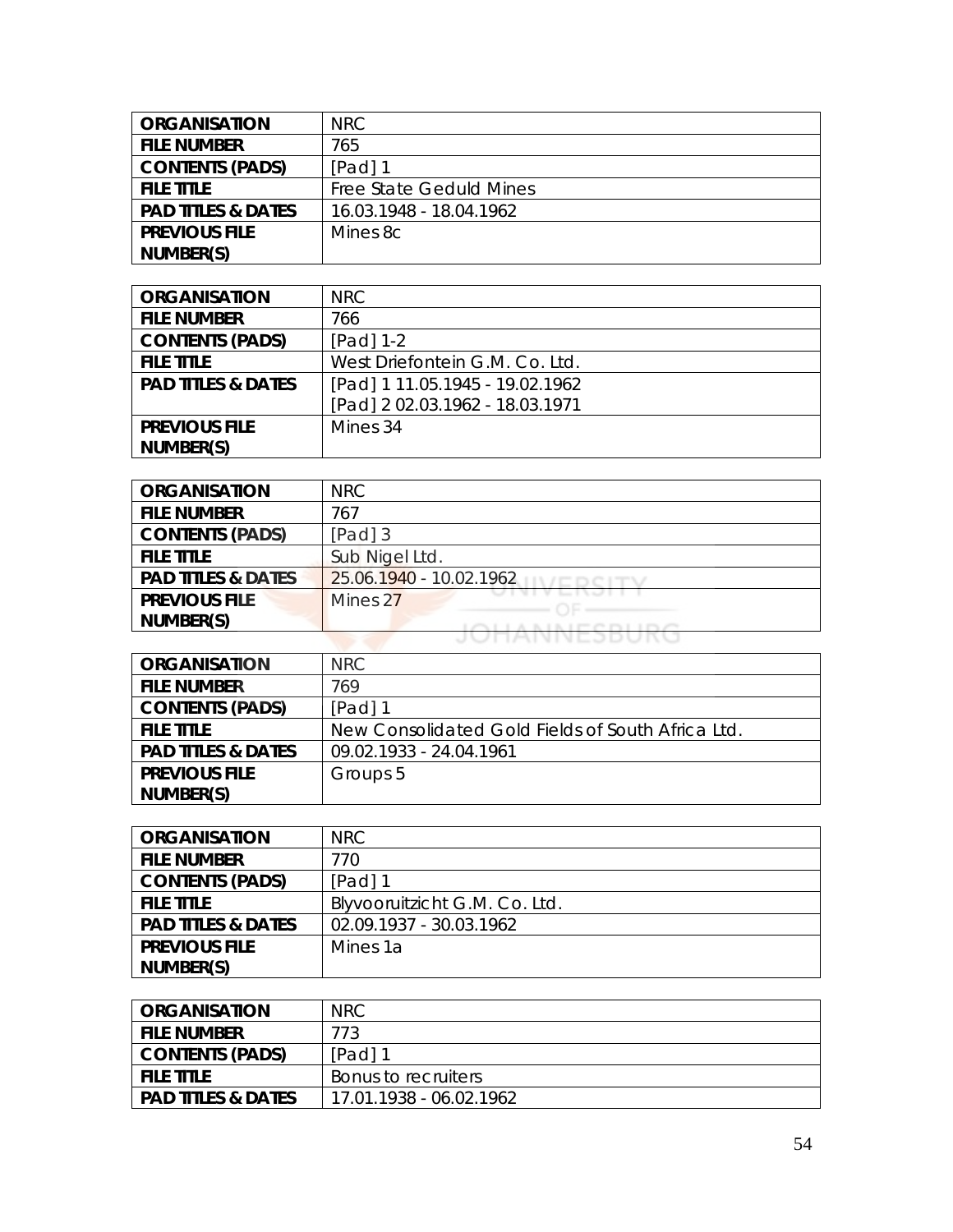| ORGANISATION | NRC |
|---|---|
| FILE NUMBER | 765 |
| CONTENTS (PADS) | [Pad] 1 |
| FILE TITLE | Free State Geduld Mines |
| PAD TITLES & DATES | 16.03.1948 - 18.04.1962 |
| PREVIOUS FILE NUMBER(S) | Mines 8c |

| ORGANISATION | NRC |
|---|---|
| FILE NUMBER | 766 |
| CONTENTS (PADS) | [Pad] 1-2 |
| FILE TITLE | West Driefontein G.M. Co. Ltd. |
| PAD TITLES & DATES | [Pad] 1 11.05.1945 - 19.02.1962<br>[Pad] 2 02.03.1962 - 18.03.1971 |
| PREVIOUS FILE NUMBER(S) | Mines 34 |

| ORGANISATION | NRC |
|---|---|
| FILE NUMBER | 767 |
| CONTENTS (PADS) | [Pad] 3 |
| FILE TITLE | Sub Nigel Ltd. |
| PAD TITLES & DATES | 25.06.1940 - 10.02.1962 |
| PREVIOUS FILE NUMBER(S) | Mines 27 |

| ORGANISATION | NRC |
|---|---|
| FILE NUMBER | 769 |
| CONTENTS (PADS) | [Pad] 1 |
| FILE TITLE | New Consolidated Gold Fields of South Africa Ltd. |
| PAD TITLES & DATES | 09.02.1933 - 24.04.1961 |
| PREVIOUS FILE NUMBER(S) | Groups 5 |

| ORGANISATION | NRC |
|---|---|
| FILE NUMBER | 770 |
| CONTENTS (PADS) | [Pad] 1 |
| FILE TITLE | Blyvooruitzicht G.M. Co. Ltd. |
| PAD TITLES & DATES | 02.09.1937 - 30.03.1962 |
| PREVIOUS FILE NUMBER(S) | Mines 1a |

| ORGANISATION | NRC |
|---|---|
| FILE NUMBER | 773 |
| CONTENTS (PADS) | [Pad] 1 |
| FILE TITLE | Bonus to recruiters |
| PAD TITLES & DATES | 17.01.1938 - 06.02.1962 |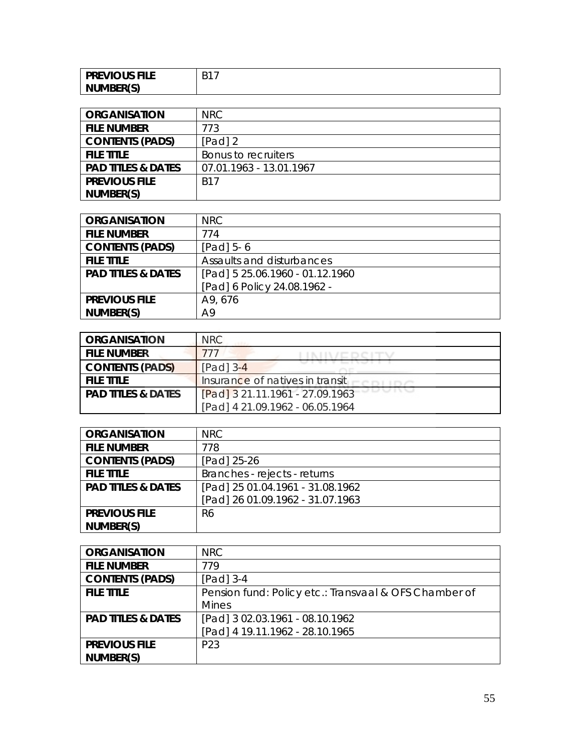| PREVIOUS FILE NUMBER(S) | B17 |
|---|---|

| ORGANISATION | NRC |
|---|---|
| FILE NUMBER | 773 |
| CONTENTS (PADS) | [Pad] 2 |
| FILE TITLE | Bonus to recruiters |
| PAD TITLES & DATES | 07.01.1963 - 13.01.1967 |
| PREVIOUS FILE NUMBER(S) | B17 |

| ORGANISATION | NRC |
|---|---|
| FILE NUMBER | 774 |
| CONTENTS (PADS) | [Pad] 5- 6 |
| FILE TITLE | Assaults and disturbances |
| PAD TITLES & DATES | [Pad] 5 25.06.1960 - 01.12.1960<br>[Pad] 6 Policy 24.08.1962 - |
| PREVIOUS FILE NUMBER(S) | A9, 676<br>A9 |

| ORGANISATION | NRC |
|---|---|
| FILE NUMBER | 777 |
| CONTENTS (PADS) | [Pad] 3-4 |
| FILE TITLE | Insurance of natives in transit |
| PAD TITLES & DATES | [Pad] 3 21.11.1961 - 27.09.1963<br>[Pad] 4 21.09.1962 - 06.05.1964 |

| ORGANISATION | NRC |
|---|---|
| FILE NUMBER | 778 |
| CONTENTS (PADS) | [Pad] 25-26 |
| FILE TITLE | Branches - rejects - returns |
| PAD TITLES & DATES | [Pad] 25 01.04.1961 - 31.08.1962<br>[Pad] 26 01.09.1962 - 31.07.1963 |
| PREVIOUS FILE NUMBER(S) | R6 |

| ORGANISATION | NRC |
|---|---|
| FILE NUMBER | 779 |
| CONTENTS (PADS) | [Pad] 3-4 |
| FILE TITLE | Pension fund: Policy etc.: Transvaal & OFS Chamber of Mines |
| PAD TITLES & DATES | [Pad] 3 02.03.1961 - 08.10.1962<br>[Pad] 4 19.11.1962 - 28.10.1965 |
| PREVIOUS FILE NUMBER(S) | P23 |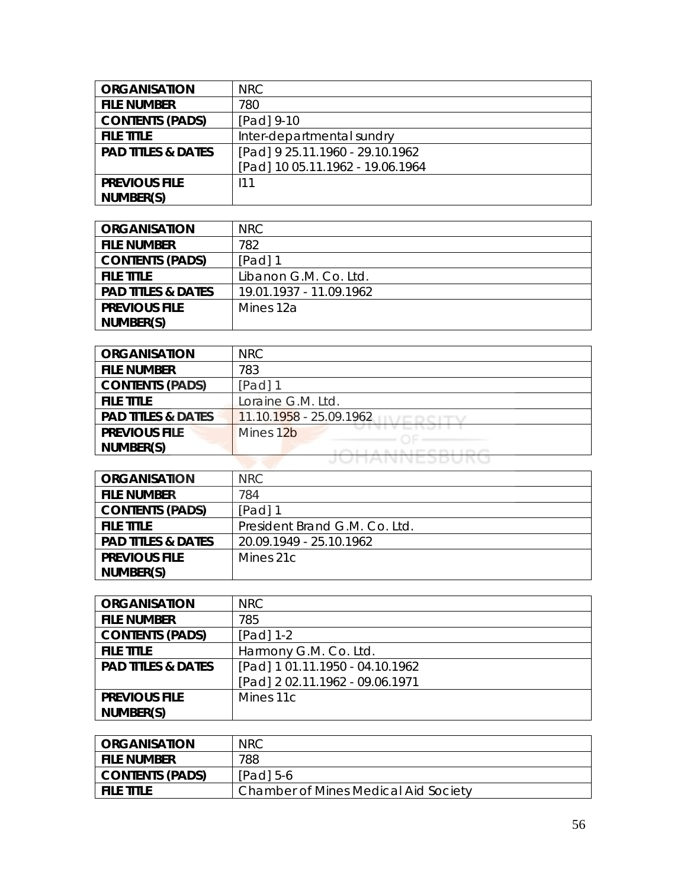| ORGANISATION | NRC |
|---|---|
| FILE NUMBER | 780 |
| CONTENTS (PADS) | [Pad] 9-10 |
| FILE TITLE | Inter-departmental sundry |
| PAD TITLES & DATES | [Pad] 9 25.11.1960 - 29.10.1962<br>[Pad] 10 05.11.1962 - 19.06.1964 |
| PREVIOUS FILE NUMBER(S) | I11 |

| ORGANISATION | NRC |
|---|---|
| FILE NUMBER | 782 |
| CONTENTS (PADS) | [Pad] 1 |
| FILE TITLE | Libanon G.M. Co. Ltd. |
| PAD TITLES & DATES | 19.01.1937 - 11.09.1962 |
| PREVIOUS FILE NUMBER(S) | Mines 12a |

| ORGANISATION | NRC |
|---|---|
| FILE NUMBER | 783 |
| CONTENTS (PADS) | [Pad] 1 |
| FILE TITLE | Loraine G.M. Ltd. |
| PAD TITLES & DATES | 11.10.1958 - 25.09.1962 |
| PREVIOUS FILE NUMBER(S) | Mines 12b |

| ORGANISATION | NRC |
|---|---|
| FILE NUMBER | 784 |
| CONTENTS (PADS) | [Pad] 1 |
| FILE TITLE | President Brand G.M. Co. Ltd. |
| PAD TITLES & DATES | 20.09.1949 - 25.10.1962 |
| PREVIOUS FILE NUMBER(S) | Mines 21c |

| ORGANISATION | NRC |
|---|---|
| FILE NUMBER | 785 |
| CONTENTS (PADS) | [Pad] 1-2 |
| FILE TITLE | Harmony G.M. Co. Ltd. |
| PAD TITLES & DATES | [Pad] 1 01.11.1950 - 04.10.1962<br>[Pad] 2 02.11.1962 - 09.06.1971 |
| PREVIOUS FILE NUMBER(S) | Mines 11c |

| ORGANISATION | NRC |
|---|---|
| FILE NUMBER | 788 |
| CONTENTS (PADS) | [Pad] 5-6 |
| FILE TITLE | Chamber of Mines Medical Aid Society |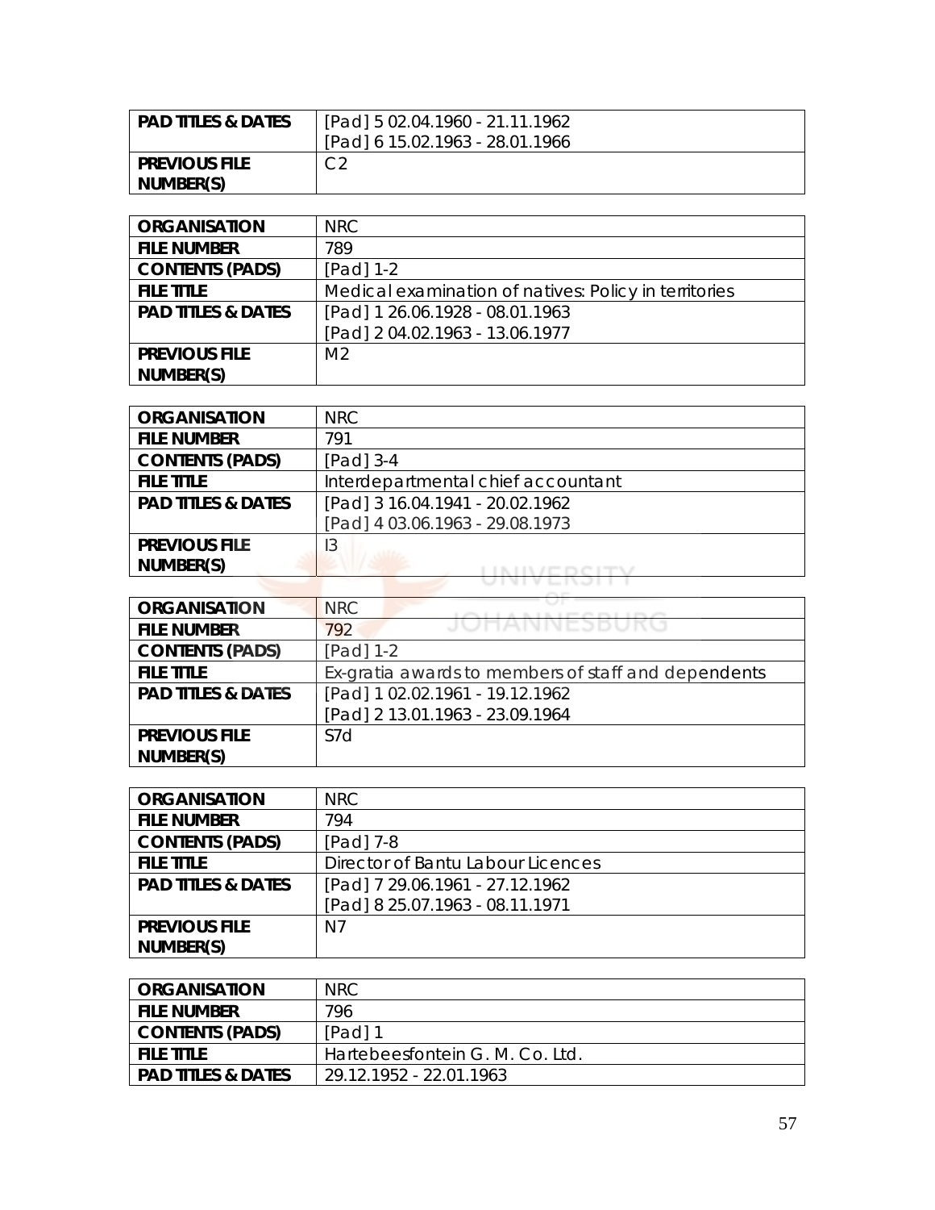| PAD TITLES & DATES | [Pad] 5 02.04.1960 - 21.11.1962<br>[Pad] 6 15.02.1963 - 28.01.1966 |
|---|---|
| PREVIOUS FILE NUMBER(S) | C2 |

| ORGANISATION | NRC |
|---|---|
| FILE NUMBER | 789 |
| CONTENTS (PADS) | [Pad] 1-2 |
| FILE TITLE | Medical examination of natives: Policy in territories |
| PAD TITLES & DATES | [Pad] 1 26.06.1928 - 08.01.1963<br>[Pad] 2 04.02.1963 - 13.06.1977 |
| PREVIOUS FILE NUMBER(S) | M2 |

| ORGANISATION | NRC |
|---|---|
| FILE NUMBER | 791 |
| CONTENTS (PADS) | [Pad] 3-4 |
| FILE TITLE | Interdepartmental chief accountant |
| PAD TITLES & DATES | [Pad] 3 16.04.1941 - 20.02.1962<br>[Pad] 4 03.06.1963 - 29.08.1973 |
| PREVIOUS FILE NUMBER(S) | I3 |

| ORGANISATION | NRC |
|---|---|
| FILE NUMBER | 792 |
| CONTENTS (PADS) | [Pad] 1-2 |
| FILE TITLE | Ex-gratia awards to members of staff and dependents |
| PAD TITLES & DATES | [Pad] 1 02.02.1961 - 19.12.1962<br>[Pad] 2 13.01.1963 - 23.09.1964 |
| PREVIOUS FILE NUMBER(S) | S7d |

| ORGANISATION | NRC |
|---|---|
| FILE NUMBER | 794 |
| CONTENTS (PADS) | [Pad] 7-8 |
| FILE TITLE | Director of Bantu Labour Licences |
| PAD TITLES & DATES | [Pad] 7 29.06.1961 - 27.12.1962<br>[Pad] 8 25.07.1963 - 08.11.1971 |
| PREVIOUS FILE NUMBER(S) | N7 |

| ORGANISATION | NRC |
|---|---|
| FILE NUMBER | 796 |
| CONTENTS (PADS) | [Pad] 1 |
| FILE TITLE | Hartebeesfontein G. M. Co. Ltd. |
| PAD TITLES & DATES | 29.12.1952 - 22.01.1963 |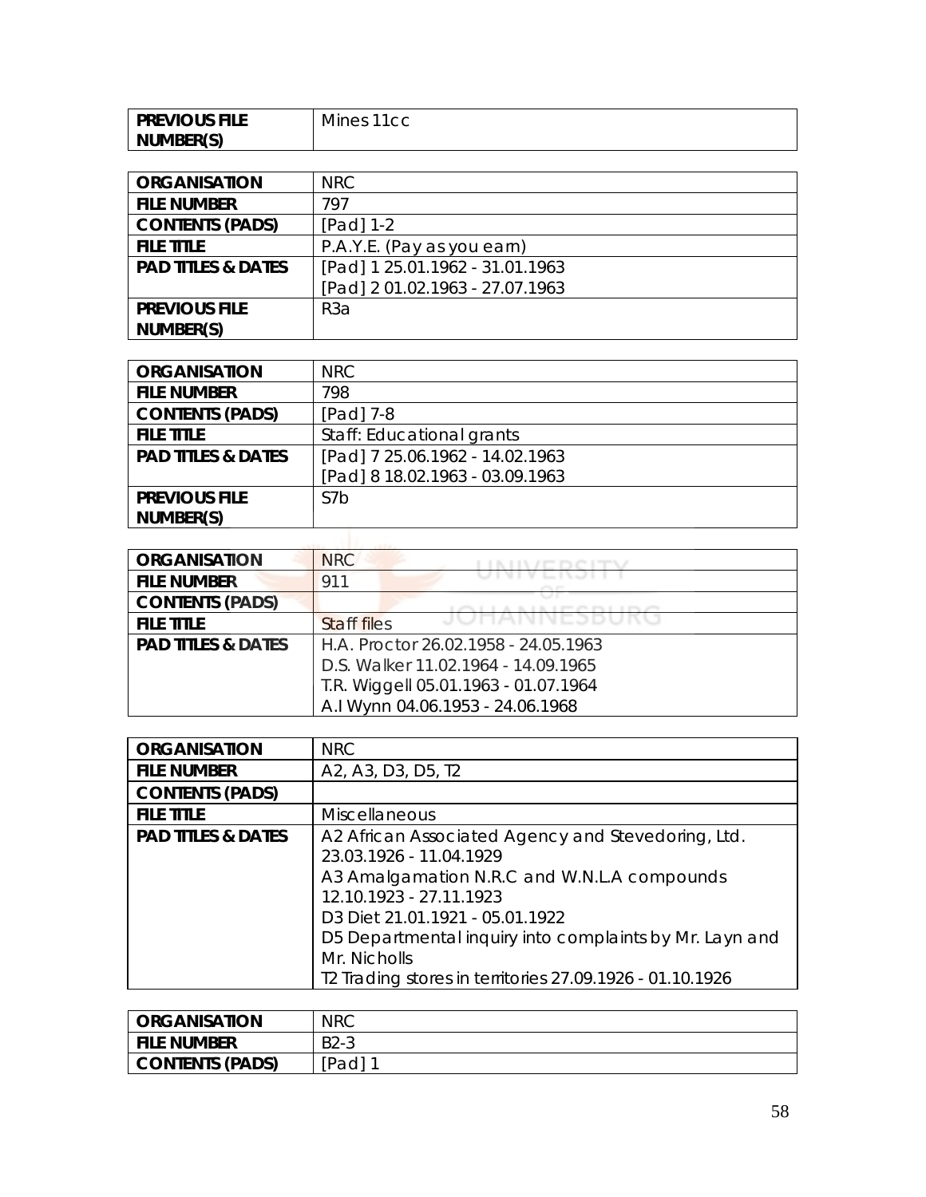| PREVIOUS FILE NUMBER(S) | Mines 11cc |
|---|---|

| ORGANISATION | NRC |
|---|---|
| FILE NUMBER | 797 |
| CONTENTS (PADS) | [Pad] 1-2 |
| FILE TITLE | P.A.Y.E. (Pay as you earn) |
| PAD TITLES & DATES | [Pad] 1 25.01.1962 - 31.01.1963<br>[Pad] 2 01.02.1963 - 27.07.1963 |
| PREVIOUS FILE NUMBER(S) | R3a |

| ORGANISATION | NRC |
|---|---|
| FILE NUMBER | 798 |
| CONTENTS (PADS) | [Pad] 7-8 |
| FILE TITLE | Staff: Educational grants |
| PAD TITLES & DATES | [Pad] 7 25.06.1962 - 14.02.1963<br>[Pad] 8 18.02.1963 - 03.09.1963 |
| PREVIOUS FILE NUMBER(S) | S7b |

| ORGANISATION | NRC |
|---|---|
| FILE NUMBER | 911 |
| CONTENTS (PADS) | |
| FILE TITLE | Staff files |
| PAD TITLES & DATES | H.A. Proctor 26.02.1958 - 24.05.1963<br>D.S. Walker 11.02.1964 - 14.09.1965<br>T.R. Wiggell 05.01.1963 - 01.07.1964<br>A.I Wynn 04.06.1953 - 24.06.1968 |

| ORGANISATION | NRC |
|---|---|
| FILE NUMBER | A2, A3, D3, D5, T2 |
| CONTENTS (PADS) | |
| FILE TITLE | Miscellaneous |
| PAD TITLES & DATES | A2 African Associated Agency and Stevedoring, Ltd. 23.03.1926 - 11.04.1929<br>A3 Amalgamation N.R.C and W.N.L.A compounds 12.10.1923 - 27.11.1923<br>D3 Diet 21.01.1921 - 05.01.1922<br>D5 Departmental inquiry into complaints by Mr. Layn and Mr. Nicholls<br>T2 Trading stores in territories 27.09.1926 - 01.10.1926 |

| ORGANISATION | NRC |
|---|---|
| FILE NUMBER | B2-3 |
| CONTENTS (PADS) | [Pad] 1 |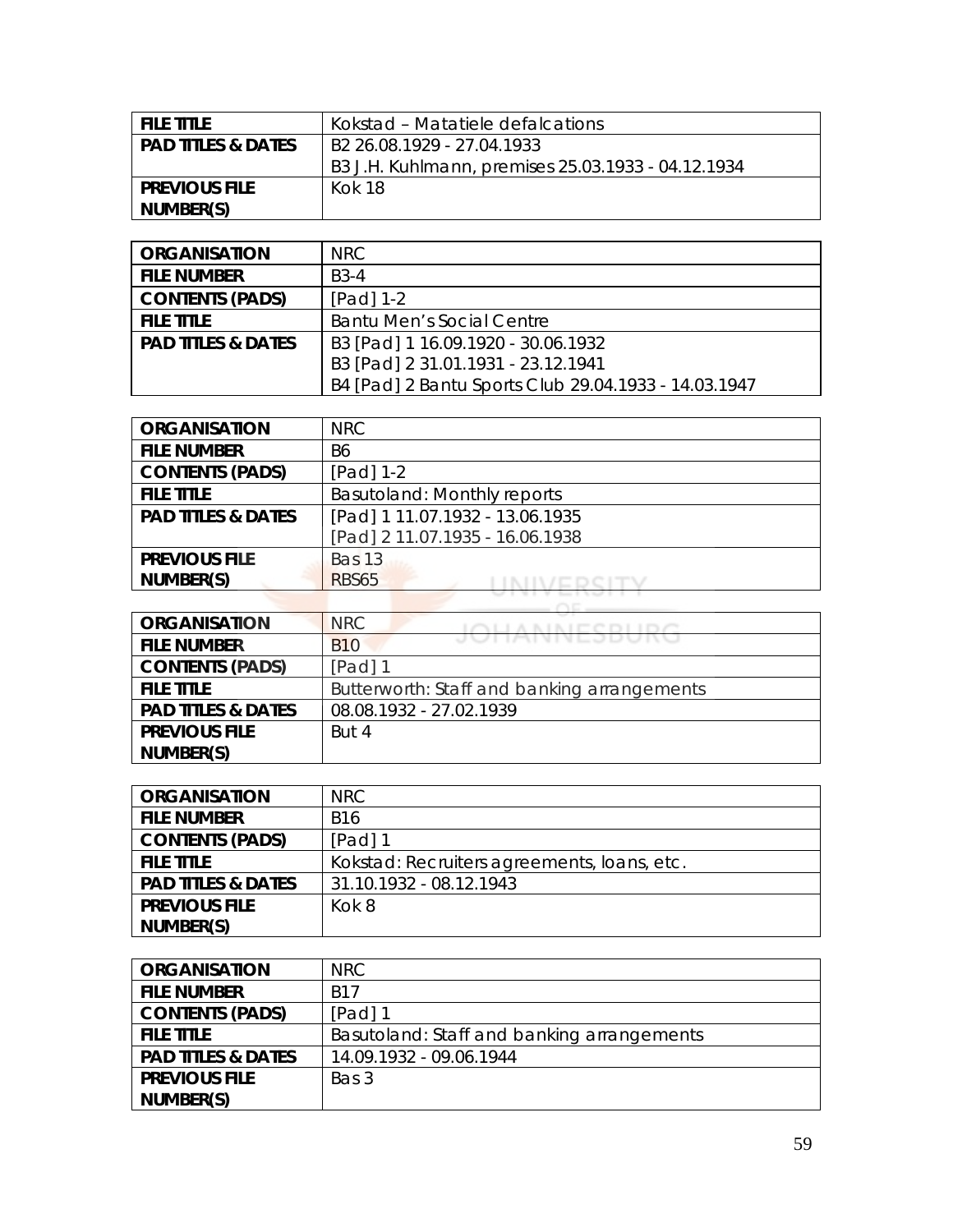| FILE TITLE | Kokstad – Matatiele defalcations |
|---|---|
| PAD TITLES & DATES | B2 26.08.1929 - 27.04.1933<br>B3 J.H. Kuhlmann, premises 25.03.1933 - 04.12.1934 |
| PREVIOUS FILE NUMBER(S) | Kok 18 |

| ORGANISATION | NRC |
|---|---|
| FILE NUMBER | B3-4 |
| CONTENTS (PADS) | [Pad] 1-2 |
| FILE TITLE | Bantu Men's Social Centre |
| PAD TITLES & DATES | B3 [Pad] 1 16.09.1920 - 30.06.1932<br>B3 [Pad] 2 31.01.1931 - 23.12.1941<br>B4 [Pad] 2 Bantu Sports Club 29.04.1933 - 14.03.1947 |

| ORGANISATION | NRC |
|---|---|
| FILE NUMBER | B6 |
| CONTENTS (PADS) | [Pad] 1-2 |
| FILE TITLE | Basutoland: Monthly reports |
| PAD TITLES & DATES | [Pad] 1 11.07.1932 - 13.06.1935<br>[Pad] 2 11.07.1935 - 16.06.1938 |
| PREVIOUS FILE NUMBER(S) | Bas 13<br>RBS65 |

| ORGANISATION | NRC |
|---|---|
| FILE NUMBER | B10 |
| CONTENTS (PADS) | [Pad] 1 |
| FILE TITLE | Butterworth: Staff and banking arrangements |
| PAD TITLES & DATES | 08.08.1932 - 27.02.1939 |
| PREVIOUS FILE NUMBER(S) | But 4 |

| ORGANISATION | NRC |
|---|---|
| FILE NUMBER | B16 |
| CONTENTS (PADS) | [Pad] 1 |
| FILE TITLE | Kokstad: Recruiters agreements, loans, etc. |
| PAD TITLES & DATES | 31.10.1932 - 08.12.1943 |
| PREVIOUS FILE NUMBER(S) | Kok 8 |

| ORGANISATION | NRC |
|---|---|
| FILE NUMBER | B17 |
| CONTENTS (PADS) | [Pad] 1 |
| FILE TITLE | Basutoland: Staff and banking arrangements |
| PAD TITLES & DATES | 14.09.1932 - 09.06.1944 |
| PREVIOUS FILE NUMBER(S) | Bas 3 |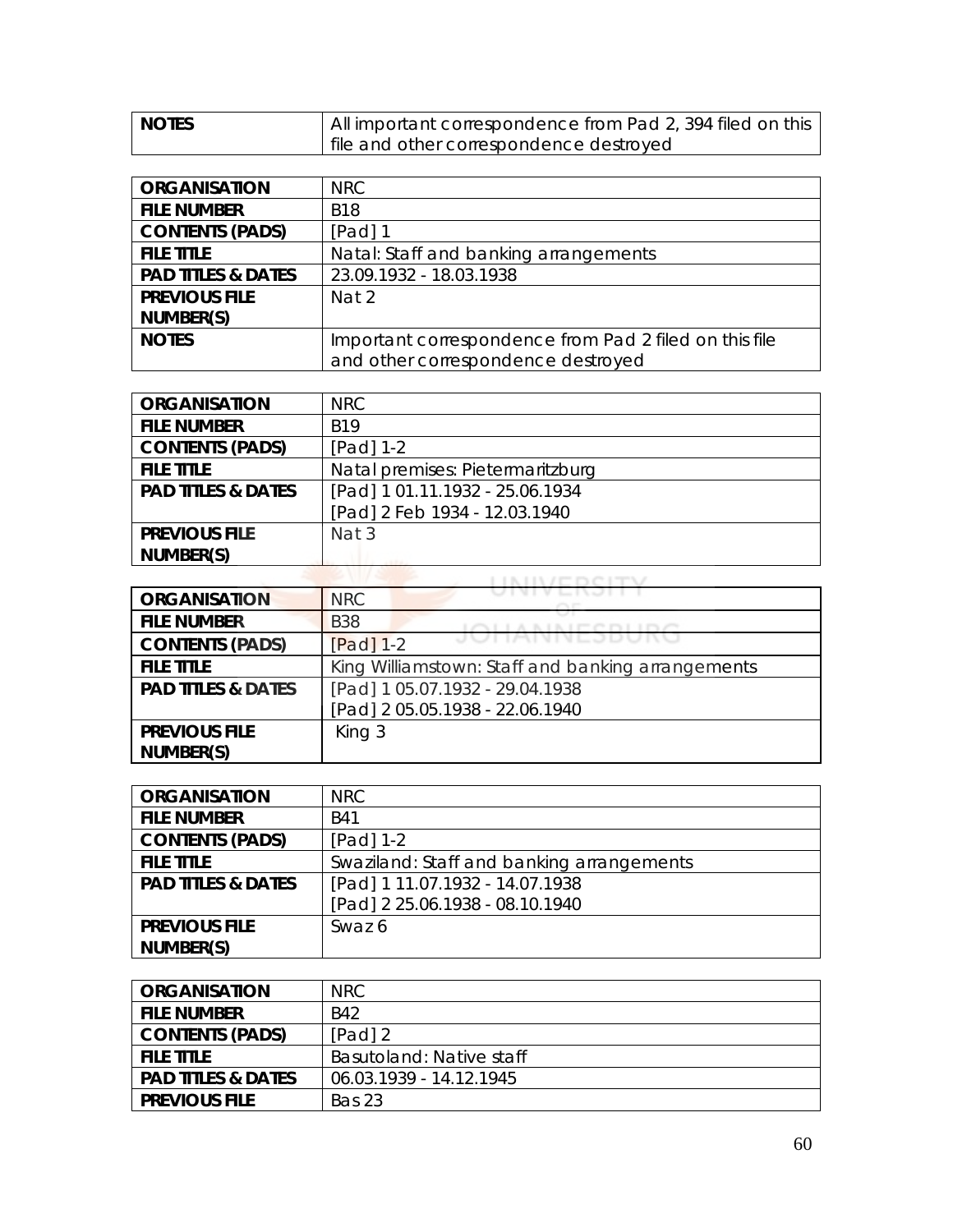| NOTES | All important correspondence from Pad 2, 394 filed on this file and other correspondence destroyed |
|---|---|

| ORGANISATION | NRC |
|---|---|
| FILE NUMBER | B18 |
| CONTENTS (PADS) | [Pad] 1 |
| FILE TITLE | Natal: Staff and banking arrangements |
| PAD TITLES & DATES | 23.09.1932 - 18.03.1938 |
| PREVIOUS FILE NUMBER(S) | Nat 2 |
| NOTES | Important correspondence from Pad 2 filed on this file and other correspondence destroyed |

| ORGANISATION | NRC |
|---|---|
| FILE NUMBER | B19 |
| CONTENTS (PADS) | [Pad] 1-2 |
| FILE TITLE | Natal premises: Pietermaritzburg |
| PAD TITLES & DATES | [Pad] 1 01.11.1932 - 25.06.1934<br>[Pad] 2 Feb 1934 - 12.03.1940 |
| PREVIOUS FILE NUMBER(S) | Nat 3 |

| ORGANISATION | NRC |
|---|---|
| FILE NUMBER | B38 |
| CONTENTS (PADS) | [Pad] 1-2 |
| FILE TITLE | King Williamstown: Staff and banking arrangements |
| PAD TITLES & DATES | [Pad] 1 05.07.1932 - 29.04.1938<br>[Pad] 2 05.05.1938 - 22.06.1940 |
| PREVIOUS FILE NUMBER(S) | King 3 |

| ORGANISATION | NRC |
|---|---|
| FILE NUMBER | B41 |
| CONTENTS (PADS) | [Pad] 1-2 |
| FILE TITLE | Swaziland: Staff and banking arrangements |
| PAD TITLES & DATES | [Pad] 1 11.07.1932 - 14.07.1938<br>[Pad] 2 25.06.1938 - 08.10.1940 |
| PREVIOUS FILE NUMBER(S) | Swaz 6 |

| ORGANISATION | NRC |
|---|---|
| FILE NUMBER | B42 |
| CONTENTS (PADS) | [Pad] 2 |
| FILE TITLE | Basutoland: Native staff |
| PAD TITLES & DATES | 06.03.1939 - 14.12.1945 |
| PREVIOUS FILE | Bas 23 |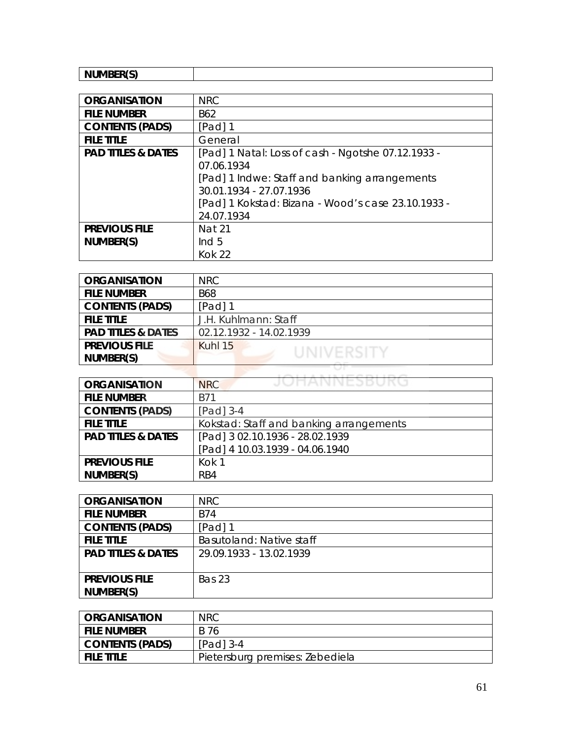| NUMBER(S) | |
|---|---|

| ORGANISATION | NRC |
|---|---|
| FILE NUMBER | B62 |
| CONTENTS (PADS) | [Pad] 1 |
| FILE TITLE | General |
| PAD TITLES & DATES | [Pad] 1 Natal: Loss of cash - Ngotshe 07.12.1933 - 07.06.1934<br>[Pad] 1 Indwe: Staff and banking arrangements 30.01.1934 - 27.07.1936<br>[Pad] 1 Kokstad: Bizana - Wood's case 23.10.1933 - 24.07.1934 |
| PREVIOUS FILE NUMBER(S) | Nat 21<br>Ind 5<br>Kok 22 |

| ORGANISATION | NRC |
|---|---|
| FILE NUMBER | B68 |
| CONTENTS (PADS) | [Pad] 1 |
| FILE TITLE | J.H. Kuhlmann: Staff |
| PAD TITLES & DATES | 02.12.1932 - 14.02.1939 |
| PREVIOUS FILE NUMBER(S) | Kuhl 15 |

| ORGANISATION | NRC |
|---|---|
| FILE NUMBER | B71 |
| CONTENTS (PADS) | [Pad] 3-4 |
| FILE TITLE | Kokstad: Staff and banking arrangements |
| PAD TITLES & DATES | [Pad] 3 02.10.1936 - 28.02.1939<br>[Pad] 4 10.03.1939 - 04.06.1940 |
| PREVIOUS FILE NUMBER(S) | Kok 1<br>RB4 |

| ORGANISATION | NRC |
|---|---|
| FILE NUMBER | B74 |
| CONTENTS (PADS) | [Pad] 1 |
| FILE TITLE | Basutoland: Native staff |
| PAD TITLES & DATES | 29.09.1933 - 13.02.1939 |
| PREVIOUS FILE NUMBER(S) | Bas 23 |

| ORGANISATION | NRC |
|---|---|
| FILE NUMBER | B 76 |
| CONTENTS (PADS) | [Pad] 3-4 |
| FILE TITLE | Pietersburg premises: Zebediela |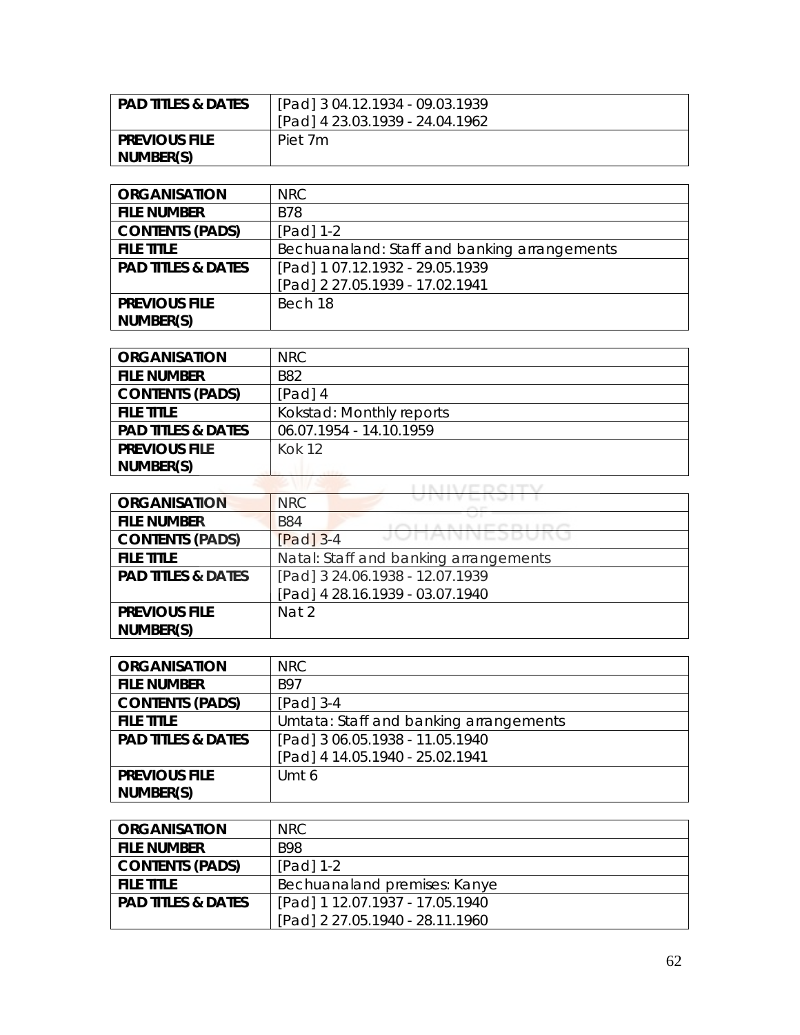| PAD TITLES & DATES | [Pad] 3 04.12.1934 - 09.03.1939<br>[Pad] 4 23.03.1939 - 24.04.1962 |
|---|---|
| PREVIOUS FILE NUMBER(S) | Piet 7m |

| ORGANISATION | NRC |
|---|---|
| FILE NUMBER | B78 |
| CONTENTS (PADS) | [Pad] 1-2 |
| FILE TITLE | Bechuanaland: Staff and banking arrangements |
| PAD TITLES & DATES | [Pad] 1 07.12.1932 - 29.05.1939<br>[Pad] 2 27.05.1939 - 17.02.1941 |
| PREVIOUS FILE NUMBER(S) | Bech 18 |

| ORGANISATION | NRC |
|---|---|
| FILE NUMBER | B82 |
| CONTENTS (PADS) | [Pad] 4 |
| FILE TITLE | Kokstad: Monthly reports |
| PAD TITLES & DATES | 06.07.1954 - 14.10.1959 |
| PREVIOUS FILE NUMBER(S) | Kok 12 |

| ORGANISATION | NRC |
|---|---|
| FILE NUMBER | B84 |
| CONTENTS (PADS) | [Pad] 3-4 |
| FILE TITLE | Natal: Staff and banking arrangements |
| PAD TITLES & DATES | [Pad] 3 24.06.1938 - 12.07.1939<br>[Pad] 4 28.16.1939 - 03.07.1940 |
| PREVIOUS FILE NUMBER(S) | Nat 2 |

| ORGANISATION | NRC |
|---|---|
| FILE NUMBER | B97 |
| CONTENTS (PADS) | [Pad] 3-4 |
| FILE TITLE | Umtata: Staff and banking arrangements |
| PAD TITLES & DATES | [Pad] 3 06.05.1938 - 11.05.1940<br>[Pad] 4 14.05.1940 - 25.02.1941 |
| PREVIOUS FILE NUMBER(S) | Umt 6 |

| ORGANISATION | NRC |
|---|---|
| FILE NUMBER | B98 |
| CONTENTS (PADS) | [Pad] 1-2 |
| FILE TITLE | Bechuanaland premises: Kanye |
| PAD TITLES & DATES | [Pad] 1 12.07.1937 - 17.05.1940<br>[Pad] 2 27.05.1940 - 28.11.1960 |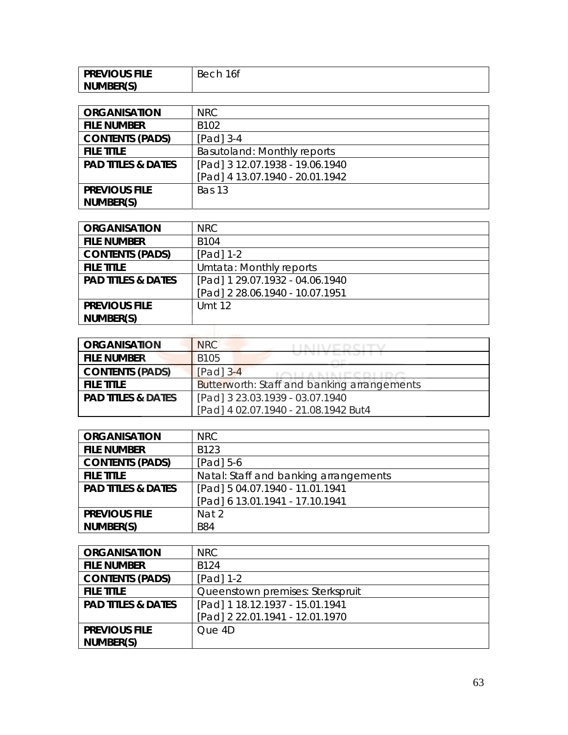| PREVIOUS FILE NUMBER(S) | Bech 16f |
|---|---|

| ORGANISATION | NRC |
|---|---|
| FILE NUMBER | B102 |
| CONTENTS (PADS) | [Pad] 3-4 |
| FILE TITLE | Basutoland: Monthly reports |
| PAD TITLES & DATES | [Pad] 3 12.07.1938 - 19.06.1940<br>[Pad] 4 13.07.1940 - 20.01.1942 |
| PREVIOUS FILE NUMBER(S) | Bas 13 |

| ORGANISATION | NRC |
|---|---|
| FILE NUMBER | B104 |
| CONTENTS (PADS) | [Pad] 1-2 |
| FILE TITLE | Umtata: Monthly reports |
| PAD TITLES & DATES | [Pad] 1 29.07.1932 - 04.06.1940<br>[Pad] 2 28.06.1940 - 10.07.1951 |
| PREVIOUS FILE NUMBER(S) | Umt 12 |

| ORGANISATION | NRC |
|---|---|
| FILE NUMBER | B105 |
| CONTENTS (PADS) | [Pad] 3-4 |
| FILE TITLE | Butterworth: Staff and banking arrangements |
| PAD TITLES & DATES | [Pad] 3 23.03.1939 - 03.07.1940<br>[Pad] 4 02.07.1940 - 21.08.1942 But4 |

| ORGANISATION | NRC |
|---|---|
| FILE NUMBER | B123 |
| CONTENTS (PADS) | [Pad] 5-6 |
| FILE TITLE | Natal: Staff and banking arrangements |
| PAD TITLES & DATES | [Pad] 5 04.07.1940 - 11.01.1941<br>[Pad] 6 13.01.1941 - 17.10.1941 |
| PREVIOUS FILE NUMBER(S) | Nat 2<br>B84 |

| ORGANISATION | NRC |
|---|---|
| FILE NUMBER | B124 |
| CONTENTS (PADS) | [Pad] 1-2 |
| FILE TITLE | Queenstown premises: Sterkspruit |
| PAD TITLES & DATES | [Pad] 1 18.12.1937 - 15.01.1941<br>[Pad] 2 22.01.1941 - 12.01.1970 |
| PREVIOUS FILE NUMBER(S) | Que 4D |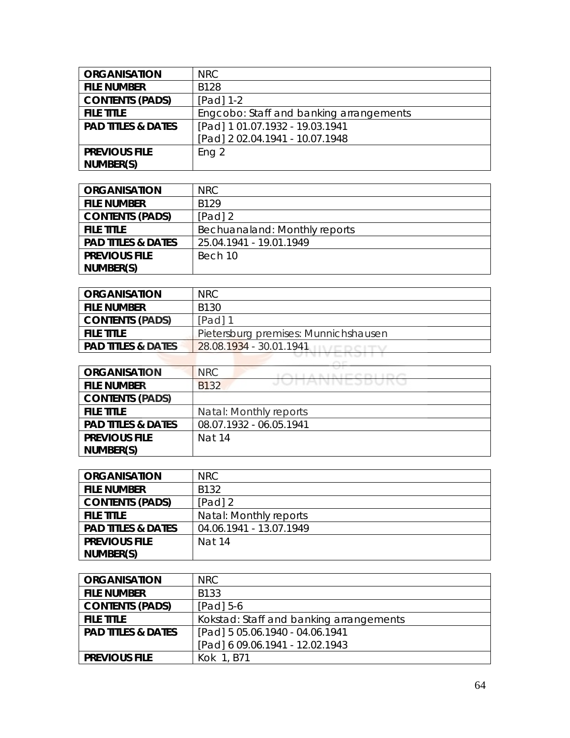| ORGANISATION | NRC |
| --- | --- |
| FILE NUMBER | B128 |
| CONTENTS (PADS) | [Pad] 1-2 |
| FILE TITLE | Engcobo: Staff and banking arrangements |
| PAD TITLES & DATES | [Pad] 1 01.07.1932 - 19.03.1941<br>[Pad] 2 02.04.1941 - 10.07.1948 |
| PREVIOUS FILE NUMBER(S) | Eng 2 |

| ORGANISATION | NRC |
| --- | --- |
| FILE NUMBER | B129 |
| CONTENTS (PADS) | [Pad] 2 |
| FILE TITLE | Bechuanaland: Monthly reports |
| PAD TITLES & DATES | 25.04.1941 - 19.01.1949 |
| PREVIOUS FILE NUMBER(S) | Bech 10 |

| ORGANISATION | NRC |
| --- | --- |
| FILE NUMBER | B130 |
| CONTENTS (PADS) | [Pad] 1 |
| FILE TITLE | Pietersburg premises: Munnichshausen |
| PAD TITLES & DATES | 28.08.1934 - 30.01.1941 |

| ORGANISATION | NRC |
| --- | --- |
| FILE NUMBER | B132 |
| CONTENTS (PADS) | |
| FILE TITLE | Natal: Monthly reports |
| PAD TITLES & DATES | 08.07.1932 - 06.05.1941 |
| PREVIOUS FILE NUMBER(S) | Nat 14 |

| ORGANISATION | NRC |
| --- | --- |
| FILE NUMBER | B132 |
| CONTENTS (PADS) | [Pad] 2 |
| FILE TITLE | Natal: Monthly reports |
| PAD TITLES & DATES | 04.06.1941 - 13.07.1949 |
| PREVIOUS FILE NUMBER(S) | Nat 14 |

| ORGANISATION | NRC |
| --- | --- |
| FILE NUMBER | B133 |
| CONTENTS (PADS) | [Pad] 5-6 |
| FILE TITLE | Kokstad: Staff and banking arrangements |
| PAD TITLES & DATES | [Pad] 5 05.06.1940 - 04.06.1941<br>[Pad] 6 09.06.1941 - 12.02.1943 |
| PREVIOUS FILE | Kok 1, B71 |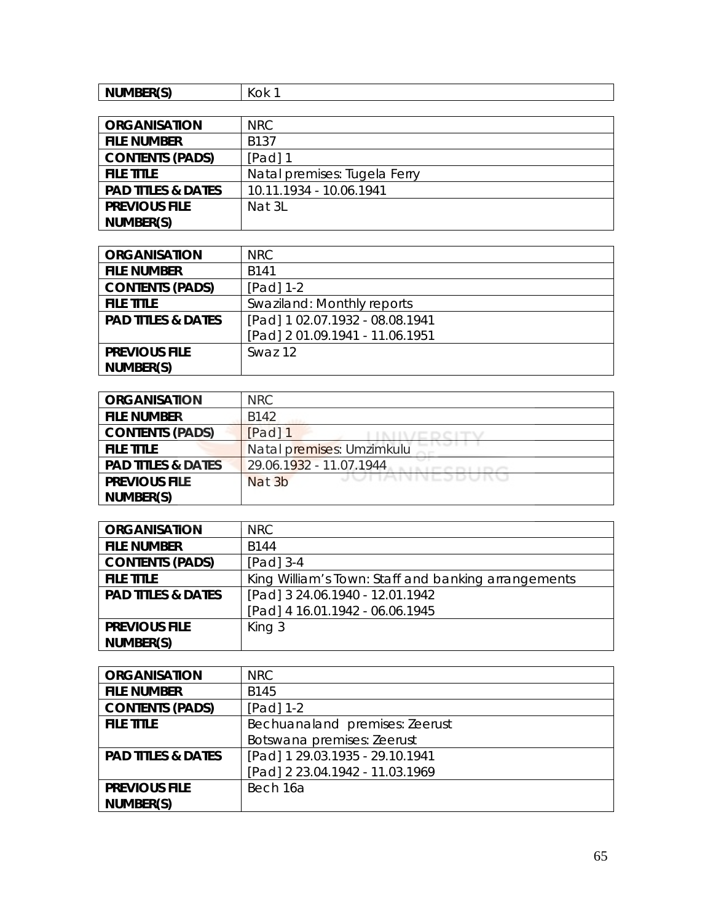| NUMBER(S) | Kok 1 |
| --- | --- |

| ORGANISATION | NRC |
| --- | --- |
| FILE NUMBER | B137 |
| CONTENTS (PADS) | [Pad] 1 |
| FILE TITLE | Natal premises: Tugela Ferry |
| PAD TITLES & DATES | 10.11.1934 - 10.06.1941 |
| PREVIOUS FILE NUMBER(S) | Nat 3L |

| ORGANISATION | NRC |
| --- | --- |
| FILE NUMBER | B141 |
| CONTENTS (PADS) | [Pad] 1-2 |
| FILE TITLE | Swaziland: Monthly reports |
| PAD TITLES & DATES | [Pad] 1 02.07.1932 - 08.08.1941<br>[Pad] 2 01.09.1941 - 11.06.1951 |
| PREVIOUS FILE NUMBER(S) | Swaz 12 |

| ORGANISATION | NRC |
| --- | --- |
| FILE NUMBER | B142 |
| CONTENTS (PADS) | [Pad] 1 |
| FILE TITLE | Natal premises: Umzimkulu |
| PAD TITLES & DATES | 29.06.1932 - 11.07.1944 |
| PREVIOUS FILE NUMBER(S) | Nat 3b |

| ORGANISATION | NRC |
| --- | --- |
| FILE NUMBER | B144 |
| CONTENTS (PADS) | [Pad] 3-4 |
| FILE TITLE | King William's Town: Staff and banking arrangements |
| PAD TITLES & DATES | [Pad] 3 24.06.1940 - 12.01.1942<br>[Pad] 4 16.01.1942 - 06.06.1945 |
| PREVIOUS FILE NUMBER(S) | King 3 |

| ORGANISATION | NRC |
| --- | --- |
| FILE NUMBER | B145 |
| CONTENTS (PADS) | [Pad] 1-2 |
| FILE TITLE | Bechuanaland premises: Zeerust<br>Botswana premises: Zeerust |
| PAD TITLES & DATES | [Pad] 1 29.03.1935 - 29.10.1941<br>[Pad] 2 23.04.1942 - 11.03.1969 |
| PREVIOUS FILE NUMBER(S) | Bech 16a |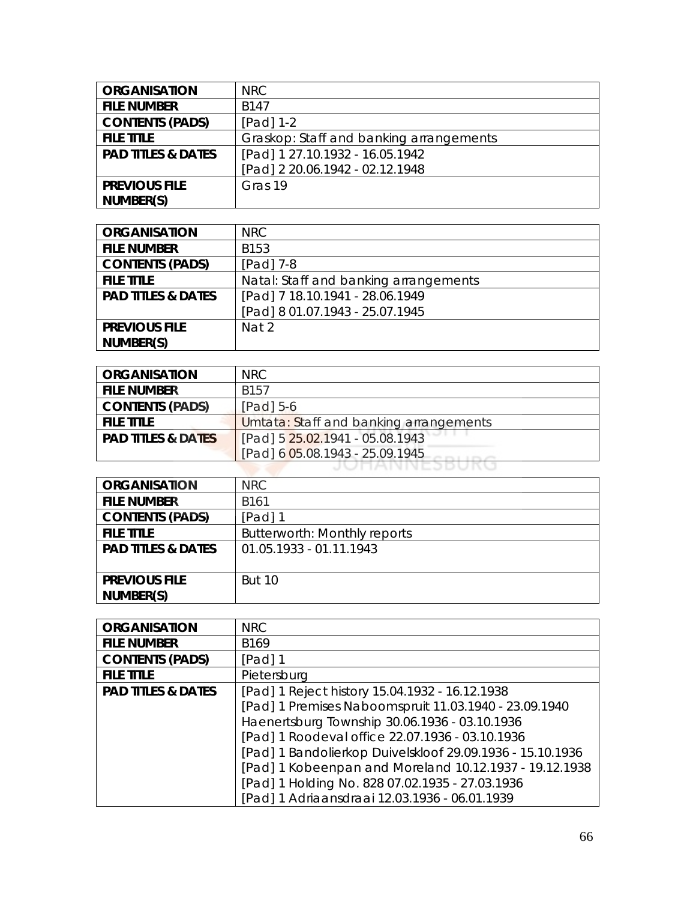| ORGANISATION | NRC |
|---|---|
| FILE NUMBER | B147 |
| CONTENTS (PADS) | [Pad] 1-2 |
| FILE TITLE | Graskop: Staff and banking arrangements |
| PAD TITLES & DATES | [Pad] 1 27.10.1932 - 16.05.1942<br>[Pad] 2 20.06.1942 - 02.12.1948 |
| PREVIOUS FILE NUMBER(S) | Gras 19 |

| ORGANISATION | NRC |
|---|---|
| FILE NUMBER | B153 |
| CONTENTS (PADS) | [Pad] 7-8 |
| FILE TITLE | Natal: Staff and banking arrangements |
| PAD TITLES & DATES | [Pad] 7 18.10.1941 - 28.06.1949<br>[Pad] 8 01.07.1943 - 25.07.1945 |
| PREVIOUS FILE NUMBER(S) | Nat 2 |

| ORGANISATION | NRC |
|---|---|
| FILE NUMBER | B157 |
| CONTENTS (PADS) | [Pad] 5-6 |
| FILE TITLE | Umtata: Staff and banking arrangements |
| PAD TITLES & DATES | [Pad] 5 25.02.1941 - 05.08.1943<br>[Pad] 6 05.08.1943 - 25.09.1945 |

| ORGANISATION | NRC |
|---|---|
| FILE NUMBER | B161 |
| CONTENTS (PADS) | [Pad] 1 |
| FILE TITLE | Butterworth: Monthly reports |
| PAD TITLES & DATES | 01.05.1933 - 01.11.1943 |
| PREVIOUS FILE NUMBER(S) | But 10 |

| ORGANISATION | NRC |
|---|---|
| FILE NUMBER | B169 |
| CONTENTS (PADS) | [Pad] 1 |
| FILE TITLE | Pietersburg |
| PAD TITLES & DATES | [Pad] 1 Reject history 15.04.1932 - 16.12.1938<br>[Pad] 1 Premises Naboomspruit 11.03.1940 - 23.09.1940<br>Haenertsburg Township 30.06.1936 - 03.10.1936<br>[Pad] 1 Roodeval office 22.07.1936 - 03.10.1936<br>[Pad] 1 Bandolierkop Duivelskloof 29.09.1936 - 15.10.1936<br>[Pad] 1 Kobeenpan and Moreland 10.12.1937 - 19.12.1938<br>[Pad] 1 Holding No. 828 07.02.1935 - 27.03.1936<br>[Pad] 1 Adriaansdraai 12.03.1936 - 06.01.1939 |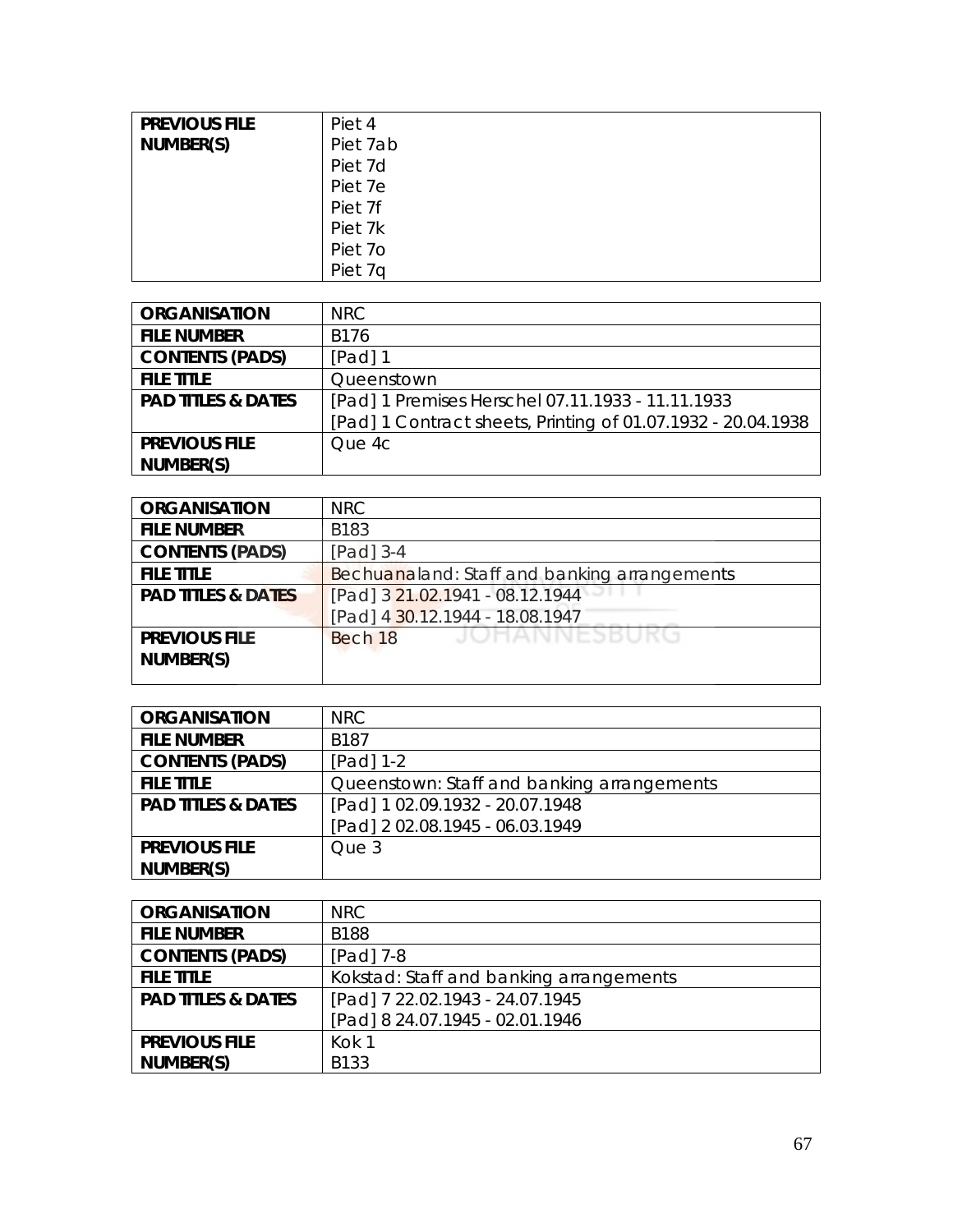| PREVIOUS FILE NUMBER(S) | Piet 4<br>Piet 7ab<br>Piet 7d<br>Piet 7e<br>Piet 7f<br>Piet 7k<br>Piet 7o<br>Piet 7q |
|---|---|

| ORGANISATION | NRC |
|---|---|
| FILE NUMBER | B176 |
| CONTENTS (PADS) | [Pad] 1 |
| FILE TITLE | Queenstown |
| PAD TITLES & DATES | [Pad] 1 Premises Herschel 07.11.1933 - 11.11.1933<br>[Pad] 1 Contract sheets, Printing of 01.07.1932 - 20.04.1938 |
| PREVIOUS FILE NUMBER(S) | Que 4c |

| ORGANISATION | NRC |
|---|---|
| FILE NUMBER | B183 |
| CONTENTS (PADS) | [Pad] 3-4 |
| FILE TITLE | Bechuanaland: Staff and banking arrangements |
| PAD TITLES & DATES | [Pad] 3 21.02.1941 - 08.12.1944<br>[Pad] 4 30.12.1944 - 18.08.1947 |
| PREVIOUS FILE NUMBER(S) | Bech 18 |

| ORGANISATION | NRC |
|---|---|
| FILE NUMBER | B187 |
| CONTENTS (PADS) | [Pad] 1-2 |
| FILE TITLE | Queenstown: Staff and banking arrangements |
| PAD TITLES & DATES | [Pad] 1 02.09.1932 - 20.07.1948<br>[Pad] 2 02.08.1945 - 06.03.1949 |
| PREVIOUS FILE NUMBER(S) | Que 3 |

| ORGANISATION | NRC |
|---|---|
| FILE NUMBER | B188 |
| CONTENTS (PADS) | [Pad] 7-8 |
| FILE TITLE | Kokstad: Staff and banking arrangements |
| PAD TITLES & DATES | [Pad] 7 22.02.1943 - 24.07.1945<br>[Pad] 8 24.07.1945 - 02.01.1946 |
| PREVIOUS FILE NUMBER(S) | Kok 1<br>B133 |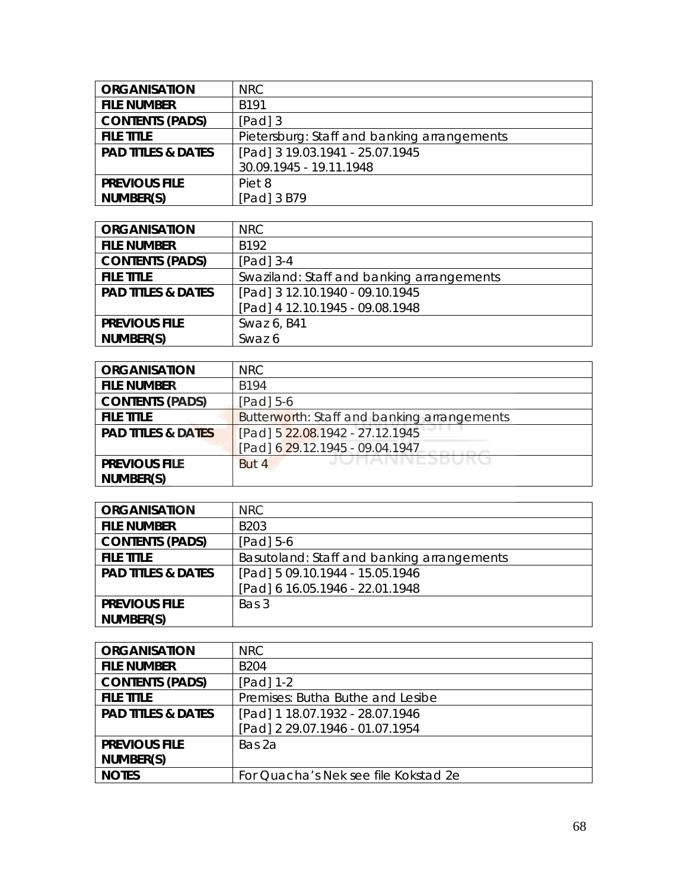| ORGANISATION | NRC |
|---|---|
| FILE NUMBER | B191 |
| CONTENTS (PADS) | [Pad] 3 |
| FILE TITLE | Pietersburg: Staff and banking arrangements |
| PAD TITLES & DATES | [Pad] 3 19.03.1941 - 25.07.1945<br>30.09.1945 - 19.11.1948 |
| PREVIOUS FILE NUMBER(S) | Piet 8<br>[Pad] 3 B79 |

| ORGANISATION | NRC |
|---|---|
| FILE NUMBER | B192 |
| CONTENTS (PADS) | [Pad] 3-4 |
| FILE TITLE | Swaziland: Staff and banking arrangements |
| PAD TITLES & DATES | [Pad] 3 12.10.1940 - 09.10.1945<br>[Pad] 4 12.10.1945 - 09.08.1948 |
| PREVIOUS FILE NUMBER(S) | Swaz 6, B41<br>Swaz 6 |

| ORGANISATION | NRC |
|---|---|
| FILE NUMBER | B194 |
| CONTENTS (PADS) | [Pad] 5-6 |
| FILE TITLE | Butterworth: Staff and banking arrangements |
| PAD TITLES & DATES | [Pad] 5 22.08.1942 - 27.12.1945<br>[Pad] 6 29.12.1945 - 09.04.1947 |
| PREVIOUS FILE NUMBER(S) | But 4 |

| ORGANISATION | NRC |
|---|---|
| FILE NUMBER | B203 |
| CONTENTS (PADS) | [Pad] 5-6 |
| FILE TITLE | Basutoland: Staff and banking arrangements |
| PAD TITLES & DATES | [Pad] 5 09.10.1944 - 15.05.1946<br>[Pad] 6 16.05.1946 - 22.01.1948 |
| PREVIOUS FILE NUMBER(S) | Bas 3 |

| ORGANISATION | NRC |
|---|---|
| FILE NUMBER | B204 |
| CONTENTS (PADS) | [Pad] 1-2 |
| FILE TITLE | Premises: Butha Buthe and Lesibe |
| PAD TITLES & DATES | [Pad] 1 18.07.1932 - 28.07.1946<br>[Pad] 2 29.07.1946 - 01.07.1954 |
| PREVIOUS FILE NUMBER(S) | Bas 2a |
| NOTES | For Quacha's Nek see file Kokstad 2e |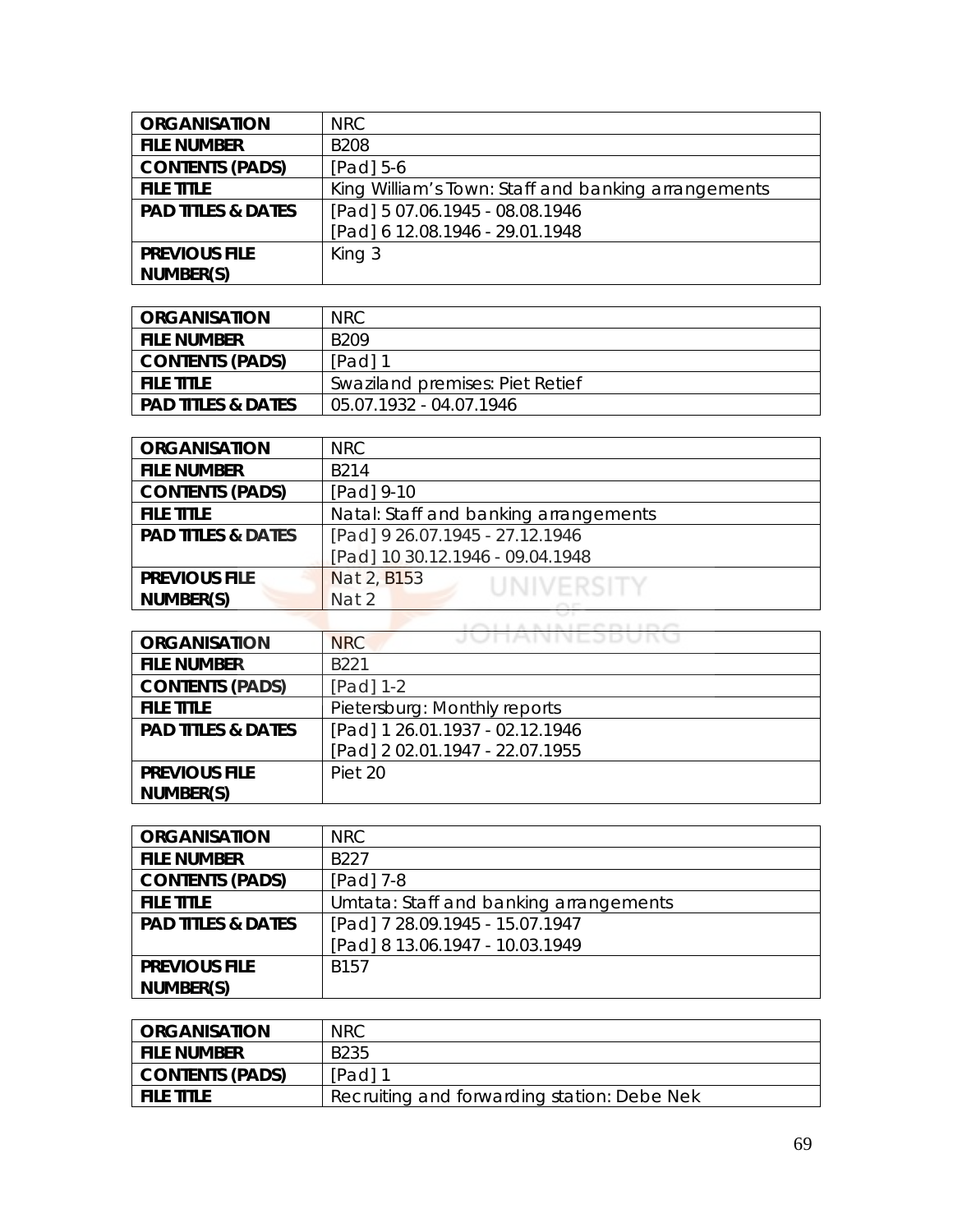| ORGANISATION | NRC |
|---|---|
| FILE NUMBER | B208 |
| CONTENTS (PADS) | [Pad] 5-6 |
| FILE TITLE | King William's Town: Staff and banking arrangements |
| PAD TITLES & DATES | [Pad] 5 07.06.1945 - 08.08.1946<br>[Pad] 6 12.08.1946 - 29.01.1948 |
| PREVIOUS FILE NUMBER(S) | King 3 |

| ORGANISATION | NRC |
|---|---|
| FILE NUMBER | B209 |
| CONTENTS (PADS) | [Pad] 1 |
| FILE TITLE | Swaziland premises: Piet Retief |
| PAD TITLES & DATES | 05.07.1932 - 04.07.1946 |

| ORGANISATION | NRC |
|---|---|
| FILE NUMBER | B214 |
| CONTENTS (PADS) | [Pad] 9-10 |
| FILE TITLE | Natal: Staff and banking arrangements |
| PAD TITLES & DATES | [Pad] 9 26.07.1945 - 27.12.1946<br>[Pad] 10 30.12.1946 - 09.04.1948 |
| PREVIOUS FILE NUMBER(S) | Nat 2, B153<br>Nat 2 |

| ORGANISATION | NRC |
|---|---|
| FILE NUMBER | B221 |
| CONTENTS (PADS) | [Pad] 1-2 |
| FILE TITLE | Pietersburg: Monthly reports |
| PAD TITLES & DATES | [Pad] 1 26.01.1937 - 02.12.1946<br>[Pad] 2 02.01.1947 - 22.07.1955 |
| PREVIOUS FILE NUMBER(S) | Piet 20 |

| ORGANISATION | NRC |
|---|---|
| FILE NUMBER | B227 |
| CONTENTS (PADS) | [Pad] 7-8 |
| FILE TITLE | Umtata: Staff and banking arrangements |
| PAD TITLES & DATES | [Pad] 7 28.09.1945 - 15.07.1947<br>[Pad] 8 13.06.1947 - 10.03.1949 |
| PREVIOUS FILE NUMBER(S) | B157 |

| ORGANISATION | NRC |
|---|---|
| FILE NUMBER | B235 |
| CONTENTS (PADS) | [Pad] 1 |
| FILE TITLE | Recruiting and forwarding station: Debe Nek |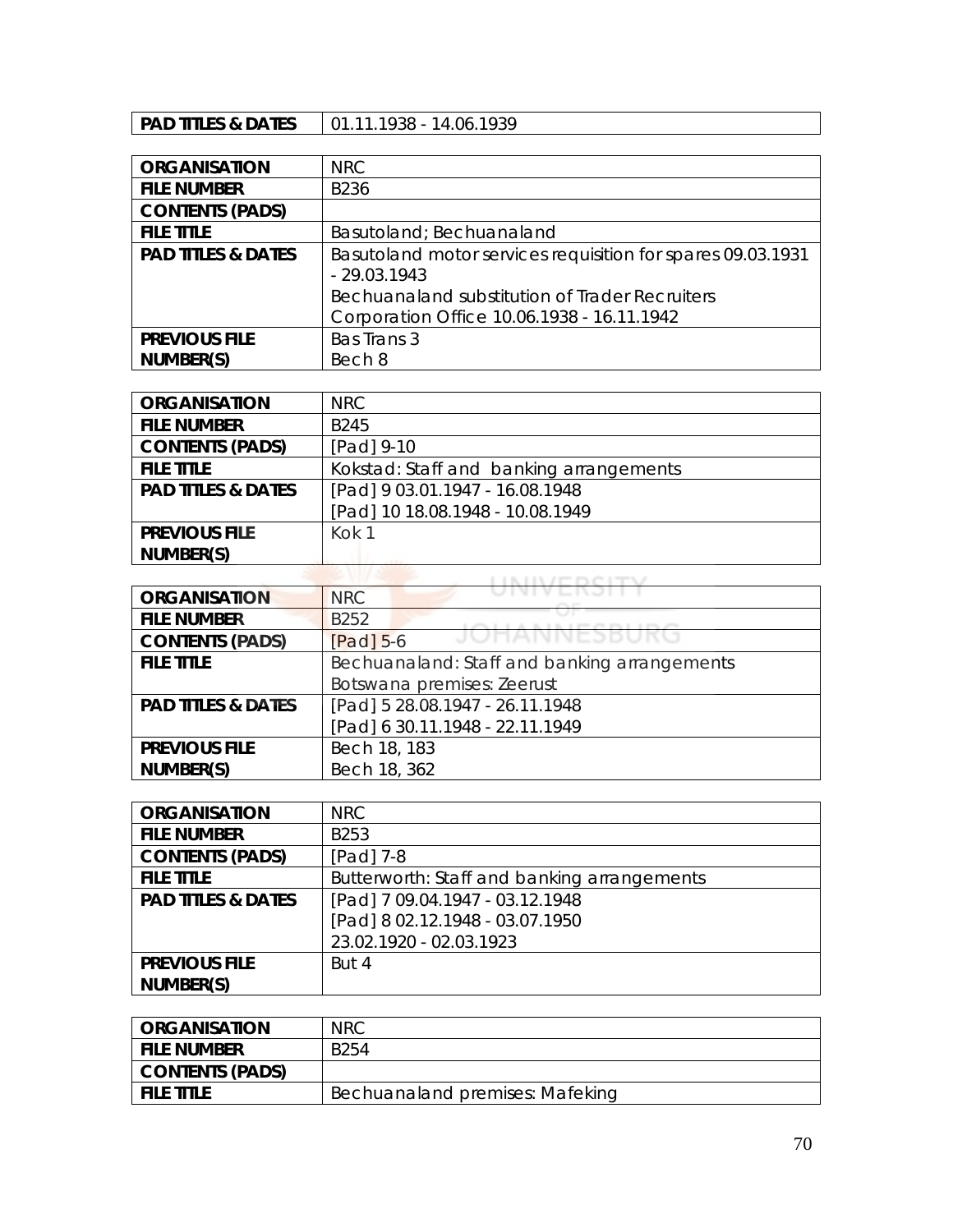| PAD TITLES & DATES | 01.11.1938 - 14.06.1939 |
| --- | --- |

| ORGANISATION | NRC |
| --- | --- |
| FILE NUMBER | B236 |
| CONTENTS (PADS) | |
| FILE TITLE | Basutoland; Bechuanaland |
| PAD TITLES & DATES | Basutoland motor services requisition for spares 09.03.1931 - 29.03.1943<br>Bechuanaland substitution of Trader Recruiters Corporation Office 10.06.1938 - 16.11.1942 |
| PREVIOUS FILE NUMBER(S) | Bas Trans 3<br>Bech 8 |

| ORGANISATION | NRC |
| --- | --- |
| FILE NUMBER | B245 |
| CONTENTS (PADS) | [Pad] 9-10 |
| FILE TITLE | Kokstad: Staff and banking arrangements |
| PAD TITLES & DATES | [Pad] 9 03.01.1947 - 16.08.1948<br>[Pad] 10 18.08.1948 - 10.08.1949 |
| PREVIOUS FILE NUMBER(S) | Kok 1 |

| ORGANISATION | NRC |
| --- | --- |
| FILE NUMBER | B252 |
| CONTENTS (PADS) | [Pad] 5-6 |
| FILE TITLE | Bechuanaland: Staff and banking arrangements<br>Botswana premises: Zeerust |
| PAD TITLES & DATES | [Pad] 5 28.08.1947 - 26.11.1948<br>[Pad] 6 30.11.1948 - 22.11.1949 |
| PREVIOUS FILE NUMBER(S) | Bech 18, 183<br>Bech 18, 362 |

| ORGANISATION | NRC |
| --- | --- |
| FILE NUMBER | B253 |
| CONTENTS (PADS) | [Pad] 7-8 |
| FILE TITLE | Butterworth: Staff and banking arrangements |
| PAD TITLES & DATES | [Pad] 7 09.04.1947 - 03.12.1948<br>[Pad] 8 02.12.1948 - 03.07.1950<br>23.02.1920 - 02.03.1923 |
| PREVIOUS FILE NUMBER(S) | But 4 |

| ORGANISATION | NRC |
| --- | --- |
| FILE NUMBER | B254 |
| CONTENTS (PADS) | |
| FILE TITLE | Bechuanaland premises: Mafeking |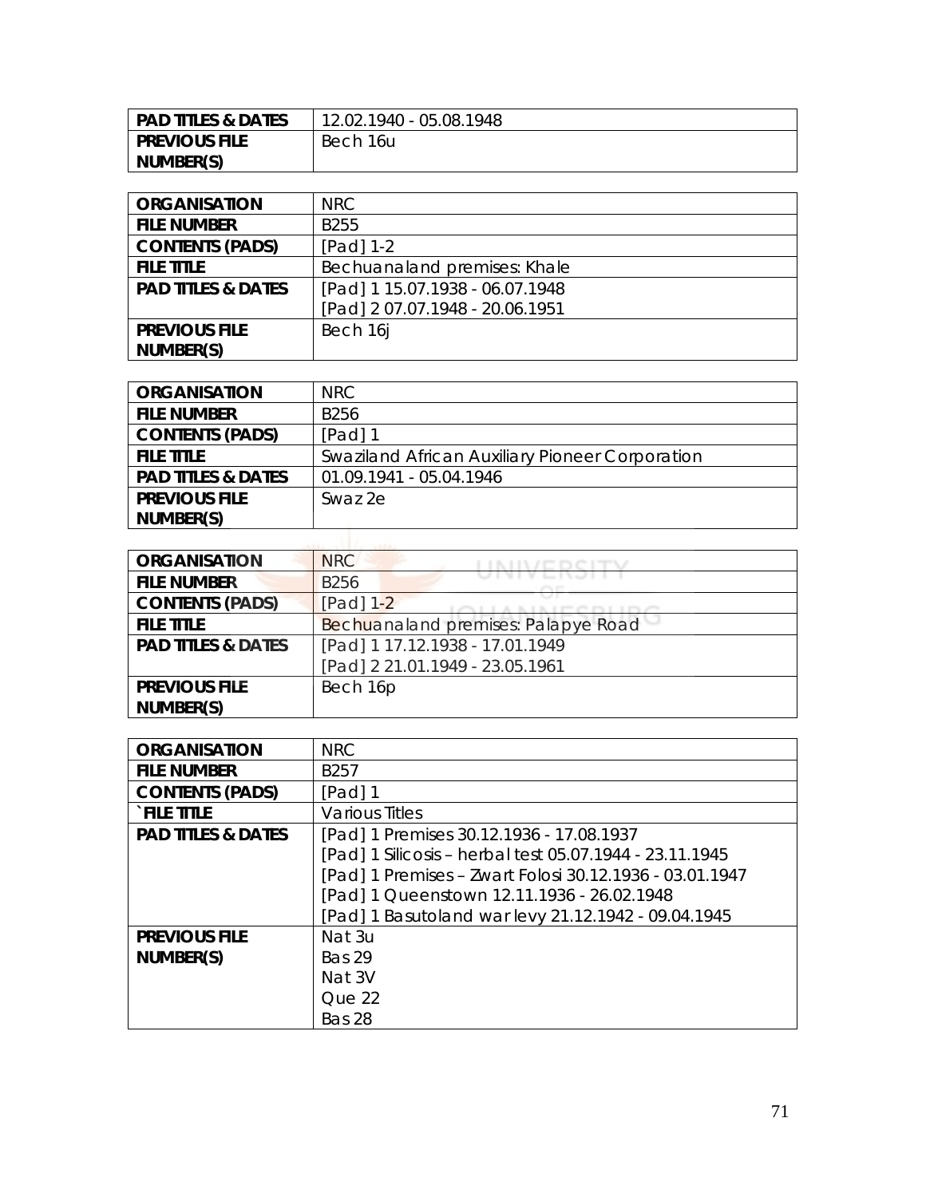| PAD TITLES & DATES | 12.02.1940 - 05.08.1948 |
|---|---|
| PREVIOUS FILE NUMBER(S) | Bech 16u |

| ORGANISATION | NRC |
|---|---|
| FILE NUMBER | B255 |
| CONTENTS (PADS) | [Pad] 1-2 |
| FILE TITLE | Bechuanaland premises: Khale |
| PAD TITLES & DATES | [Pad] 1 15.07.1938 - 06.07.1948<br>[Pad] 2 07.07.1948 - 20.06.1951 |
| PREVIOUS FILE NUMBER(S) | Bech 16j |

| ORGANISATION | NRC |
|---|---|
| FILE NUMBER | B256 |
| CONTENTS (PADS) | [Pad] 1 |
| FILE TITLE | Swaziland African Auxiliary Pioneer Corporation |
| PAD TITLES & DATES | 01.09.1941 - 05.04.1946 |
| PREVIOUS FILE NUMBER(S) | Swaz 2e |

| ORGANISATION | NRC |
|---|---|
| FILE NUMBER | B256 |
| CONTENTS (PADS) | [Pad] 1-2 |
| FILE TITLE | Bechuanaland premises: Palapye Road |
| PAD TITLES & DATES | [Pad] 1 17.12.1938 - 17.01.1949<br>[Pad] 2 21.01.1949 - 23.05.1961 |
| PREVIOUS FILE NUMBER(S) | Bech 16p |

| ORGANISATION | NRC |
|---|---|
| FILE NUMBER | B257 |
| CONTENTS (PADS) | [Pad] 1 |
| `FILE TITLE | Various Titles |
| PAD TITLES & DATES | [Pad] 1 Premises 30.12.1936 - 17.08.1937<br>[Pad] 1 Silicosis – herbal test 05.07.1944 - 23.11.1945<br>[Pad] 1 Premises – Zwart Folosi 30.12.1936 - 03.01.1947<br>[Pad] 1 Queenstown 12.11.1936 - 26.02.1948<br>[Pad] 1 Basutoland war levy 21.12.1942 - 09.04.1945 |
| PREVIOUS FILE NUMBER(S) | Nat 3u<br>Bas 29<br>Nat 3V<br>Que 22<br>Bas 28 |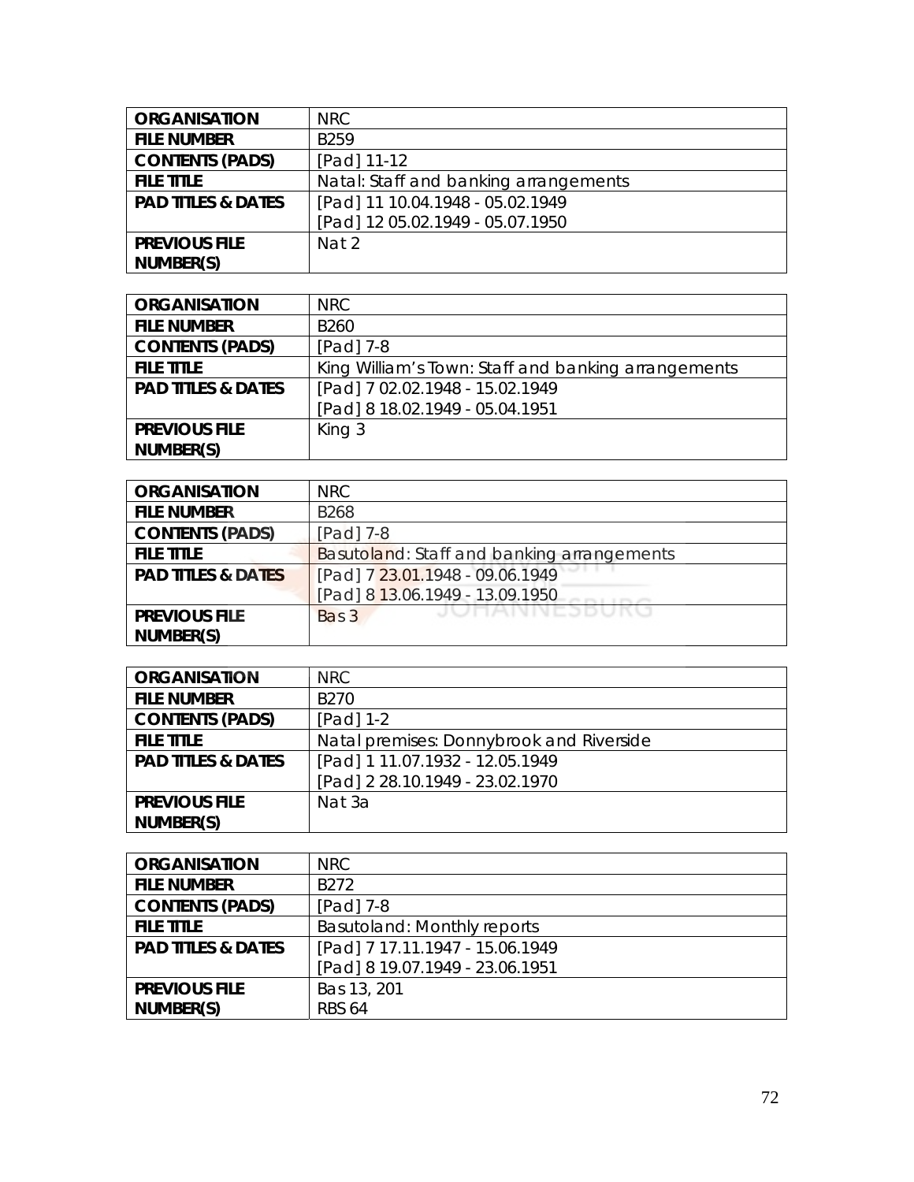| ORGANISATION | NRC |
|---|---|
| FILE NUMBER | B259 |
| CONTENTS (PADS) | [Pad] 11-12 |
| FILE TITLE | Natal: Staff and banking arrangements |
| PAD TITLES & DATES | [Pad] 11 10.04.1948 - 05.02.1949<br>[Pad] 12 05.02.1949 - 05.07.1950 |
| PREVIOUS FILE NUMBER(S) | Nat 2 |

| ORGANISATION | NRC |
|---|---|
| FILE NUMBER | B260 |
| CONTENTS (PADS) | [Pad] 7-8 |
| FILE TITLE | King William's Town: Staff and banking arrangements |
| PAD TITLES & DATES | [Pad] 7 02.02.1948 - 15.02.1949<br>[Pad] 8 18.02.1949 - 05.04.1951 |
| PREVIOUS FILE NUMBER(S) | King 3 |

| ORGANISATION | NRC |
|---|---|
| FILE NUMBER | B268 |
| CONTENTS (PADS) | [Pad] 7-8 |
| FILE TITLE | Basutoland: Staff and banking arrangements |
| PAD TITLES & DATES | [Pad] 7 23.01.1948 - 09.06.1949<br>[Pad] 8 13.06.1949 - 13.09.1950 |
| PREVIOUS FILE NUMBER(S) | Bas 3 |

| ORGANISATION | NRC |
|---|---|
| FILE NUMBER | B270 |
| CONTENTS (PADS) | [Pad] 1-2 |
| FILE TITLE | Natal premises: Donnybrook and Riverside |
| PAD TITLES & DATES | [Pad] 1 11.07.1932 - 12.05.1949<br>[Pad] 2 28.10.1949 - 23.02.1970 |
| PREVIOUS FILE NUMBER(S) | Nat 3a |

| ORGANISATION | NRC |
|---|---|
| FILE NUMBER | B272 |
| CONTENTS (PADS) | [Pad] 7-8 |
| FILE TITLE | Basutoland: Monthly reports |
| PAD TITLES & DATES | [Pad] 7 17.11.1947 - 15.06.1949<br>[Pad] 8 19.07.1949 - 23.06.1951 |
| PREVIOUS FILE NUMBER(S) | Bas 13, 201<br>RBS 64 |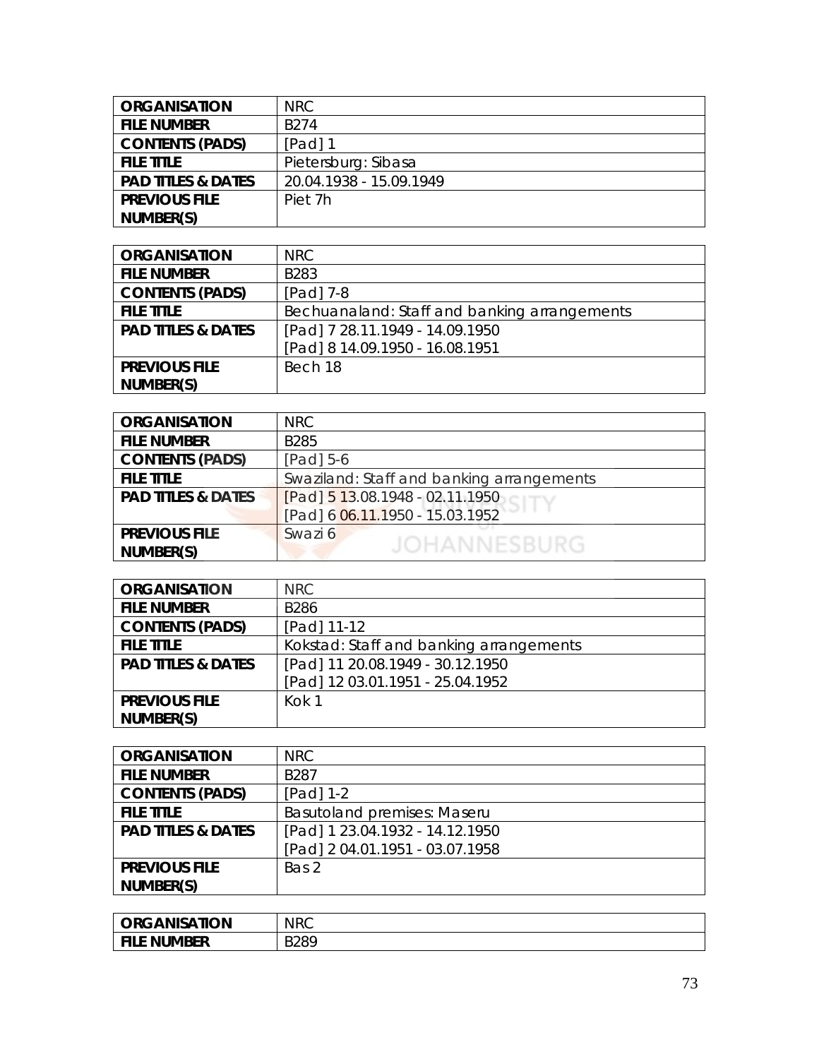| ORGANISATION | NRC |
|---|---|
| FILE NUMBER | B274 |
| CONTENTS (PADS) | [Pad] 1 |
| FILE TITLE | Pietersburg: Sibasa |
| PAD TITLES & DATES | 20.04.1938 - 15.09.1949 |
| PREVIOUS FILE NUMBER(S) | Piet 7h |

| ORGANISATION | NRC |
|---|---|
| FILE NUMBER | B283 |
| CONTENTS (PADS) | [Pad] 7-8 |
| FILE TITLE | Bechuanaland: Staff and banking arrangements |
| PAD TITLES & DATES | [Pad] 7 28.11.1949 - 14.09.1950<br>[Pad] 8 14.09.1950 - 16.08.1951 |
| PREVIOUS FILE NUMBER(S) | Bech 18 |

| ORGANISATION | NRC |
|---|---|
| FILE NUMBER | B285 |
| CONTENTS (PADS) | [Pad] 5-6 |
| FILE TITLE | Swaziland: Staff and banking arrangements |
| PAD TITLES & DATES | [Pad] 5 13.08.1948 - 02.11.1950<br>[Pad] 6 06.11.1950 - 15.03.1952 |
| PREVIOUS FILE NUMBER(S) | Swazi 6 |

| ORGANISATION | NRC |
|---|---|
| FILE NUMBER | B286 |
| CONTENTS (PADS) | [Pad] 11-12 |
| FILE TITLE | Kokstad: Staff and banking arrangements |
| PAD TITLES & DATES | [Pad] 11 20.08.1949 - 30.12.1950<br>[Pad] 12 03.01.1951 - 25.04.1952 |
| PREVIOUS FILE NUMBER(S) | Kok 1 |

| ORGANISATION | NRC |
|---|---|
| FILE NUMBER | B287 |
| CONTENTS (PADS) | [Pad] 1-2 |
| FILE TITLE | Basutoland premises: Maseru |
| PAD TITLES & DATES | [Pad] 1 23.04.1932 - 14.12.1950<br>[Pad] 2 04.01.1951 - 03.07.1958 |
| PREVIOUS FILE NUMBER(S) | Bas 2 |

| ORGANISATION | NRC |
|---|---|
| FILE NUMBER | B289 |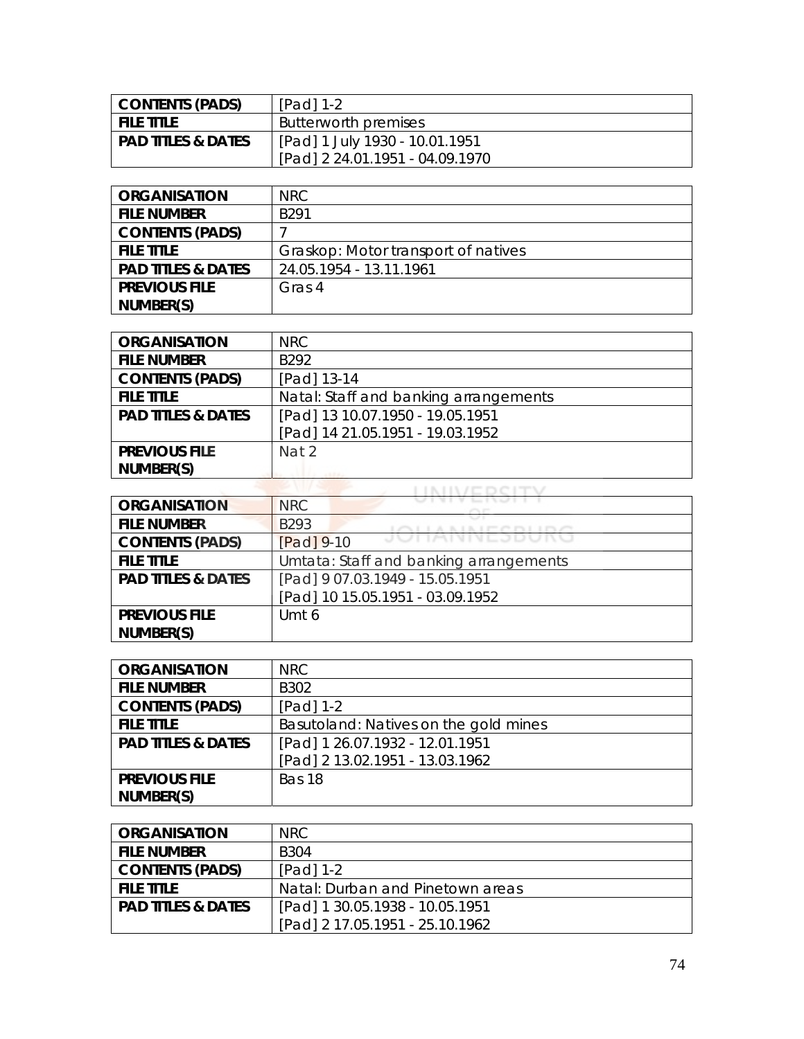| CONTENTS (PADS) | [Pad] 1-2 |
|---|---|
| FILE TITLE | Butterworth premises |
| PAD TITLES & DATES | [Pad] 1 July 1930 - 10.01.1951<br>[Pad] 2 24.01.1951 - 04.09.1970 |

| ORGANISATION | NRC |
|---|---|
| FILE NUMBER | B291 |
| CONTENTS (PADS) | 7 |
| FILE TITLE | Graskop: Motor transport of natives |
| PAD TITLES & DATES | 24.05.1954 - 13.11.1961 |
| PREVIOUS FILE NUMBER(S) | Gras 4 |

| ORGANISATION | NRC |
|---|---|
| FILE NUMBER | B292 |
| CONTENTS (PADS) | [Pad] 13-14 |
| FILE TITLE | Natal: Staff and banking arrangements |
| PAD TITLES & DATES | [Pad] 13 10.07.1950 - 19.05.1951<br>[Pad] 14 21.05.1951 - 19.03.1952 |
| PREVIOUS FILE NUMBER(S) | Nat 2 |

| ORGANISATION | NRC |
|---|---|
| FILE NUMBER | B293 |
| CONTENTS (PADS) | [Pad] 9-10 |
| FILE TITLE | Umtata: Staff and banking arrangements |
| PAD TITLES & DATES | [Pad] 9 07.03.1949 - 15.05.1951<br>[Pad] 10 15.05.1951 - 03.09.1952 |
| PREVIOUS FILE NUMBER(S) | Umt 6 |

| ORGANISATION | NRC |
|---|---|
| FILE NUMBER | B302 |
| CONTENTS (PADS) | [Pad] 1-2 |
| FILE TITLE | Basutoland: Natives on the gold mines |
| PAD TITLES & DATES | [Pad] 1 26.07.1932 - 12.01.1951<br>[Pad] 2 13.02.1951 - 13.03.1962 |
| PREVIOUS FILE NUMBER(S) | Bas 18 |

| ORGANISATION | NRC |
|---|---|
| FILE NUMBER | B304 |
| CONTENTS (PADS) | [Pad] 1-2 |
| FILE TITLE | Natal: Durban and Pinetown areas |
| PAD TITLES & DATES | [Pad] 1 30.05.1938 - 10.05.1951<br>[Pad] 2 17.05.1951 - 25.10.1962 |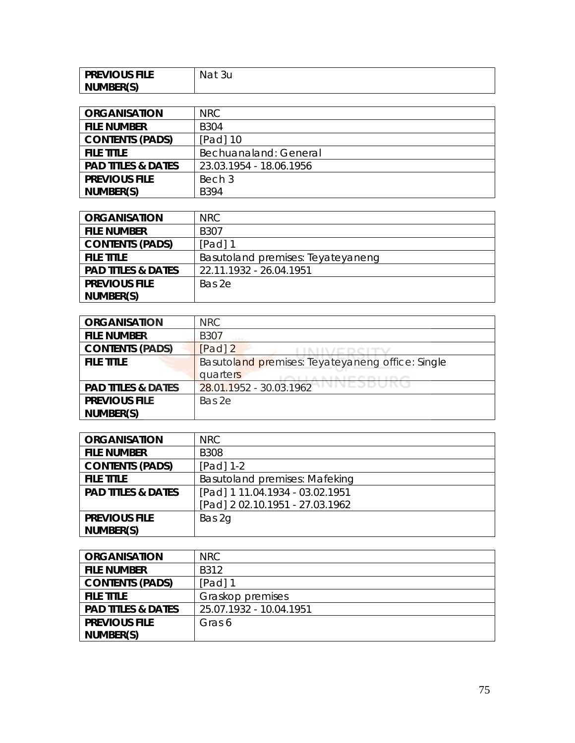| PREVIOUS FILE NUMBER(S) | Nat 3u |
|---|---|

| ORGANISATION | NRC |
|---|---|
| FILE NUMBER | B304 |
| CONTENTS (PADS) | [Pad] 10 |
| FILE TITLE | Bechuanaland: General |
| PAD TITLES & DATES | 23.03.1954 - 18.06.1956 |
| PREVIOUS FILE NUMBER(S) | Bech 3<br>B394 |

| ORGANISATION | NRC |
|---|---|
| FILE NUMBER | B307 |
| CONTENTS (PADS) | [Pad] 1 |
| FILE TITLE | Basutoland premises: Teyateyaneng |
| PAD TITLES & DATES | 22.11.1932 - 26.04.1951 |
| PREVIOUS FILE NUMBER(S) | Bas 2e |

| ORGANISATION | NRC |
|---|---|
| FILE NUMBER | B307 |
| CONTENTS (PADS) | [Pad] 2 |
| FILE TITLE | Basutoland premises: Teyateyaneng office: Single quarters |
| PAD TITLES & DATES | 28.01.1952 - 30.03.1962 |
| PREVIOUS FILE NUMBER(S) | Bas 2e |

| ORGANISATION | NRC |
|---|---|
| FILE NUMBER | B308 |
| CONTENTS (PADS) | [Pad] 1-2 |
| FILE TITLE | Basutoland premises: Mafeking |
| PAD TITLES & DATES | [Pad] 1 11.04.1934 - 03.02.1951<br>[Pad] 2 02.10.1951 - 27.03.1962 |
| PREVIOUS FILE NUMBER(S) | Bas 2g |

| ORGANISATION | NRC |
|---|---|
| FILE NUMBER | B312 |
| CONTENTS (PADS) | [Pad] 1 |
| FILE TITLE | Graskop premises |
| PAD TITLES & DATES | 25.07.1932 - 10.04.1951 |
| PREVIOUS FILE NUMBER(S) | Gras 6 |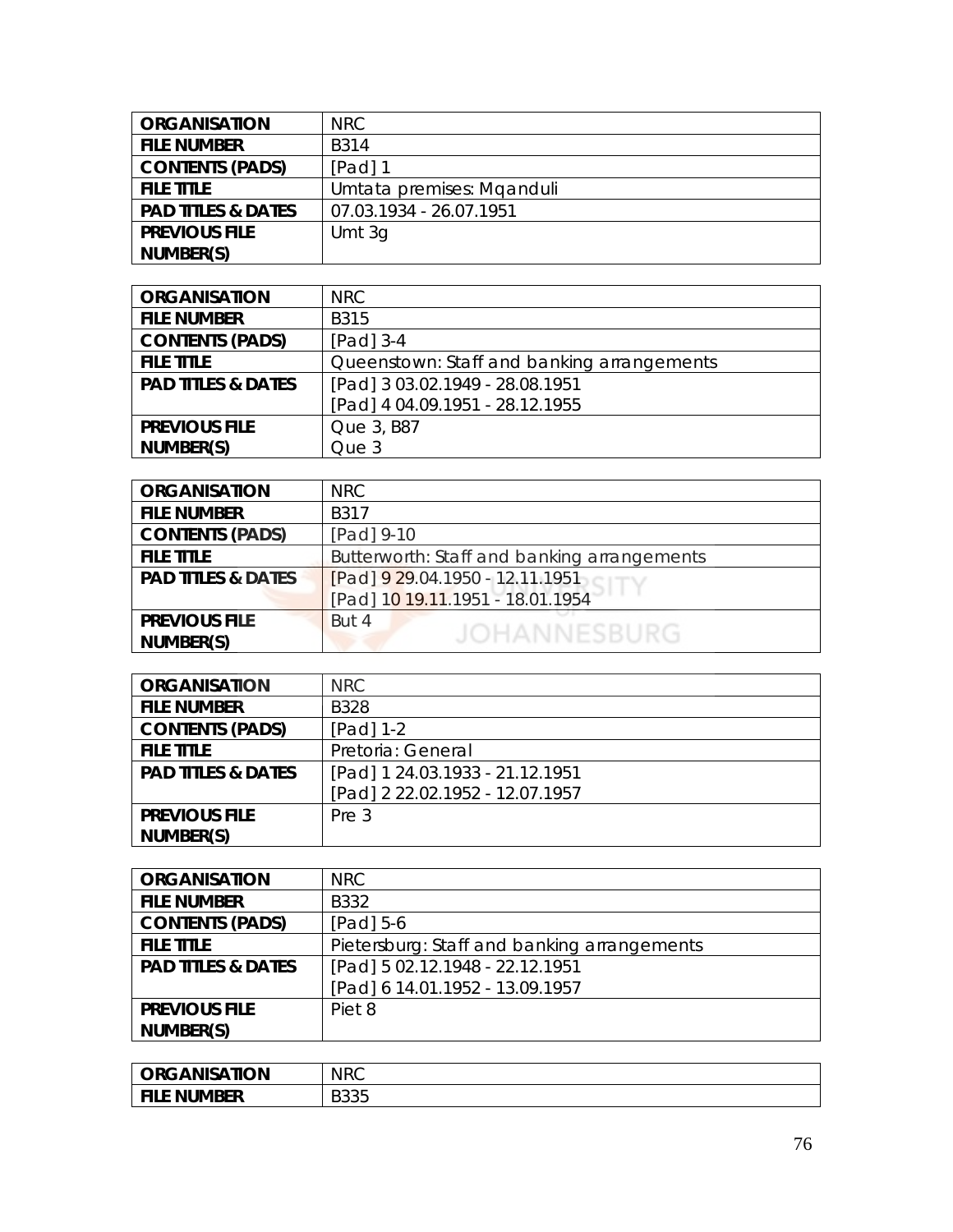| ORGANISATION | NRC |
|---|---|
| FILE NUMBER | B314 |
| CONTENTS (PADS) | [Pad] 1 |
| FILE TITLE | Umtata premises: Mqanduli |
| PAD TITLES & DATES | 07.03.1934 - 26.07.1951 |
| PREVIOUS FILE NUMBER(S) | Umt 3g |

| ORGANISATION | NRC |
|---|---|
| FILE NUMBER | B315 |
| CONTENTS (PADS) | [Pad] 3-4 |
| FILE TITLE | Queenstown: Staff and banking arrangements |
| PAD TITLES & DATES | [Pad] 3 03.02.1949 - 28.08.1951<br>[Pad] 4 04.09.1951 - 28.12.1955 |
| PREVIOUS FILE NUMBER(S) | Que 3, B87<br>Que 3 |

| ORGANISATION | NRC |
|---|---|
| FILE NUMBER | B317 |
| CONTENTS (PADS) | [Pad] 9-10 |
| FILE TITLE | Butterworth: Staff and banking arrangements |
| PAD TITLES & DATES | [Pad] 9 29.04.1950 - 12.11.1951<br>[Pad] 10 19.11.1951 - 18.01.1954 |
| PREVIOUS FILE NUMBER(S) | But 4 |

| ORGANISATION | NRC |
|---|---|
| FILE NUMBER | B328 |
| CONTENTS (PADS) | [Pad] 1-2 |
| FILE TITLE | Pretoria: General |
| PAD TITLES & DATES | [Pad] 1 24.03.1933 - 21.12.1951<br>[Pad] 2 22.02.1952 - 12.07.1957 |
| PREVIOUS FILE NUMBER(S) | Pre 3 |

| ORGANISATION | NRC |
|---|---|
| FILE NUMBER | B332 |
| CONTENTS (PADS) | [Pad] 5-6 |
| FILE TITLE | Pietersburg: Staff and banking arrangements |
| PAD TITLES & DATES | [Pad] 5 02.12.1948 - 22.12.1951<br>[Pad] 6 14.01.1952 - 13.09.1957 |
| PREVIOUS FILE NUMBER(S) | Piet 8 |

| ORGANISATION | NRC |
|---|---|
| FILE NUMBER | B335 |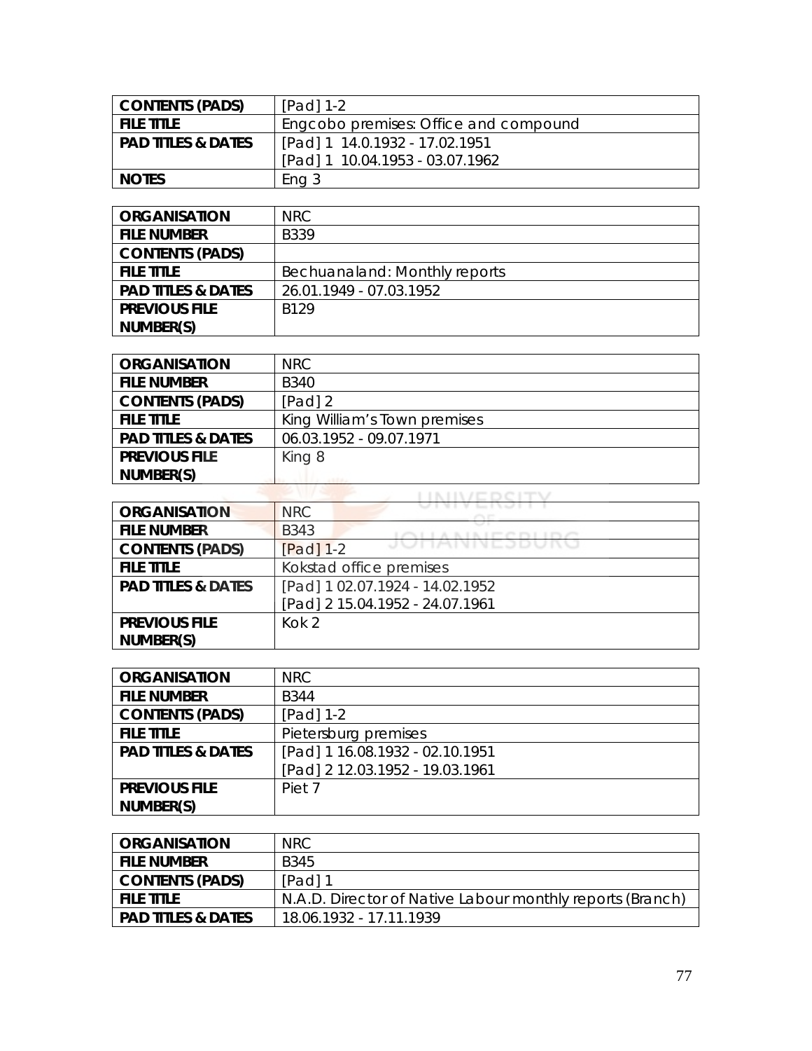| CONTENTS (PADS) | [Pad] 1-2 |
| --- | --- |
| FILE TITLE | Engcobo premises: Office and compound |
| PAD TITLES & DATES | [Pad] 1 14.0.1932 - 17.02.1951<br>[Pad] 1 10.04.1953 - 03.07.1962 |
| NOTES | Eng 3 |

| ORGANISATION | NRC |
| --- | --- |
| FILE NUMBER | B339 |
| CONTENTS (PADS) | |
| FILE TITLE | Bechuanaland: Monthly reports |
| PAD TITLES & DATES | 26.01.1949 - 07.03.1952 |
| PREVIOUS FILE NUMBER(S) | B129 |

| ORGANISATION | NRC |
| --- | --- |
| FILE NUMBER | B340 |
| CONTENTS (PADS) | [Pad] 2 |
| FILE TITLE | King William's Town premises |
| PAD TITLES & DATES | 06.03.1952 - 09.07.1971 |
| PREVIOUS FILE NUMBER(S) | King 8 |

| ORGANISATION | NRC |
| --- | --- |
| FILE NUMBER | B343 |
| CONTENTS (PADS) | [Pad] 1-2 |
| FILE TITLE | Kokstad office premises |
| PAD TITLES & DATES | [Pad] 1 02.07.1924 - 14.02.1952<br>[Pad] 2 15.04.1952 - 24.07.1961 |
| PREVIOUS FILE NUMBER(S) | Kok 2 |

| ORGANISATION | NRC |
| --- | --- |
| FILE NUMBER | B344 |
| CONTENTS (PADS) | [Pad] 1-2 |
| FILE TITLE | Pietersburg premises |
| PAD TITLES & DATES | [Pad] 1 16.08.1932 - 02.10.1951<br>[Pad] 2 12.03.1952 - 19.03.1961 |
| PREVIOUS FILE NUMBER(S) | Piet 7 |

| ORGANISATION | NRC |
| --- | --- |
| FILE NUMBER | B345 |
| CONTENTS (PADS) | [Pad] 1 |
| FILE TITLE | N.A.D. Director of Native Labour monthly reports (Branch) |
| PAD TITLES & DATES | 18.06.1932 - 17.11.1939 |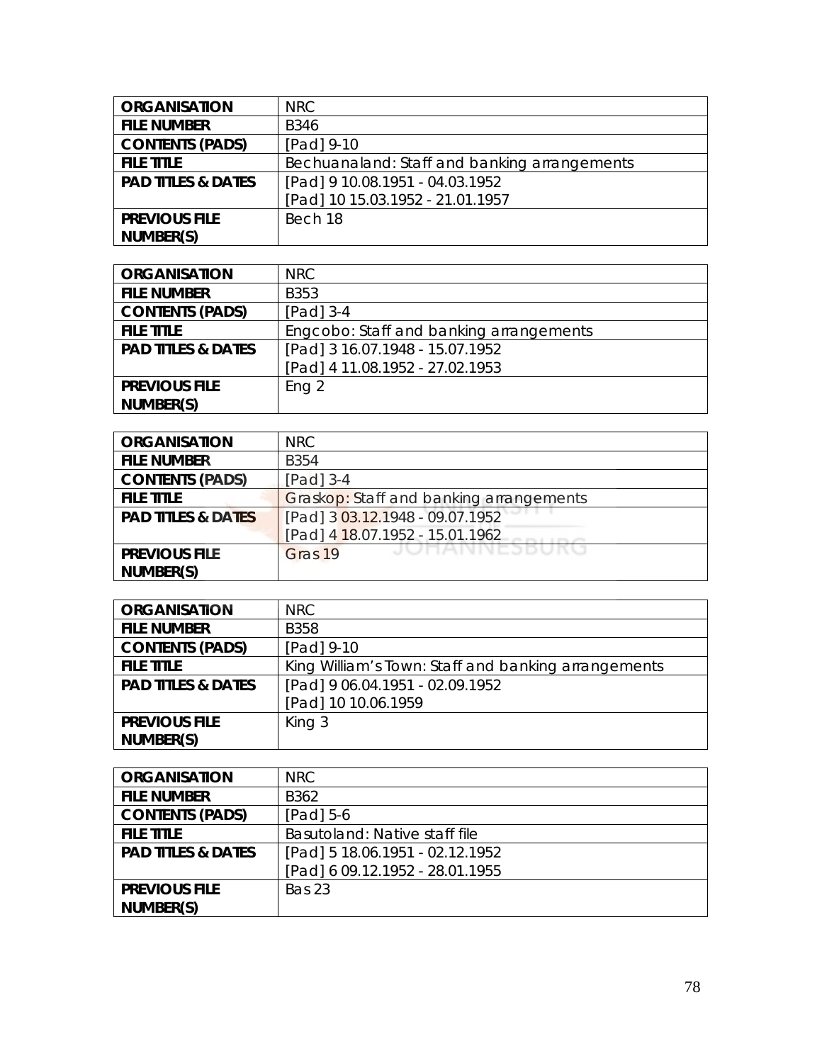| ORGANISATION | NRC |
|---|---|
| FILE NUMBER | B346 |
| CONTENTS (PADS) | [Pad] 9-10 |
| FILE TITLE | Bechuanaland: Staff and banking arrangements |
| PAD TITLES & DATES | [Pad] 9 10.08.1951 - 04.03.1952<br>[Pad] 10 15.03.1952 - 21.01.1957 |
| PREVIOUS FILE NUMBER(S) | Bech 18 |

| ORGANISATION | NRC |
|---|---|
| FILE NUMBER | B353 |
| CONTENTS (PADS) | [Pad] 3-4 |
| FILE TITLE | Engcobo: Staff and banking arrangements |
| PAD TITLES & DATES | [Pad] 3 16.07.1948 - 15.07.1952<br>[Pad] 4 11.08.1952 - 27.02.1953 |
| PREVIOUS FILE NUMBER(S) | Eng 2 |

| ORGANISATION | NRC |
|---|---|
| FILE NUMBER | B354 |
| CONTENTS (PADS) | [Pad] 3-4 |
| FILE TITLE | Graskop: Staff and banking arrangements |
| PAD TITLES & DATES | [Pad] 3 03.12.1948 - 09.07.1952<br>[Pad] 4 18.07.1952 - 15.01.1962 |
| PREVIOUS FILE NUMBER(S) | Gras 19 |

| ORGANISATION | NRC |
|---|---|
| FILE NUMBER | B358 |
| CONTENTS (PADS) | [Pad] 9-10 |
| FILE TITLE | King William's Town: Staff and banking arrangements |
| PAD TITLES & DATES | [Pad] 9 06.04.1951 - 02.09.1952<br>[Pad] 10 10.06.1959 |
| PREVIOUS FILE NUMBER(S) | King 3 |

| ORGANISATION | NRC |
|---|---|
| FILE NUMBER | B362 |
| CONTENTS (PADS) | [Pad] 5-6 |
| FILE TITLE | Basutoland: Native staff file |
| PAD TITLES & DATES | [Pad] 5 18.06.1951 - 02.12.1952<br>[Pad] 6 09.12.1952 - 28.01.1955 |
| PREVIOUS FILE NUMBER(S) | Bas 23 |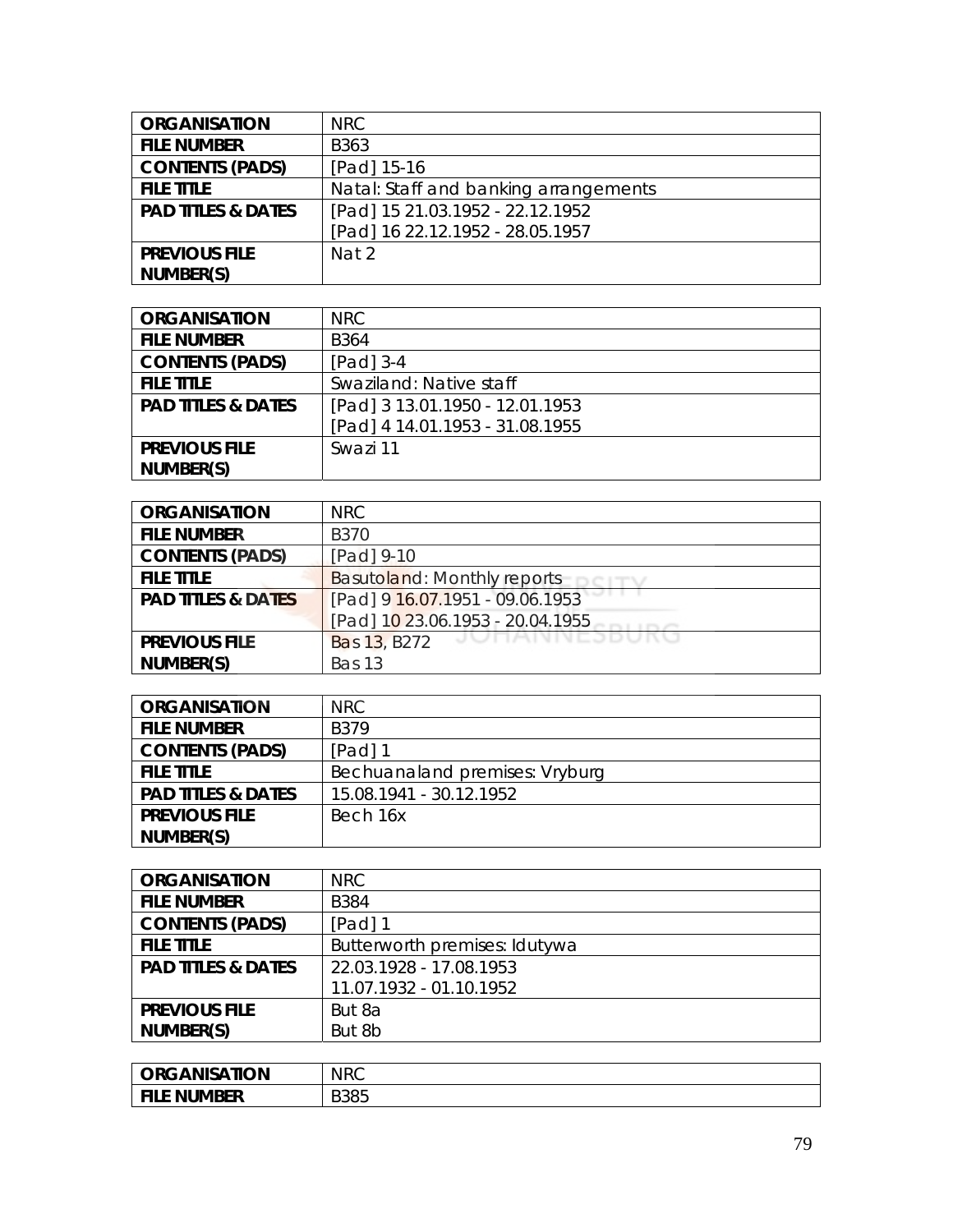| ORGANISATION | NRC |
|---|---|
| FILE NUMBER | B363 |
| CONTENTS (PADS) | [Pad] 15-16 |
| FILE TITLE | Natal: Staff and banking arrangements |
| PAD TITLES & DATES | [Pad] 15 21.03.1952 - 22.12.1952<br>[Pad] 16 22.12.1952 - 28.05.1957 |
| PREVIOUS FILE NUMBER(S) | Nat 2 |

| ORGANISATION | NRC |
|---|---|
| FILE NUMBER | B364 |
| CONTENTS (PADS) | [Pad] 3-4 |
| FILE TITLE | Swaziland: Native staff |
| PAD TITLES & DATES | [Pad] 3 13.01.1950 - 12.01.1953<br>[Pad] 4 14.01.1953 - 31.08.1955 |
| PREVIOUS FILE NUMBER(S) | Swazi 11 |

| ORGANISATION | NRC |
|---|---|
| FILE NUMBER | B370 |
| CONTENTS (PADS) | [Pad] 9-10 |
| FILE TITLE | Basutoland: Monthly reports |
| PAD TITLES & DATES | [Pad] 9 16.07.1951 - 09.06.1953<br>[Pad] 10 23.06.1953 - 20.04.1955 |
| PREVIOUS FILE NUMBER(S) | Bas 13, B272<br>Bas 13 |

| ORGANISATION | NRC |
|---|---|
| FILE NUMBER | B379 |
| CONTENTS (PADS) | [Pad] 1 |
| FILE TITLE | Bechuanaland premises: Vryburg |
| PAD TITLES & DATES | 15.08.1941 - 30.12.1952 |
| PREVIOUS FILE NUMBER(S) | Bech 16x |

| ORGANISATION | NRC |
|---|---|
| FILE NUMBER | B384 |
| CONTENTS (PADS) | [Pad] 1 |
| FILE TITLE | Butterworth premises: Idutywa |
| PAD TITLES & DATES | 22.03.1928 - 17.08.1953<br>11.07.1932 - 01.10.1952 |
| PREVIOUS FILE NUMBER(S) | But 8a<br>But 8b |

| ORGANISATION | NRC |
|---|---|
| FILE NUMBER | B385 |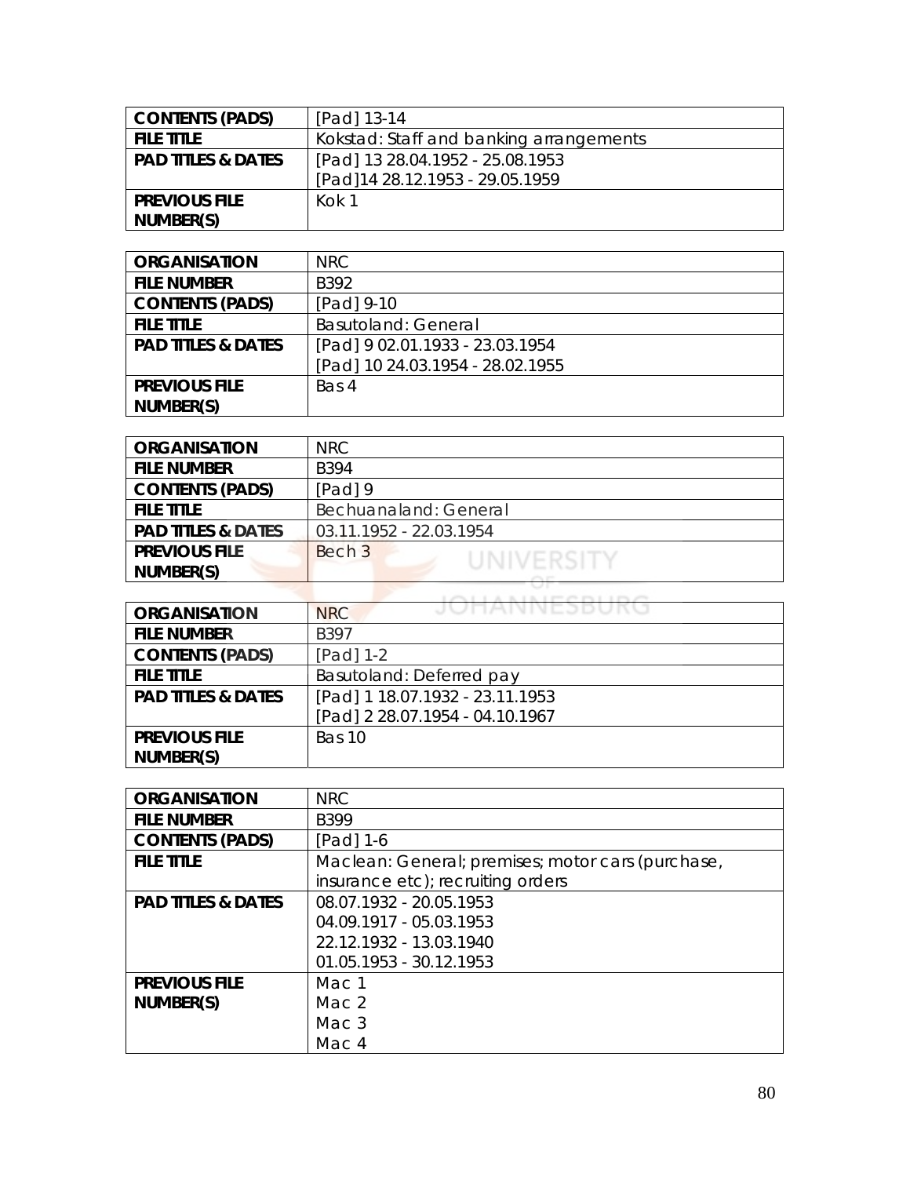| CONTENTS (PADS) | [Pad] 13-14 |
| --- | --- |
| FILE TITLE | Kokstad: Staff and banking arrangements |
| PAD TITLES & DATES | [Pad] 13 28.04.1952 - 25.08.1953<br>[Pad]14 28.12.1953 - 29.05.1959 |
| PREVIOUS FILE NUMBER(S) | Kok 1 |

| ORGANISATION | NRC |
| --- | --- |
| FILE NUMBER | B392 |
| CONTENTS (PADS) | [Pad] 9-10 |
| FILE TITLE | Basutoland: General |
| PAD TITLES & DATES | [Pad] 9 02.01.1933 - 23.03.1954<br>[Pad] 10 24.03.1954 - 28.02.1955 |
| PREVIOUS FILE NUMBER(S) | Bas 4 |

| ORGANISATION | NRC |
| --- | --- |
| FILE NUMBER | B394 |
| CONTENTS (PADS) | [Pad] 9 |
| FILE TITLE | Bechuanaland: General |
| PAD TITLES & DATES | 03.11.1952 - 22.03.1954 |
| PREVIOUS FILE NUMBER(S) | Bech 3 |

| ORGANISATION | NRC |
| --- | --- |
| FILE NUMBER | B397 |
| CONTENTS (PADS) | [Pad] 1-2 |
| FILE TITLE | Basutoland: Deferred pay |
| PAD TITLES & DATES | [Pad] 1 18.07.1932 - 23.11.1953<br>[Pad] 2 28.07.1954 - 04.10.1967 |
| PREVIOUS FILE NUMBER(S) | Bas 10 |

| ORGANISATION | NRC |
| --- | --- |
| FILE NUMBER | B399 |
| CONTENTS (PADS) | [Pad] 1-6 |
| FILE TITLE | Maclean: General; premises; motor cars (purchase, insurance etc); recruiting orders |
| PAD TITLES & DATES | 08.07.1932 - 20.05.1953<br>04.09.1917 - 05.03.1953<br>22.12.1932 - 13.03.1940<br>01.05.1953 - 30.12.1953 |
| PREVIOUS FILE NUMBER(S) | Mac 1<br>Mac 2<br>Mac 3<br>Mac 4 |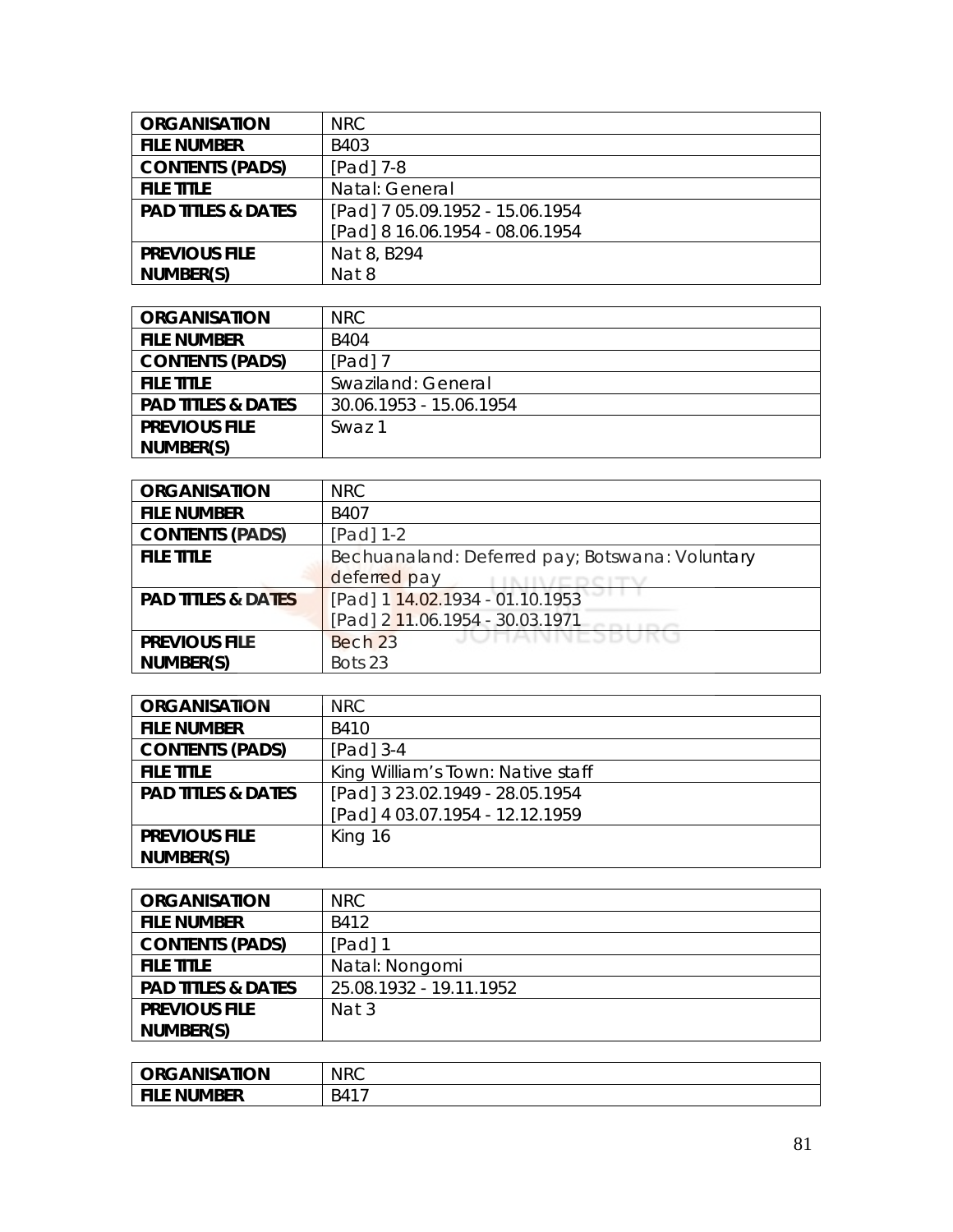| ORGANISATION | NRC |
|---|---|
| FILE NUMBER | B403 |
| CONTENTS (PADS) | [Pad] 7-8 |
| FILE TITLE | Natal: General |
| PAD TITLES & DATES | [Pad] 7 05.09.1952 - 15.06.1954<br>[Pad] 8 16.06.1954 - 08.06.1954 |
| PREVIOUS FILE NUMBER(S) | Nat 8, B294<br>Nat 8 |

| ORGANISATION | NRC |
|---|---|
| FILE NUMBER | B404 |
| CONTENTS (PADS) | [Pad] 7 |
| FILE TITLE | Swaziland: General |
| PAD TITLES & DATES | 30.06.1953 - 15.06.1954 |
| PREVIOUS FILE NUMBER(S) | Swaz 1 |

| ORGANISATION | NRC |
|---|---|
| FILE NUMBER | B407 |
| CONTENTS (PADS) | [Pad] 1-2 |
| FILE TITLE | Bechuanaland: Deferred pay; Botswana: Voluntary deferred pay |
| PAD TITLES & DATES | [Pad] 1 14.02.1934 - 01.10.1953<br>[Pad] 2 11.06.1954 - 30.03.1971 |
| PREVIOUS FILE NUMBER(S) | Bech 23<br>Bots 23 |

| ORGANISATION | NRC |
|---|---|
| FILE NUMBER | B410 |
| CONTENTS (PADS) | [Pad] 3-4 |
| FILE TITLE | King William's Town: Native staff |
| PAD TITLES & DATES | [Pad] 3 23.02.1949 - 28.05.1954<br>[Pad] 4 03.07.1954 - 12.12.1959 |
| PREVIOUS FILE NUMBER(S) | King 16 |

| ORGANISATION | NRC |
|---|---|
| FILE NUMBER | B412 |
| CONTENTS (PADS) | [Pad] 1 |
| FILE TITLE | Natal: Nongomi |
| PAD TITLES & DATES | 25.08.1932 - 19.11.1952 |
| PREVIOUS FILE NUMBER(S) | Nat 3 |

| ORGANISATION | NRC |
|---|---|
| FILE NUMBER | B417 |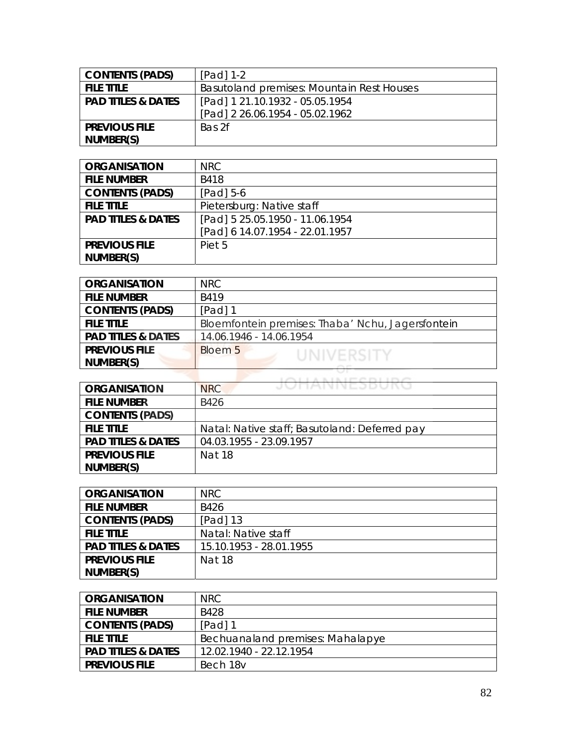| CONTENTS (PADS) | [Pad] 1-2 |
|---|---|
| FILE TITLE | Basutoland premises: Mountain Rest Houses |
| PAD TITLES & DATES | [Pad] 1 21.10.1932 - 05.05.1954<br>[Pad] 2 26.06.1954 - 05.02.1962 |
| PREVIOUS FILE NUMBER(S) | Bas 2f |

| ORGANISATION | NRC |
|---|---|
| FILE NUMBER | B418 |
| CONTENTS (PADS) | [Pad] 5-6 |
| FILE TITLE | Pietersburg: Native staff |
| PAD TITLES & DATES | [Pad] 5 25.05.1950 - 11.06.1954<br>[Pad] 6 14.07.1954 - 22.01.1957 |
| PREVIOUS FILE NUMBER(S) | Piet 5 |

| ORGANISATION | NRC |
|---|---|
| FILE NUMBER | B419 |
| CONTENTS (PADS) | [Pad] 1 |
| FILE TITLE | Bloemfontein premises: Thaba' Nchu, Jagersfontein |
| PAD TITLES & DATES | 14.06.1946 - 14.06.1954 |
| PREVIOUS FILE NUMBER(S) | Bloem 5 |

| ORGANISATION | NRC |
|---|---|
| FILE NUMBER | B426 |
| CONTENTS (PADS) | |
| FILE TITLE | Natal: Native staff; Basutoland: Deferred pay |
| PAD TITLES & DATES | 04.03.1955 - 23.09.1957 |
| PREVIOUS FILE NUMBER(S) | Nat 18 |

| ORGANISATION | NRC |
|---|---|
| FILE NUMBER | B426 |
| CONTENTS (PADS) | [Pad] 13 |
| FILE TITLE | Natal: Native staff |
| PAD TITLES & DATES | 15.10.1953 - 28.01.1955 |
| PREVIOUS FILE NUMBER(S) | Nat 18 |

| ORGANISATION | NRC |
|---|---|
| FILE NUMBER | B428 |
| CONTENTS (PADS) | [Pad] 1 |
| FILE TITLE | Bechuanaland premises: Mahalapye |
| PAD TITLES & DATES | 12.02.1940 - 22.12.1954 |
| PREVIOUS FILE | Bech 18v |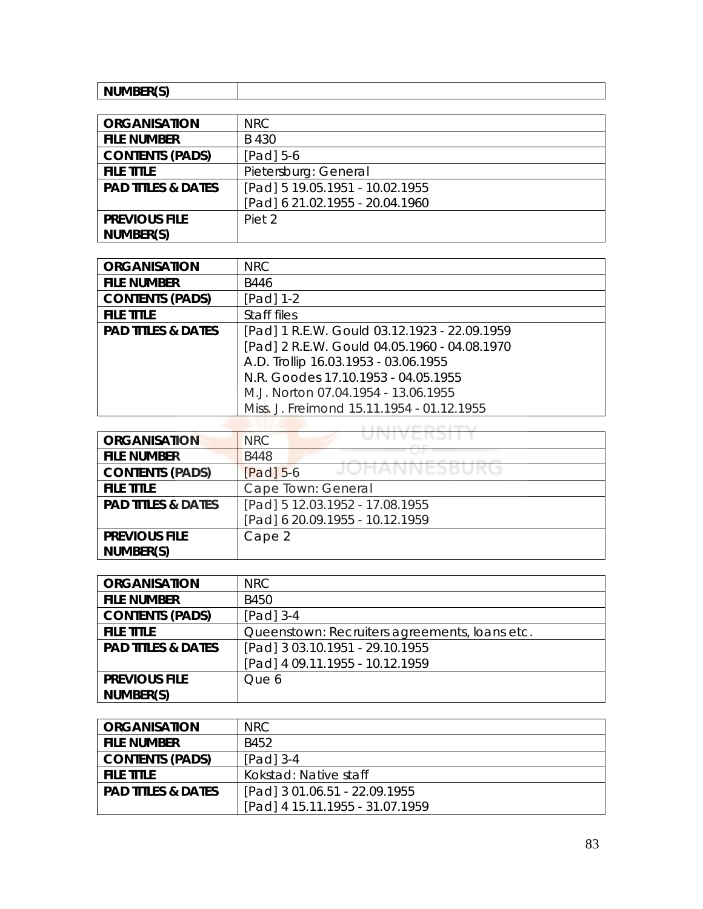| NUMBER(S) | |
|---|---|

| ORGANISATION | NRC |
|---|---|
| FILE NUMBER | B 430 |
| CONTENTS (PADS) | [Pad] 5-6 |
| FILE TITLE | Pietersburg: General |
| PAD TITLES & DATES | [Pad] 5 19.05.1951 - 10.02.1955<br>[Pad] 6 21.02.1955 - 20.04.1960 |
| PREVIOUS FILE NUMBER(S) | Piet 2 |

| ORGANISATION | NRC |
|---|---|
| FILE NUMBER | B446 |
| CONTENTS (PADS) | [Pad] 1-2 |
| FILE TITLE | Staff files |
| PAD TITLES & DATES | [Pad] 1 R.E.W. Gould 03.12.1923 - 22.09.1959<br>[Pad] 2 R.E.W. Gould 04.05.1960 - 04.08.1970<br>A.D. Trollip 16.03.1953 - 03.06.1955<br>N.R. Goodes 17.10.1953 - 04.05.1955<br>M.J. Norton 07.04.1954 - 13.06.1955<br>Miss. J. Freimond 15.11.1954 - 01.12.1955 |

| ORGANISATION | NRC |
|---|---|
| FILE NUMBER | B448 |
| CONTENTS (PADS) | [Pad] 5-6 |
| FILE TITLE | Cape Town: General |
| PAD TITLES & DATES | [Pad] 5 12.03.1952 - 17.08.1955<br>[Pad] 6 20.09.1955 - 10.12.1959 |
| PREVIOUS FILE NUMBER(S) | Cape 2 |

| ORGANISATION | NRC |
|---|---|
| FILE NUMBER | B450 |
| CONTENTS (PADS) | [Pad] 3-4 |
| FILE TITLE | Queenstown: Recruiters agreements, loans etc. |
| PAD TITLES & DATES | [Pad] 3 03.10.1951 - 29.10.1955<br>[Pad] 4 09.11.1955 - 10.12.1959 |
| PREVIOUS FILE NUMBER(S) | Que 6 |

| ORGANISATION | NRC |
|---|---|
| FILE NUMBER | B452 |
| CONTENTS (PADS) | [Pad] 3-4 |
| FILE TITLE | Kokstad: Native staff |
| PAD TITLES & DATES | [Pad] 3 01.06.51 - 22.09.1955<br>[Pad] 4 15.11.1955 - 31.07.1959 |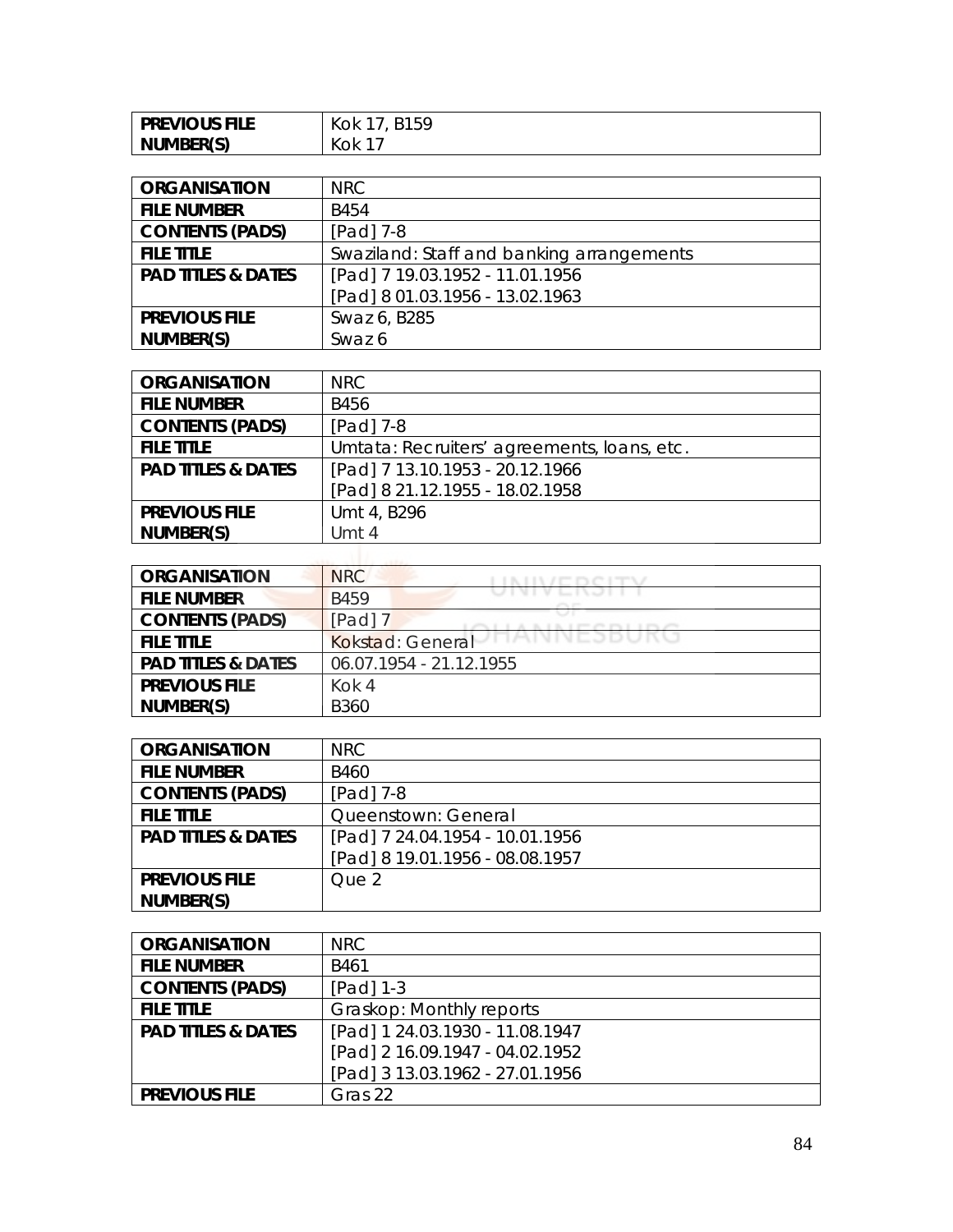| PREVIOUS FILE NUMBER(S) | Kok 17, B159<br>Kok 17 |
|---|---|

| ORGANISATION | NRC |
|---|---|
| FILE NUMBER | B454 |
| CONTENTS (PADS) | [Pad] 7-8 |
| FILE TITLE | Swaziland: Staff and banking arrangements |
| PAD TITLES & DATES | [Pad] 7 19.03.1952 - 11.01.1956<br>[Pad] 8 01.03.1956 - 13.02.1963 |
| PREVIOUS FILE NUMBER(S) | Swaz 6, B285<br>Swaz 6 |

| ORGANISATION | NRC |
|---|---|
| FILE NUMBER | B456 |
| CONTENTS (PADS) | [Pad] 7-8 |
| FILE TITLE | Umtata: Recruiters' agreements, loans, etc. |
| PAD TITLES & DATES | [Pad] 7 13.10.1953 - 20.12.1966<br>[Pad] 8 21.12.1955 - 18.02.1958 |
| PREVIOUS FILE NUMBER(S) | Umt 4, B296<br>Umt 4 |

| ORGANISATION | NRC |
|---|---|
| FILE NUMBER | B459 |
| CONTENTS (PADS) | [Pad] 7 |
| FILE TITLE | Kokstad: General |
| PAD TITLES & DATES | 06.07.1954 - 21.12.1955 |
| PREVIOUS FILE NUMBER(S) | Kok 4<br>B360 |

| ORGANISATION | NRC |
|---|---|
| FILE NUMBER | B460 |
| CONTENTS (PADS) | [Pad] 7-8 |
| FILE TITLE | Queenstown: General |
| PAD TITLES & DATES | [Pad] 7 24.04.1954 - 10.01.1956<br>[Pad] 8 19.01.1956 - 08.08.1957 |
| PREVIOUS FILE NUMBER(S) | Que 2 |

| ORGANISATION | NRC |
|---|---|
| FILE NUMBER | B461 |
| CONTENTS (PADS) | [Pad] 1-3 |
| FILE TITLE | Graskop: Monthly reports |
| PAD TITLES & DATES | [Pad] 1 24.03.1930 - 11.08.1947<br>[Pad] 2 16.09.1947 - 04.02.1952<br>[Pad] 3 13.03.1962 - 27.01.1956 |
| PREVIOUS FILE | Gras 22 |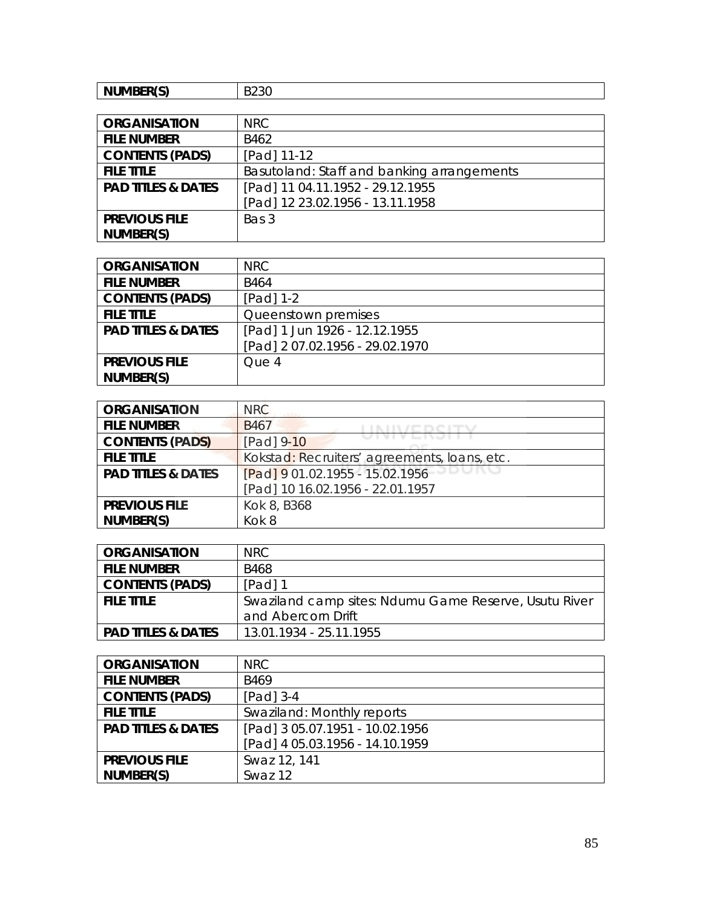| NUMBER(S) | B230 |
| --- | --- |

| ORGANISATION | NRC |
| --- | --- |
| FILE NUMBER | B462 |
| CONTENTS (PADS) | [Pad] 11-12 |
| FILE TITLE | Basutoland: Staff and banking arrangements |
| PAD TITLES & DATES | [Pad] 11 04.11.1952 - 29.12.1955<br>[Pad] 12 23.02.1956 - 13.11.1958 |
| PREVIOUS FILE NUMBER(S) | Bas 3 |

| ORGANISATION | NRC |
| --- | --- |
| FILE NUMBER | B464 |
| CONTENTS (PADS) | [Pad] 1-2 |
| FILE TITLE | Queenstown premises |
| PAD TITLES & DATES | [Pad] 1 Jun 1926 - 12.12.1955<br>[Pad] 2 07.02.1956 - 29.02.1970 |
| PREVIOUS FILE NUMBER(S) | Que 4 |

| ORGANISATION | NRC |
| --- | --- |
| FILE NUMBER | B467 |
| CONTENTS (PADS) | [Pad] 9-10 |
| FILE TITLE | Kokstad: Recruiters' agreements, loans, etc. |
| PAD TITLES & DATES | [Pad] 9 01.02.1955 - 15.02.1956<br>[Pad] 10 16.02.1956 - 22.01.1957 |
| PREVIOUS FILE NUMBER(S) | Kok 8, B368<br>Kok 8 |

| ORGANISATION | NRC |
| --- | --- |
| FILE NUMBER | B468 |
| CONTENTS (PADS) | [Pad] 1 |
| FILE TITLE | Swaziland camp sites: Ndumu Game Reserve, Usutu River and Abercorn Drift |
| PAD TITLES & DATES | 13.01.1934 - 25.11.1955 |

| ORGANISATION | NRC |
| --- | --- |
| FILE NUMBER | B469 |
| CONTENTS (PADS) | [Pad] 3-4 |
| FILE TITLE | Swaziland: Monthly reports |
| PAD TITLES & DATES | [Pad] 3 05.07.1951 - 10.02.1956<br>[Pad] 4 05.03.1956 - 14.10.1959 |
| PREVIOUS FILE NUMBER(S) | Swaz 12, 141<br>Swaz 12 |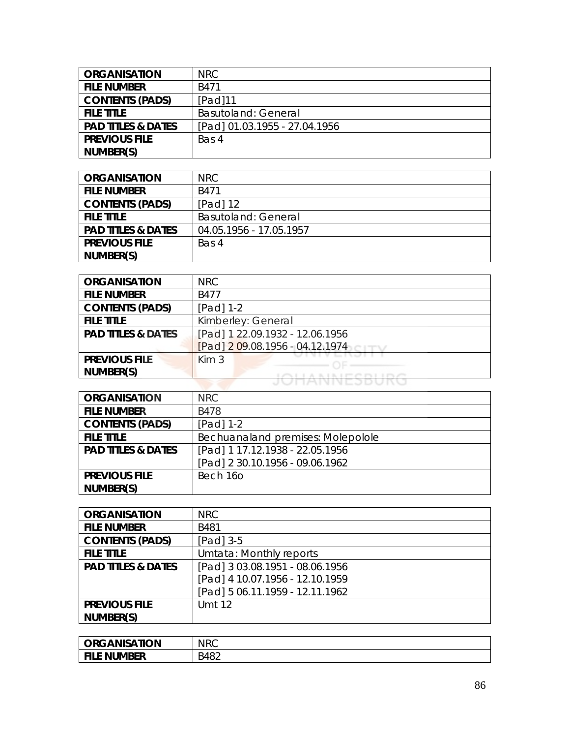| ORGANISATION | NRC |
|---|---|
| FILE NUMBER | B471 |
| CONTENTS (PADS) | [Pad]11 |
| FILE TITLE | Basutoland: General |
| PAD TITLES & DATES | [Pad] 01.03.1955 - 27.04.1956 |
| PREVIOUS FILE NUMBER(S) | Bas 4 |

| ORGANISATION | NRC |
|---|---|
| FILE NUMBER | B471 |
| CONTENTS (PADS) | [Pad] 12 |
| FILE TITLE | Basutoland: General |
| PAD TITLES & DATES | 04.05.1956 - 17.05.1957 |
| PREVIOUS FILE NUMBER(S) | Bas 4 |

| ORGANISATION | NRC |
|---|---|
| FILE NUMBER | B477 |
| CONTENTS (PADS) | [Pad] 1-2 |
| FILE TITLE | Kimberley: General |
| PAD TITLES & DATES | [Pad] 1 22.09.1932 - 12.06.1956<br>[Pad] 2 09.08.1956 - 04.12.1974 |
| PREVIOUS FILE NUMBER(S) | Kim 3 |

| ORGANISATION | NRC |
|---|---|
| FILE NUMBER | B478 |
| CONTENTS (PADS) | [Pad] 1-2 |
| FILE TITLE | Bechuanaland premises: Molepolole |
| PAD TITLES & DATES | [Pad] 1 17.12.1938 - 22.05.1956<br>[Pad] 2 30.10.1956 - 09.06.1962 |
| PREVIOUS FILE NUMBER(S) | Bech 16o |

| ORGANISATION | NRC |
|---|---|
| FILE NUMBER | B481 |
| CONTENTS (PADS) | [Pad] 3-5 |
| FILE TITLE | Umtata: Monthly reports |
| PAD TITLES & DATES | [Pad] 3 03.08.1951 - 08.06.1956<br>[Pad] 4 10.07.1956 - 12.10.1959<br>[Pad] 5 06.11.1959 - 12.11.1962 |
| PREVIOUS FILE NUMBER(S) | Umt 12 |

| ORGANISATION | NRC |
|---|---|
| FILE NUMBER | B482 |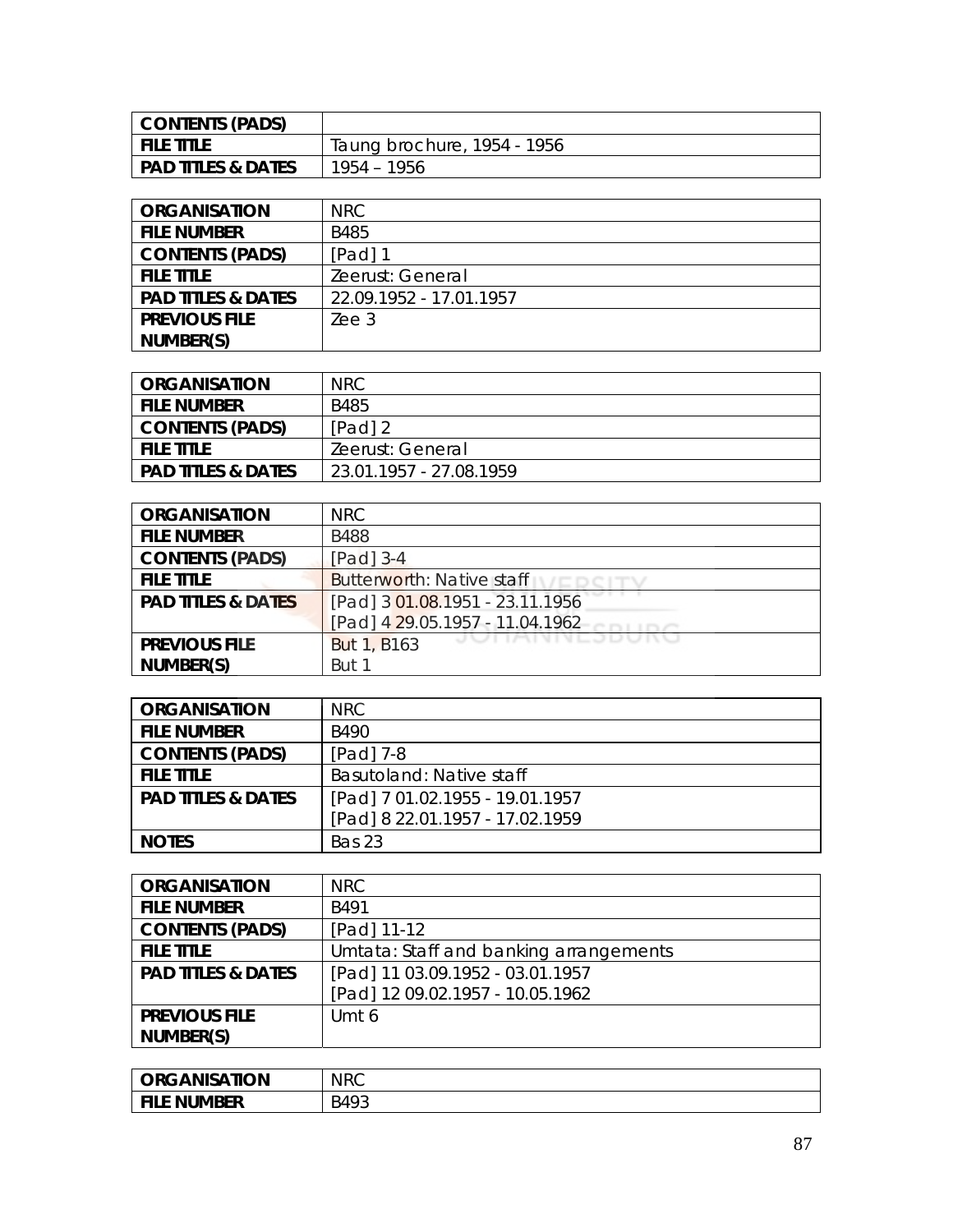| CONTENTS (PADS) | |
|---|---|
| FILE TITLE | Taung brochure, 1954 - 1956 |
| PAD TITLES & DATES | 1954 – 1956 |

| ORGANISATION | NRC |
|---|---|
| FILE NUMBER | B485 |
| CONTENTS (PADS) | [Pad] 1 |
| FILE TITLE | Zeerust: General |
| PAD TITLES & DATES | 22.09.1952 - 17.01.1957 |
| PREVIOUS FILE NUMBER(S) | Zee 3 |

| ORGANISATION | NRC |
|---|---|
| FILE NUMBER | B485 |
| CONTENTS (PADS) | [Pad] 2 |
| FILE TITLE | Zeerust: General |
| PAD TITLES & DATES | 23.01.1957 - 27.08.1959 |

| ORGANISATION | NRC |
|---|---|
| FILE NUMBER | B488 |
| CONTENTS (PADS) | [Pad] 3-4 |
| FILE TITLE | Butterworth: Native staff |
| PAD TITLES & DATES | [Pad] 3 01.08.1951 - 23.11.1956<br>[Pad] 4 29.05.1957 - 11.04.1962 |
| PREVIOUS FILE NUMBER(S) | But 1, B163<br>But 1 |

| ORGANISATION | NRC |
|---|---|
| FILE NUMBER | B490 |
| CONTENTS (PADS) | [Pad] 7-8 |
| FILE TITLE | Basutoland: Native staff |
| PAD TITLES & DATES | [Pad] 7 01.02.1955 - 19.01.1957<br>[Pad] 8 22.01.1957 - 17.02.1959 |
| NOTES | Bas 23 |

| ORGANISATION | NRC |
|---|---|
| FILE NUMBER | B491 |
| CONTENTS (PADS) | [Pad] 11-12 |
| FILE TITLE | Umtata: Staff and banking arrangements |
| PAD TITLES & DATES | [Pad] 11 03.09.1952 - 03.01.1957<br>[Pad] 12 09.02.1957 - 10.05.1962 |
| PREVIOUS FILE NUMBER(S) | Umt 6 |

| ORGANISATION | NRC |
|---|---|
| FILE NUMBER | B493 |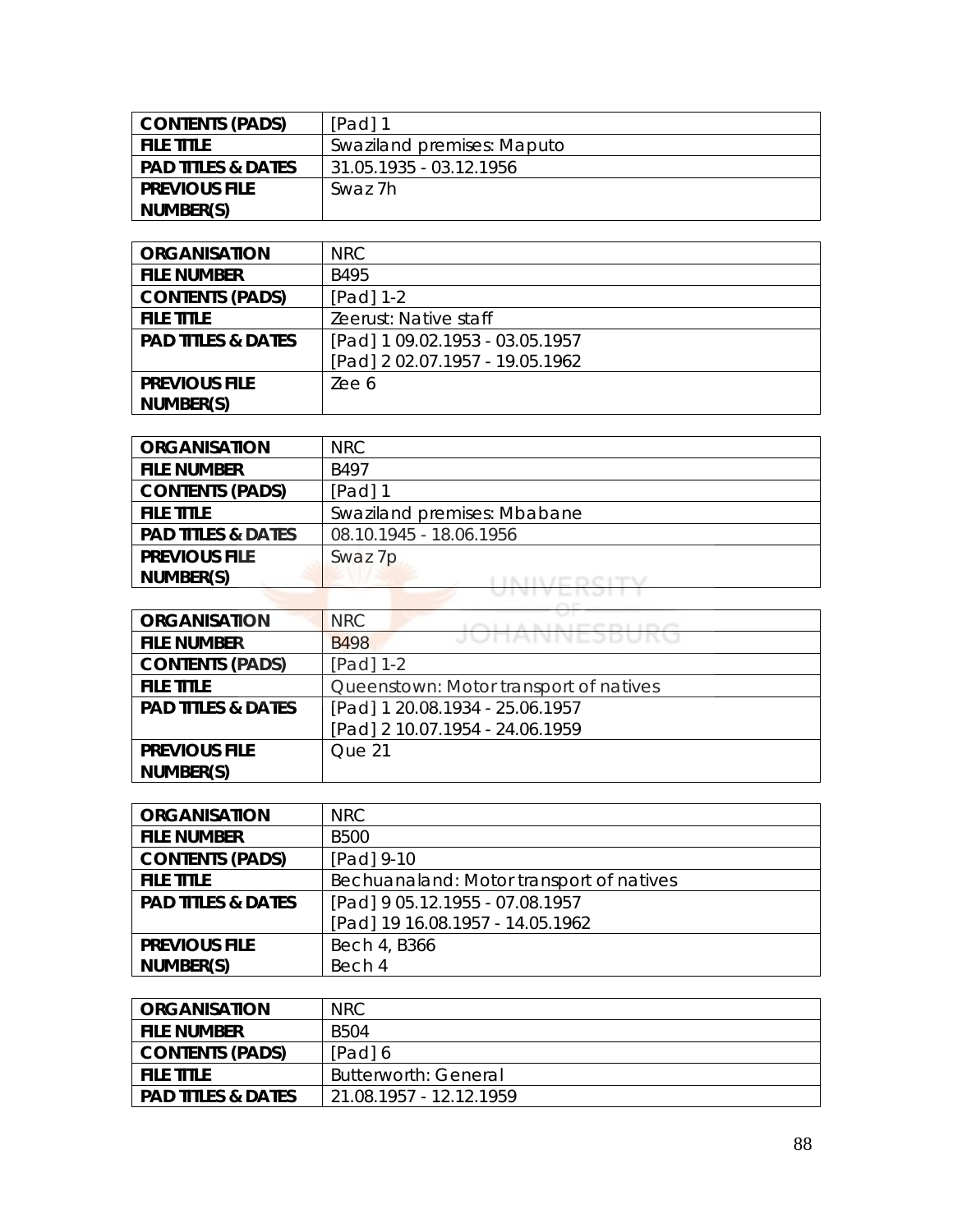| CONTENTS (PADS) | [Pad] 1 |
| --- | --- |
| FILE TITLE | Swaziland premises: Maputo |
| PAD TITLES & DATES | 31.05.1935 - 03.12.1956 |
| PREVIOUS FILE NUMBER(S) | Swaz 7h |

| ORGANISATION | NRC |
| --- | --- |
| FILE NUMBER | B495 |
| CONTENTS (PADS) | [Pad] 1-2 |
| FILE TITLE | Zeerust: Native staff |
| PAD TITLES & DATES | [Pad] 1 09.02.1953 - 03.05.1957<br>[Pad] 2 02.07.1957 - 19.05.1962 |
| PREVIOUS FILE NUMBER(S) | Zee 6 |

| ORGANISATION | NRC |
| --- | --- |
| FILE NUMBER | B497 |
| CONTENTS (PADS) | [Pad] 1 |
| FILE TITLE | Swaziland premises: Mbabane |
| PAD TITLES & DATES | 08.10.1945 - 18.06.1956 |
| PREVIOUS FILE NUMBER(S) | Swaz 7p |

| ORGANISATION | NRC |
| --- | --- |
| FILE NUMBER | B498 |
| CONTENTS (PADS) | [Pad] 1-2 |
| FILE TITLE | Queenstown: Motor transport of natives |
| PAD TITLES & DATES | [Pad] 1 20.08.1934 - 25.06.1957<br>[Pad] 2 10.07.1954 - 24.06.1959 |
| PREVIOUS FILE NUMBER(S) | Que 21 |

| ORGANISATION | NRC |
| --- | --- |
| FILE NUMBER | B500 |
| CONTENTS (PADS) | [Pad] 9-10 |
| FILE TITLE | Bechuanaland: Motor transport of natives |
| PAD TITLES & DATES | [Pad] 9 05.12.1955 - 07.08.1957<br>[Pad] 19 16.08.1957 - 14.05.1962 |
| PREVIOUS FILE NUMBER(S) | Bech 4, B366<br>Bech 4 |

| ORGANISATION | NRC |
| --- | --- |
| FILE NUMBER | B504 |
| CONTENTS (PADS) | [Pad] 6 |
| FILE TITLE | Butterworth: General |
| PAD TITLES & DATES | 21.08.1957 - 12.12.1959 |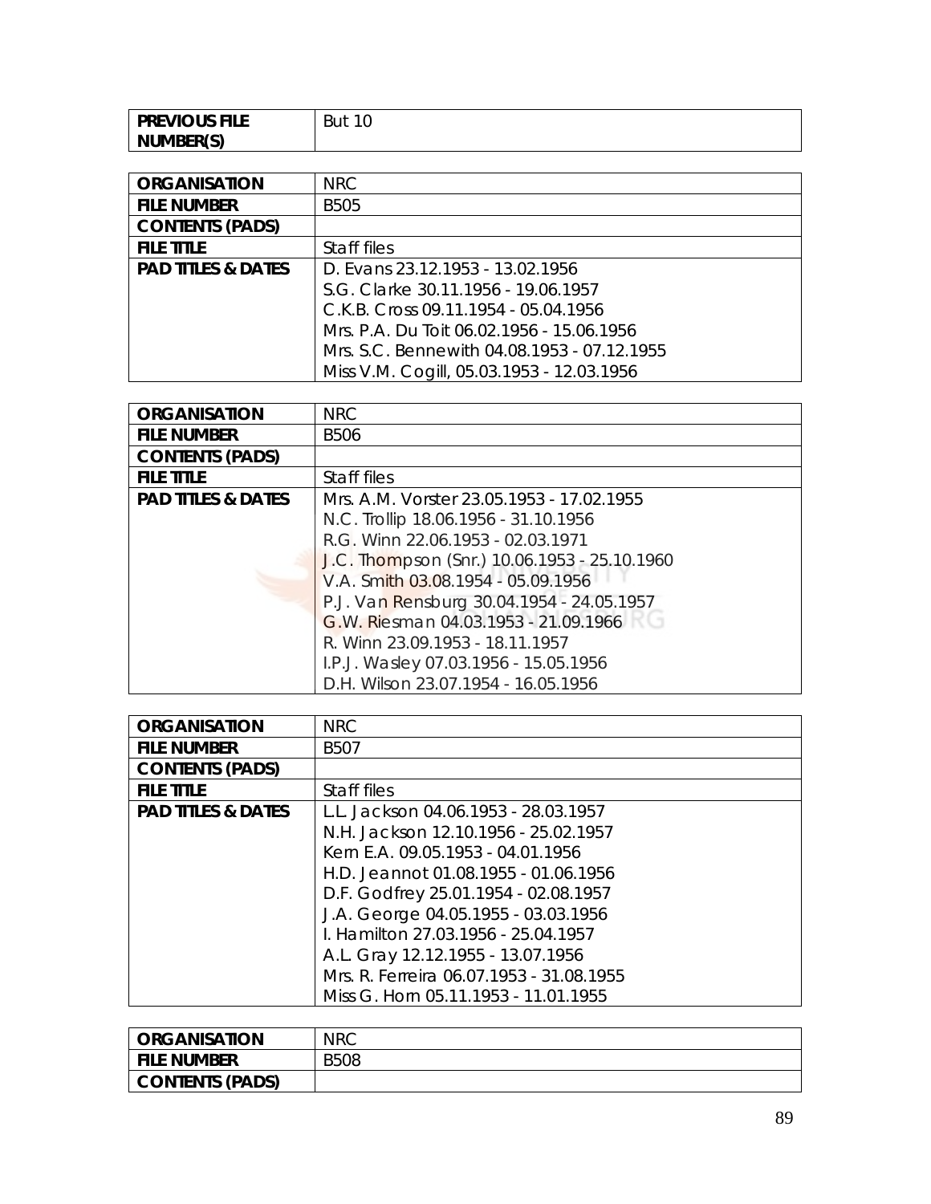| PREVIOUS FILE NUMBER(S) | But 10 |
|---|---|

| ORGANISATION | NRC |
|---|---|
| FILE NUMBER | B505 |
| CONTENTS (PADS) | |
| FILE TITLE | Staff files |
| PAD TITLES & DATES | D. Evans 23.12.1953 - 13.02.1956<br>S.G. Clarke 30.11.1956 - 19.06.1957<br>C.K.B. Cross 09.11.1954 - 05.04.1956<br>Mrs. P.A. Du Toit 06.02.1956 - 15.06.1956<br>Mrs. S.C. Bennewith 04.08.1953 - 07.12.1955<br>Miss V.M. Cogill, 05.03.1953 - 12.03.1956 |

| ORGANISATION | NRC |
|---|---|
| FILE NUMBER | B506 |
| CONTENTS (PADS) | |
| FILE TITLE | Staff files |
| PAD TITLES & DATES | Mrs. A.M. Vorster 23.05.1953 - 17.02.1955<br>N.C. Trollip 18.06.1956 - 31.10.1956<br>R.G. Winn 22.06.1953 - 02.03.1971<br>J.C. Thompson (Snr.) 10.06.1953 - 25.10.1960<br>V.A. Smith 03.08.1954 - 05.09.1956<br>P.J. Van Rensburg 30.04.1954 - 24.05.1957<br>G.W. Riesman 04.03.1953 - 21.09.1966<br>R. Winn 23.09.1953 - 18.11.1957<br>I.P.J. Wasley 07.03.1956 - 15.05.1956<br>D.H. Wilson 23.07.1954 - 16.05.1956 |

| ORGANISATION | NRC |
|---|---|
| FILE NUMBER | B507 |
| CONTENTS (PADS) | |
| FILE TITLE | Staff files |
| PAD TITLES & DATES | L.L. Jackson 04.06.1953 - 28.03.1957<br>N.H. Jackson 12.10.1956 - 25.02.1957<br>Kern E.A. 09.05.1953 - 04.01.1956<br>H.D. Jeannot 01.08.1955 - 01.06.1956<br>D.F. Godfrey 25.01.1954 - 02.08.1957<br>J.A. George 04.05.1955 - 03.03.1956<br>I. Hamilton 27.03.1956 - 25.04.1957<br>A.L. Gray 12.12.1955 - 13.07.1956<br>Mrs. R. Ferreira 06.07.1953 - 31.08.1955<br>Miss G. Horn 05.11.1953 - 11.01.1955 |

| ORGANISATION | NRC |
|---|---|
| FILE NUMBER | B508 |
| CONTENTS (PADS) | |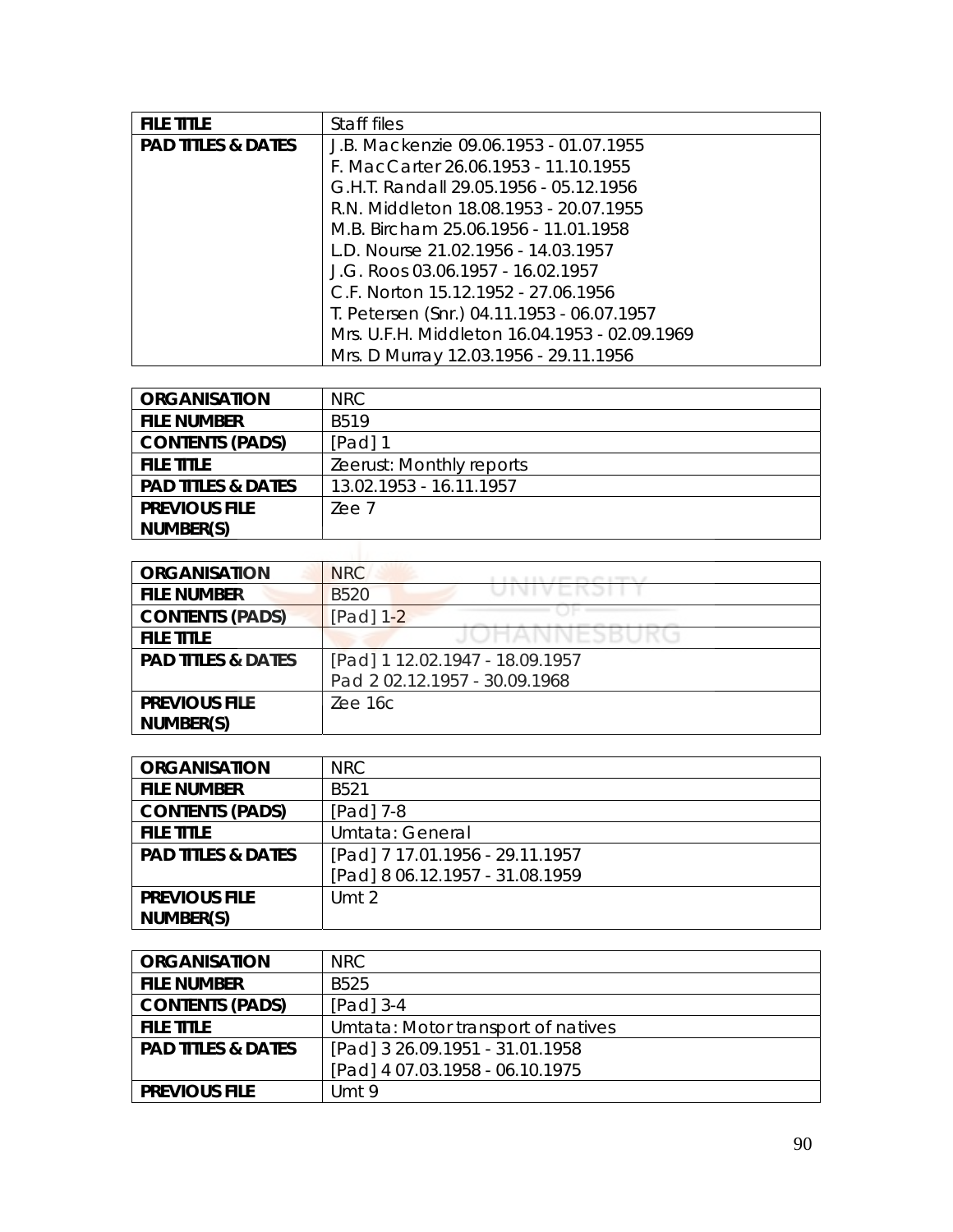| FILE TITLE | Staff files |
|---|---|
| PAD TITLES & DATES | J.B. Mackenzie 09.06.1953 - 01.07.1955<br>F. MacCarter 26.06.1953 - 11.10.1955<br>G.H.T. Randall 29.05.1956 - 05.12.1956<br>R.N. Middleton 18.08.1953 - 20.07.1955<br>M.B. Bircham 25.06.1956 - 11.01.1958<br>L.D. Nourse 21.02.1956 - 14.03.1957<br>J.G. Roos 03.06.1957 - 16.02.1957<br>C.F. Norton 15.12.1952 - 27.06.1956<br>T. Petersen (Snr.) 04.11.1953 - 06.07.1957<br>Mrs. U.F.H. Middleton 16.04.1953 - 02.09.1969<br>Mrs. D Murray 12.03.1956 - 29.11.1956 |

| ORGANISATION | NRC |
|---|---|
| FILE NUMBER | B519 |
| CONTENTS (PADS) | [Pad] 1 |
| FILE TITLE | Zeerust: Monthly reports |
| PAD TITLES & DATES | 13.02.1953 - 16.11.1957 |
| PREVIOUS FILE NUMBER(S) | Zee 7 |

| ORGANISATION | NRC |
|---|---|
| FILE NUMBER | B520 |
| CONTENTS (PADS) | [Pad] 1-2 |
| FILE TITLE | |
| PAD TITLES & DATES | [Pad] 1 12.02.1947 - 18.09.1957<br>Pad 2 02.12.1957 - 30.09.1968 |
| PREVIOUS FILE NUMBER(S) | Zee 16c |

| ORGANISATION | NRC |
|---|---|
| FILE NUMBER | B521 |
| CONTENTS (PADS) | [Pad] 7-8 |
| FILE TITLE | Umtata: General |
| PAD TITLES & DATES | [Pad] 7 17.01.1956 - 29.11.1957<br>[Pad] 8 06.12.1957 - 31.08.1959 |
| PREVIOUS FILE NUMBER(S) | Umt 2 |

| ORGANISATION | NRC |
|---|---|
| FILE NUMBER | B525 |
| CONTENTS (PADS) | [Pad] 3-4 |
| FILE TITLE | Umtata: Motor transport of natives |
| PAD TITLES & DATES | [Pad] 3 26.09.1951 - 31.01.1958<br>[Pad] 4 07.03.1958 - 06.10.1975 |
| PREVIOUS FILE | Umt 9 |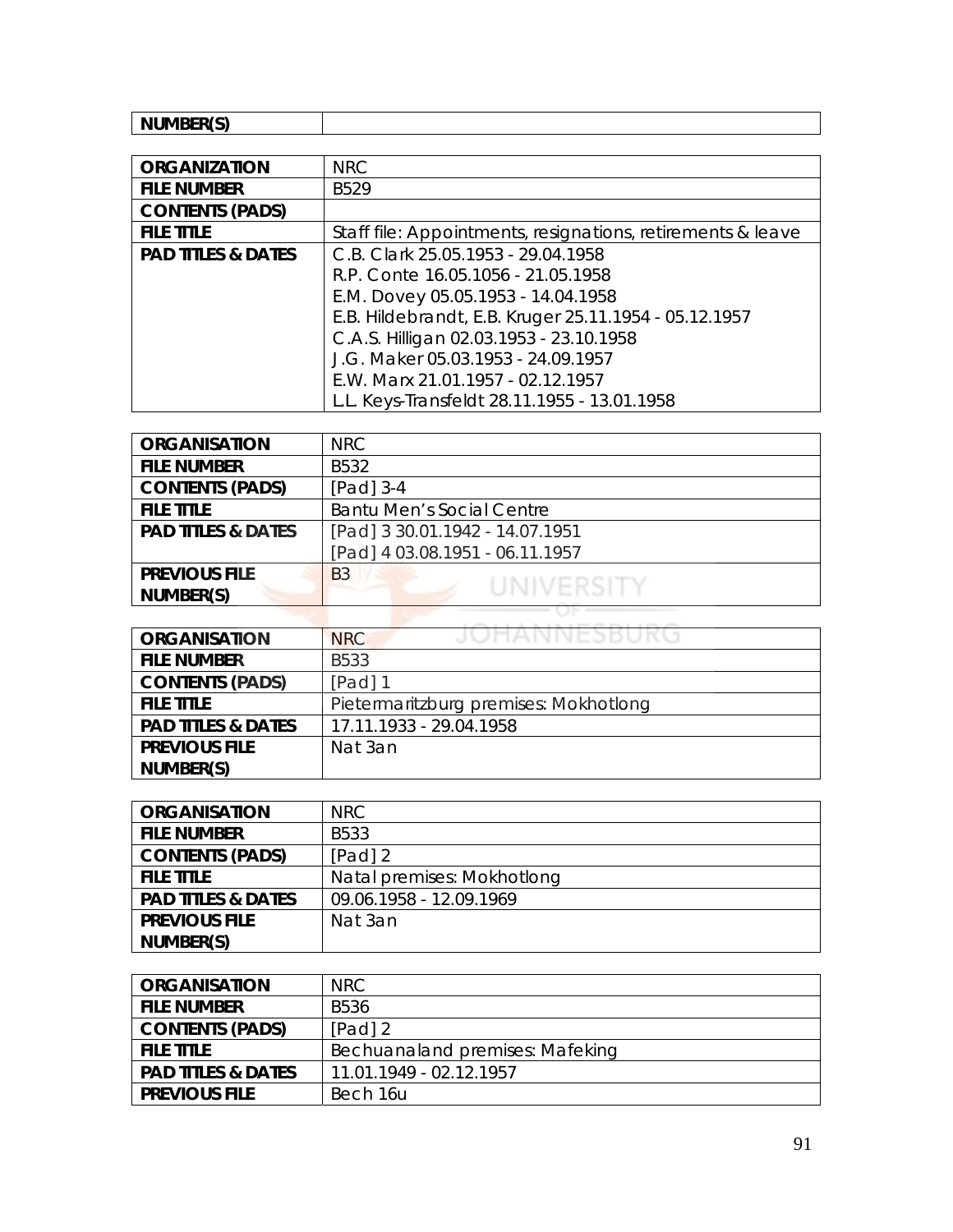| NUMBER(S) | |
|---|---|

| ORGANIZATION | NRC |
|---|---|
| FILE NUMBER | B529 |
| CONTENTS (PADS) | |
| FILE TITLE | Staff file: Appointments, resignations, retirements & leave |
| PAD TITLES & DATES | C.B. Clark 25.05.1953 - 29.04.1958<br>R.P. Conte 16.05.1056 - 21.05.1958<br>E.M. Dovey 05.05.1953 - 14.04.1958<br>E.B. Hildebrandt, E.B. Kruger 25.11.1954 - 05.12.1957<br>C.A.S. Hilligan 02.03.1953 - 23.10.1958<br>J.G. Maker 05.03.1953 - 24.09.1957<br>E.W. Marx 21.01.1957 - 02.12.1957<br>L.L. Keys-Transfeldt 28.11.1955 - 13.01.1958 |

| ORGANISATION | NRC |
|---|---|
| FILE NUMBER | B532 |
| CONTENTS (PADS) | [Pad] 3-4 |
| FILE TITLE | Bantu Men's Social Centre |
| PAD TITLES & DATES | [Pad] 3 30.01.1942 - 14.07.1951<br>[Pad] 4 03.08.1951 - 06.11.1957 |
| PREVIOUS FILE NUMBER(S) | B3 |

| ORGANISATION | NRC |
|---|---|
| FILE NUMBER | B533 |
| CONTENTS (PADS) | [Pad] 1 |
| FILE TITLE | Pietermaritzburg premises: Mokhotlong |
| PAD TITLES & DATES | 17.11.1933 - 29.04.1958 |
| PREVIOUS FILE NUMBER(S) | Nat 3an |

| ORGANISATION | NRC |
|---|---|
| FILE NUMBER | B533 |
| CONTENTS (PADS) | [Pad] 2 |
| FILE TITLE | Natal premises: Mokhotlong |
| PAD TITLES & DATES | 09.06.1958 - 12.09.1969 |
| PREVIOUS FILE NUMBER(S) | Nat 3an |

| ORGANISATION | NRC |
|---|---|
| FILE NUMBER | B536 |
| CONTENTS (PADS) | [Pad] 2 |
| FILE TITLE | Bechuanaland premises: Mafeking |
| PAD TITLES & DATES | 11.01.1949 - 02.12.1957 |
| PREVIOUS FILE | Bech 16u |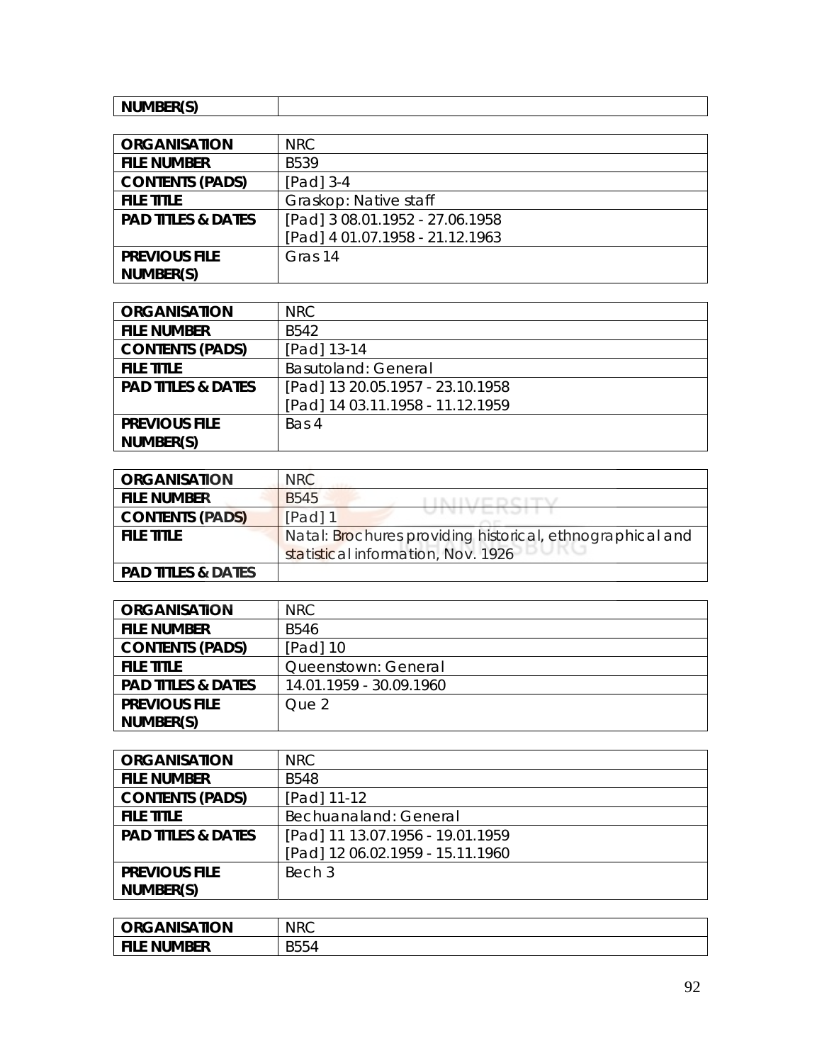| NUMBER(S) | |
|---|---|

| ORGANISATION | NRC |
|---|---|
| FILE NUMBER | B539 |
| CONTENTS (PADS) | [Pad] 3-4 |
| FILE TITLE | Graskop: Native staff |
| PAD TITLES & DATES | [Pad] 3 08.01.1952 - 27.06.1958<br>[Pad] 4 01.07.1958 - 21.12.1963 |
| PREVIOUS FILE NUMBER(S) | Gras 14 |

| ORGANISATION | NRC |
|---|---|
| FILE NUMBER | B542 |
| CONTENTS (PADS) | [Pad] 13-14 |
| FILE TITLE | Basutoland: General |
| PAD TITLES & DATES | [Pad] 13 20.05.1957 - 23.10.1958<br>[Pad] 14 03.11.1958 - 11.12.1959 |
| PREVIOUS FILE NUMBER(S) | Bas 4 |

| ORGANISATION | NRC |
|---|---|
| FILE NUMBER | B545 |
| CONTENTS (PADS) | [Pad] 1 |
| FILE TITLE | Natal: Brochures providing historical, ethnographical and statistical information, Nov. 1926 |
| PAD TITLES & DATES | |

| ORGANISATION | NRC |
|---|---|
| FILE NUMBER | B546 |
| CONTENTS (PADS) | [Pad] 10 |
| FILE TITLE | Queenstown: General |
| PAD TITLES & DATES | 14.01.1959 - 30.09.1960 |
| PREVIOUS FILE NUMBER(S) | Que 2 |

| ORGANISATION | NRC |
|---|---|
| FILE NUMBER | B548 |
| CONTENTS (PADS) | [Pad] 11-12 |
| FILE TITLE | Bechuanaland: General |
| PAD TITLES & DATES | [Pad] 11 13.07.1956 - 19.01.1959<br>[Pad] 12 06.02.1959 - 15.11.1960 |
| PREVIOUS FILE NUMBER(S) | Bech 3 |

| ORGANISATION | NRC |
|---|---|
| FILE NUMBER | B554 |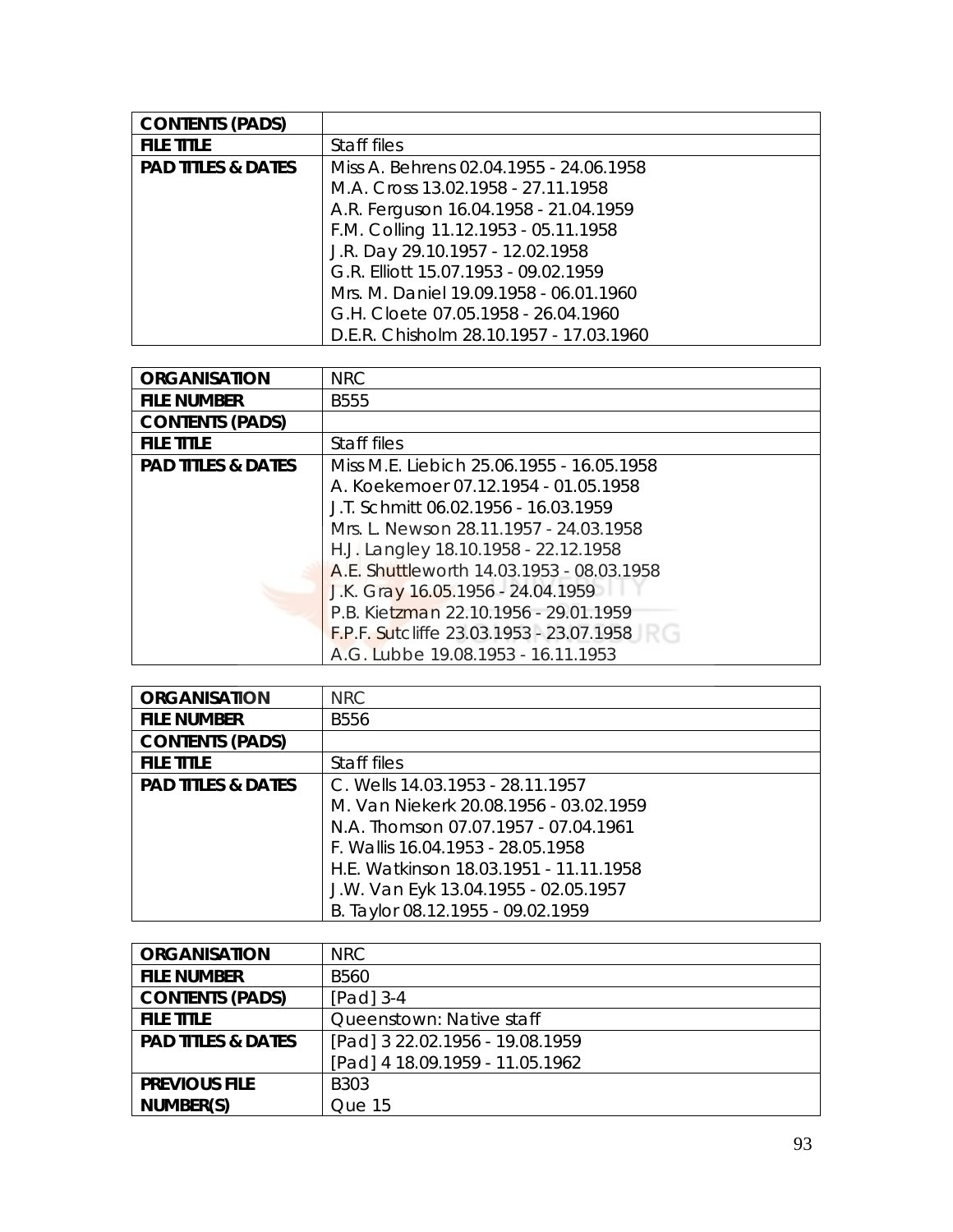| CONTENTS (PADS) | |
|---|---|
| **FILE TITLE** | Staff files |
| **PAD TITLES & DATES** | Miss A. Behrens 02.04.1955 - 24.06.1958<br>M.A. Cross 13.02.1958 - 27.11.1958<br>A.R. Ferguson 16.04.1958 - 21.04.1959<br>F.M. Colling 11.12.1953 - 05.11.1958<br>J.R. Day 29.10.1957 - 12.02.1958<br>G.R. Elliott 15.07.1953 - 09.02.1959<br>Mrs. M. Daniel 19.09.1958 - 06.01.1960<br>G.H. Cloete 07.05.1958 - 26.04.1960<br>D.E.R. Chisholm 28.10.1957 - 17.03.1960 |

| ORGANISATION | NRC |
|---|---|
| **FILE NUMBER** | B555 |
| **CONTENTS (PADS)** | |
| **FILE TITLE** | Staff files |
| **PAD TITLES & DATES** | Miss M.E. Liebich 25.06.1955 - 16.05.1958<br>A. Koekemoer 07.12.1954 - 01.05.1958<br>J.T. Schmitt 06.02.1956 - 16.03.1959<br>Mrs. L. Newson 28.11.1957 - 24.03.1958<br>H.J. Langley 18.10.1958 - 22.12.1958<br>A.E. Shuttleworth 14.03.1953 - 08.03.1958<br>J.K. Gray 16.05.1956 - 24.04.1959<br>P.B. Kietzman 22.10.1956 - 29.01.1959<br>F.P.F. Sutcliffe 23.03.1953 - 23.07.1958<br>A.G. Lubbe 19.08.1953 - 16.11.1953 |

| ORGANISATION | NRC |
|---|---|
| **FILE NUMBER** | B556 |
| **CONTENTS (PADS)** | |
| **FILE TITLE** | Staff files |
| **PAD TITLES & DATES** | C. Wells 14.03.1953 - 28.11.1957<br>M. Van Niekerk 20.08.1956 - 03.02.1959<br>N.A. Thomson 07.07.1957 - 07.04.1961<br>F. Wallis 16.04.1953 - 28.05.1958<br>H.E. Watkinson 18.03.1951 - 11.11.1958<br>J.W. Van Eyk 13.04.1955 - 02.05.1957<br>B. Taylor 08.12.1955 - 09.02.1959 |

| ORGANISATION | NRC |
|---|---|
| **FILE NUMBER** | B560 |
| **CONTENTS (PADS)** | [Pad] 3-4 |
| **FILE TITLE** | Queenstown: Native staff |
| **PAD TITLES & DATES** | [Pad] 3 22.02.1956 - 19.08.1959<br>[Pad] 4 18.09.1959 - 11.05.1962 |
| **PREVIOUS FILE NUMBER(S)** | B303<br>Que 15 |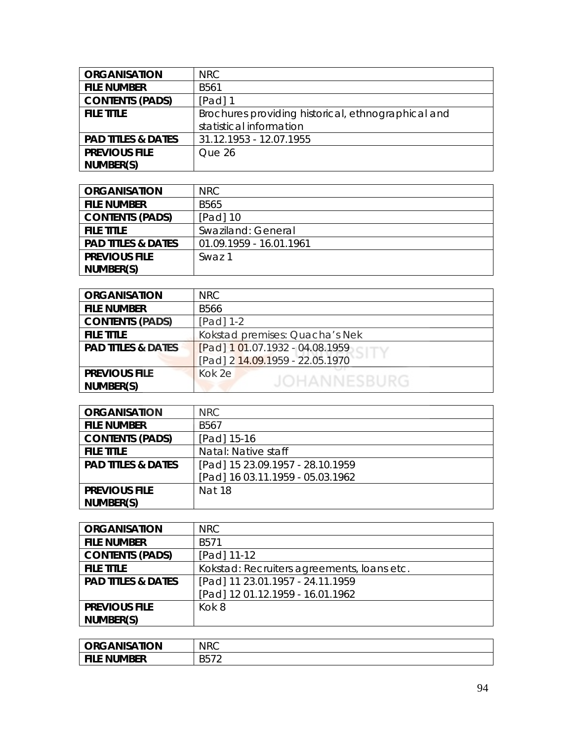| ORGANISATION | NRC |
|---|---|
| FILE NUMBER | B561 |
| CONTENTS (PADS) | [Pad] 1 |
| FILE TITLE | Brochures providing historical, ethnographical and statistical information |
| PAD TITLES & DATES | 31.12.1953 - 12.07.1955 |
| PREVIOUS FILE NUMBER(S) | Que 26 |

| ORGANISATION | NRC |
|---|---|
| FILE NUMBER | B565 |
| CONTENTS (PADS) | [Pad] 10 |
| FILE TITLE | Swaziland: General |
| PAD TITLES & DATES | 01.09.1959 - 16.01.1961 |
| PREVIOUS FILE NUMBER(S) | Swaz 1 |

| ORGANISATION | NRC |
|---|---|
| FILE NUMBER | B566 |
| CONTENTS (PADS) | [Pad] 1-2 |
| FILE TITLE | Kokstad premises: Quacha's Nek |
| PAD TITLES & DATES | [Pad] 1 01.07.1932 - 04.08.1959<br>[Pad] 2 14.09.1959 - 22.05.1970 |
| PREVIOUS FILE NUMBER(S) | Kok 2e |

| ORGANISATION | NRC |
|---|---|
| FILE NUMBER | B567 |
| CONTENTS (PADS) | [Pad] 15-16 |
| FILE TITLE | Natal: Native staff |
| PAD TITLES & DATES | [Pad] 15 23.09.1957 - 28.10.1959<br>[Pad] 16 03.11.1959 - 05.03.1962 |
| PREVIOUS FILE NUMBER(S) | Nat 18 |

| ORGANISATION | NRC |
|---|---|
| FILE NUMBER | B571 |
| CONTENTS (PADS) | [Pad] 11-12 |
| FILE TITLE | Kokstad: Recruiters agreements, loans etc. |
| PAD TITLES & DATES | [Pad] 11 23.01.1957 - 24.11.1959<br>[Pad] 12 01.12.1959 - 16.01.1962 |
| PREVIOUS FILE NUMBER(S) | Kok 8 |

| ORGANISATION | NRC |
|---|---|
| FILE NUMBER | B572 |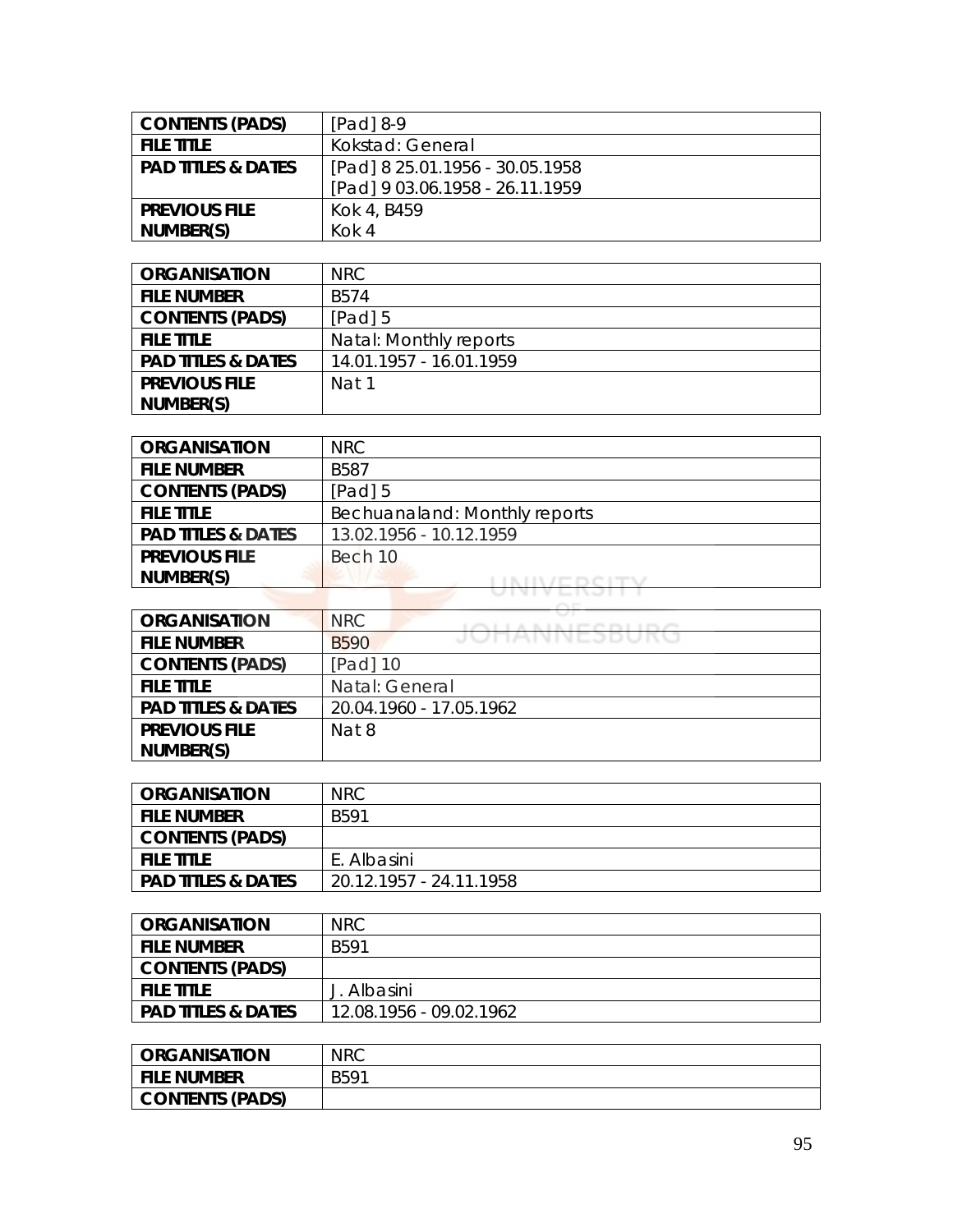| CONTENTS (PADS) | [Pad] 8-9 |
|---|---|
| FILE TITLE | Kokstad: General |
| PAD TITLES & DATES | [Pad] 8 25.01.1956 - 30.05.1958<br>[Pad] 9 03.06.1958 - 26.11.1959 |
| PREVIOUS FILE NUMBER(S) | Kok 4, B459<br>Kok 4 |

| ORGANISATION | NRC |
|---|---|
| FILE NUMBER | B574 |
| CONTENTS (PADS) | [Pad] 5 |
| FILE TITLE | Natal: Monthly reports |
| PAD TITLES & DATES | 14.01.1957 - 16.01.1959 |
| PREVIOUS FILE NUMBER(S) | Nat 1 |

| ORGANISATION | NRC |
|---|---|
| FILE NUMBER | B587 |
| CONTENTS (PADS) | [Pad] 5 |
| FILE TITLE | Bechuanaland: Monthly reports |
| PAD TITLES & DATES | 13.02.1956 - 10.12.1959 |
| PREVIOUS FILE NUMBER(S) | Bech 10 |

| ORGANISATION | NRC |
|---|---|
| FILE NUMBER | B590 |
| CONTENTS (PADS) | [Pad] 10 |
| FILE TITLE | Natal: General |
| PAD TITLES & DATES | 20.04.1960 - 17.05.1962 |
| PREVIOUS FILE NUMBER(S) | Nat 8 |

| ORGANISATION | NRC |
|---|---|
| FILE NUMBER | B591 |
| CONTENTS (PADS) | |
| FILE TITLE | E. Albasini |
| PAD TITLES & DATES | 20.12.1957 - 24.11.1958 |

| ORGANISATION | NRC |
|---|---|
| FILE NUMBER | B591 |
| CONTENTS (PADS) | |
| FILE TITLE | J. Albasini |
| PAD TITLES & DATES | 12.08.1956 - 09.02.1962 |

| ORGANISATION | NRC |
|---|---|
| FILE NUMBER | B591 |
| CONTENTS (PADS) | |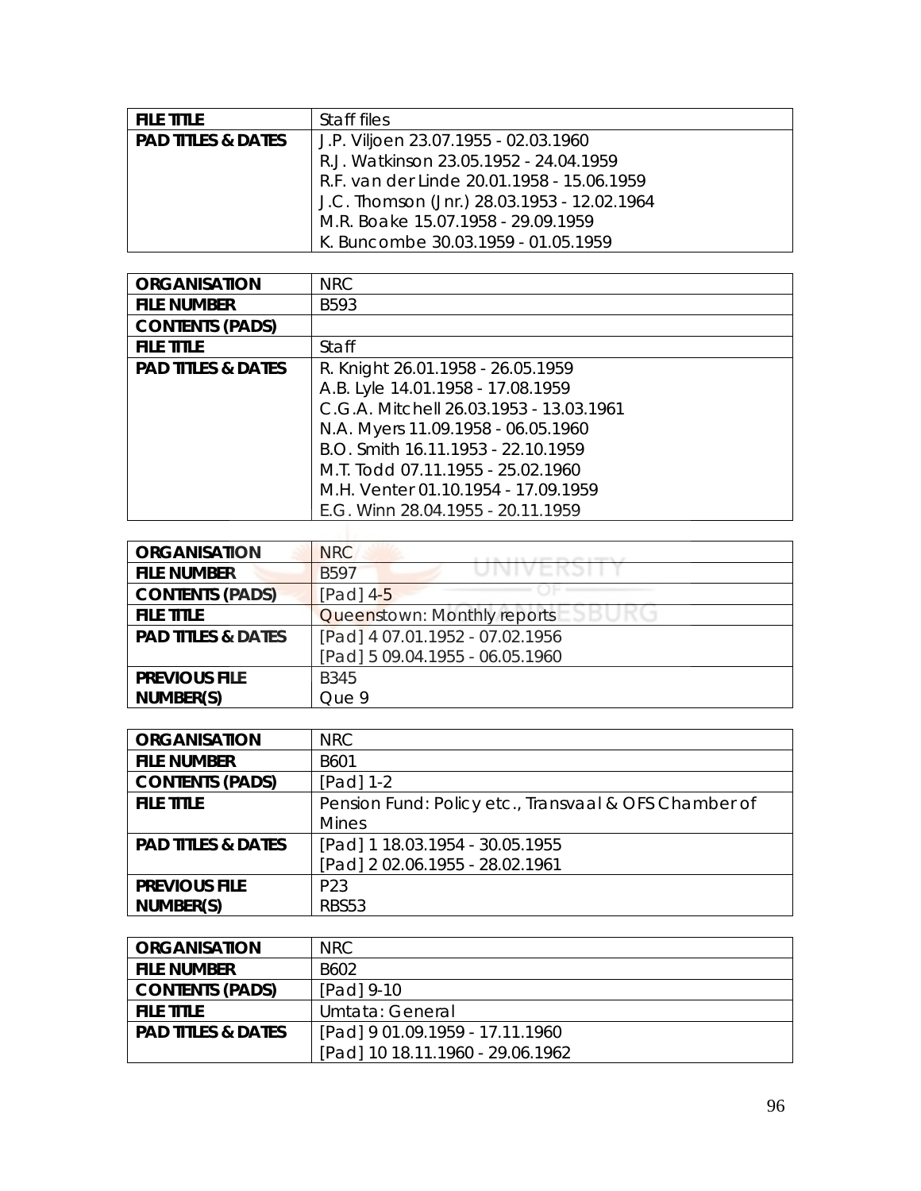| FILE TITLE | Staff files |
|---|---|
| PAD TITLES & DATES | J.P. Viljoen 23.07.1955 - 02.03.1960<br>R.J. Watkinson 23.05.1952 - 24.04.1959<br>R.F. van der Linde 20.01.1958 - 15.06.1959<br>J.C. Thomson (Jnr.) 28.03.1953 - 12.02.1964<br>M.R. Boake 15.07.1958 - 29.09.1959<br>K. Buncombe 30.03.1959 - 01.05.1959 |

| ORGANISATION | NRC |
|---|---|
| FILE NUMBER | B593 |
| CONTENTS (PADS) | |
| FILE TITLE | Staff |
| PAD TITLES & DATES | R. Knight 26.01.1958 - 26.05.1959<br>A.B. Lyle 14.01.1958 - 17.08.1959<br>C.G.A. Mitchell 26.03.1953 - 13.03.1961<br>N.A. Myers 11.09.1958 - 06.05.1960<br>B.O. Smith 16.11.1953 - 22.10.1959<br>M.T. Todd 07.11.1955 - 25.02.1960<br>M.H. Venter 01.10.1954 - 17.09.1959<br>E.G. Winn 28.04.1955 - 20.11.1959 |

| ORGANISATION | NRC |
|---|---|
| FILE NUMBER | B597 |
| CONTENTS (PADS) | [Pad] 4-5 |
| FILE TITLE | Queenstown: Monthly reports |
| PAD TITLES & DATES | [Pad] 4 07.01.1952 - 07.02.1956<br>[Pad] 5 09.04.1955 - 06.05.1960 |
| PREVIOUS FILE NUMBER(S) | B345<br>Que 9 |

| ORGANISATION | NRC |
|---|---|
| FILE NUMBER | B601 |
| CONTENTS (PADS) | [Pad] 1-2 |
| FILE TITLE | Pension Fund: Policy etc., Transvaal & OFS Chamber of Mines |
| PAD TITLES & DATES | [Pad] 1 18.03.1954 - 30.05.1955<br>[Pad] 2 02.06.1955 - 28.02.1961 |
| PREVIOUS FILE NUMBER(S) | P23<br>RBS53 |

| ORGANISATION | NRC |
|---|---|
| FILE NUMBER | B602 |
| CONTENTS (PADS) | [Pad] 9-10 |
| FILE TITLE | Umtata: General |
| PAD TITLES & DATES | [Pad] 9 01.09.1959 - 17.11.1960<br>[Pad] 10 18.11.1960 - 29.06.1962 |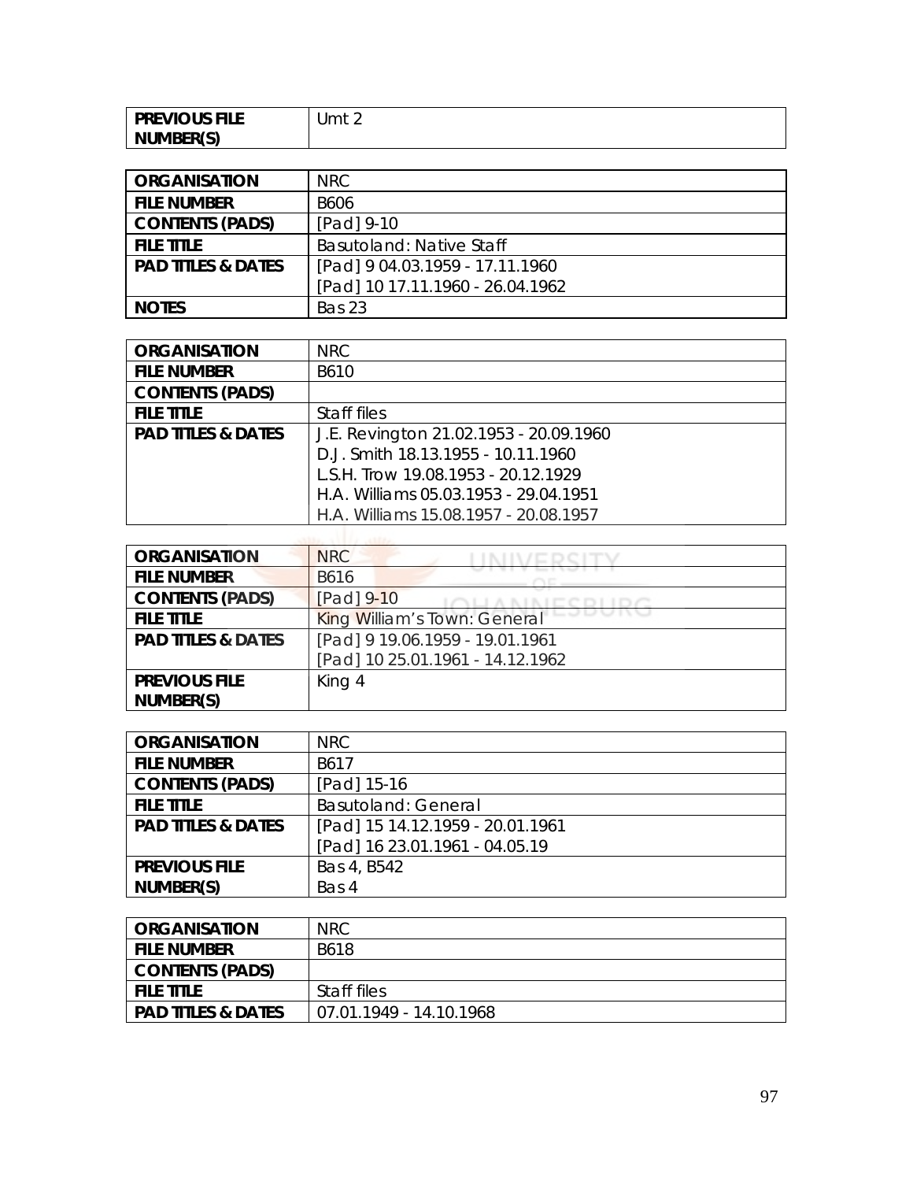| PREVIOUS FILE NUMBER(S) | Umt 2 |
|---|---|

| ORGANISATION | NRC |
|---|---|
| FILE NUMBER | B606 |
| CONTENTS (PADS) | [Pad] 9-10 |
| FILE TITLE | Basutoland: Native Staff |
| PAD TITLES & DATES | [Pad] 9 04.03.1959 - 17.11.1960<br>[Pad] 10 17.11.1960 - 26.04.1962 |
| NOTES | Bas 23 |

| ORGANISATION | NRC |
|---|---|
| FILE NUMBER | B610 |
| CONTENTS (PADS) | |
| FILE TITLE | Staff files |
| PAD TITLES & DATES | J.E. Revington 21.02.1953 - 20.09.1960<br>D.J. Smith 18.13.1955 - 10.11.1960<br>L.S.H. Trow 19.08.1953 - 20.12.1929<br>H.A. Williams 05.03.1953 - 29.04.1951<br>H.A. Williams 15.08.1957 - 20.08.1957 |

| ORGANISATION | NRC |
|---|---|
| FILE NUMBER | B616 |
| CONTENTS (PADS) | [Pad] 9-10 |
| FILE TITLE | King William's Town: General |
| PAD TITLES & DATES | [Pad] 9 19.06.1959 - 19.01.1961<br>[Pad] 10 25.01.1961 - 14.12.1962 |
| PREVIOUS FILE NUMBER(S) | King 4 |

| ORGANISATION | NRC |
|---|---|
| FILE NUMBER | B617 |
| CONTENTS (PADS) | [Pad] 15-16 |
| FILE TITLE | Basutoland: General |
| PAD TITLES & DATES | [Pad] 15 14.12.1959 - 20.01.1961<br>[Pad] 16 23.01.1961 - 04.05.19 |
| PREVIOUS FILE NUMBER(S) | Bas 4, B542<br>Bas 4 |

| ORGANISATION | NRC |
|---|---|
| FILE NUMBER | B618 |
| CONTENTS (PADS) | |
| FILE TITLE | Staff files |
| PAD TITLES & DATES | 07.01.1949 - 14.10.1968 |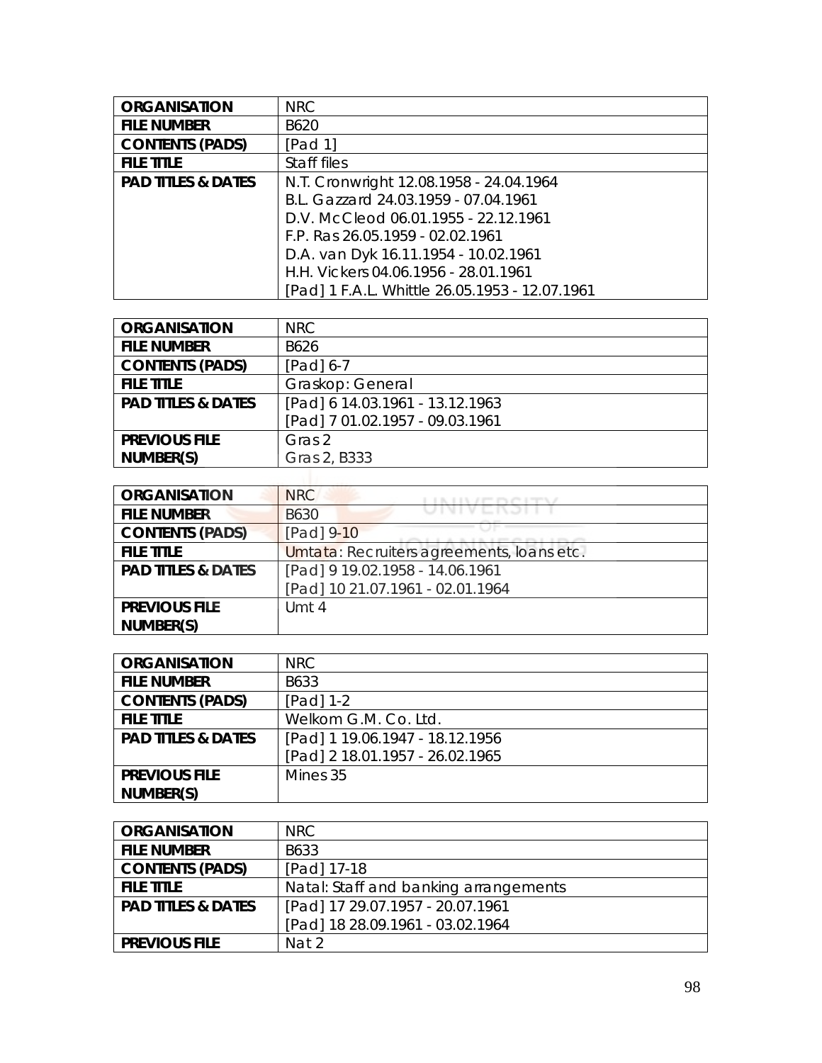| ORGANISATION | NRC |
|---|---|
| FILE NUMBER | B620 |
| CONTENTS (PADS) | [Pad 1] |
| FILE TITLE | Staff files |
| PAD TITLES & DATES | N.T. Cronwright 12.08.1958 - 24.04.1964<br>B.L. Gazzard 24.03.1959 - 07.04.1961<br>D.V. McCleod 06.01.1955 - 22.12.1961<br>F.P. Ras 26.05.1959 - 02.02.1961<br>D.A. van Dyk 16.11.1954 - 10.02.1961<br>H.H. Vickers 04.06.1956 - 28.01.1961<br>[Pad] 1 F.A.L. Whittle 26.05.1953 - 12.07.1961 |

| ORGANISATION | NRC |
|---|---|
| FILE NUMBER | B626 |
| CONTENTS (PADS) | [Pad] 6-7 |
| FILE TITLE | Graskop: General |
| PAD TITLES & DATES | [Pad] 6 14.03.1961 - 13.12.1963<br>[Pad] 7 01.02.1957 - 09.03.1961 |
| PREVIOUS FILE NUMBER(S) | Gras 2<br>Gras 2, B333 |

| ORGANISATION | NRC |
|---|---|
| FILE NUMBER | B630 |
| CONTENTS (PADS) | [Pad] 9-10 |
| FILE TITLE | Umtata: Recruiters agreements, loans etc. |
| PAD TITLES & DATES | [Pad] 9 19.02.1958 - 14.06.1961<br>[Pad] 10 21.07.1961 - 02.01.1964 |
| PREVIOUS FILE NUMBER(S) | Umt 4 |

| ORGANISATION | NRC |
|---|---|
| FILE NUMBER | B633 |
| CONTENTS (PADS) | [Pad] 1-2 |
| FILE TITLE | Welkom G.M. Co. Ltd. |
| PAD TITLES & DATES | [Pad] 1 19.06.1947 - 18.12.1956<br>[Pad] 2 18.01.1957 - 26.02.1965 |
| PREVIOUS FILE NUMBER(S) | Mines 35 |

| ORGANISATION | NRC |
|---|---|
| FILE NUMBER | B633 |
| CONTENTS (PADS) | [Pad] 17-18 |
| FILE TITLE | Natal: Staff and banking arrangements |
| PAD TITLES & DATES | [Pad] 17 29.07.1957 - 20.07.1961<br>[Pad] 18 28.09.1961 - 03.02.1964 |
| PREVIOUS FILE | Nat 2 |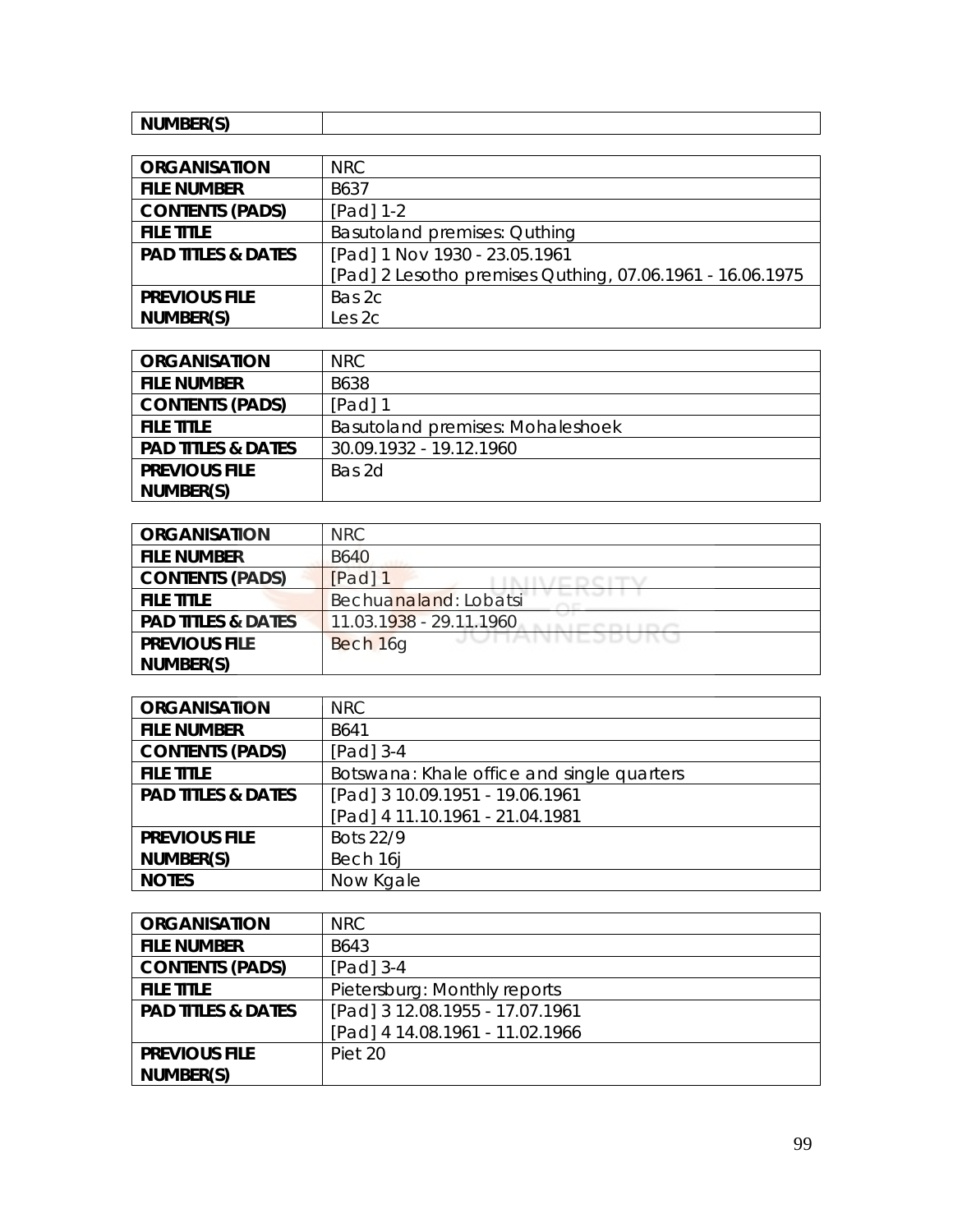| NUMBER(S) | |
|---|---|

| ORGANISATION | NRC |
|---|---|
| FILE NUMBER | B637 |
| CONTENTS (PADS) | [Pad] 1-2 |
| FILE TITLE | Basutoland premises: Quthing |
| PAD TITLES & DATES | [Pad] 1 Nov 1930 - 23.05.1961<br>[Pad] 2 Lesotho premises Quthing, 07.06.1961 - 16.06.1975 |
| PREVIOUS FILE NUMBER(S) | Bas 2c<br>Les 2c |

| ORGANISATION | NRC |
|---|---|
| FILE NUMBER | B638 |
| CONTENTS (PADS) | [Pad] 1 |
| FILE TITLE | Basutoland premises: Mohaleshoek |
| PAD TITLES & DATES | 30.09.1932 - 19.12.1960 |
| PREVIOUS FILE NUMBER(S) | Bas 2d |

| ORGANISATION | NRC |
|---|---|
| FILE NUMBER | B640 |
| CONTENTS (PADS) | [Pad] 1 |
| FILE TITLE | Bechuanaland: Lobatsi |
| PAD TITLES & DATES | 11.03.1938 - 29.11.1960 |
| PREVIOUS FILE NUMBER(S) | Bech 16g |

| ORGANISATION | NRC |
|---|---|
| FILE NUMBER | B641 |
| CONTENTS (PADS) | [Pad] 3-4 |
| FILE TITLE | Botswana: Khale office and single quarters |
| PAD TITLES & DATES | [Pad] 3 10.09.1951 - 19.06.1961<br>[Pad] 4 11.10.1961 - 21.04.1981 |
| PREVIOUS FILE NUMBER(S) | Bots 22/9<br>Bech 16j |
| NOTES | Now Kgale |

| ORGANISATION | NRC |
|---|---|
| FILE NUMBER | B643 |
| CONTENTS (PADS) | [Pad] 3-4 |
| FILE TITLE | Pietersburg: Monthly reports |
| PAD TITLES & DATES | [Pad] 3 12.08.1955 - 17.07.1961<br>[Pad] 4 14.08.1961 - 11.02.1966 |
| PREVIOUS FILE NUMBER(S) | Piet 20 |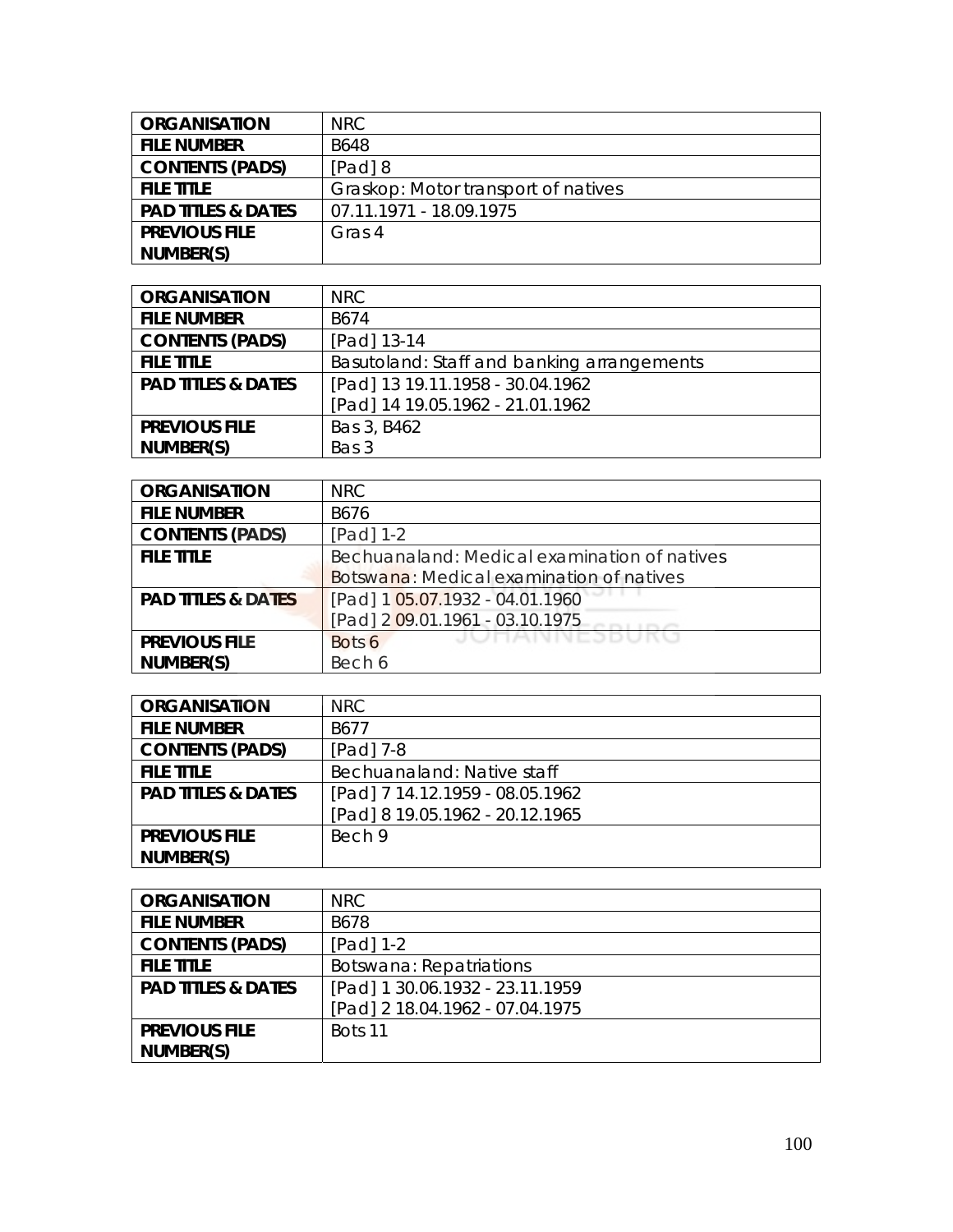| ORGANISATION | NRC |
|---|---|
| FILE NUMBER | B648 |
| CONTENTS (PADS) | [Pad] 8 |
| FILE TITLE | Graskop: Motor transport of natives |
| PAD TITLES & DATES | 07.11.1971 - 18.09.1975 |
| PREVIOUS FILE NUMBER(S) | Gras 4 |

| ORGANISATION | NRC |
|---|---|
| FILE NUMBER | B674 |
| CONTENTS (PADS) | [Pad] 13-14 |
| FILE TITLE | Basutoland: Staff and banking arrangements |
| PAD TITLES & DATES | [Pad] 13 19.11.1958 - 30.04.1962<br>[Pad] 14 19.05.1962 - 21.01.1962 |
| PREVIOUS FILE NUMBER(S) | Bas 3, B462<br>Bas 3 |

| ORGANISATION | NRC |
|---|---|
| FILE NUMBER | B676 |
| CONTENTS (PADS) | [Pad] 1-2 |
| FILE TITLE | Bechuanaland: Medical examination of natives<br>Botswana: Medical examination of natives |
| PAD TITLES & DATES | [Pad] 1 05.07.1932 - 04.01.1960<br>[Pad] 2 09.01.1961 - 03.10.1975 |
| PREVIOUS FILE NUMBER(S) | Bots 6<br>Bech 6 |

| ORGANISATION | NRC |
|---|---|
| FILE NUMBER | B677 |
| CONTENTS (PADS) | [Pad] 7-8 |
| FILE TITLE | Bechuanaland: Native staff |
| PAD TITLES & DATES | [Pad] 7 14.12.1959 - 08.05.1962<br>[Pad] 8 19.05.1962 - 20.12.1965 |
| PREVIOUS FILE NUMBER(S) | Bech 9 |

| ORGANISATION | NRC |
|---|---|
| FILE NUMBER | B678 |
| CONTENTS (PADS) | [Pad] 1-2 |
| FILE TITLE | Botswana: Repatriations |
| PAD TITLES & DATES | [Pad] 1 30.06.1932 - 23.11.1959<br>[Pad] 2 18.04.1962 - 07.04.1975 |
| PREVIOUS FILE NUMBER(S) | Bots 11 |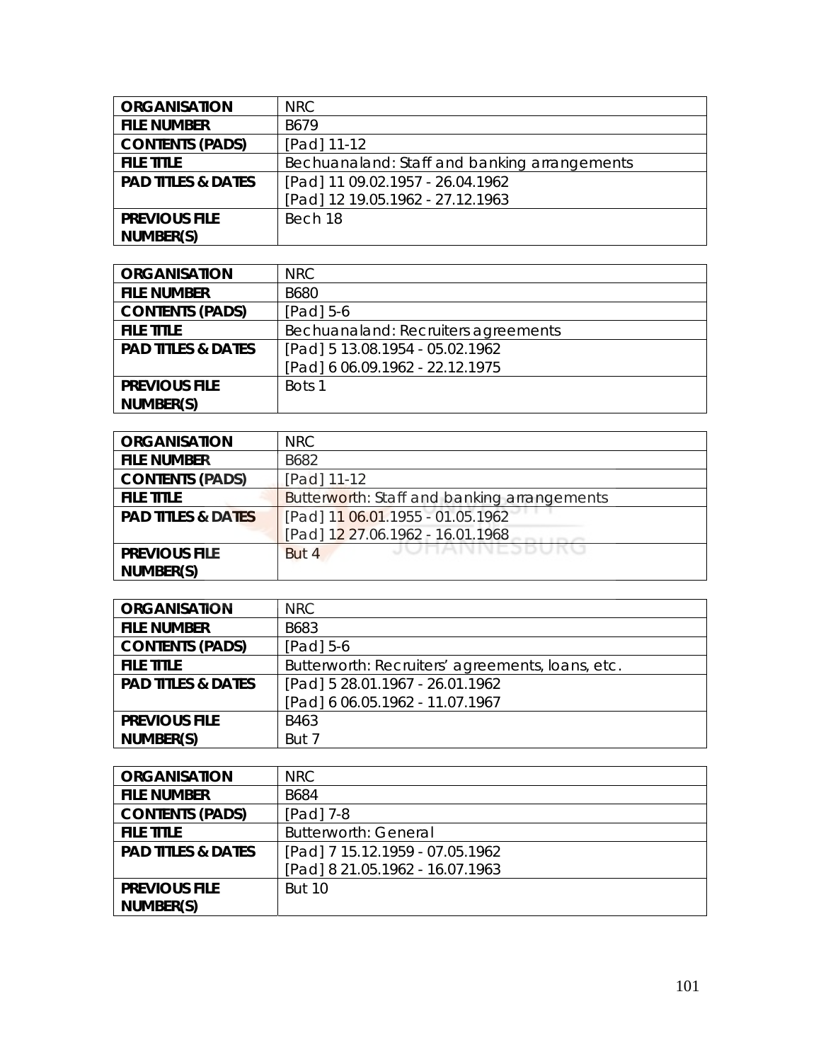| ORGANISATION | NRC |
|---|---|
| FILE NUMBER | B679 |
| CONTENTS (PADS) | [Pad] 11-12 |
| FILE TITLE | Bechuanaland: Staff and banking arrangements |
| PAD TITLES & DATES | [Pad] 11 09.02.1957 - 26.04.1962<br>[Pad] 12 19.05.1962 - 27.12.1963 |
| PREVIOUS FILE NUMBER(S) | Bech 18 |

| ORGANISATION | NRC |
|---|---|
| FILE NUMBER | B680 |
| CONTENTS (PADS) | [Pad] 5-6 |
| FILE TITLE | Bechuanaland: Recruiters agreements |
| PAD TITLES & DATES | [Pad] 5 13.08.1954 - 05.02.1962<br>[Pad] 6 06.09.1962 - 22.12.1975 |
| PREVIOUS FILE NUMBER(S) | Bots 1 |

| ORGANISATION | NRC |
|---|---|
| FILE NUMBER | B682 |
| CONTENTS (PADS) | [Pad] 11-12 |
| FILE TITLE | Butterworth: Staff and banking arrangements |
| PAD TITLES & DATES | [Pad] 11 06.01.1955 - 01.05.1962<br>[Pad] 12 27.06.1962 - 16.01.1968 |
| PREVIOUS FILE NUMBER(S) | But 4 |

| ORGANISATION | NRC |
|---|---|
| FILE NUMBER | B683 |
| CONTENTS (PADS) | [Pad] 5-6 |
| FILE TITLE | Butterworth: Recruiters' agreements, loans, etc. |
| PAD TITLES & DATES | [Pad] 5 28.01.1967 - 26.01.1962<br>[Pad] 6 06.05.1962 - 11.07.1967 |
| PREVIOUS FILE NUMBER(S) | B463<br>But 7 |

| ORGANISATION | NRC |
|---|---|
| FILE NUMBER | B684 |
| CONTENTS (PADS) | [Pad] 7-8 |
| FILE TITLE | Butterworth: General |
| PAD TITLES & DATES | [Pad] 7 15.12.1959 - 07.05.1962<br>[Pad] 8 21.05.1962 - 16.07.1963 |
| PREVIOUS FILE NUMBER(S) | But 10 |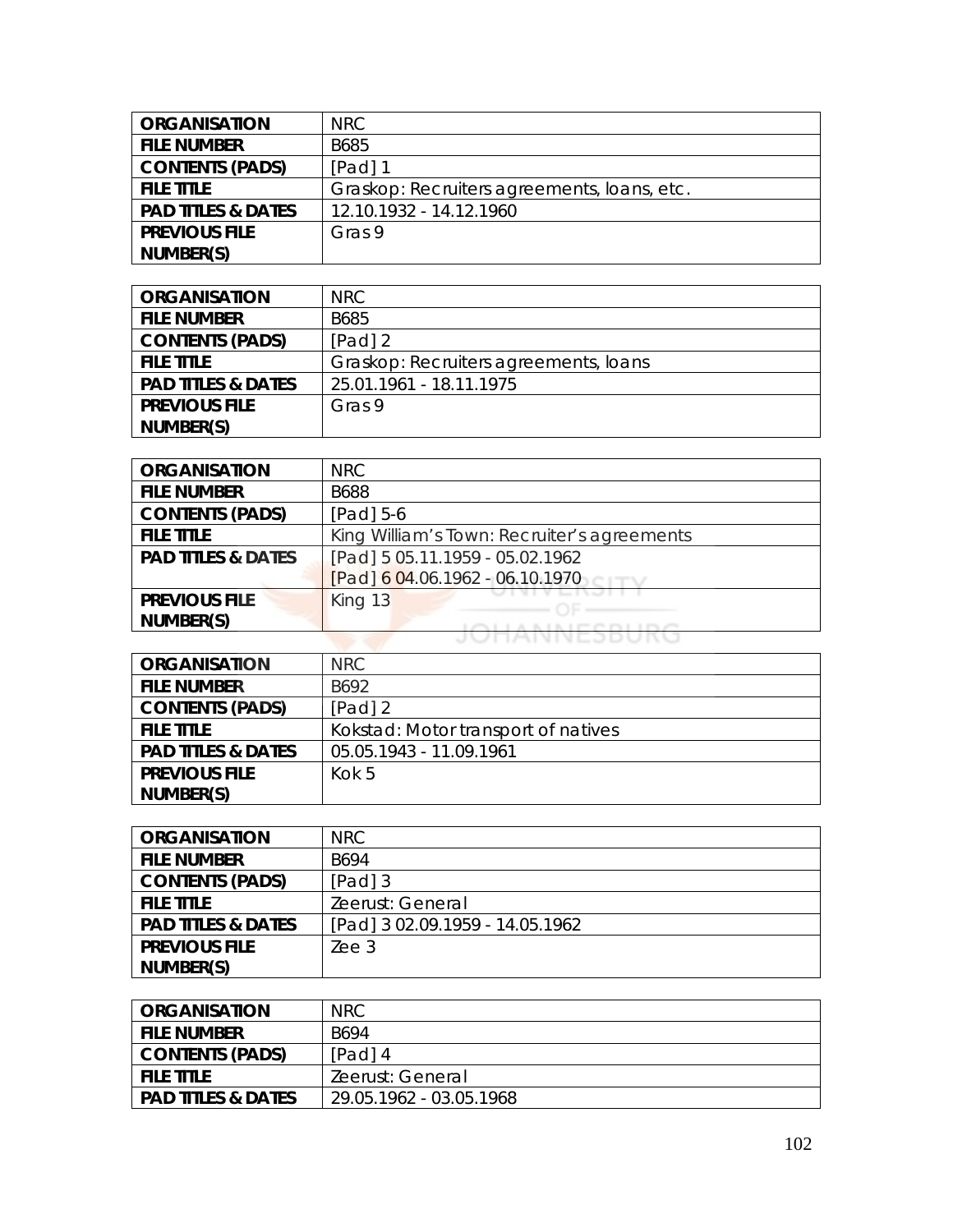| ORGANISATION | NRC |
|---|---|
| FILE NUMBER | B685 |
| CONTENTS (PADS) | [Pad] 1 |
| FILE TITLE | Graskop: Recruiters agreements, loans, etc. |
| PAD TITLES & DATES | 12.10.1932 - 14.12.1960 |
| PREVIOUS FILE NUMBER(S) | Gras 9 |

| ORGANISATION | NRC |
|---|---|
| FILE NUMBER | B685 |
| CONTENTS (PADS) | [Pad] 2 |
| FILE TITLE | Graskop: Recruiters agreements, loans |
| PAD TITLES & DATES | 25.01.1961 - 18.11.1975 |
| PREVIOUS FILE NUMBER(S) | Gras 9 |

| ORGANISATION | NRC |
|---|---|
| FILE NUMBER | B688 |
| CONTENTS (PADS) | [Pad] 5-6 |
| FILE TITLE | King William's Town: Recruiter's agreements |
| PAD TITLES & DATES | [Pad] 5 05.11.1959 - 05.02.1962<br>[Pad] 6 04.06.1962 - 06.10.1970 |
| PREVIOUS FILE NUMBER(S) | King 13 |

| ORGANISATION | NRC |
|---|---|
| FILE NUMBER | B692 |
| CONTENTS (PADS) | [Pad] 2 |
| FILE TITLE | Kokstad: Motor transport of natives |
| PAD TITLES & DATES | 05.05.1943 - 11.09.1961 |
| PREVIOUS FILE NUMBER(S) | Kok 5 |

| ORGANISATION | NRC |
|---|---|
| FILE NUMBER | B694 |
| CONTENTS (PADS) | [Pad] 3 |
| FILE TITLE | Zeerust: General |
| PAD TITLES & DATES | [Pad] 3 02.09.1959 - 14.05.1962 |
| PREVIOUS FILE NUMBER(S) | Zee 3 |

| ORGANISATION | NRC |
|---|---|
| FILE NUMBER | B694 |
| CONTENTS (PADS) | [Pad] 4 |
| FILE TITLE | Zeerust: General |
| PAD TITLES & DATES | 29.05.1962 - 03.05.1968 |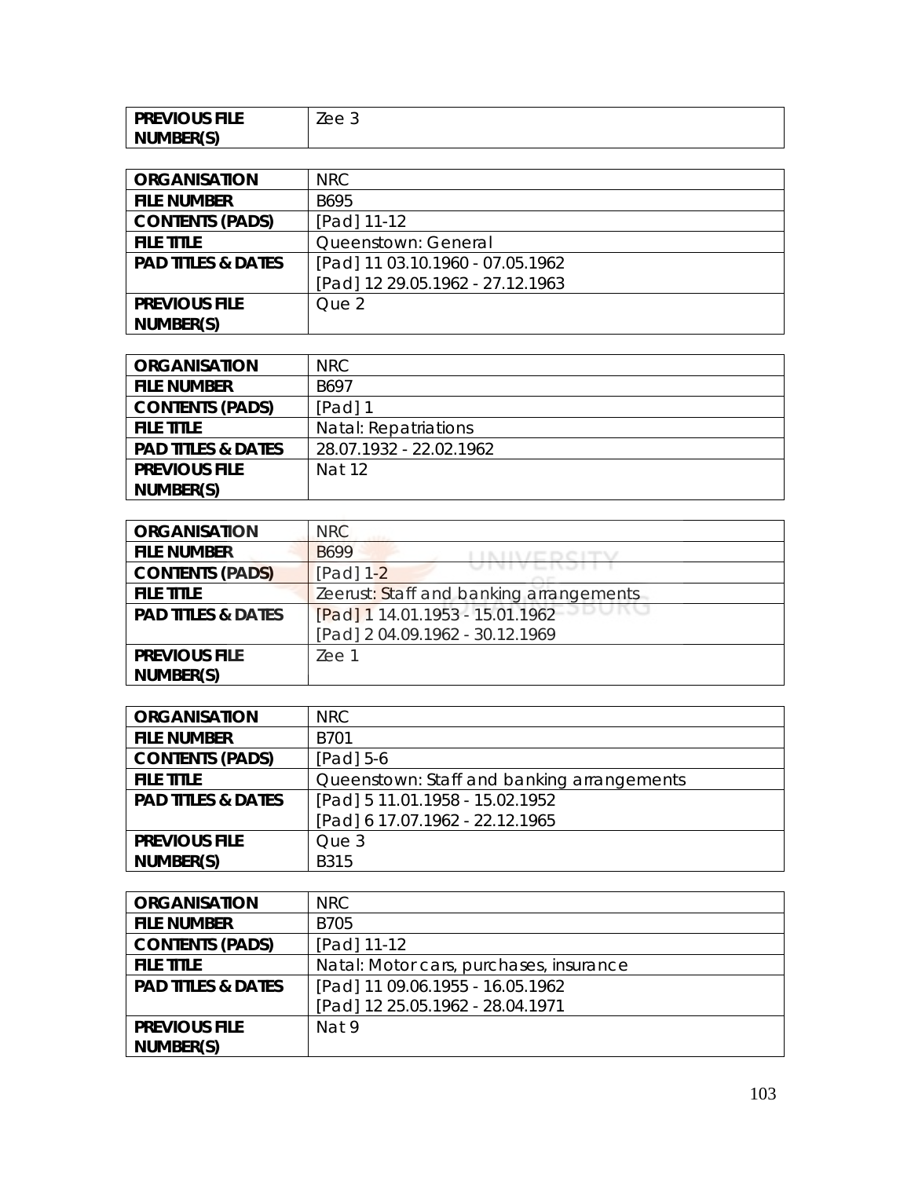| PREVIOUS FILE NUMBER(S) | Zee 3 |
|---|---|

| ORGANISATION | NRC |
|---|---|
| FILE NUMBER | B695 |
| CONTENTS (PADS) | [Pad] 11-12 |
| FILE TITLE | Queenstown: General |
| PAD TITLES & DATES | [Pad] 11 03.10.1960 - 07.05.1962<br>[Pad] 12 29.05.1962 - 27.12.1963 |
| PREVIOUS FILE NUMBER(S) | Que 2 |

| ORGANISATION | NRC |
|---|---|
| FILE NUMBER | B697 |
| CONTENTS (PADS) | [Pad] 1 |
| FILE TITLE | Natal: Repatriations |
| PAD TITLES & DATES | 28.07.1932 - 22.02.1962 |
| PREVIOUS FILE NUMBER(S) | Nat 12 |

| ORGANISATION | NRC |
|---|---|
| FILE NUMBER | B699 |
| CONTENTS (PADS) | [Pad] 1-2 |
| FILE TITLE | Zeerust: Staff and banking arrangements |
| PAD TITLES & DATES | [Pad] 1 14.01.1953 - 15.01.1962<br>[Pad] 2 04.09.1962 - 30.12.1969 |
| PREVIOUS FILE NUMBER(S) | Zee 1 |

| ORGANISATION | NRC |
|---|---|
| FILE NUMBER | B701 |
| CONTENTS (PADS) | [Pad] 5-6 |
| FILE TITLE | Queenstown: Staff and banking arrangements |
| PAD TITLES & DATES | [Pad] 5 11.01.1958 - 15.02.1952<br>[Pad] 6 17.07.1962 - 22.12.1965 |
| PREVIOUS FILE NUMBER(S) | Que 3<br>B315 |

| ORGANISATION | NRC |
|---|---|
| FILE NUMBER | B705 |
| CONTENTS (PADS) | [Pad] 11-12 |
| FILE TITLE | Natal: Motor cars, purchases, insurance |
| PAD TITLES & DATES | [Pad] 11 09.06.1955 - 16.05.1962<br>[Pad] 12 25.05.1962 - 28.04.1971 |
| PREVIOUS FILE NUMBER(S) | Nat 9 |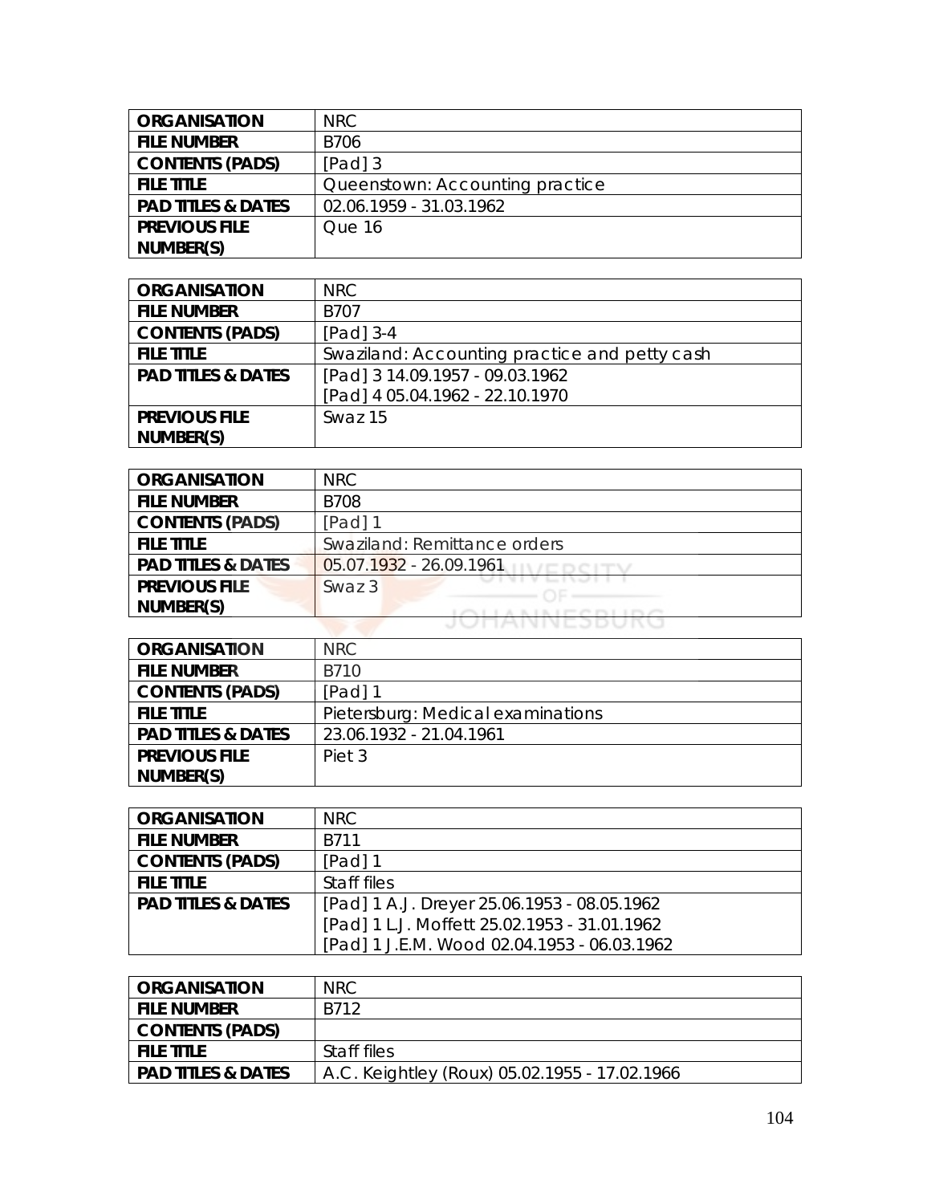| ORGANISATION | NRC |
|---|---|
| FILE NUMBER | B706 |
| CONTENTS (PADS) | [Pad] 3 |
| FILE TITLE | Queenstown: Accounting practice |
| PAD TITLES & DATES | 02.06.1959 - 31.03.1962 |
| PREVIOUS FILE NUMBER(S) | Que 16 |

| ORGANISATION | NRC |
|---|---|
| FILE NUMBER | B707 |
| CONTENTS (PADS) | [Pad] 3-4 |
| FILE TITLE | Swaziland: Accounting practice and petty cash |
| PAD TITLES & DATES | [Pad] 3 14.09.1957 - 09.03.1962<br>[Pad] 4 05.04.1962 - 22.10.1970 |
| PREVIOUS FILE NUMBER(S) | Swaz 15 |

| ORGANISATION | NRC |
|---|---|
| FILE NUMBER | B708 |
| CONTENTS (PADS) | [Pad] 1 |
| FILE TITLE | Swaziland: Remittance orders |
| PAD TITLES & DATES | 05.07.1932 - 26.09.1961 |
| PREVIOUS FILE NUMBER(S) | Swaz 3 |

| ORGANISATION | NRC |
|---|---|
| FILE NUMBER | B710 |
| CONTENTS (PADS) | [Pad] 1 |
| FILE TITLE | Pietersburg: Medical examinations |
| PAD TITLES & DATES | 23.06.1932 - 21.04.1961 |
| PREVIOUS FILE NUMBER(S) | Piet 3 |

| ORGANISATION | NRC |
|---|---|
| FILE NUMBER | B711 |
| CONTENTS (PADS) | [Pad] 1 |
| FILE TITLE | Staff files |
| PAD TITLES & DATES | [Pad] 1 A.J. Dreyer 25.06.1953 - 08.05.1962<br>[Pad] 1 L.J. Moffett 25.02.1953 - 31.01.1962<br>[Pad] 1 J.E.M. Wood 02.04.1953 - 06.03.1962 |

| ORGANISATION | NRC |
|---|---|
| FILE NUMBER | B712 |
| CONTENTS (PADS) | |
| FILE TITLE | Staff files |
| PAD TITLES & DATES | A.C. Keightley (Roux) 05.02.1955 - 17.02.1966 |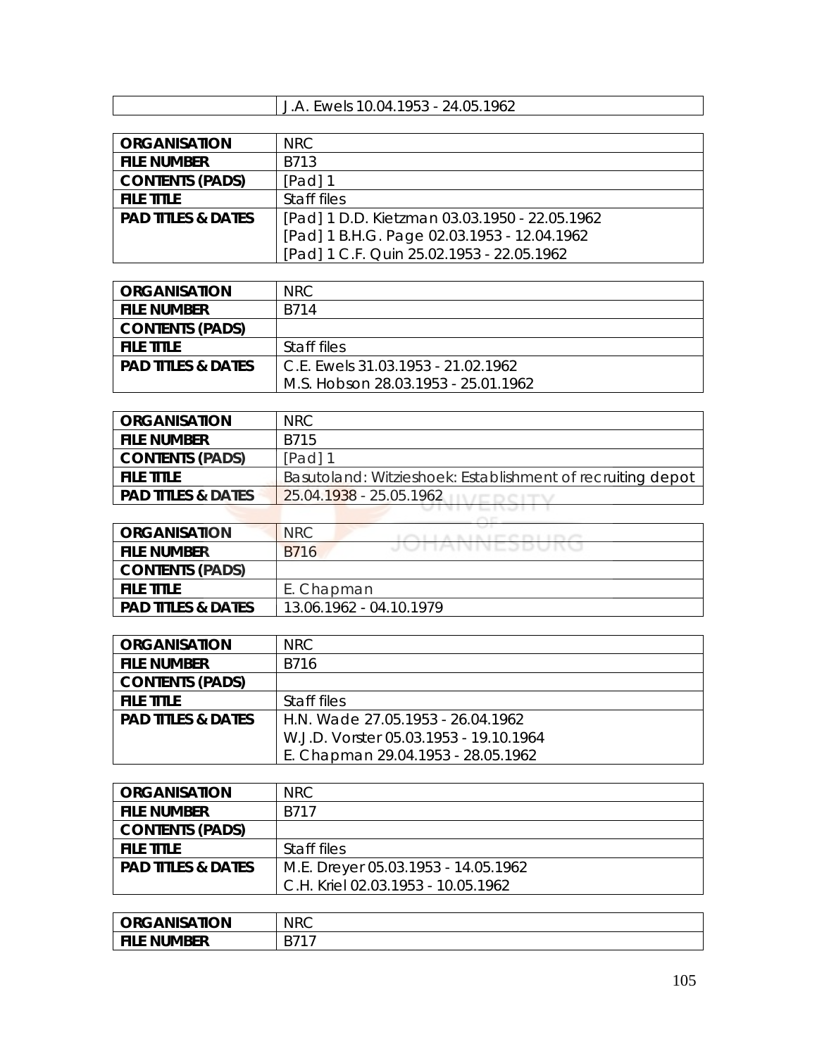| | J.A. Ewels 10.04.1953 - 24.05.1962 |
|---|---|

| ORGANISATION | NRC |
|---|---|
| FILE NUMBER | B713 |
| CONTENTS (PADS) | [Pad] 1 |
| FILE TITLE | Staff files |
| PAD TITLES & DATES | [Pad] 1 D.D. Kietzman 03.03.1950 - 22.05.1962<br>[Pad] 1 B.H.G. Page 02.03.1953 - 12.04.1962<br>[Pad] 1 C.F. Quin 25.02.1953 - 22.05.1962 |

| ORGANISATION | NRC |
|---|---|
| FILE NUMBER | B714 |
| CONTENTS (PADS) | |
| FILE TITLE | Staff files |
| PAD TITLES & DATES | C.E. Ewels 31.03.1953 - 21.02.1962<br>M.S. Hobson 28.03.1953 - 25.01.1962 |

| ORGANISATION | NRC |
|---|---|
| FILE NUMBER | B715 |
| CONTENTS (PADS) | [Pad] 1 |
| FILE TITLE | Basutoland: Witzieshoek: Establishment of recruiting depot |
| PAD TITLES & DATES | 25.04.1938 - 25.05.1962 |

| ORGANISATION | NRC |
|---|---|
| FILE NUMBER | B716 |
| CONTENTS (PADS) | |
| FILE TITLE | E. Chapman |
| PAD TITLES & DATES | 13.06.1962 - 04.10.1979 |

| ORGANISATION | NRC |
|---|---|
| FILE NUMBER | B716 |
| CONTENTS (PADS) | |
| FILE TITLE | Staff files |
| PAD TITLES & DATES | H.N. Wade 27.05.1953 - 26.04.1962<br>W.J.D. Vorster 05.03.1953 - 19.10.1964<br>E. Chapman 29.04.1953 - 28.05.1962 |

| ORGANISATION | NRC |
|---|---|
| FILE NUMBER | B717 |
| CONTENTS (PADS) | |
| FILE TITLE | Staff files |
| PAD TITLES & DATES | M.E. Dreyer 05.03.1953 - 14.05.1962<br>C.H. Kriel 02.03.1953 - 10.05.1962 |

| ORGANISATION | NRC |
|---|---|
| FILE NUMBER | B717 |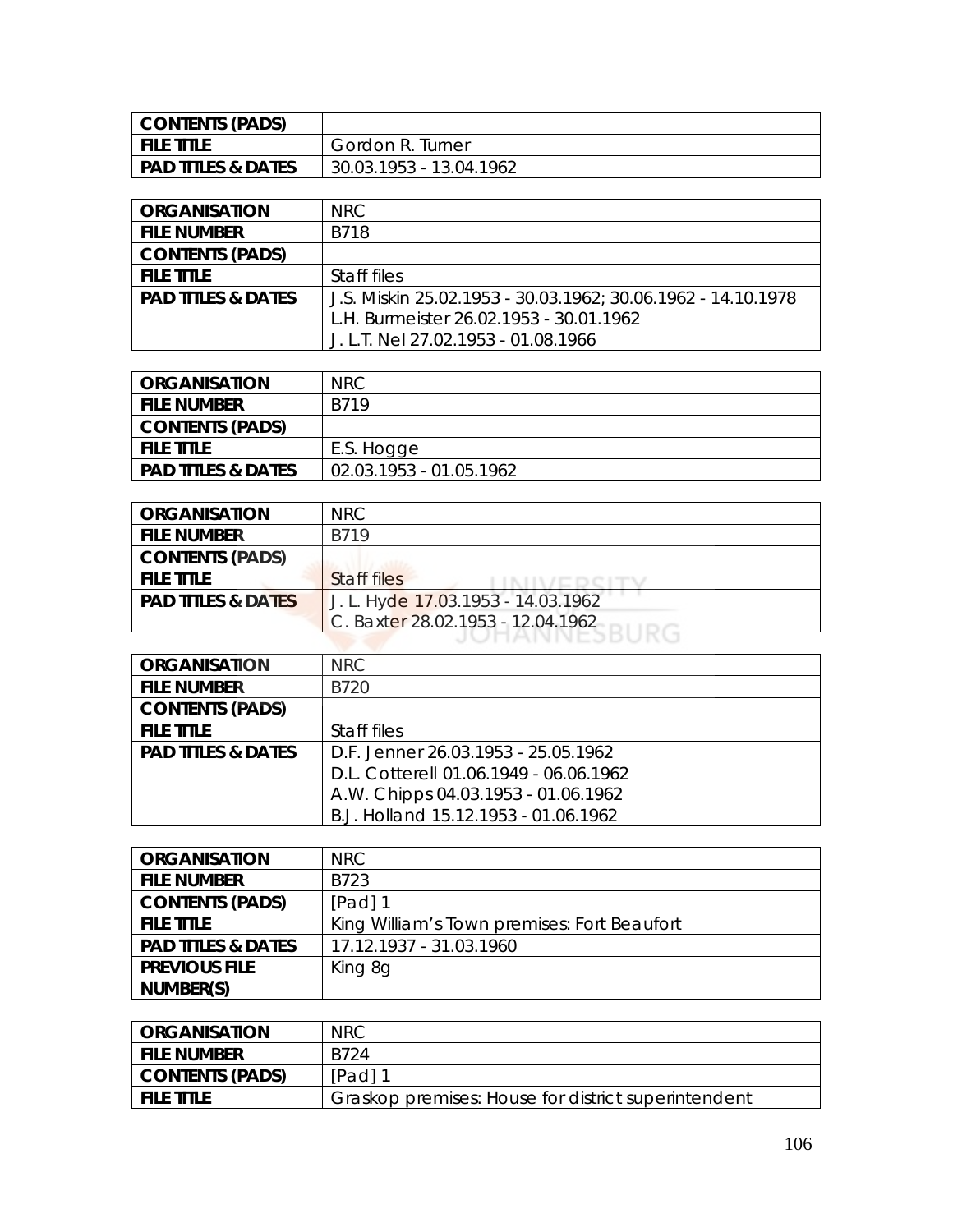| CONTENTS (PADS) | |
|---|---|
| FILE TITLE | Gordon R. Turner |
| PAD TITLES & DATES | 30.03.1953 - 13.04.1962 |

| ORGANISATION | NRC |
|---|---|
| FILE NUMBER | B718 |
| CONTENTS (PADS) | |
| FILE TITLE | Staff files |
| PAD TITLES & DATES | J.S. Miskin 25.02.1953 - 30.03.1962; 30.06.1962 - 14.10.1978<br>L.H. Burmeister 26.02.1953 - 30.01.1962<br>J. L.T. Nel 27.02.1953 - 01.08.1966 |

| ORGANISATION | NRC |
|---|---|
| FILE NUMBER | B719 |
| CONTENTS (PADS) | |
| FILE TITLE | E.S. Hogge |
| PAD TITLES & DATES | 02.03.1953 - 01.05.1962 |

| ORGANISATION | NRC |
|---|---|
| FILE NUMBER | B719 |
| CONTENTS (PADS) | |
| FILE TITLE | Staff files |
| PAD TITLES & DATES | J. L. Hyde 17.03.1953 - 14.03.1962<br>C. Baxter 28.02.1953 - 12.04.1962 |

| ORGANISATION | NRC |
|---|---|
| FILE NUMBER | B720 |
| CONTENTS (PADS) | |
| FILE TITLE | Staff files |
| PAD TITLES & DATES | D.F. Jenner 26.03.1953 - 25.05.1962<br>D.L. Cotterell 01.06.1949 - 06.06.1962<br>A.W. Chipps 04.03.1953 - 01.06.1962<br>B.J. Holland 15.12.1953 - 01.06.1962 |

| ORGANISATION | NRC |
|---|---|
| FILE NUMBER | B723 |
| CONTENTS (PADS) | [Pad] 1 |
| FILE TITLE | King William's Town premises: Fort Beaufort |
| PAD TITLES & DATES | 17.12.1937 - 31.03.1960 |
| PREVIOUS FILE NUMBER(S) | King 8g |

| ORGANISATION | NRC |
|---|---|
| FILE NUMBER | B724 |
| CONTENTS (PADS) | [Pad] 1 |
| FILE TITLE | Graskop premises: House for district superintendent |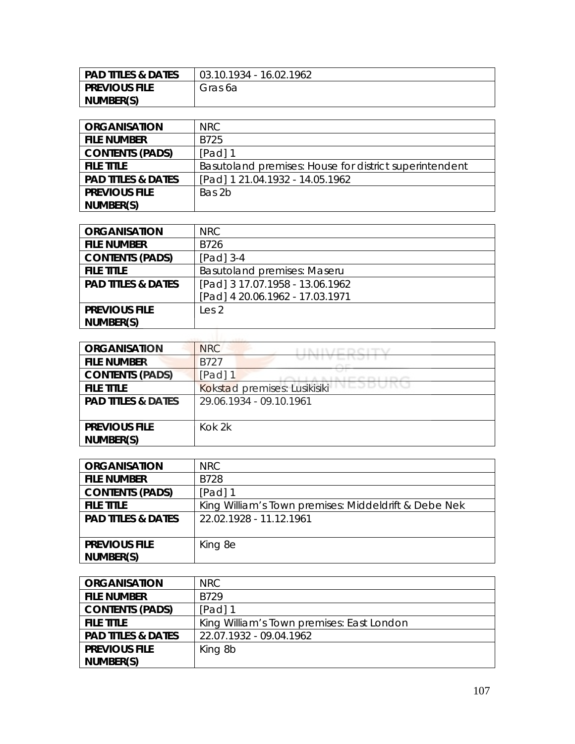| PAD TITLES & DATES | 03.10.1934 - 16.02.1962 |
|---|---|
| PREVIOUS FILE NUMBER(S) | Gras 6a |

| ORGANISATION | NRC |
|---|---|
| FILE NUMBER | B725 |
| CONTENTS (PADS) | [Pad] 1 |
| FILE TITLE | Basutoland premises: House for district superintendent |
| PAD TITLES & DATES | [Pad] 1 21.04.1932 - 14.05.1962 |
| PREVIOUS FILE NUMBER(S) | Bas 2b |

| ORGANISATION | NRC |
|---|---|
| FILE NUMBER | B726 |
| CONTENTS (PADS) | [Pad] 3-4 |
| FILE TITLE | Basutoland premises: Maseru |
| PAD TITLES & DATES | [Pad] 3 17.07.1958 - 13.06.1962<br>[Pad] 4 20.06.1962 - 17.03.1971 |
| PREVIOUS FILE NUMBER(S) | Les 2 |

| ORGANISATION | NRC |
|---|---|
| FILE NUMBER | B727 |
| CONTENTS (PADS) | [Pad] 1 |
| FILE TITLE | Kokstad premises: Lusikisiki |
| PAD TITLES & DATES | 29.06.1934 - 09.10.1961 |
| PREVIOUS FILE NUMBER(S) | Kok 2k |

| ORGANISATION | NRC |
|---|---|
| FILE NUMBER | B728 |
| CONTENTS (PADS) | [Pad] 1 |
| FILE TITLE | King William's Town premises: Middeldrift & Debe Nek |
| PAD TITLES & DATES | 22.02.1928 - 11.12.1961 |
| PREVIOUS FILE NUMBER(S) | King 8e |

| ORGANISATION | NRC |
|---|---|
| FILE NUMBER | B729 |
| CONTENTS (PADS) | [Pad] 1 |
| FILE TITLE | King William's Town premises: East London |
| PAD TITLES & DATES | 22.07.1932 - 09.04.1962 |
| PREVIOUS FILE NUMBER(S) | King 8b |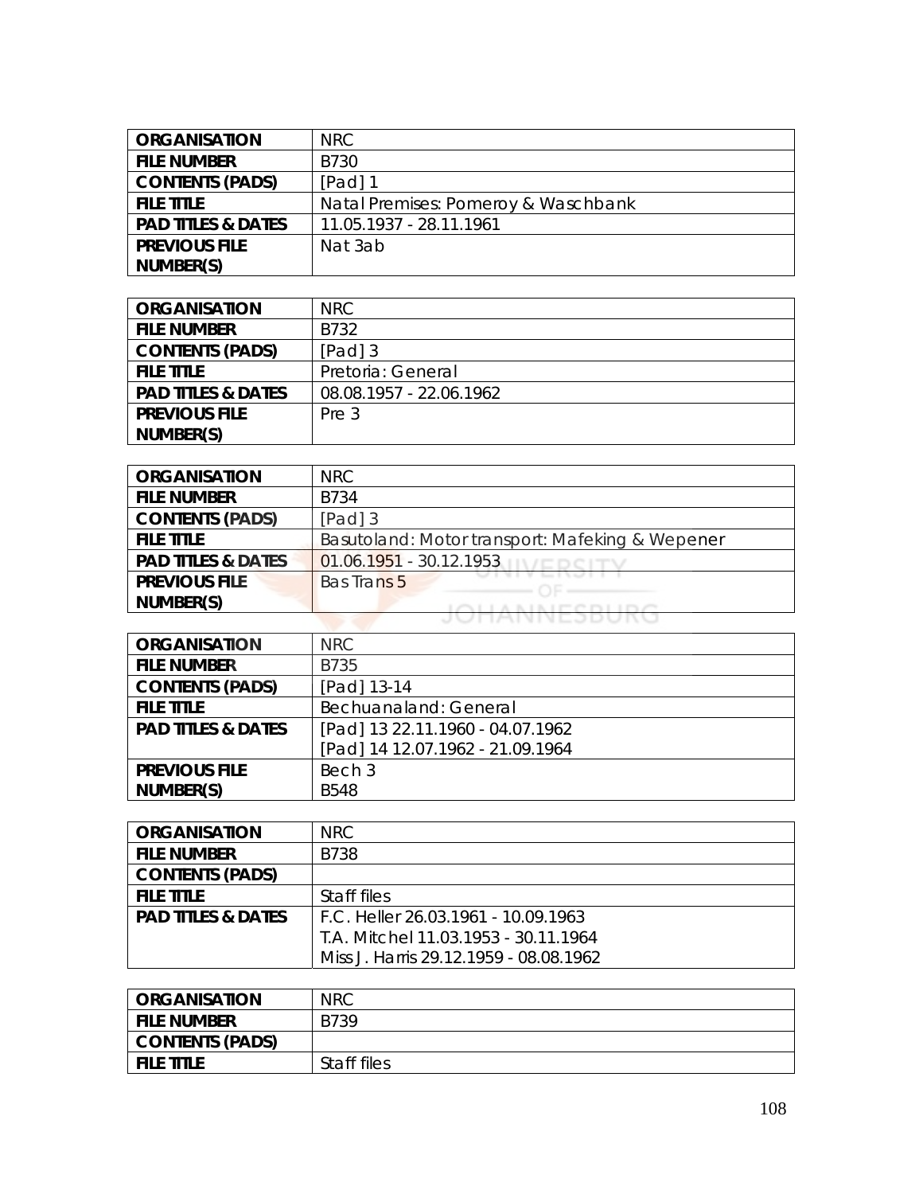| ORGANISATION | NRC |
|---|---|
| FILE NUMBER | B730 |
| CONTENTS (PADS) | [Pad] 1 |
| FILE TITLE | Natal Premises: Pomeroy & Waschbank |
| PAD TITLES & DATES | 11.05.1937 - 28.11.1961 |
| PREVIOUS FILE NUMBER(S) | Nat 3ab |

| ORGANISATION | NRC |
|---|---|
| FILE NUMBER | B732 |
| CONTENTS (PADS) | [Pad] 3 |
| FILE TITLE | Pretoria: General |
| PAD TITLES & DATES | 08.08.1957 - 22.06.1962 |
| PREVIOUS FILE NUMBER(S) | Pre 3 |

| ORGANISATION | NRC |
|---|---|
| FILE NUMBER | B734 |
| CONTENTS (PADS) | [Pad] 3 |
| FILE TITLE | Basutoland: Motor transport: Mafeking & Wepener |
| PAD TITLES & DATES | 01.06.1951 - 30.12.1953 |
| PREVIOUS FILE NUMBER(S) | Bas Trans 5 |

| ORGANISATION | NRC |
|---|---|
| FILE NUMBER | B735 |
| CONTENTS (PADS) | [Pad] 13-14 |
| FILE TITLE | Bechuanaland: General |
| PAD TITLES & DATES | [Pad] 13 22.11.1960 - 04.07.1962<br>[Pad] 14 12.07.1962 - 21.09.1964 |
| PREVIOUS FILE NUMBER(S) | Bech 3<br>B548 |

| ORGANISATION | NRC |
|---|---|
| FILE NUMBER | B738 |
| CONTENTS (PADS) | |
| FILE TITLE | Staff files |
| PAD TITLES & DATES | F.C. Heller 26.03.1961 - 10.09.1963<br>T.A. Mitchel 11.03.1953 - 30.11.1964<br>Miss J. Harris 29.12.1959 - 08.08.1962 |

| ORGANISATION | NRC |
|---|---|
| FILE NUMBER | B739 |
| CONTENTS (PADS) | |
| FILE TITLE | Staff files |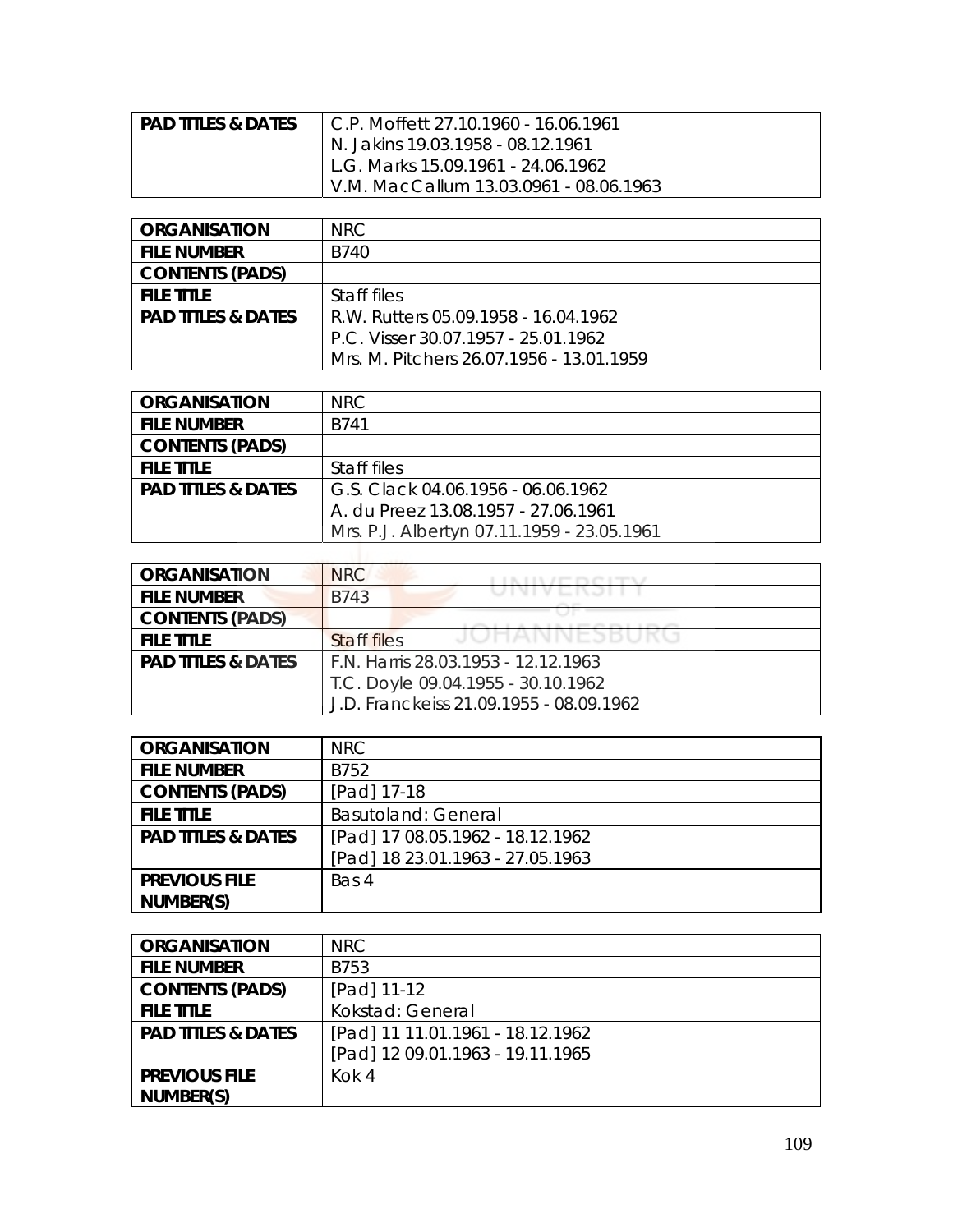| PAD TITLES & DATES | C.P. Moffett 27.10.1960 - 16.06.1961<br>N. Jakins 19.03.1958 - 08.12.1961<br>L.G. Marks 15.09.1961 - 24.06.1962<br>V.M. MacCallum 13.03.0961 - 08.06.1963 |
|---|---|

| ORGANISATION | NRC |
|---|---|
| FILE NUMBER | B740 |
| CONTENTS (PADS) | |
| FILE TITLE | Staff files |
| PAD TITLES & DATES | R.W. Rutters 05.09.1958 - 16.04.1962<br>P.C. Visser 30.07.1957 - 25.01.1962<br>Mrs. M. Pitchers 26.07.1956 - 13.01.1959 |

| ORGANISATION | NRC |
|---|---|
| FILE NUMBER | B741 |
| CONTENTS (PADS) | |
| FILE TITLE | Staff files |
| PAD TITLES & DATES | G.S. Clack 04.06.1956 - 06.06.1962<br>A. du Preez 13.08.1957 - 27.06.1961<br>Mrs. P.J. Albertyn 07.11.1959 - 23.05.1961 |

| ORGANISATION | NRC |
|---|---|
| FILE NUMBER | B743 |
| CONTENTS (PADS) | |
| FILE TITLE | Staff files |
| PAD TITLES & DATES | F.N. Harris 28.03.1953 - 12.12.1963<br>T.C. Doyle 09.04.1955 - 30.10.1962<br>J.D. Franckeiss 21.09.1955 - 08.09.1962 |

| ORGANISATION | NRC |
|---|---|
| FILE NUMBER | B752 |
| CONTENTS (PADS) | [Pad] 17-18 |
| FILE TITLE | Basutoland: General |
| PAD TITLES & DATES | [Pad] 17 08.05.1962 - 18.12.1962<br>[Pad] 18 23.01.1963 - 27.05.1963 |
| PREVIOUS FILE NUMBER(S) | Bas 4 |

| ORGANISATION | NRC |
|---|---|
| FILE NUMBER | B753 |
| CONTENTS (PADS) | [Pad] 11-12 |
| FILE TITLE | Kokstad: General |
| PAD TITLES & DATES | [Pad] 11 11.01.1961 - 18.12.1962<br>[Pad] 12 09.01.1963 - 19.11.1965 |
| PREVIOUS FILE NUMBER(S) | Kok 4 |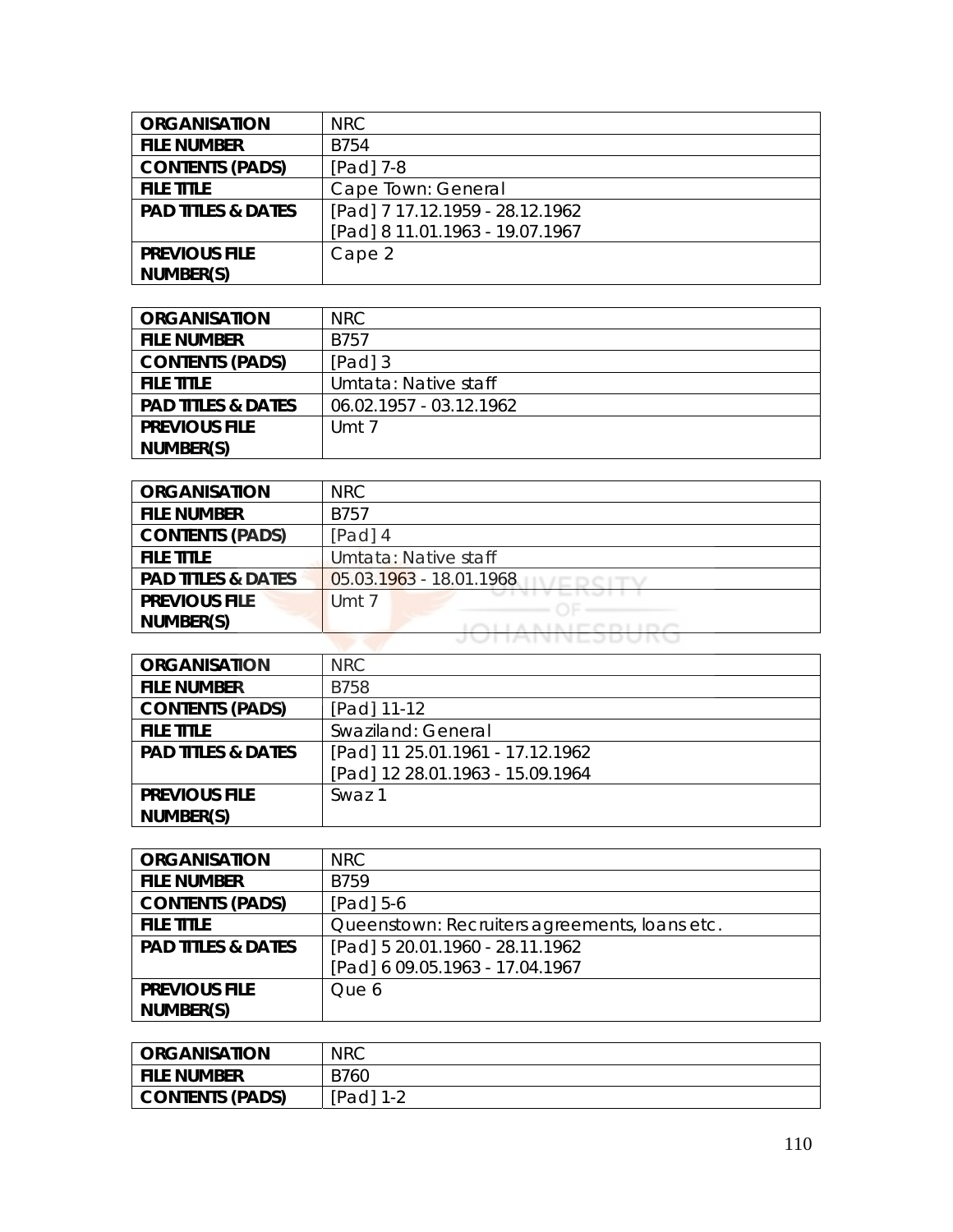| ORGANISATION | NRC |
|---|---|
| FILE NUMBER | B754 |
| CONTENTS (PADS) | [Pad] 7-8 |
| FILE TITLE | Cape Town: General |
| PAD TITLES & DATES | [Pad] 7 17.12.1959 - 28.12.1962<br>[Pad] 8 11.01.1963 - 19.07.1967 |
| PREVIOUS FILE NUMBER(S) | Cape 2 |

| ORGANISATION | NRC |
|---|---|
| FILE NUMBER | B757 |
| CONTENTS (PADS) | [Pad] 3 |
| FILE TITLE | Umtata: Native staff |
| PAD TITLES & DATES | 06.02.1957 - 03.12.1962 |
| PREVIOUS FILE NUMBER(S) | Umt 7 |

| ORGANISATION | NRC |
|---|---|
| FILE NUMBER | B757 |
| CONTENTS (PADS) | [Pad] 4 |
| FILE TITLE | Umtata: Native staff |
| PAD TITLES & DATES | 05.03.1963 - 18.01.1968 |
| PREVIOUS FILE NUMBER(S) | Umt 7 |

| ORGANISATION | NRC |
|---|---|
| FILE NUMBER | B758 |
| CONTENTS (PADS) | [Pad] 11-12 |
| FILE TITLE | Swaziland: General |
| PAD TITLES & DATES | [Pad] 11 25.01.1961 - 17.12.1962<br>[Pad] 12 28.01.1963 - 15.09.1964 |
| PREVIOUS FILE NUMBER(S) | Swaz 1 |

| ORGANISATION | NRC |
|---|---|
| FILE NUMBER | B759 |
| CONTENTS (PADS) | [Pad] 5-6 |
| FILE TITLE | Queenstown: Recruiters agreements, loans etc. |
| PAD TITLES & DATES | [Pad] 5 20.01.1960 - 28.11.1962<br>[Pad] 6 09.05.1963 - 17.04.1967 |
| PREVIOUS FILE NUMBER(S) | Que 6 |

| ORGANISATION | NRC |
|---|---|
| FILE NUMBER | B760 |
| CONTENTS (PADS) | [Pad] 1-2 |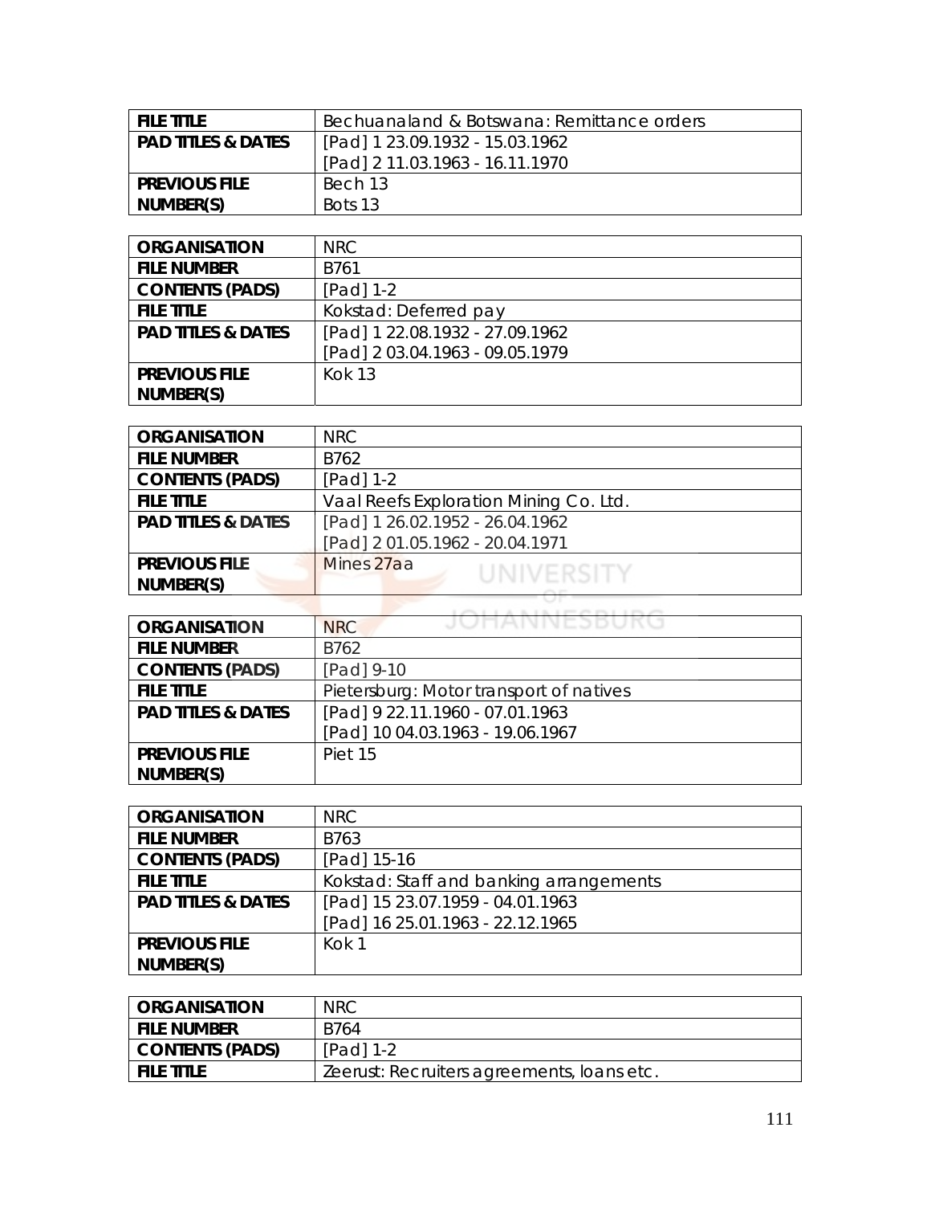| FILE TITLE | Bechuanaland & Botswana: Remittance orders |
|---|---|
| PAD TITLES & DATES | [Pad] 1 23.09.1932 - 15.03.1962<br>[Pad] 2 11.03.1963 - 16.11.1970 |
| PREVIOUS FILE NUMBER(S) | Bech 13<br>Bots 13 |

| ORGANISATION | NRC |
|---|---|
| FILE NUMBER | B761 |
| CONTENTS (PADS) | [Pad] 1-2 |
| FILE TITLE | Kokstad: Deferred pay |
| PAD TITLES & DATES | [Pad] 1 22.08.1932 - 27.09.1962<br>[Pad] 2 03.04.1963 - 09.05.1979 |
| PREVIOUS FILE NUMBER(S) | Kok 13 |

| ORGANISATION | NRC |
|---|---|
| FILE NUMBER | B762 |
| CONTENTS (PADS) | [Pad] 1-2 |
| FILE TITLE | Vaal Reefs Exploration Mining Co. Ltd. |
| PAD TITLES & DATES | [Pad] 1 26.02.1952 - 26.04.1962<br>[Pad] 2 01.05.1962 - 20.04.1971 |
| PREVIOUS FILE NUMBER(S) | Mines 27aa |

| ORGANISATION | NRC |
|---|---|
| FILE NUMBER | B762 |
| CONTENTS (PADS) | [Pad] 9-10 |
| FILE TITLE | Pietersburg: Motor transport of natives |
| PAD TITLES & DATES | [Pad] 9 22.11.1960 - 07.01.1963<br>[Pad] 10 04.03.1963 - 19.06.1967 |
| PREVIOUS FILE NUMBER(S) | Piet 15 |

| ORGANISATION | NRC |
|---|---|
| FILE NUMBER | B763 |
| CONTENTS (PADS) | [Pad] 15-16 |
| FILE TITLE | Kokstad: Staff and banking arrangements |
| PAD TITLES & DATES | [Pad] 15 23.07.1959 - 04.01.1963<br>[Pad] 16 25.01.1963 - 22.12.1965 |
| PREVIOUS FILE NUMBER(S) | Kok 1 |

| ORGANISATION | NRC |
|---|---|
| FILE NUMBER | B764 |
| CONTENTS (PADS) | [Pad] 1-2 |
| FILE TITLE | Zeerust: Recruiters agreements, loans etc. |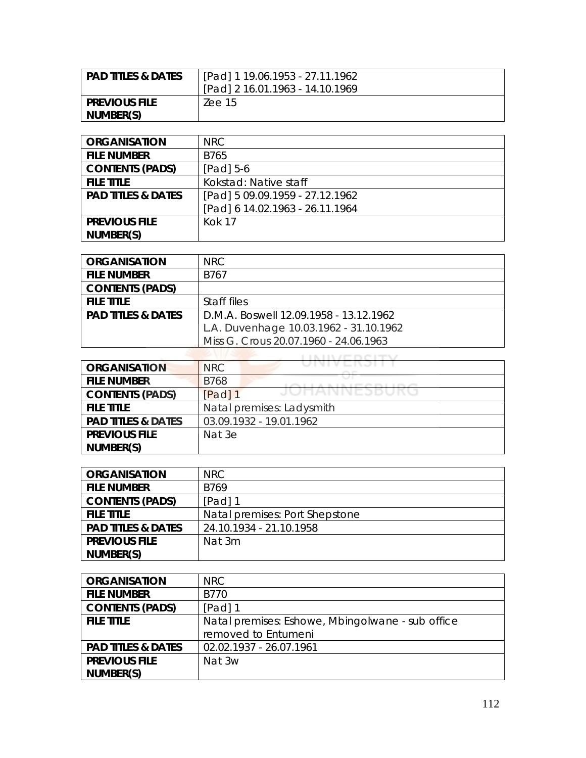| PAD TITLES & DATES | [Pad] 1 19.06.1953 - 27.11.1962<br>[Pad] 2 16.01.1963 - 14.10.1969 |
|---|---|
| PREVIOUS FILE NUMBER(S) | Zee 15 |

| ORGANISATION | NRC |
|---|---|
| FILE NUMBER | B765 |
| CONTENTS (PADS) | [Pad] 5-6 |
| FILE TITLE | Kokstad: Native staff |
| PAD TITLES & DATES | [Pad] 5 09.09.1959 - 27.12.1962<br>[Pad] 6 14.02.1963 - 26.11.1964 |
| PREVIOUS FILE NUMBER(S) | Kok 17 |

| ORGANISATION | NRC |
|---|---|
| FILE NUMBER | B767 |
| CONTENTS (PADS) | |
| FILE TITLE | Staff files |
| PAD TITLES & DATES | D.M.A. Boswell 12.09.1958 - 13.12.1962<br>L.A. Duvenhage 10.03.1962 - 31.10.1962<br>Miss G. Crous 20.07.1960 - 24.06.1963 |

| ORGANISATION | NRC |
|---|---|
| FILE NUMBER | B768 |
| CONTENTS (PADS) | [Pad] 1 |
| FILE TITLE | Natal premises: Ladysmith |
| PAD TITLES & DATES | 03.09.1932 - 19.01.1962 |
| PREVIOUS FILE NUMBER(S) | Nat 3e |

| ORGANISATION | NRC |
|---|---|
| FILE NUMBER | B769 |
| CONTENTS (PADS) | [Pad] 1 |
| FILE TITLE | Natal premises: Port Shepstone |
| PAD TITLES & DATES | 24.10.1934 - 21.10.1958 |
| PREVIOUS FILE NUMBER(S) | Nat 3m |

| ORGANISATION | NRC |
|---|---|
| FILE NUMBER | B770 |
| CONTENTS (PADS) | [Pad] 1 |
| FILE TITLE | Natal premises: Eshowe, Mbingolwane - sub office removed to Entumeni |
| PAD TITLES & DATES | 02.02.1937 - 26.07.1961 |
| PREVIOUS FILE NUMBER(S) | Nat 3w |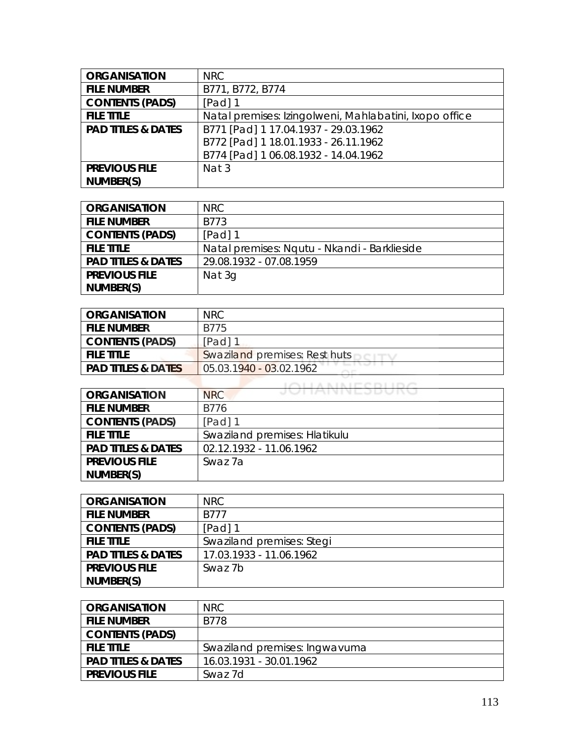| ORGANISATION | NRC |
|---|---|
| FILE NUMBER | B771, B772, B774 |
| CONTENTS (PADS) | [Pad] 1 |
| FILE TITLE | Natal premises: Izingolweni, Mahlabatini, Ixopo office |
| PAD TITLES & DATES | B771 [Pad] 1 17.04.1937 - 29.03.1962<br>B772 [Pad] 1 18.01.1933 - 26.11.1962<br>B774 [Pad] 1 06.08.1932 - 14.04.1962 |
| PREVIOUS FILE NUMBER(S) | Nat 3 |

| ORGANISATION | NRC |
|---|---|
| FILE NUMBER | B773 |
| CONTENTS (PADS) | [Pad] 1 |
| FILE TITLE | Natal premises: Nqutu - Nkandi - Barklieside |
| PAD TITLES & DATES | 29.08.1932 - 07.08.1959 |
| PREVIOUS FILE NUMBER(S) | Nat 3g |

| ORGANISATION | NRC |
|---|---|
| FILE NUMBER | B775 |
| CONTENTS (PADS) | [Pad] 1 |
| FILE TITLE | Swaziland premises: Rest huts |
| PAD TITLES & DATES | 05.03.1940 - 03.02.1962 |

| ORGANISATION | NRC |
|---|---|
| FILE NUMBER | B776 |
| CONTENTS (PADS) | [Pad] 1 |
| FILE TITLE | Swaziland premises: Hlatikulu |
| PAD TITLES & DATES | 02.12.1932 - 11.06.1962 |
| PREVIOUS FILE NUMBER(S) | Swaz 7a |

| ORGANISATION | NRC |
|---|---|
| FILE NUMBER | B777 |
| CONTENTS (PADS) | [Pad] 1 |
| FILE TITLE | Swaziland premises: Stegi |
| PAD TITLES & DATES | 17.03.1933 - 11.06.1962 |
| PREVIOUS FILE NUMBER(S) | Swaz 7b |

| ORGANISATION | NRC |
|---|---|
| FILE NUMBER | B778 |
| CONTENTS (PADS) | |
| FILE TITLE | Swaziland premises: Ingwavuma |
| PAD TITLES & DATES | 16.03.1931 - 30.01.1962 |
| PREVIOUS FILE | Swaz 7d |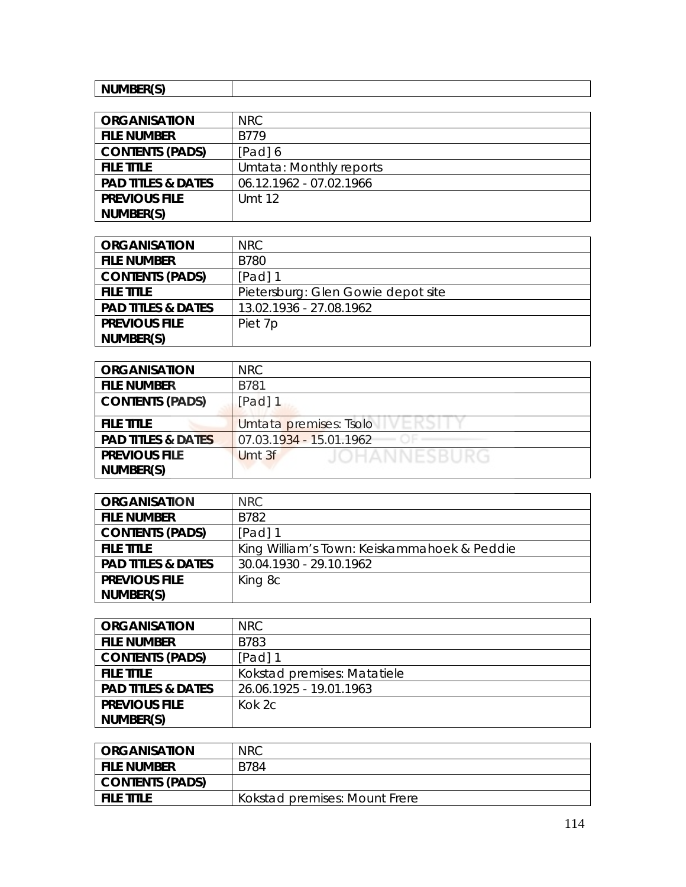| NUMBER(S) | |
|---|---|

| ORGANISATION | NRC |
|---|---|
| FILE NUMBER | B779 |
| CONTENTS (PADS) | [Pad] 6 |
| FILE TITLE | Umtata: Monthly reports |
| PAD TITLES & DATES | 06.12.1962 - 07.02.1966 |
| PREVIOUS FILE NUMBER(S) | Umt 12 |

| ORGANISATION | NRC |
|---|---|
| FILE NUMBER | B780 |
| CONTENTS (PADS) | [Pad] 1 |
| FILE TITLE | Pietersburg: Glen Gowie depot site |
| PAD TITLES & DATES | 13.02.1936 - 27.08.1962 |
| PREVIOUS FILE NUMBER(S) | Piet 7p |

| ORGANISATION | NRC |
|---|---|
| FILE NUMBER | B781 |
| CONTENTS (PADS) | [Pad] 1 |
| FILE TITLE | Umtata premises: Tsolo |
| PAD TITLES & DATES | 07.03.1934 - 15.01.1962 |
| PREVIOUS FILE NUMBER(S) | Umt 3f |

| ORGANISATION | NRC |
|---|---|
| FILE NUMBER | B782 |
| CONTENTS (PADS) | [Pad] 1 |
| FILE TITLE | King William's Town: Keiskammahoek & Peddie |
| PAD TITLES & DATES | 30.04.1930 - 29.10.1962 |
| PREVIOUS FILE NUMBER(S) | King 8c |

| ORGANISATION | NRC |
|---|---|
| FILE NUMBER | B783 |
| CONTENTS (PADS) | [Pad] 1 |
| FILE TITLE | Kokstad premises: Matatiele |
| PAD TITLES & DATES | 26.06.1925 - 19.01.1963 |
| PREVIOUS FILE NUMBER(S) | Kok 2c |

| ORGANISATION | NRC |
|---|---|
| FILE NUMBER | B784 |
| CONTENTS (PADS) | |
| FILE TITLE | Kokstad premises: Mount Frere |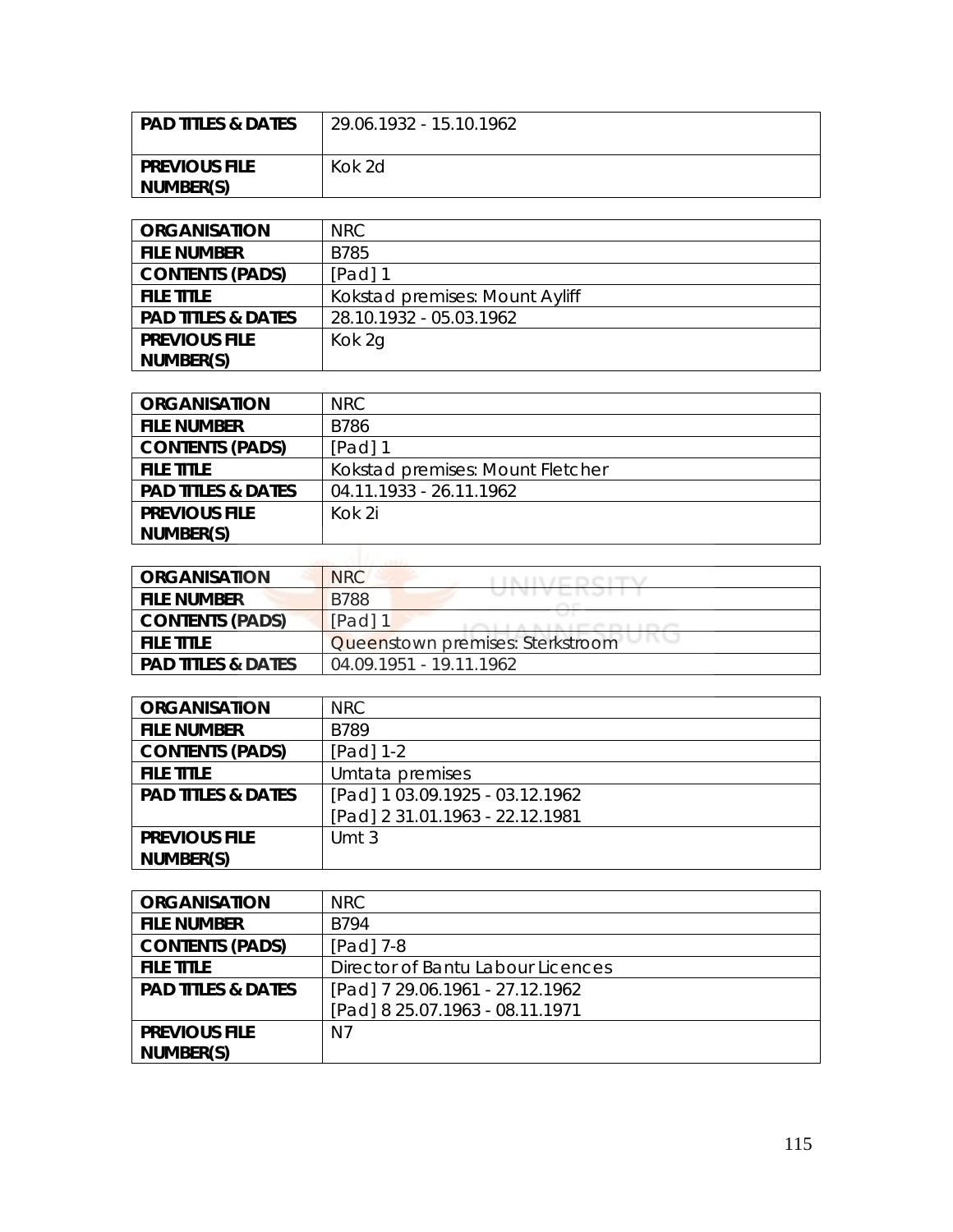| PAD TITLES & DATES | 29.06.1932 - 15.10.1962 |
|---|---|
| PREVIOUS FILE NUMBER(S) | Kok 2d |

| ORGANISATION | NRC |
|---|---|
| FILE NUMBER | B785 |
| CONTENTS (PADS) | [Pad] 1 |
| FILE TITLE | Kokstad premises: Mount Ayliff |
| PAD TITLES & DATES | 28.10.1932 - 05.03.1962 |
| PREVIOUS FILE NUMBER(S) | Kok 2g |

| ORGANISATION | NRC |
|---|---|
| FILE NUMBER | B786 |
| CONTENTS (PADS) | [Pad] 1 |
| FILE TITLE | Kokstad premises: Mount Fletcher |
| PAD TITLES & DATES | 04.11.1933 - 26.11.1962 |
| PREVIOUS FILE NUMBER(S) | Kok 2i |

| ORGANISATION | NRC |
|---|---|
| FILE NUMBER | B788 |
| CONTENTS (PADS) | [Pad] 1 |
| FILE TITLE | Queenstown premises: Sterkstroom |
| PAD TITLES & DATES | 04.09.1951 - 19.11.1962 |

| ORGANISATION | NRC |
|---|---|
| FILE NUMBER | B789 |
| CONTENTS (PADS) | [Pad] 1-2 |
| FILE TITLE | Umtata premises |
| PAD TITLES & DATES | [Pad] 1 03.09.1925 - 03.12.1962<br>[Pad] 2 31.01.1963 - 22.12.1981 |
| PREVIOUS FILE NUMBER(S) | Umt 3 |

| ORGANISATION | NRC |
|---|---|
| FILE NUMBER | B794 |
| CONTENTS (PADS) | [Pad] 7-8 |
| FILE TITLE | Director of Bantu Labour Licences |
| PAD TITLES & DATES | [Pad] 7 29.06.1961 - 27.12.1962<br>[Pad] 8 25.07.1963 - 08.11.1971 |
| PREVIOUS FILE NUMBER(S) | N7 |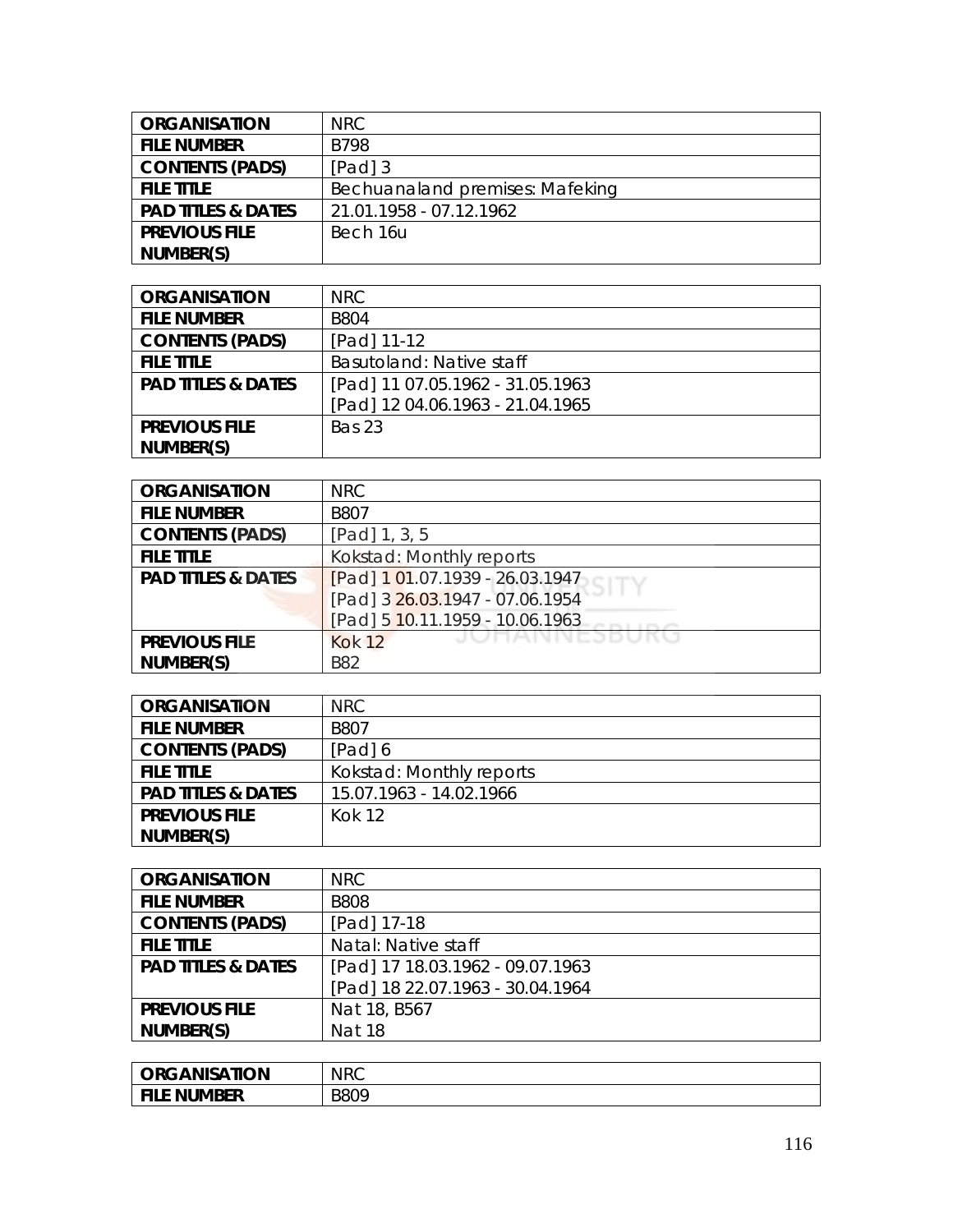| ORGANISATION | NRC |
|---|---|
| FILE NUMBER | B798 |
| CONTENTS (PADS) | [Pad] 3 |
| FILE TITLE | Bechuanaland premises: Mafeking |
| PAD TITLES & DATES | 21.01.1958 - 07.12.1962 |
| PREVIOUS FILE NUMBER(S) | Bech 16u |

| ORGANISATION | NRC |
|---|---|
| FILE NUMBER | B804 |
| CONTENTS (PADS) | [Pad] 11-12 |
| FILE TITLE | Basutoland: Native staff |
| PAD TITLES & DATES | [Pad] 11 07.05.1962 - 31.05.1963<br>[Pad] 12 04.06.1963 - 21.04.1965 |
| PREVIOUS FILE NUMBER(S) | Bas 23 |

| ORGANISATION | NRC |
|---|---|
| FILE NUMBER | B807 |
| CONTENTS (PADS) | [Pad] 1, 3, 5 |
| FILE TITLE | Kokstad: Monthly reports |
| PAD TITLES & DATES | [Pad] 1 01.07.1939 - 26.03.1947<br>[Pad] 3 26.03.1947 - 07.06.1954<br>[Pad] 5 10.11.1959 - 10.06.1963 |
| PREVIOUS FILE NUMBER(S) | Kok 12<br>B82 |

| ORGANISATION | NRC |
|---|---|
| FILE NUMBER | B807 |
| CONTENTS (PADS) | [Pad] 6 |
| FILE TITLE | Kokstad: Monthly reports |
| PAD TITLES & DATES | 15.07.1963 - 14.02.1966 |
| PREVIOUS FILE NUMBER(S) | Kok 12 |

| ORGANISATION | NRC |
|---|---|
| FILE NUMBER | B808 |
| CONTENTS (PADS) | [Pad] 17-18 |
| FILE TITLE | Natal: Native staff |
| PAD TITLES & DATES | [Pad] 17 18.03.1962 - 09.07.1963<br>[Pad] 18 22.07.1963 - 30.04.1964 |
| PREVIOUS FILE NUMBER(S) | Nat 18, B567<br>Nat 18 |

| ORGANISATION | NRC |
|---|---|
| FILE NUMBER | B809 |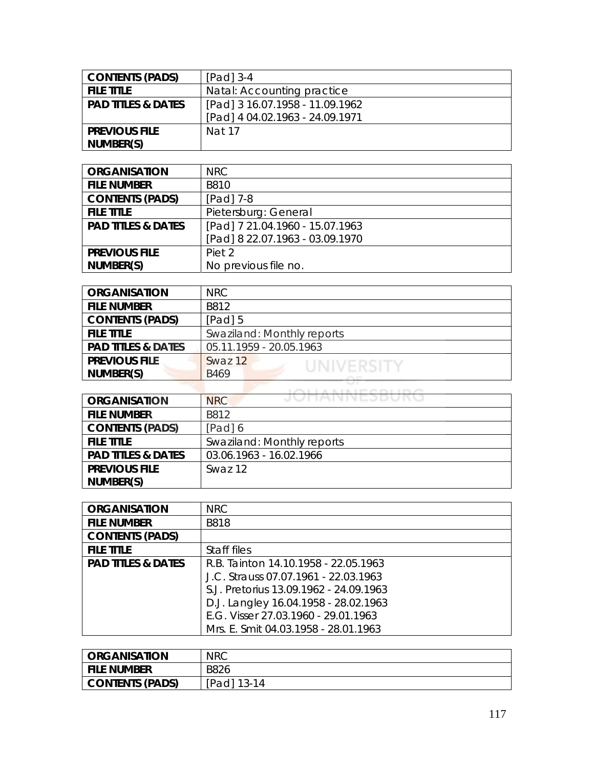| CONTENTS (PADS) | [Pad] 3-4 |
|---|---|
| FILE TITLE | Natal: Accounting practice |
| PAD TITLES & DATES | [Pad] 3 16.07.1958 - 11.09.1962<br>[Pad] 4 04.02.1963 - 24.09.1971 |
| PREVIOUS FILE NUMBER(S) | Nat 17 |

| ORGANISATION | NRC |
|---|---|
| FILE NUMBER | B810 |
| CONTENTS (PADS) | [Pad] 7-8 |
| FILE TITLE | Pietersburg: General |
| PAD TITLES & DATES | [Pad] 7 21.04.1960 - 15.07.1963<br>[Pad] 8 22.07.1963 - 03.09.1970 |
| PREVIOUS FILE NUMBER(S) | Piet 2<br>No previous file no. |

| ORGANISATION | NRC |
|---|---|
| FILE NUMBER | B812 |
| CONTENTS (PADS) | [Pad] 5 |
| FILE TITLE | Swaziland: Monthly reports |
| PAD TITLES & DATES | 05.11.1959 - 20.05.1963 |
| PREVIOUS FILE NUMBER(S) | Swaz 12<br>B469 |

| ORGANISATION | NRC |
|---|---|
| FILE NUMBER | B812 |
| CONTENTS (PADS) | [Pad] 6 |
| FILE TITLE | Swaziland: Monthly reports |
| PAD TITLES & DATES | 03.06.1963 - 16.02.1966 |
| PREVIOUS FILE NUMBER(S) | Swaz 12 |

| ORGANISATION | NRC |
|---|---|
| FILE NUMBER | B818 |
| CONTENTS (PADS) | |
| FILE TITLE | Staff files |
| PAD TITLES & DATES | R.B. Tainton 14.10.1958 - 22.05.1963<br>J.C. Strauss 07.07.1961 - 22.03.1963<br>S.J. Pretorius 13.09.1962 - 24.09.1963<br>D.J. Langley 16.04.1958 - 28.02.1963<br>E.G. Visser 27.03.1960 - 29.01.1963<br>Mrs. E. Smit 04.03.1958 - 28.01.1963 |

| ORGANISATION | NRC |
|---|---|
| FILE NUMBER | B826 |
| CONTENTS (PADS) | [Pad] 13-14 |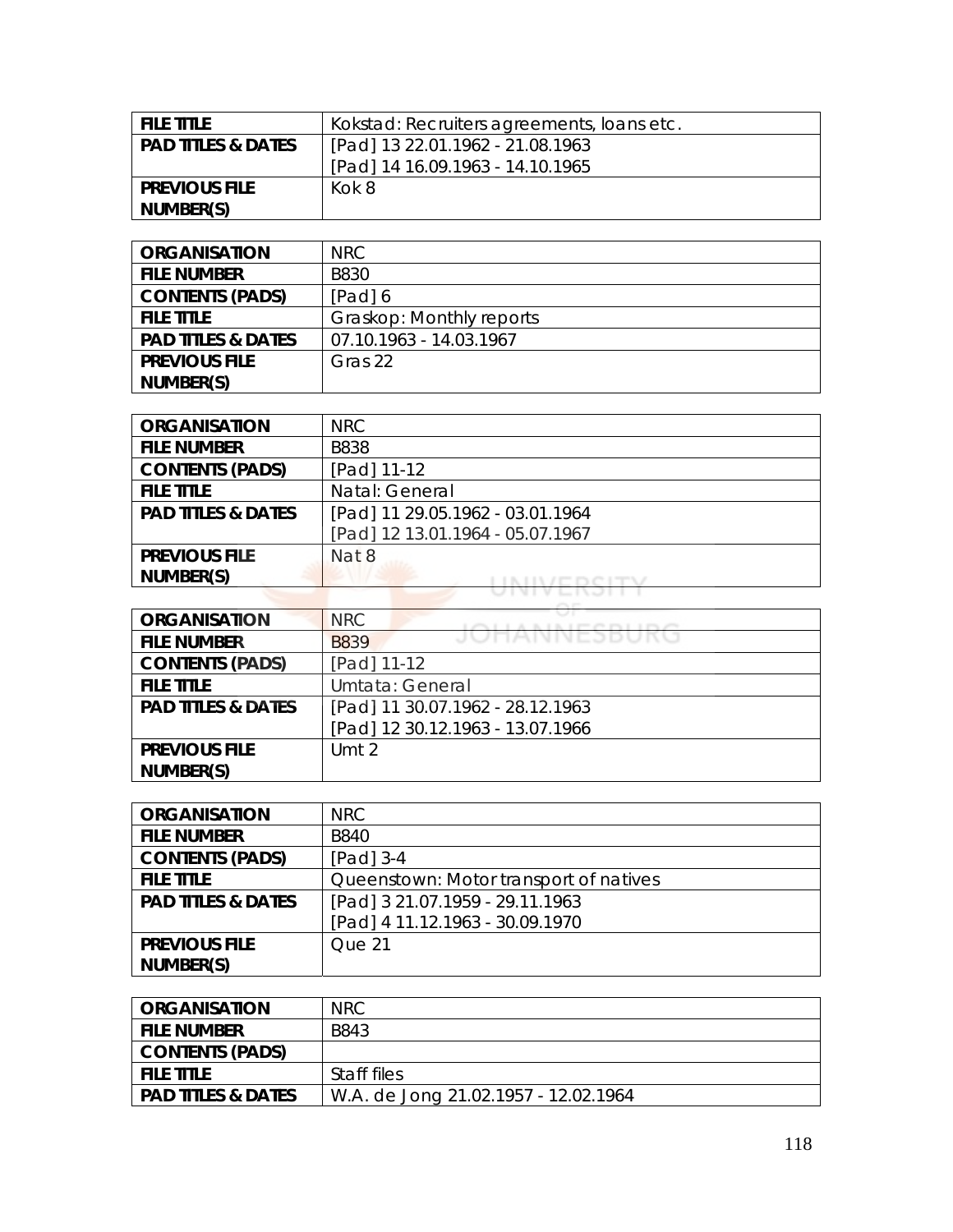| FILE TITLE | Kokstad: Recruiters agreements, loans etc. |
|---|---|
| PAD TITLES & DATES | [Pad] 13 22.01.1962 - 21.08.1963<br>[Pad] 14 16.09.1963 - 14.10.1965 |
| PREVIOUS FILE NUMBER(S) | Kok 8 |

| ORGANISATION | NRC |
|---|---|
| FILE NUMBER | B830 |
| CONTENTS (PADS) | [Pad] 6 |
| FILE TITLE | Graskop: Monthly reports |
| PAD TITLES & DATES | 07.10.1963 - 14.03.1967 |
| PREVIOUS FILE NUMBER(S) | Gras 22 |

| ORGANISATION | NRC |
|---|---|
| FILE NUMBER | B838 |
| CONTENTS (PADS) | [Pad] 11-12 |
| FILE TITLE | Natal: General |
| PAD TITLES & DATES | [Pad] 11 29.05.1962 - 03.01.1964<br>[Pad] 12 13.01.1964 - 05.07.1967 |
| PREVIOUS FILE NUMBER(S) | Nat 8 |

| ORGANISATION | NRC |
|---|---|
| FILE NUMBER | B839 |
| CONTENTS (PADS) | [Pad] 11-12 |
| FILE TITLE | Umtata: General |
| PAD TITLES & DATES | [Pad] 11 30.07.1962 - 28.12.1963<br>[Pad] 12 30.12.1963 - 13.07.1966 |
| PREVIOUS FILE NUMBER(S) | Umt 2 |

| ORGANISATION | NRC |
|---|---|
| FILE NUMBER | B840 |
| CONTENTS (PADS) | [Pad] 3-4 |
| FILE TITLE | Queenstown: Motor transport of natives |
| PAD TITLES & DATES | [Pad] 3 21.07.1959 - 29.11.1963<br>[Pad] 4 11.12.1963 - 30.09.1970 |
| PREVIOUS FILE NUMBER(S) | Que 21 |

| ORGANISATION | NRC |
|---|---|
| FILE NUMBER | B843 |
| CONTENTS (PADS) | |
| FILE TITLE | Staff files |
| PAD TITLES & DATES | W.A. de Jong 21.02.1957 - 12.02.1964 |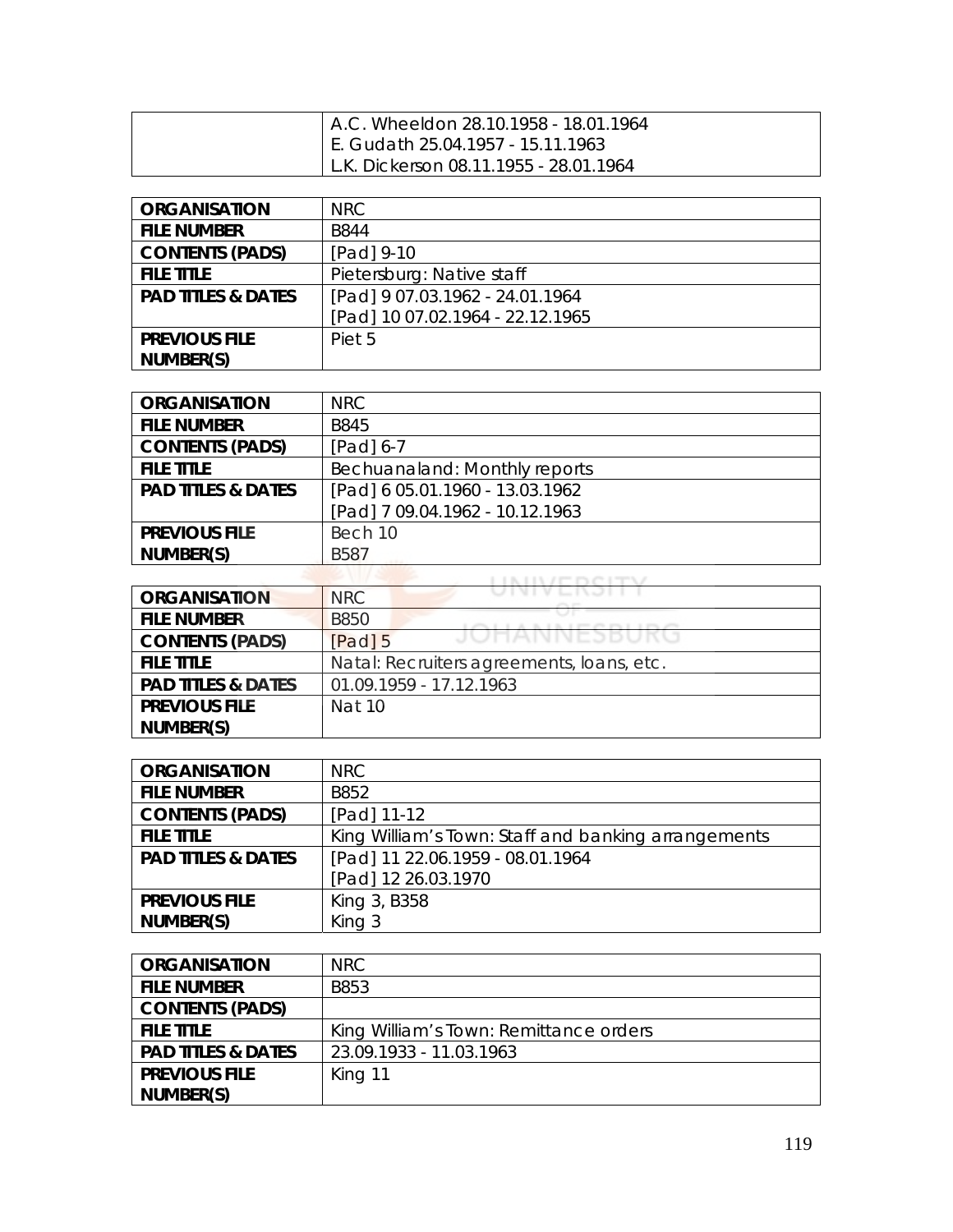| | |
|---|---|
| | A.C. Wheeldon 28.10.1958 - 18.01.1964<br>E. Gudath 25.04.1957 - 15.11.1963<br>L.K. Dickerson 08.11.1955 - 28.01.1964 |

| | |
|---|---|
| **ORGANISATION** | NRC |
| **FILE NUMBER** | B844 |
| **CONTENTS (PADS)** | [Pad] 9-10 |
| **FILE TITLE** | Pietersburg: Native staff |
| **PAD TITLES & DATES** | [Pad] 9 07.03.1962 - 24.01.1964<br>[Pad] 10 07.02.1964 - 22.12.1965 |
| **PREVIOUS FILE NUMBER(S)** | Piet 5 |

| | |
|---|---|
| **ORGANISATION** | NRC |
| **FILE NUMBER** | B845 |
| **CONTENTS (PADS)** | [Pad] 6-7 |
| **FILE TITLE** | Bechuanaland: Monthly reports |
| **PAD TITLES & DATES** | [Pad] 6 05.01.1960 - 13.03.1962<br>[Pad] 7 09.04.1962 - 10.12.1963 |
| **PREVIOUS FILE NUMBER(S)** | Bech 10<br>B587 |

| | |
|---|---|
| **ORGANISATION** | NRC |
| **FILE NUMBER** | B850 |
| **CONTENTS (PADS)** | [Pad] 5 |
| **FILE TITLE** | Natal: Recruiters agreements, loans, etc. |
| **PAD TITLES & DATES** | 01.09.1959 - 17.12.1963 |
| **PREVIOUS FILE NUMBER(S)** | Nat 10 |

| | |
|---|---|
| **ORGANISATION** | NRC |
| **FILE NUMBER** | B852 |
| **CONTENTS (PADS)** | [Pad] 11-12 |
| **FILE TITLE** | King William's Town: Staff and banking arrangements |
| **PAD TITLES & DATES** | [Pad] 11 22.06.1959 - 08.01.1964<br>[Pad] 12 26.03.1970 |
| **PREVIOUS FILE NUMBER(S)** | King 3, B358<br>King 3 |

| | |
|---|---|
| **ORGANISATION** | NRC |
| **FILE NUMBER** | B853 |
| **CONTENTS (PADS)** | |
| **FILE TITLE** | King William's Town: Remittance orders |
| **PAD TITLES & DATES** | 23.09.1933 - 11.03.1963 |
| **PREVIOUS FILE NUMBER(S)** | King 11 |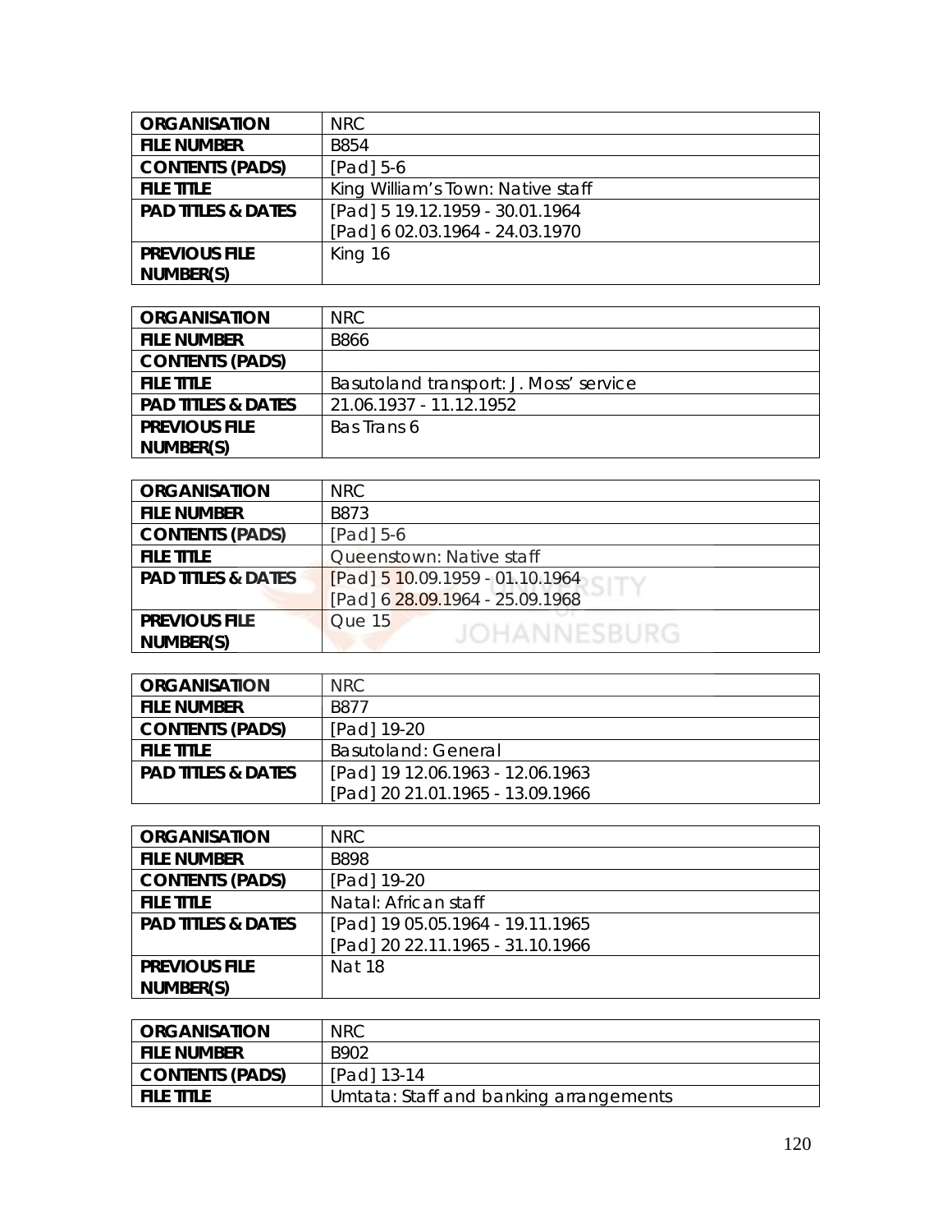| ORGANISATION | NRC |
| --- | --- |
| FILE NUMBER | B854 |
| CONTENTS (PADS) | [Pad] 5-6 |
| FILE TITLE | King William's Town: Native staff |
| PAD TITLES & DATES | [Pad] 5 19.12.1959 - 30.01.1964<br>[Pad] 6 02.03.1964 - 24.03.1970 |
| PREVIOUS FILE NUMBER(S) | King 16 |

| ORGANISATION | NRC |
| --- | --- |
| FILE NUMBER | B866 |
| CONTENTS (PADS) | |
| FILE TITLE | Basutoland transport: J. Moss' service |
| PAD TITLES & DATES | 21.06.1937 - 11.12.1952 |
| PREVIOUS FILE NUMBER(S) | Bas Trans 6 |

| ORGANISATION | NRC |
| --- | --- |
| FILE NUMBER | B873 |
| CONTENTS (PADS) | [Pad] 5-6 |
| FILE TITLE | Queenstown: Native staff |
| PAD TITLES & DATES | [Pad] 5 10.09.1959 - 01.10.1964<br>[Pad] 6 28.09.1964 - 25.09.1968 |
| PREVIOUS FILE NUMBER(S) | Que 15 |

| ORGANISATION | NRC |
| --- | --- |
| FILE NUMBER | B877 |
| CONTENTS (PADS) | [Pad] 19-20 |
| FILE TITLE | Basutoland: General |
| PAD TITLES & DATES | [Pad] 19 12.06.1963 - 12.06.1963<br>[Pad] 20 21.01.1965 - 13.09.1966 |

| ORGANISATION | NRC |
| --- | --- |
| FILE NUMBER | B898 |
| CONTENTS (PADS) | [Pad] 19-20 |
| FILE TITLE | Natal: African staff |
| PAD TITLES & DATES | [Pad] 19 05.05.1964 - 19.11.1965<br>[Pad] 20 22.11.1965 - 31.10.1966 |
| PREVIOUS FILE NUMBER(S) | Nat 18 |

| ORGANISATION | NRC |
| --- | --- |
| FILE NUMBER | B902 |
| CONTENTS (PADS) | [Pad] 13-14 |
| FILE TITLE | Umtata: Staff and banking arrangements |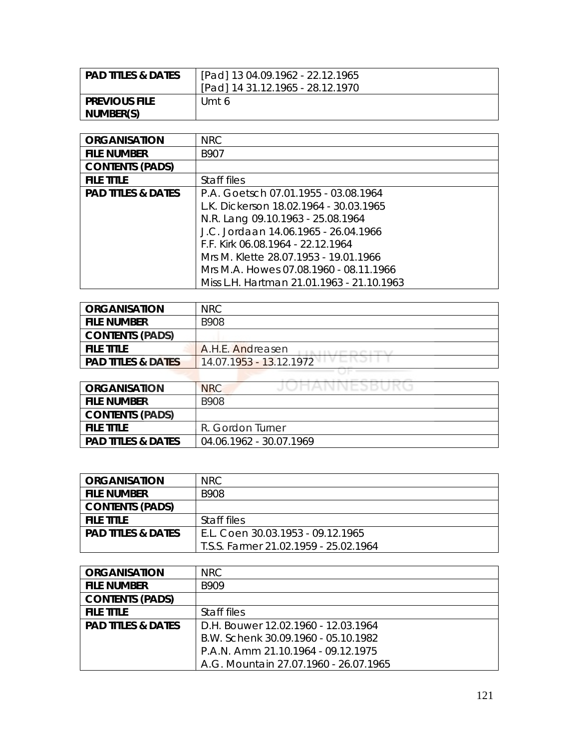| | |
|---|---|
| **PAD TITLES & DATES** | [Pad] 13 04.09.1962 - 22.12.1965<br>[Pad] 14 31.12.1965 - 28.12.1970 |
| **PREVIOUS FILE NUMBER(S)** | Umt 6 |

| | |
|---|---|
| **ORGANISATION** | NRC |
| **FILE NUMBER** | B907 |
| **CONTENTS (PADS)** | |
| **FILE TITLE** | Staff files |
| **PAD TITLES & DATES** | P.A. Goetsch 07.01.1955 - 03.08.1964<br>L.K. Dickerson 18.02.1964 - 30.03.1965<br>N.R. Lang 09.10.1963 - 25.08.1964<br>J.C. Jordaan 14.06.1965 - 26.04.1966<br>F.F. Kirk 06.08.1964 - 22.12.1964<br>Mrs M. Klette 28.07.1953 - 19.01.1966<br>Mrs M.A. Howes 07.08.1960 - 08.11.1966<br>Miss L.H. Hartman 21.01.1963 - 21.10.1963 |

| | |
|---|---|
| **ORGANISATION** | NRC |
| **FILE NUMBER** | B908 |
| **CONTENTS (PADS)** | |
| **FILE TITLE** | A.H.E. Andreasen |
| **PAD TITLES & DATES** | 14.07.1953 - 13.12.1972 |

| | |
|---|---|
| **ORGANISATION** | NRC |
| **FILE NUMBER** | B908 |
| **CONTENTS (PADS)** | |
| **FILE TITLE** | R. Gordon Turner |
| **PAD TITLES & DATES** | 04.06.1962 - 30.07.1969 |

| | |
|---|---|
| **ORGANISATION** | NRC |
| **FILE NUMBER** | B908 |
| **CONTENTS (PADS)** | |
| **FILE TITLE** | Staff files |
| **PAD TITLES & DATES** | E.L. Coen 30.03.1953 - 09.12.1965<br>T.S.S. Farmer 21.02.1959 - 25.02.1964 |

| | |
|---|---|
| **ORGANISATION** | NRC |
| **FILE NUMBER** | B909 |
| **CONTENTS (PADS)** | |
| **FILE TITLE** | Staff files |
| **PAD TITLES & DATES** | D.H. Bouwer 12.02.1960 - 12.03.1964<br>B.W. Schenk 30.09.1960 - 05.10.1982<br>P.A.N. Amm 21.10.1964 - 09.12.1975<br>A.G. Mountain 27.07.1960 - 26.07.1965 |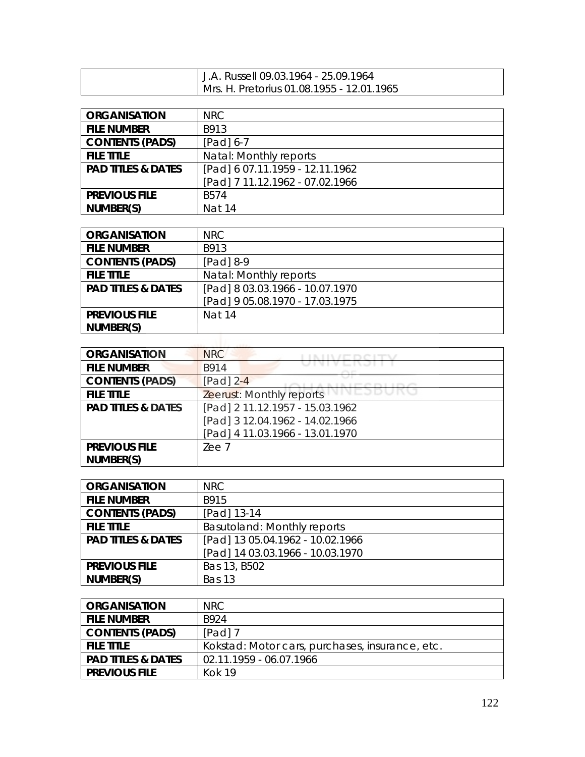| | |
|---|---|
| | J.A. Russell 09.03.1964 - 25.09.1964<br>Mrs. H. Pretorius 01.08.1955 - 12.01.1965 |

| | |
|---|---|
| **ORGANISATION** | NRC |
| **FILE NUMBER** | B913 |
| **CONTENTS (PADS)** | [Pad] 6-7 |
| **FILE TITLE** | Natal: Monthly reports |
| **PAD TITLES & DATES** | [Pad] 6 07.11.1959 - 12.11.1962<br>[Pad] 7 11.12.1962 - 07.02.1966 |
| **PREVIOUS FILE NUMBER(S)** | B574<br>Nat 14 |

| | |
|---|---|
| **ORGANISATION** | NRC |
| **FILE NUMBER** | B913 |
| **CONTENTS (PADS)** | [Pad] 8-9 |
| **FILE TITLE** | Natal: Monthly reports |
| **PAD TITLES & DATES** | [Pad] 8 03.03.1966 - 10.07.1970<br>[Pad] 9 05.08.1970 - 17.03.1975 |
| **PREVIOUS FILE NUMBER(S)** | Nat 14 |

| | |
|---|---|
| **ORGANISATION** | NRC |
| **FILE NUMBER** | B914 |
| **CONTENTS (PADS)** | [Pad] 2-4 |
| **FILE TITLE** | Zeerust: Monthly reports |
| **PAD TITLES & DATES** | [Pad] 2 11.12.1957 - 15.03.1962<br>[Pad] 3 12.04.1962 - 14.02.1966<br>[Pad] 4 11.03.1966 - 13.01.1970 |
| **PREVIOUS FILE NUMBER(S)** | Zee 7 |

| | |
|---|---|
| **ORGANISATION** | NRC |
| **FILE NUMBER** | B915 |
| **CONTENTS (PADS)** | [Pad] 13-14 |
| **FILE TITLE** | Basutoland: Monthly reports |
| **PAD TITLES & DATES** | [Pad] 13 05.04.1962 - 10.02.1966<br>[Pad] 14 03.03.1966 - 10.03.1970 |
| **PREVIOUS FILE NUMBER(S)** | Bas 13, B502<br>Bas 13 |

| | |
|---|---|
| **ORGANISATION** | NRC |
| **FILE NUMBER** | B924 |
| **CONTENTS (PADS)** | [Pad] 7 |
| **FILE TITLE** | Kokstad: Motor cars, purchases, insurance, etc. |
| **PAD TITLES & DATES** | 02.11.1959 - 06.07.1966 |
| **PREVIOUS FILE** | Kok 19 |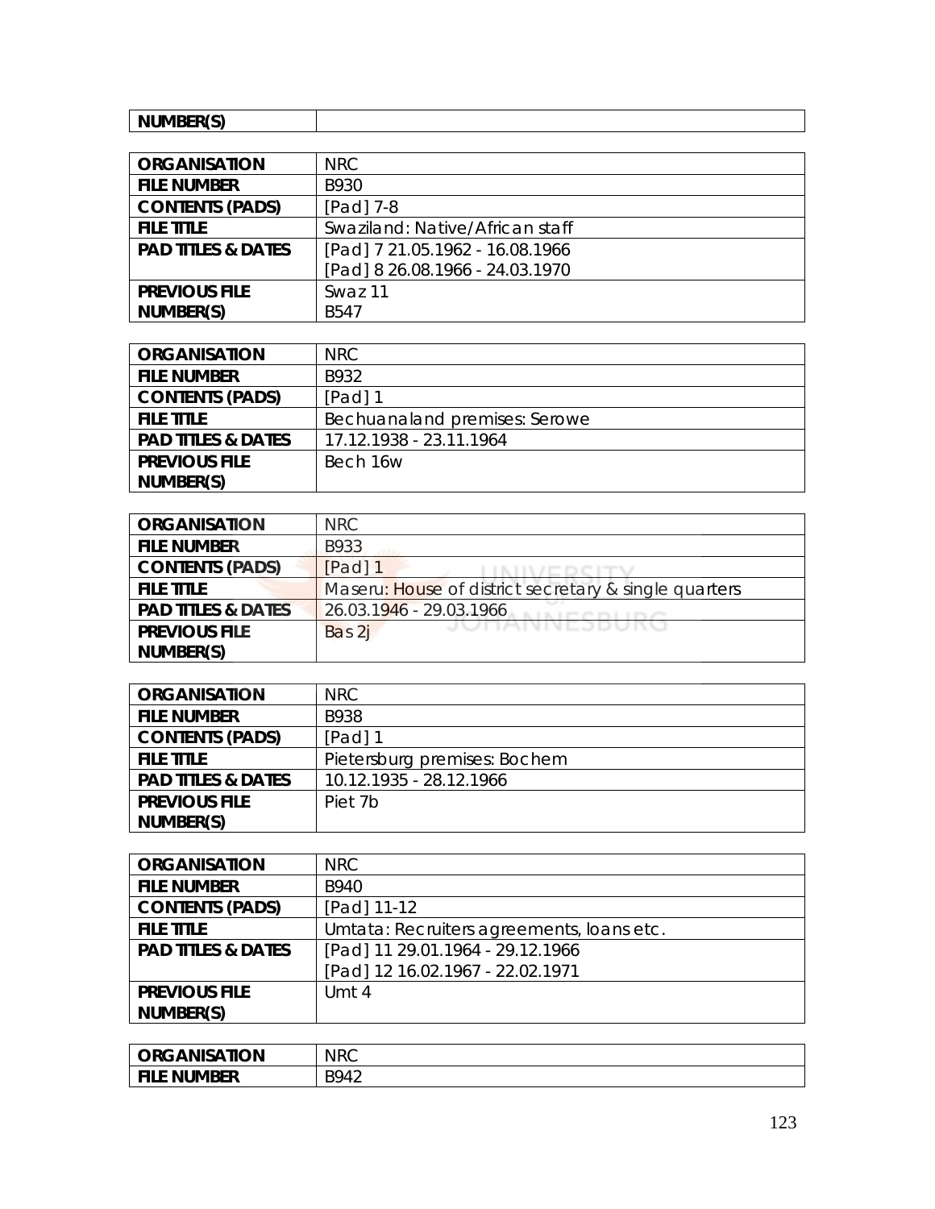| NUMBER(S) | |
|---|---|

| ORGANISATION | NRC |
|---|---|
| FILE NUMBER | B930 |
| CONTENTS (PADS) | [Pad] 7-8 |
| FILE TITLE | Swaziland: Native/African staff |
| PAD TITLES & DATES | [Pad] 7 21.05.1962 - 16.08.1966<br>[Pad] 8 26.08.1966 - 24.03.1970 |
| PREVIOUS FILE NUMBER(S) | Swaz 11<br>B547 |

| ORGANISATION | NRC |
|---|---|
| FILE NUMBER | B932 |
| CONTENTS (PADS) | [Pad] 1 |
| FILE TITLE | Bechuanaland premises: Serowe |
| PAD TITLES & DATES | 17.12.1938 - 23.11.1964 |
| PREVIOUS FILE NUMBER(S) | Bech 16w |

| ORGANISATION | NRC |
|---|---|
| FILE NUMBER | B933 |
| CONTENTS (PADS) | [Pad] 1 |
| FILE TITLE | Maseru: House of district secretary & single quarters |
| PAD TITLES & DATES | 26.03.1946 - 29.03.1966 |
| PREVIOUS FILE NUMBER(S) | Bas 2j |

| ORGANISATION | NRC |
|---|---|
| FILE NUMBER | B938 |
| CONTENTS (PADS) | [Pad] 1 |
| FILE TITLE | Pietersburg premises: Bochem |
| PAD TITLES & DATES | 10.12.1935 - 28.12.1966 |
| PREVIOUS FILE NUMBER(S) | Piet 7b |

| ORGANISATION | NRC |
|---|---|
| FILE NUMBER | B940 |
| CONTENTS (PADS) | [Pad] 11-12 |
| FILE TITLE | Umtata: Recruiters agreements, loans etc. |
| PAD TITLES & DATES | [Pad] 11 29.01.1964 - 29.12.1966<br>[Pad] 12 16.02.1967 - 22.02.1971 |
| PREVIOUS FILE NUMBER(S) | Umt 4 |

| ORGANISATION | NRC |
|---|---|
| FILE NUMBER | B942 |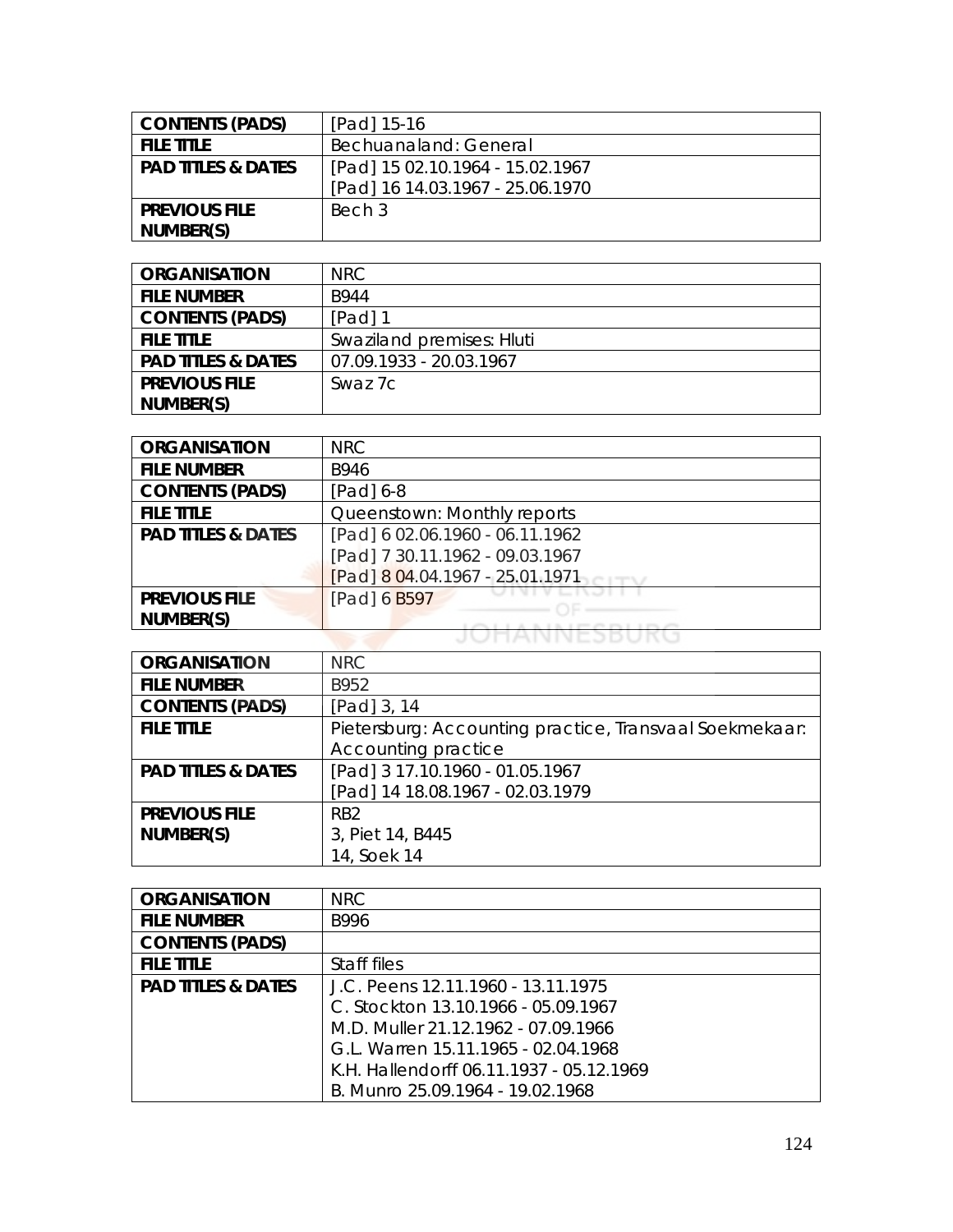| CONTENTS (PADS) | [Pad] 15-16 |
|---|---|
| FILE TITLE | Bechuanaland: General |
| PAD TITLES & DATES | [Pad] 15 02.10.1964 - 15.02.1967<br>[Pad] 16 14.03.1967 - 25.06.1970 |
| PREVIOUS FILE NUMBER(S) | Bech 3 |

| ORGANISATION | NRC |
|---|---|
| FILE NUMBER | B944 |
| CONTENTS (PADS) | [Pad] 1 |
| FILE TITLE | Swaziland premises: Hluti |
| PAD TITLES & DATES | 07.09.1933 - 20.03.1967 |
| PREVIOUS FILE NUMBER(S) | Swaz 7c |

| ORGANISATION | NRC |
|---|---|
| FILE NUMBER | B946 |
| CONTENTS (PADS) | [Pad] 6-8 |
| FILE TITLE | Queenstown: Monthly reports |
| PAD TITLES & DATES | [Pad] 6 02.06.1960 - 06.11.1962<br>[Pad] 7 30.11.1962 - 09.03.1967<br>[Pad] 8 04.04.1967 - 25.01.1971 |
| PREVIOUS FILE NUMBER(S) | [Pad] 6 B597 |

| ORGANISATION | NRC |
|---|---|
| FILE NUMBER | B952 |
| CONTENTS (PADS) | [Pad] 3, 14 |
| FILE TITLE | Pietersburg: Accounting practice, Transvaal Soekmekaar: Accounting practice |
| PAD TITLES & DATES | [Pad] 3 17.10.1960 - 01.05.1967<br>[Pad] 14 18.08.1967 - 02.03.1979 |
| PREVIOUS FILE NUMBER(S) | RB2<br>3, Piet 14, B445<br>14, Soek 14 |

| ORGANISATION | NRC |
|---|---|
| FILE NUMBER | B996 |
| CONTENTS (PADS) | |
| FILE TITLE | Staff files |
| PAD TITLES & DATES | J.C. Peens 12.11.1960 - 13.11.1975<br>C. Stockton 13.10.1966 - 05.09.1967<br>M.D. Muller 21.12.1962 - 07.09.1966<br>G.L. Warren 15.11.1965 - 02.04.1968<br>K.H. Hallendorff 06.11.1937 - 05.12.1969<br>B. Munro 25.09.1964 - 19.02.1968 |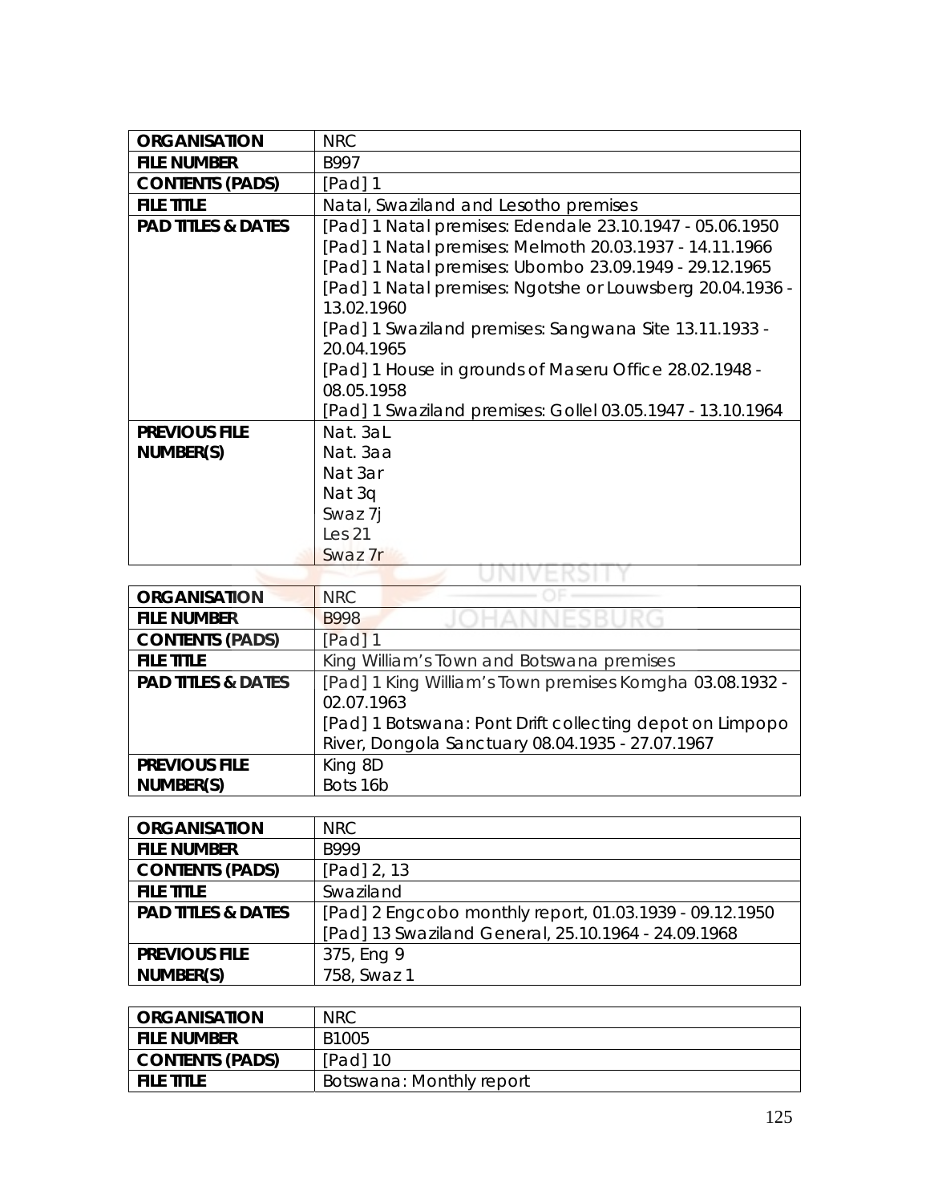| ORGANISATION | NRC |
|---|---|
| FILE NUMBER | B997 |
| CONTENTS (PADS) | [Pad] 1 |
| FILE TITLE | Natal, Swaziland and Lesotho premises |
| PAD TITLES & DATES | [Pad] 1 Natal premises: Edendale 23.10.1947 - 05.06.1950<br>[Pad] 1 Natal premises: Melmoth 20.03.1937 - 14.11.1966<br>[Pad] 1 Natal premises: Ubombo 23.09.1949 - 29.12.1965<br>[Pad] 1 Natal premises: Ngotshe or Louwsberg 20.04.1936 - 13.02.1960<br>[Pad] 1 Swaziland premises: Sangwana Site 13.11.1933 - 20.04.1965<br>[Pad] 1 House in grounds of Maseru Office 28.02.1948 - 08.05.1958<br>[Pad] 1 Swaziland premises: Gollel 03.05.1947 - 13.10.1964 |
| PREVIOUS FILE NUMBER(S) | Nat. 3aL<br>Nat. 3aa<br>Nat 3ar<br>Nat 3q<br>Swaz 7j<br>Les 21<br>Swaz 7r |

| ORGANISATION | NRC |
|---|---|
| FILE NUMBER | B998 |
| CONTENTS (PADS) | [Pad] 1 |
| FILE TITLE | King William's Town and Botswana premises |
| PAD TITLES & DATES | [Pad] 1 King William's Town premises Komgha 03.08.1932 - 02.07.1963<br>[Pad] 1 Botswana: Pont Drift collecting depot on Limpopo River, Dongola Sanctuary 08.04.1935 - 27.07.1967 |
| PREVIOUS FILE NUMBER(S) | King 8D<br>Bots 16b |

| ORGANISATION | NRC |
|---|---|
| FILE NUMBER | B999 |
| CONTENTS (PADS) | [Pad] 2, 13 |
| FILE TITLE | Swaziland |
| PAD TITLES & DATES | [Pad] 2 Engcobo monthly report, 01.03.1939 - 09.12.1950<br>[Pad] 13 Swaziland General, 25.10.1964 - 24.09.1968 |
| PREVIOUS FILE NUMBER(S) | 375, Eng 9<br>758, Swaz 1 |

| ORGANISATION | NRC |
|---|---|
| FILE NUMBER | B1005 |
| CONTENTS (PADS) | [Pad] 10 |
| FILE TITLE | Botswana: Monthly report |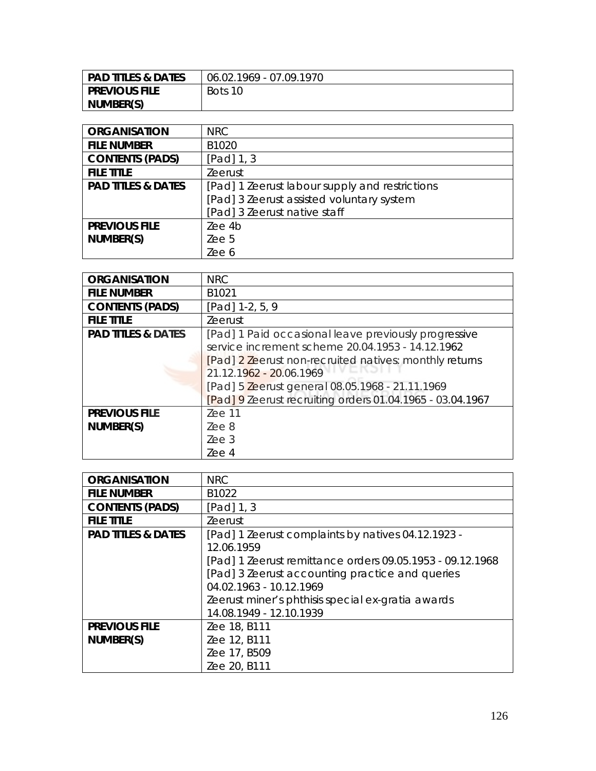| PAD TITLES & DATES | 06.02.1969 - 07.09.1970 |
|---|---|
| PREVIOUS FILE NUMBER(S) | Bots 10 |

| ORGANISATION | NRC |
|---|---|
| FILE NUMBER | B1020 |
| CONTENTS (PADS) | [Pad] 1, 3 |
| FILE TITLE | Zeerust |
| PAD TITLES & DATES | [Pad] 1 Zeerust labour supply and restrictions<br>[Pad] 3 Zeerust assisted voluntary system<br>[Pad] 3 Zeerust native staff |
| PREVIOUS FILE NUMBER(S) | Zee 4b<br>Zee 5<br>Zee 6 |

| ORGANISATION | NRC |
|---|---|
| FILE NUMBER | B1021 |
| CONTENTS (PADS) | [Pad] 1-2, 5, 9 |
| FILE TITLE | Zeerust |
| PAD TITLES & DATES | [Pad] 1 Paid occasional leave previously progressive service increment scheme 20.04.1953 - 14.12.1962<br>[Pad] 2 Zeerust non-recruited natives: monthly returns 21.12.1962 - 20.06.1969<br>[Pad] 5 Zeerust general 08.05.1968 - 21.11.1969<br>[Pad] 9 Zeerust recruiting orders 01.04.1965 - 03.04.1967 |
| PREVIOUS FILE NUMBER(S) | Zee 11<br>Zee 8<br>Zee 3<br>Zee 4 |

| ORGANISATION | NRC |
|---|---|
| FILE NUMBER | B1022 |
| CONTENTS (PADS) | [Pad] 1, 3 |
| FILE TITLE | Zeerust |
| PAD TITLES & DATES | [Pad] 1 Zeerust complaints by natives 04.12.1923 - 12.06.1959<br>[Pad] 1 Zeerust remittance orders 09.05.1953 - 09.12.1968<br>[Pad] 3 Zeerust accounting practice and queries 04.02.1963 - 10.12.1969<br>Zeerust miner's phthisis special ex-gratia awards 14.08.1949 - 12.10.1939 |
| PREVIOUS FILE NUMBER(S) | Zee 18, B111<br>Zee 12, B111<br>Zee 17, B509<br>Zee 20, B111 |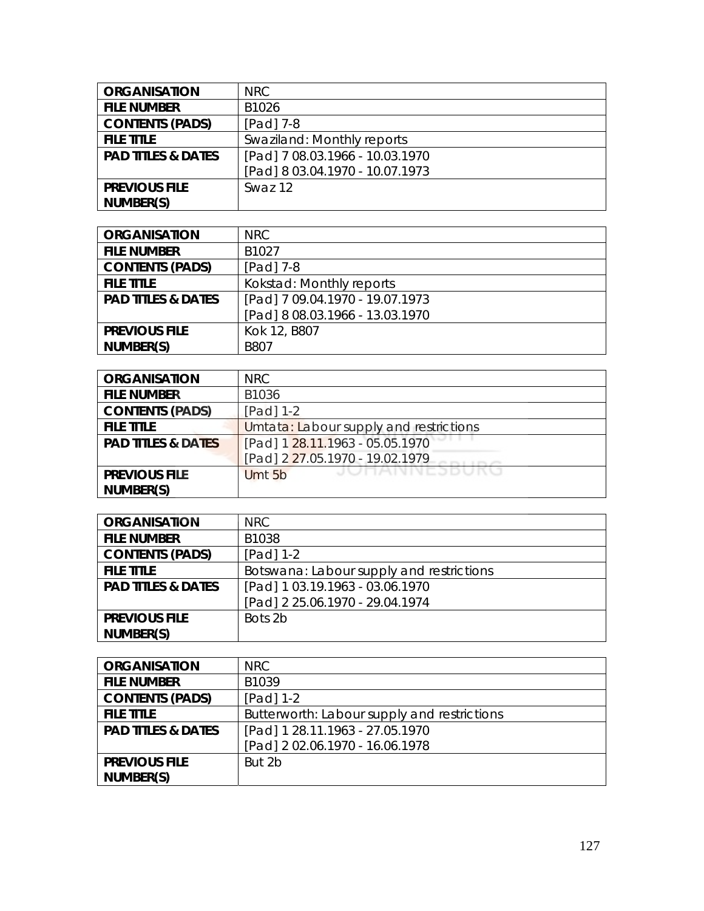| ORGANISATION | NRC |
|---|---|
| FILE NUMBER | B1026 |
| CONTENTS (PADS) | [Pad] 7-8 |
| FILE TITLE | Swaziland: Monthly reports |
| PAD TITLES & DATES | [Pad] 7 08.03.1966 - 10.03.1970<br>[Pad] 8 03.04.1970 - 10.07.1973 |
| PREVIOUS FILE NUMBER(S) | Swaz 12 |

| ORGANISATION | NRC |
|---|---|
| FILE NUMBER | B1027 |
| CONTENTS (PADS) | [Pad] 7-8 |
| FILE TITLE | Kokstad: Monthly reports |
| PAD TITLES & DATES | [Pad] 7 09.04.1970 - 19.07.1973<br>[Pad] 8 08.03.1966 - 13.03.1970 |
| PREVIOUS FILE NUMBER(S) | Kok 12, B807<br>B807 |

| ORGANISATION | NRC |
|---|---|
| FILE NUMBER | B1036 |
| CONTENTS (PADS) | [Pad] 1-2 |
| FILE TITLE | Umtata: Labour supply and restrictions |
| PAD TITLES & DATES | [Pad] 1 28.11.1963 - 05.05.1970<br>[Pad] 2 27.05.1970 - 19.02.1979 |
| PREVIOUS FILE NUMBER(S) | Umt 5b |

| ORGANISATION | NRC |
|---|---|
| FILE NUMBER | B1038 |
| CONTENTS (PADS) | [Pad] 1-2 |
| FILE TITLE | Botswana: Labour supply and restrictions |
| PAD TITLES & DATES | [Pad] 1 03.19.1963 - 03.06.1970<br>[Pad] 2 25.06.1970 - 29.04.1974 |
| PREVIOUS FILE NUMBER(S) | Bots 2b |

| ORGANISATION | NRC |
|---|---|
| FILE NUMBER | B1039 |
| CONTENTS (PADS) | [Pad] 1-2 |
| FILE TITLE | Butterworth: Labour supply and restrictions |
| PAD TITLES & DATES | [Pad] 1 28.11.1963 - 27.05.1970<br>[Pad] 2 02.06.1970 - 16.06.1978 |
| PREVIOUS FILE NUMBER(S) | But 2b |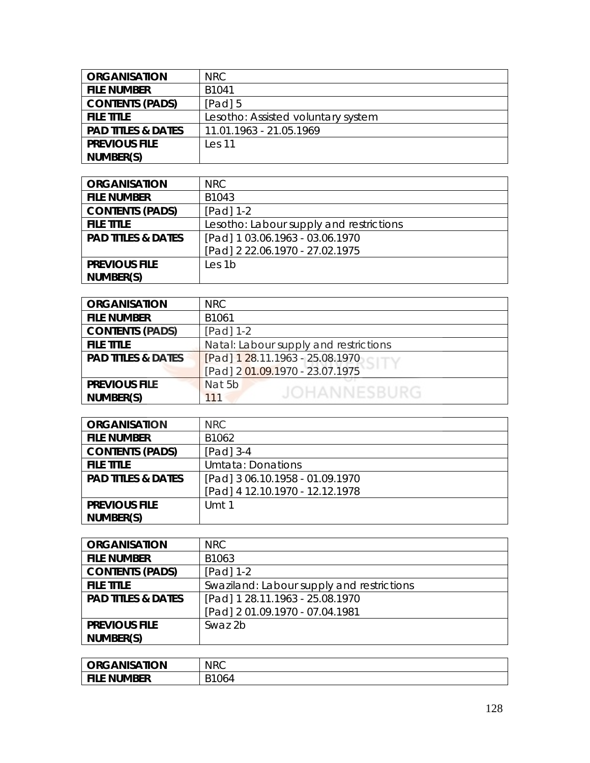| ORGANISATION | NRC |
|---|---|
| FILE NUMBER | B1041 |
| CONTENTS (PADS) | [Pad] 5 |
| FILE TITLE | Lesotho: Assisted voluntary system |
| PAD TITLES & DATES | 11.01.1963 - 21.05.1969 |
| PREVIOUS FILE NUMBER(S) | Les 11 |

| ORGANISATION | NRC |
|---|---|
| FILE NUMBER | B1043 |
| CONTENTS (PADS) | [Pad] 1-2 |
| FILE TITLE | Lesotho: Labour supply and restrictions |
| PAD TITLES & DATES | [Pad] 1 03.06.1963 - 03.06.1970<br>[Pad] 2 22.06.1970 - 27.02.1975 |
| PREVIOUS FILE NUMBER(S) | Les 1b |

| ORGANISATION | NRC |
|---|---|
| FILE NUMBER | B1061 |
| CONTENTS (PADS) | [Pad] 1-2 |
| FILE TITLE | Natal: Labour supply and restrictions |
| PAD TITLES & DATES | [Pad] 1 28.11.1963 - 25.08.1970<br>[Pad] 2 01.09.1970 - 23.07.1975 |
| PREVIOUS FILE NUMBER(S) | Nat 5b<br>111 |

| ORGANISATION | NRC |
|---|---|
| FILE NUMBER | B1062 |
| CONTENTS (PADS) | [Pad] 3-4 |
| FILE TITLE | Umtata: Donations |
| PAD TITLES & DATES | [Pad] 3 06.10.1958 - 01.09.1970<br>[Pad] 4 12.10.1970 - 12.12.1978 |
| PREVIOUS FILE NUMBER(S) | Umt 1 |

| ORGANISATION | NRC |
|---|---|
| FILE NUMBER | B1063 |
| CONTENTS (PADS) | [Pad] 1-2 |
| FILE TITLE | Swaziland: Labour supply and restrictions |
| PAD TITLES & DATES | [Pad] 1 28.11.1963 - 25.08.1970<br>[Pad] 2 01.09.1970 - 07.04.1981 |
| PREVIOUS FILE NUMBER(S) | Swaz 2b |

| ORGANISATION | NRC |
|---|---|
| FILE NUMBER | B1064 |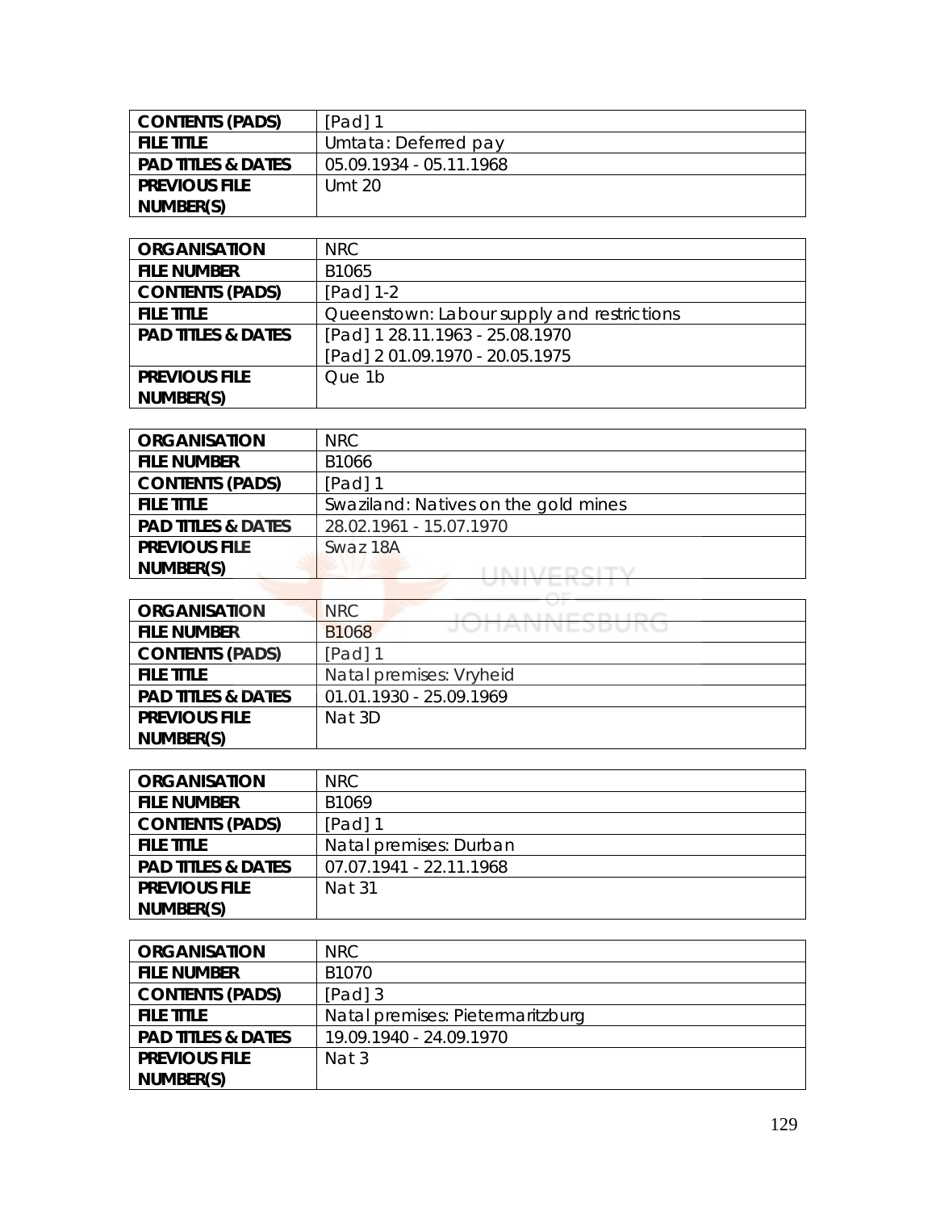| CONTENTS (PADS) | [Pad] 1 |
| --- | --- |
| FILE TITLE | Umtata: Deferred pay |
| PAD TITLES & DATES | 05.09.1934 - 05.11.1968 |
| PREVIOUS FILE NUMBER(S) | Umt 20 |

| ORGANISATION | NRC |
| --- | --- |
| FILE NUMBER | B1065 |
| CONTENTS (PADS) | [Pad] 1-2 |
| FILE TITLE | Queenstown: Labour supply and restrictions |
| PAD TITLES & DATES | [Pad] 1 28.11.1963 - 25.08.1970<br>[Pad] 2 01.09.1970 - 20.05.1975 |
| PREVIOUS FILE NUMBER(S) | Que 1b |

| ORGANISATION | NRC |
| --- | --- |
| FILE NUMBER | B1066 |
| CONTENTS (PADS) | [Pad] 1 |
| FILE TITLE | Swaziland: Natives on the gold mines |
| PAD TITLES & DATES | 28.02.1961 - 15.07.1970 |
| PREVIOUS FILE NUMBER(S) | Swaz 18A |

| ORGANISATION | NRC |
| --- | --- |
| FILE NUMBER | B1068 |
| CONTENTS (PADS) | [Pad] 1 |
| FILE TITLE | Natal premises: Vryheid |
| PAD TITLES & DATES | 01.01.1930 - 25.09.1969 |
| PREVIOUS FILE NUMBER(S) | Nat 3D |

| ORGANISATION | NRC |
| --- | --- |
| FILE NUMBER | B1069 |
| CONTENTS (PADS) | [Pad] 1 |
| FILE TITLE | Natal premises: Durban |
| PAD TITLES & DATES | 07.07.1941 - 22.11.1968 |
| PREVIOUS FILE NUMBER(S) | Nat 31 |

| ORGANISATION | NRC |
| --- | --- |
| FILE NUMBER | B1070 |
| CONTENTS (PADS) | [Pad] 3 |
| FILE TITLE | Natal premises: Pietermaritzburg |
| PAD TITLES & DATES | 19.09.1940 - 24.09.1970 |
| PREVIOUS FILE NUMBER(S) | Nat 3 |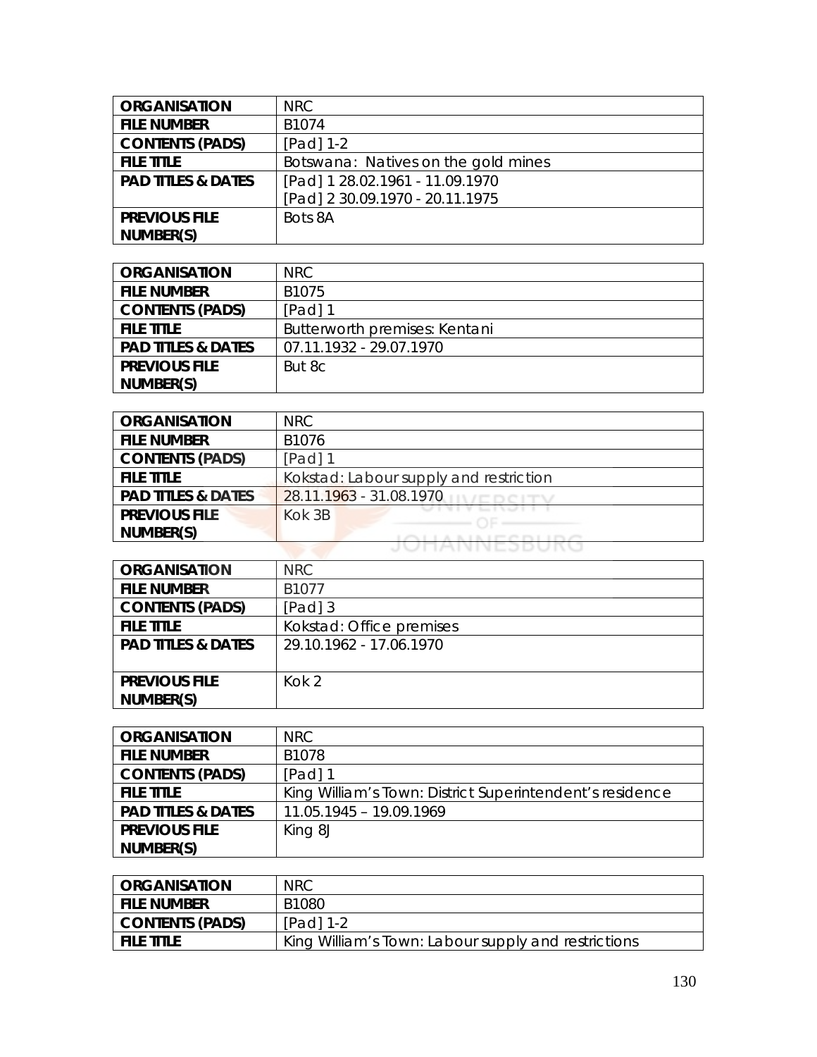| ORGANISATION | NRC |
|---|---|
| FILE NUMBER | B1074 |
| CONTENTS (PADS) | [Pad] 1-2 |
| FILE TITLE | Botswana: Natives on the gold mines |
| PAD TITLES & DATES | [Pad] 1 28.02.1961 - 11.09.1970<br>[Pad] 2 30.09.1970 - 20.11.1975 |
| PREVIOUS FILE NUMBER(S) | Bots 8A |

| ORGANISATION | NRC |
|---|---|
| FILE NUMBER | B1075 |
| CONTENTS (PADS) | [Pad] 1 |
| FILE TITLE | Butterworth premises: Kentani |
| PAD TITLES & DATES | 07.11.1932 - 29.07.1970 |
| PREVIOUS FILE NUMBER(S) | But 8c |

| ORGANISATION | NRC |
|---|---|
| FILE NUMBER | B1076 |
| CONTENTS (PADS) | [Pad] 1 |
| FILE TITLE | Kokstad: Labour supply and restriction |
| PAD TITLES & DATES | 28.11.1963 - 31.08.1970 |
| PREVIOUS FILE NUMBER(S) | Kok 3B |

| ORGANISATION | NRC |
|---|---|
| FILE NUMBER | B1077 |
| CONTENTS (PADS) | [Pad] 3 |
| FILE TITLE | Kokstad: Office premises |
| PAD TITLES & DATES | 29.10.1962 - 17.06.1970 |
| PREVIOUS FILE NUMBER(S) | Kok 2 |

| ORGANISATION | NRC |
|---|---|
| FILE NUMBER | B1078 |
| CONTENTS (PADS) | [Pad] 1 |
| FILE TITLE | King William's Town: District Superintendent's residence |
| PAD TITLES & DATES | 11.05.1945 – 19.09.1969 |
| PREVIOUS FILE NUMBER(S) | King 8J |

| ORGANISATION | NRC |
|---|---|
| FILE NUMBER | B1080 |
| CONTENTS (PADS) | [Pad] 1-2 |
| FILE TITLE | King William's Town: Labour supply and restrictions |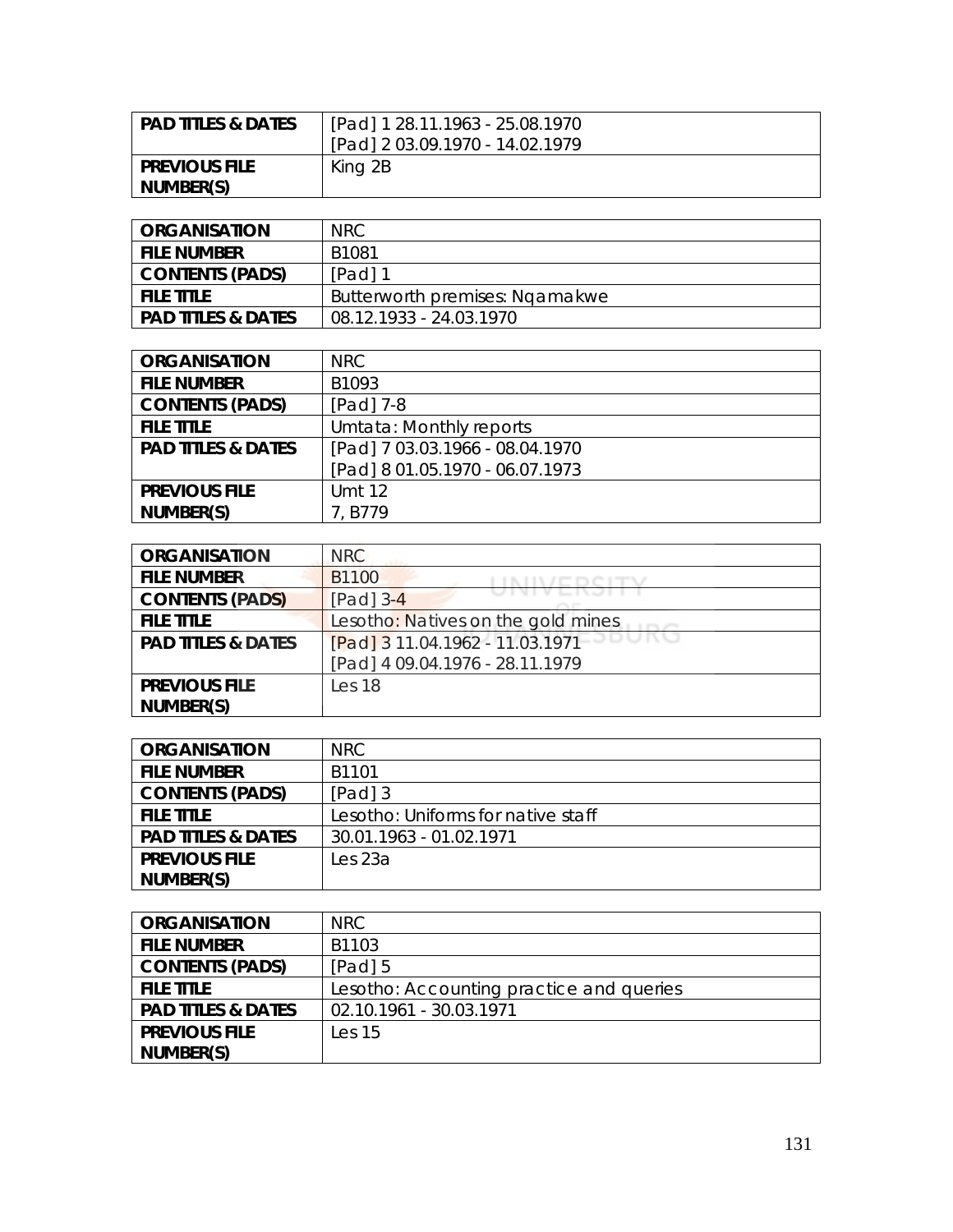| PAD TITLES & DATES | [Pad] 1 28.11.1963 - 25.08.1970<br>[Pad] 2 03.09.1970 - 14.02.1979 |
|---|---|
| PREVIOUS FILE NUMBER(S) | King 2B |

| ORGANISATION | NRC |
|---|---|
| FILE NUMBER | B1081 |
| CONTENTS (PADS) | [Pad] 1 |
| FILE TITLE | Butterworth premises: Nqamakwe |
| PAD TITLES & DATES | 08.12.1933 - 24.03.1970 |

| ORGANISATION | NRC |
|---|---|
| FILE NUMBER | B1093 |
| CONTENTS (PADS) | [Pad] 7-8 |
| FILE TITLE | Umtata: Monthly reports |
| PAD TITLES & DATES | [Pad] 7 03.03.1966 - 08.04.1970<br>[Pad] 8 01.05.1970 - 06.07.1973 |
| PREVIOUS FILE NUMBER(S) | Umt 12<br>7, B779 |

| ORGANISATION | NRC |
|---|---|
| FILE NUMBER | B1100 |
| CONTENTS (PADS) | [Pad] 3-4 |
| FILE TITLE | Lesotho: Natives on the gold mines |
| PAD TITLES & DATES | [Pad] 3 11.04.1962 - 11.03.1971<br>[Pad] 4 09.04.1976 - 28.11.1979 |
| PREVIOUS FILE NUMBER(S) | Les 18 |

| ORGANISATION | NRC |
|---|---|
| FILE NUMBER | B1101 |
| CONTENTS (PADS) | [Pad] 3 |
| FILE TITLE | Lesotho: Uniforms for native staff |
| PAD TITLES & DATES | 30.01.1963 - 01.02.1971 |
| PREVIOUS FILE NUMBER(S) | Les 23a |

| ORGANISATION | NRC |
|---|---|
| FILE NUMBER | B1103 |
| CONTENTS (PADS) | [Pad] 5 |
| FILE TITLE | Lesotho: Accounting practice and queries |
| PAD TITLES & DATES | 02.10.1961 - 30.03.1971 |
| PREVIOUS FILE NUMBER(S) | Les 15 |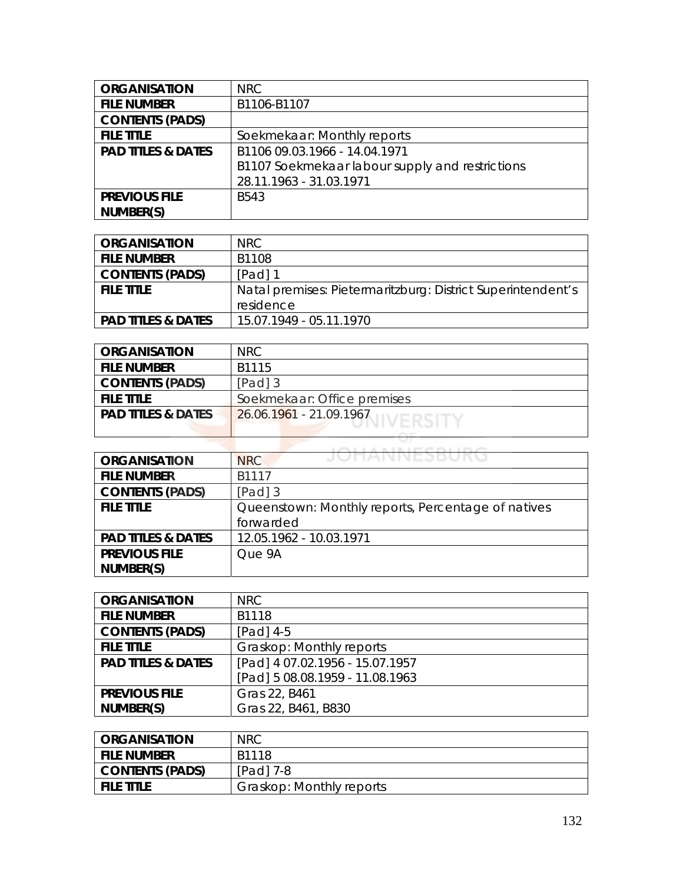| ORGANISATION | NRC |
| --- | --- |
| FILE NUMBER | B1106-B1107 |
| CONTENTS (PADS) | |
| FILE TITLE | Soekmekaar: Monthly reports |
| PAD TITLES & DATES | B1106 09.03.1966 - 14.04.1971<br>B1107 Soekmekaar labour supply and restrictions<br>28.11.1963 - 31.03.1971 |
| PREVIOUS FILE NUMBER(S) | B543 |

| ORGANISATION | NRC |
| --- | --- |
| FILE NUMBER | B1108 |
| CONTENTS (PADS) | [Pad] 1 |
| FILE TITLE | Natal premises: Pietermaritzburg: District Superintendent's residence |
| PAD TITLES & DATES | 15.07.1949 - 05.11.1970 |

| ORGANISATION | NRC |
| --- | --- |
| FILE NUMBER | B1115 |
| CONTENTS (PADS) | [Pad] 3 |
| FILE TITLE | Soekmekaar: Office premises |
| PAD TITLES & DATES | 26.06.1961 - 21.09.1967 |

| ORGANISATION | NRC |
| --- | --- |
| FILE NUMBER | B1117 |
| CONTENTS (PADS) | [Pad] 3 |
| FILE TITLE | Queenstown: Monthly reports, Percentage of natives forwarded |
| PAD TITLES & DATES | 12.05.1962 - 10.03.1971 |
| PREVIOUS FILE NUMBER(S) | Que 9A |

| ORGANISATION | NRC |
| --- | --- |
| FILE NUMBER | B1118 |
| CONTENTS (PADS) | [Pad] 4-5 |
| FILE TITLE | Graskop: Monthly reports |
| PAD TITLES & DATES | [Pad] 4 07.02.1956 - 15.07.1957<br>[Pad] 5 08.08.1959 - 11.08.1963 |
| PREVIOUS FILE NUMBER(S) | Gras 22, B461<br>Gras 22, B461, B830 |

| ORGANISATION | NRC |
| --- | --- |
| FILE NUMBER | B1118 |
| CONTENTS (PADS) | [Pad] 7-8 |
| FILE TITLE | Graskop: Monthly reports |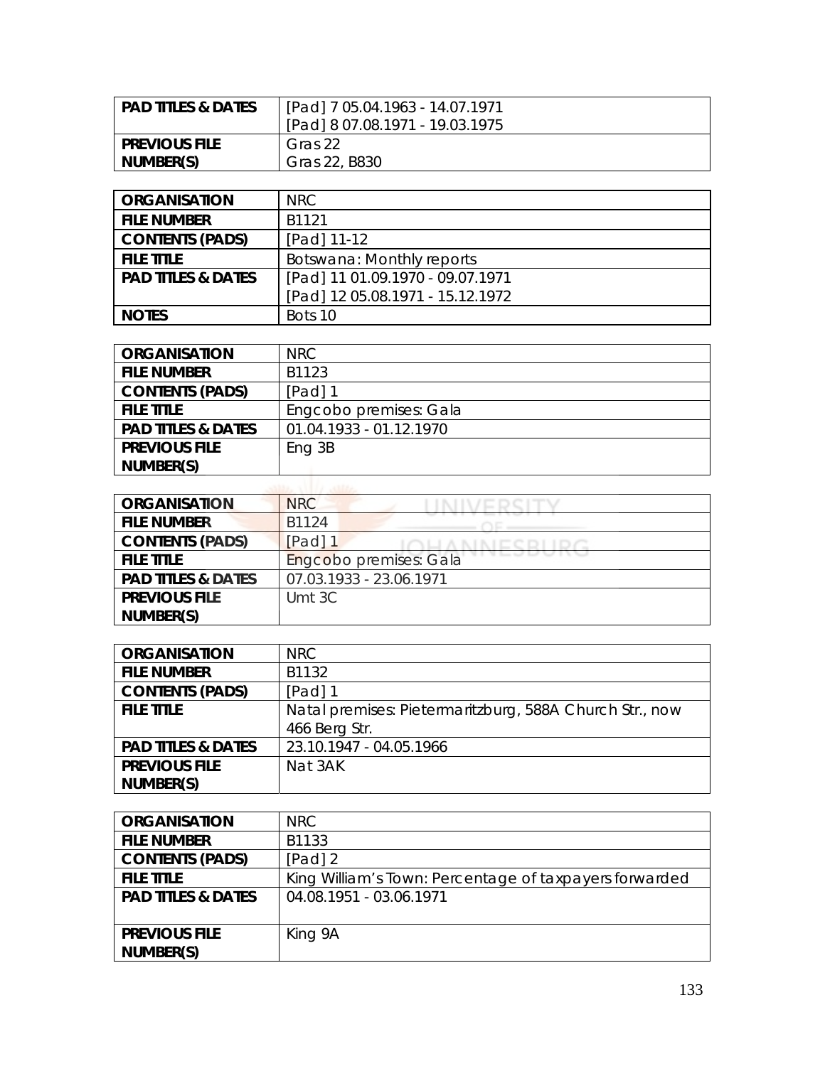| PAD TITLES & DATES | [Pad] 7 05.04.1963 - 14.07.1971<br>[Pad] 8 07.08.1971 - 19.03.1975 |
|---|---|
| PREVIOUS FILE NUMBER(S) | Gras 22<br>Gras 22, B830 |

| ORGANISATION | NRC |
|---|---|
| FILE NUMBER | B1121 |
| CONTENTS (PADS) | [Pad] 11-12 |
| FILE TITLE | Botswana: Monthly reports |
| PAD TITLES & DATES | [Pad] 11 01.09.1970 - 09.07.1971<br>[Pad] 12 05.08.1971 - 15.12.1972 |
| NOTES | Bots 10 |

| ORGANISATION | NRC |
|---|---|
| FILE NUMBER | B1123 |
| CONTENTS (PADS) | [Pad] 1 |
| FILE TITLE | Engcobo premises: Gala |
| PAD TITLES & DATES | 01.04.1933 - 01.12.1970 |
| PREVIOUS FILE NUMBER(S) | Eng 3B |

| ORGANISATION | NRC |
|---|---|
| FILE NUMBER | B1124 |
| CONTENTS (PADS) | [Pad] 1 |
| FILE TITLE | Engcobo premises: Gala |
| PAD TITLES & DATES | 07.03.1933 - 23.06.1971 |
| PREVIOUS FILE NUMBER(S) | Umt 3C |

| ORGANISATION | NRC |
|---|---|
| FILE NUMBER | B1132 |
| CONTENTS (PADS) | [Pad] 1 |
| FILE TITLE | Natal premises: Pietermaritzburg, 588A Church Str., now 466 Berg Str. |
| PAD TITLES & DATES | 23.10.1947 - 04.05.1966 |
| PREVIOUS FILE NUMBER(S) | Nat 3AK |

| ORGANISATION | NRC |
|---|---|
| FILE NUMBER | B1133 |
| CONTENTS (PADS) | [Pad] 2 |
| FILE TITLE | King William's Town: Percentage of taxpayers forwarded |
| PAD TITLES & DATES | 04.08.1951 - 03.06.1971 |
| PREVIOUS FILE NUMBER(S) | King 9A |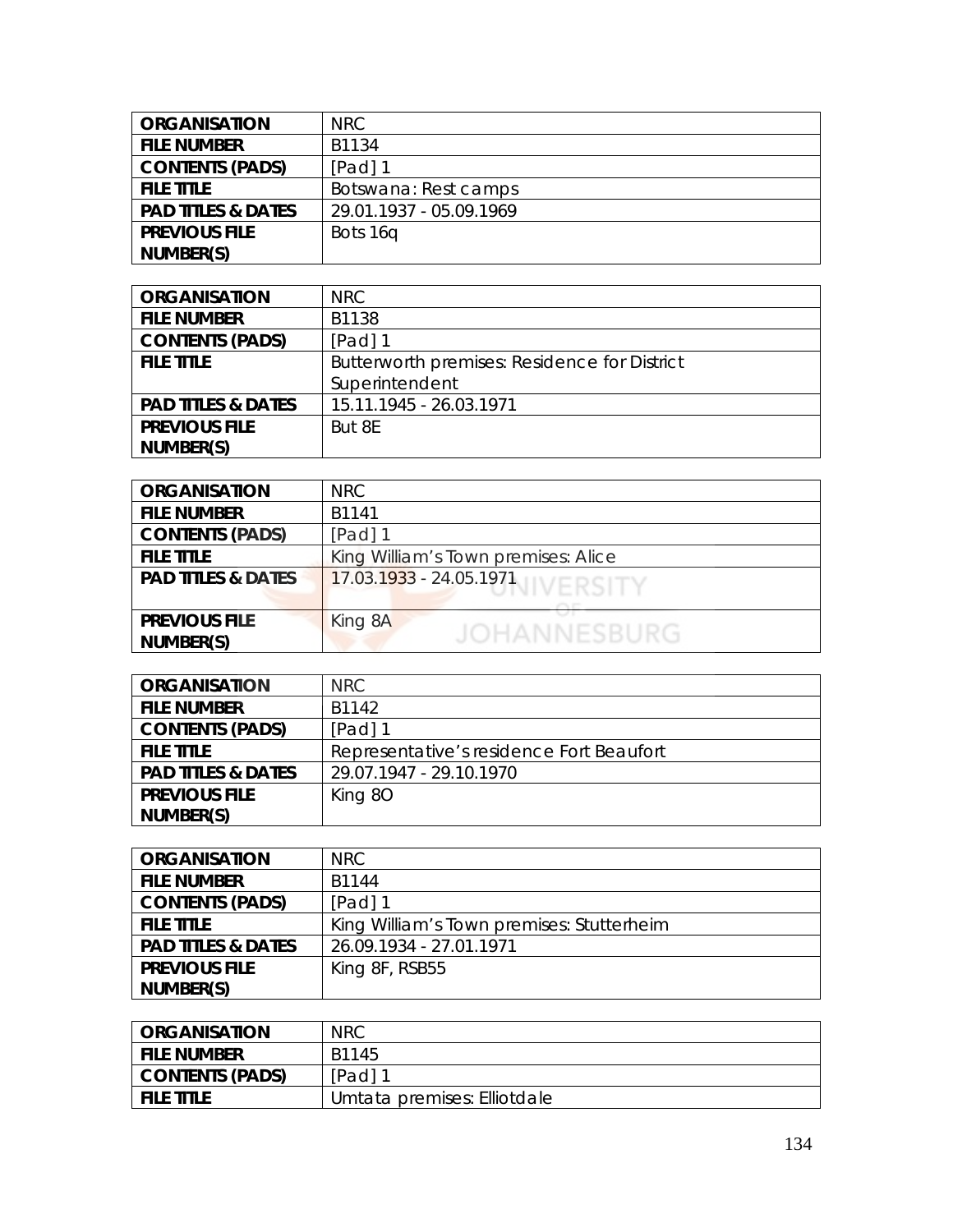| ORGANISATION | NRC |
|---|---|
| FILE NUMBER | B1134 |
| CONTENTS (PADS) | [Pad] 1 |
| FILE TITLE | Botswana: Rest camps |
| PAD TITLES & DATES | 29.01.1937 - 05.09.1969 |
| PREVIOUS FILE NUMBER(S) | Bots 16q |

| ORGANISATION | NRC |
|---|---|
| FILE NUMBER | B1138 |
| CONTENTS (PADS) | [Pad] 1 |
| FILE TITLE | Butterworth premises: Residence for District Superintendent |
| PAD TITLES & DATES | 15.11.1945 - 26.03.1971 |
| PREVIOUS FILE NUMBER(S) | But 8E |

| ORGANISATION | NRC |
|---|---|
| FILE NUMBER | B1141 |
| CONTENTS (PADS) | [Pad] 1 |
| FILE TITLE | King William's Town premises: Alice |
| PAD TITLES & DATES | 17.03.1933 - 24.05.1971 |
| PREVIOUS FILE NUMBER(S) | King 8A |

| ORGANISATION | NRC |
|---|---|
| FILE NUMBER | B1142 |
| CONTENTS (PADS) | [Pad] 1 |
| FILE TITLE | Representative's residence Fort Beaufort |
| PAD TITLES & DATES | 29.07.1947 - 29.10.1970 |
| PREVIOUS FILE NUMBER(S) | King 8O |

| ORGANISATION | NRC |
|---|---|
| FILE NUMBER | B1144 |
| CONTENTS (PADS) | [Pad] 1 |
| FILE TITLE | King William's Town premises: Stutterheim |
| PAD TITLES & DATES | 26.09.1934 - 27.01.1971 |
| PREVIOUS FILE NUMBER(S) | King 8F, RSB55 |

| ORGANISATION | NRC |
|---|---|
| FILE NUMBER | B1145 |
| CONTENTS (PADS) | [Pad] 1 |
| FILE TITLE | Umtata premises: Elliotdale |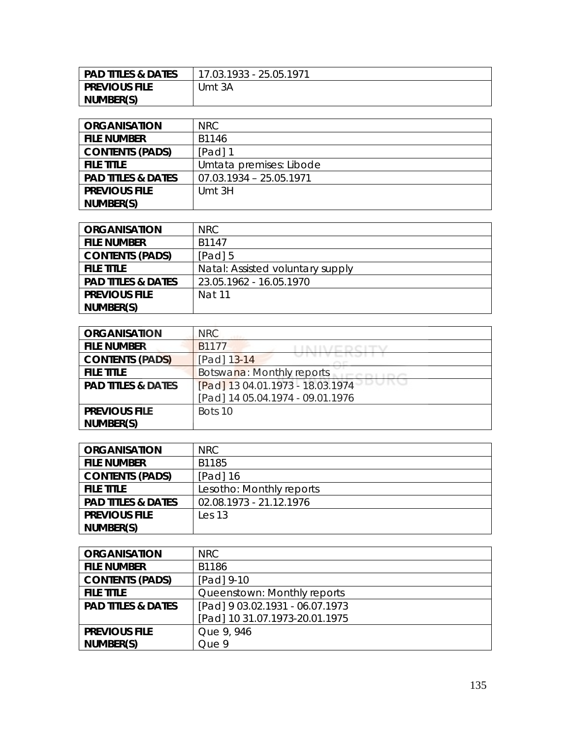| PAD TITLES & DATES | 17.03.1933 - 25.05.1971 |
|---|---|
| PREVIOUS FILE NUMBER(S) | Umt 3A |

| ORGANISATION | NRC |
|---|---|
| FILE NUMBER | B1146 |
| CONTENTS (PADS) | [Pad] 1 |
| FILE TITLE | Umtata premises: Libode |
| PAD TITLES & DATES | 07.03.1934 – 25.05.1971 |
| PREVIOUS FILE NUMBER(S) | Umt 3H |

| ORGANISATION | NRC |
|---|---|
| FILE NUMBER | B1147 |
| CONTENTS (PADS) | [Pad] 5 |
| FILE TITLE | Natal: Assisted voluntary supply |
| PAD TITLES & DATES | 23.05.1962 - 16.05.1970 |
| PREVIOUS FILE NUMBER(S) | Nat 11 |

| ORGANISATION | NRC |
|---|---|
| FILE NUMBER | B1177 |
| CONTENTS (PADS) | [Pad] 13-14 |
| FILE TITLE | Botswana: Monthly reports |
| PAD TITLES & DATES | [Pad] 13 04.01.1973 - 18.03.1974<br>[Pad] 14 05.04.1974 - 09.01.1976 |
| PREVIOUS FILE NUMBER(S) | Bots 10 |

| ORGANISATION | NRC |
|---|---|
| FILE NUMBER | B1185 |
| CONTENTS (PADS) | [Pad] 16 |
| FILE TITLE | Lesotho: Monthly reports |
| PAD TITLES & DATES | 02.08.1973 - 21.12.1976 |
| PREVIOUS FILE NUMBER(S) | Les 13 |

| ORGANISATION | NRC |
|---|---|
| FILE NUMBER | B1186 |
| CONTENTS (PADS) | [Pad] 9-10 |
| FILE TITLE | Queenstown: Monthly reports |
| PAD TITLES & DATES | [Pad] 9 03.02.1931 - 06.07.1973<br>[Pad] 10 31.07.1973-20.01.1975 |
| PREVIOUS FILE NUMBER(S) | Que 9, 946<br>Que 9 |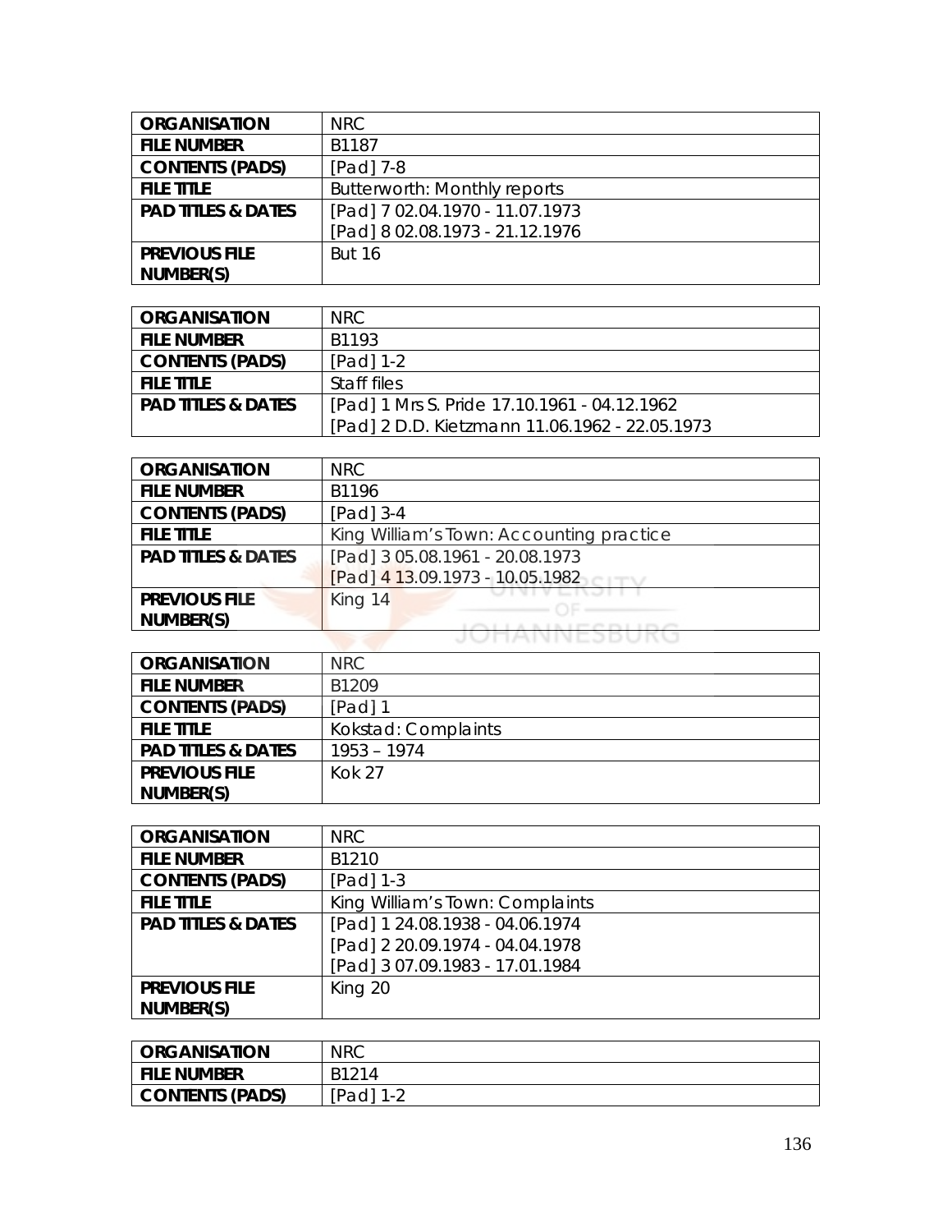| ORGANISATION | NRC |
|---|---|
| FILE NUMBER | B1187 |
| CONTENTS (PADS) | [Pad] 7-8 |
| FILE TITLE | Butterworth: Monthly reports |
| PAD TITLES & DATES | [Pad] 7 02.04.1970 - 11.07.1973<br>[Pad] 8 02.08.1973 - 21.12.1976 |
| PREVIOUS FILE NUMBER(S) | But 16 |

| ORGANISATION | NRC |
|---|---|
| FILE NUMBER | B1193 |
| CONTENTS (PADS) | [Pad] 1-2 |
| FILE TITLE | Staff files |
| PAD TITLES & DATES | [Pad] 1 Mrs S. Pride 17.10.1961 - 04.12.1962<br>[Pad] 2 D.D. Kietzmann 11.06.1962 - 22.05.1973 |

| ORGANISATION | NRC |
|---|---|
| FILE NUMBER | B1196 |
| CONTENTS (PADS) | [Pad] 3-4 |
| FILE TITLE | King William's Town: Accounting practice |
| PAD TITLES & DATES | [Pad] 3 05.08.1961 - 20.08.1973<br>[Pad] 4 13.09.1973 - 10.05.1982 |
| PREVIOUS FILE NUMBER(S) | King 14 |

| ORGANISATION | NRC |
|---|---|
| FILE NUMBER | B1209 |
| CONTENTS (PADS) | [Pad] 1 |
| FILE TITLE | Kokstad: Complaints |
| PAD TITLES & DATES | 1953 – 1974 |
| PREVIOUS FILE NUMBER(S) | Kok 27 |

| ORGANISATION | NRC |
|---|---|
| FILE NUMBER | B1210 |
| CONTENTS (PADS) | [Pad] 1-3 |
| FILE TITLE | King William's Town: Complaints |
| PAD TITLES & DATES | [Pad] 1 24.08.1938 - 04.06.1974<br>[Pad] 2 20.09.1974 - 04.04.1978<br>[Pad] 3 07.09.1983 - 17.01.1984 |
| PREVIOUS FILE NUMBER(S) | King 20 |

| ORGANISATION | NRC |
|---|---|
| FILE NUMBER | B1214 |
| CONTENTS (PADS) | [Pad] 1-2 |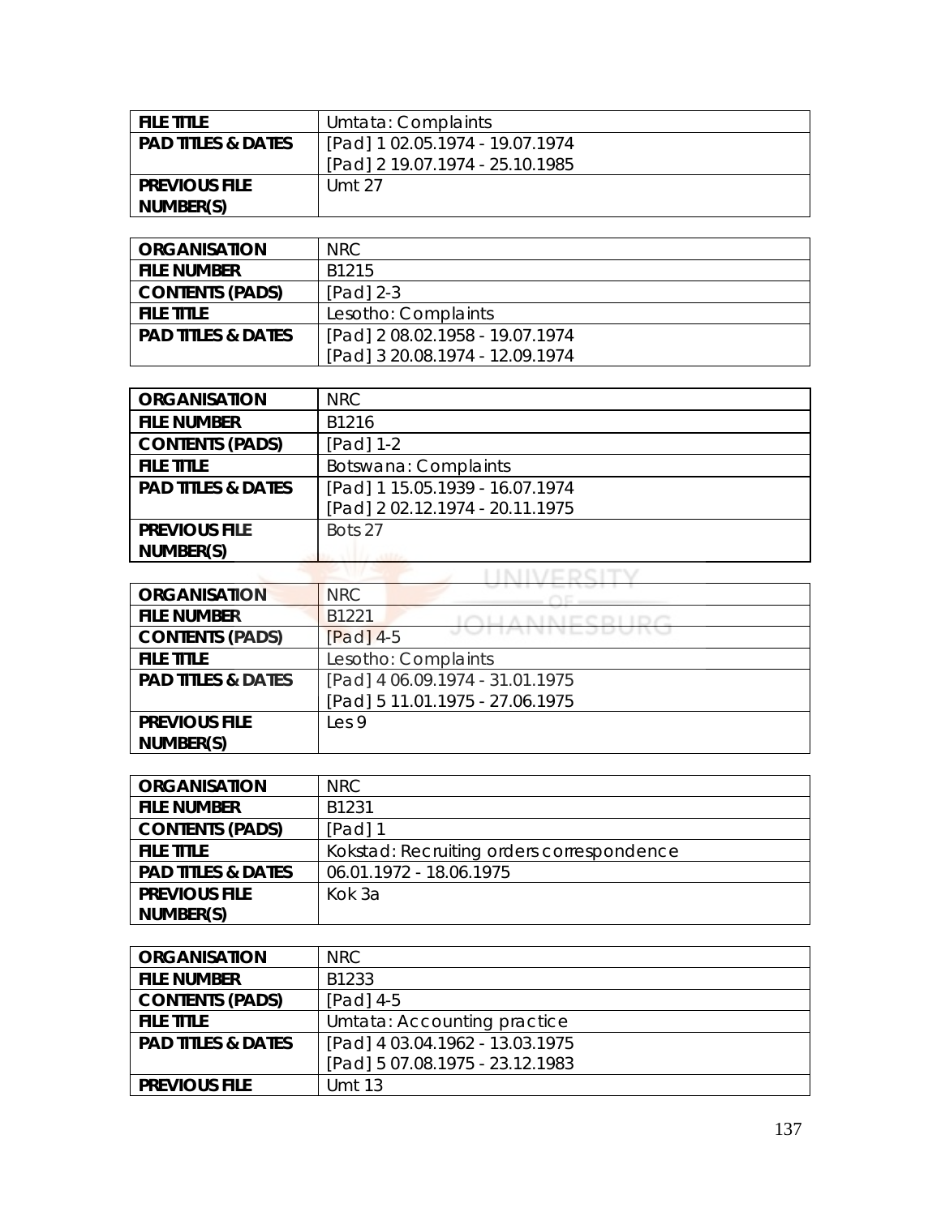| FILE TITLE | Umtata: Complaints |
|---|---|
| PAD TITLES & DATES | [Pad] 1 02.05.1974 - 19.07.1974<br>[Pad] 2 19.07.1974 - 25.10.1985 |
| PREVIOUS FILE NUMBER(S) | Umt 27 |

| ORGANISATION | NRC |
|---|---|
| FILE NUMBER | B1215 |
| CONTENTS (PADS) | [Pad] 2-3 |
| FILE TITLE | Lesotho: Complaints |
| PAD TITLES & DATES | [Pad] 2 08.02.1958 - 19.07.1974<br>[Pad] 3 20.08.1974 - 12.09.1974 |

| ORGANISATION | NRC |
|---|---|
| FILE NUMBER | B1216 |
| CONTENTS (PADS) | [Pad] 1-2 |
| FILE TITLE | Botswana: Complaints |
| PAD TITLES & DATES | [Pad] 1 15.05.1939 - 16.07.1974<br>[Pad] 2 02.12.1974 - 20.11.1975 |
| PREVIOUS FILE NUMBER(S) | Bots 27 |

| ORGANISATION | NRC |
|---|---|
| FILE NUMBER | B1221 |
| CONTENTS (PADS) | [Pad] 4-5 |
| FILE TITLE | Lesotho: Complaints |
| PAD TITLES & DATES | [Pad] 4 06.09.1974 - 31.01.1975<br>[Pad] 5 11.01.1975 - 27.06.1975 |
| PREVIOUS FILE NUMBER(S) | Les 9 |

| ORGANISATION | NRC |
|---|---|
| FILE NUMBER | B1231 |
| CONTENTS (PADS) | [Pad] 1 |
| FILE TITLE | Kokstad: Recruiting orders correspondence |
| PAD TITLES & DATES | 06.01.1972 - 18.06.1975 |
| PREVIOUS FILE NUMBER(S) | Kok 3a |

| ORGANISATION | NRC |
|---|---|
| FILE NUMBER | B1233 |
| CONTENTS (PADS) | [Pad] 4-5 |
| FILE TITLE | Umtata: Accounting practice |
| PAD TITLES & DATES | [Pad] 4 03.04.1962 - 13.03.1975<br>[Pad] 5 07.08.1975 - 23.12.1983 |
| PREVIOUS FILE | Umt 13 |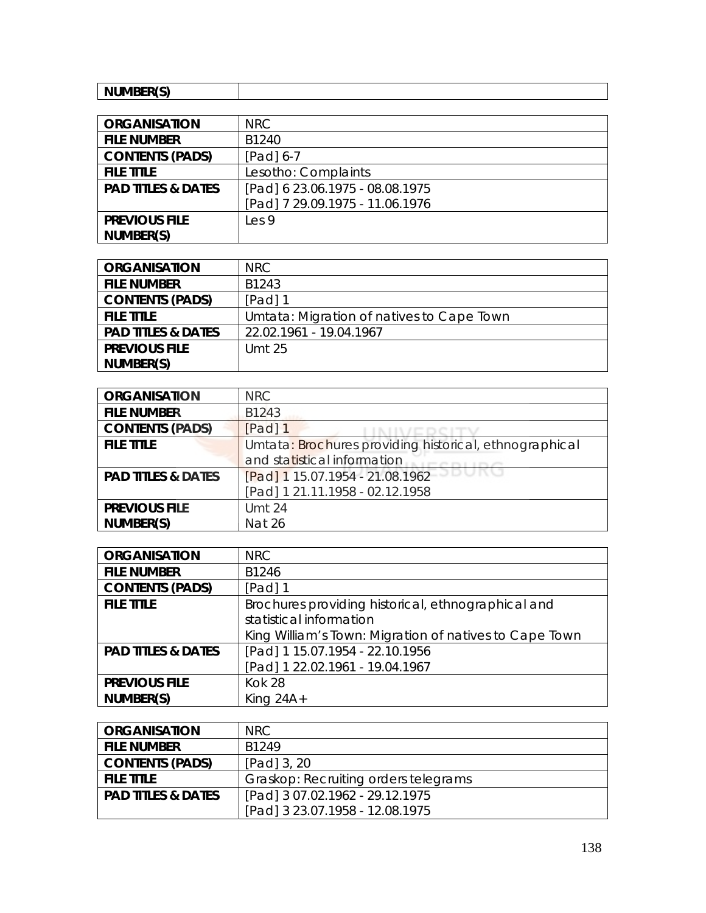| NUMBER(S) | |
|---|---|

| ORGANISATION | NRC |
|---|---|
| FILE NUMBER | B1240 |
| CONTENTS (PADS) | [Pad] 6-7 |
| FILE TITLE | Lesotho: Complaints |
| PAD TITLES & DATES | [Pad] 6 23.06.1975 - 08.08.1975<br>[Pad] 7 29.09.1975 - 11.06.1976 |
| PREVIOUS FILE NUMBER(S) | Les 9 |

| ORGANISATION | NRC |
|---|---|
| FILE NUMBER | B1243 |
| CONTENTS (PADS) | [Pad] 1 |
| FILE TITLE | Umtata: Migration of natives to Cape Town |
| PAD TITLES & DATES | 22.02.1961 - 19.04.1967 |
| PREVIOUS FILE NUMBER(S) | Umt 25 |

| ORGANISATION | NRC |
|---|---|
| FILE NUMBER | B1243 |
| CONTENTS (PADS) | [Pad] 1 |
| FILE TITLE | Umtata: Brochures providing historical, ethnographical and statistical information |
| PAD TITLES & DATES | [Pad] 1 15.07.1954 - 21.08.1962<br>[Pad] 1 21.11.1958 - 02.12.1958 |
| PREVIOUS FILE NUMBER(S) | Umt 24<br>Nat 26 |

| ORGANISATION | NRC |
|---|---|
| FILE NUMBER | B1246 |
| CONTENTS (PADS) | [Pad] 1 |
| FILE TITLE | Brochures providing historical, ethnographical and statistical information<br>King William's Town: Migration of natives to Cape Town |
| PAD TITLES & DATES | [Pad] 1 15.07.1954 - 22.10.1956<br>[Pad] 1 22.02.1961 - 19.04.1967 |
| PREVIOUS FILE NUMBER(S) | Kok 28<br>King 24A+ |

| ORGANISATION | NRC |
|---|---|
| FILE NUMBER | B1249 |
| CONTENTS (PADS) | [Pad] 3, 20 |
| FILE TITLE | Graskop: Recruiting orders telegrams |
| PAD TITLES & DATES | [Pad] 3 07.02.1962 - 29.12.1975<br>[Pad] 3 23.07.1958 - 12.08.1975 |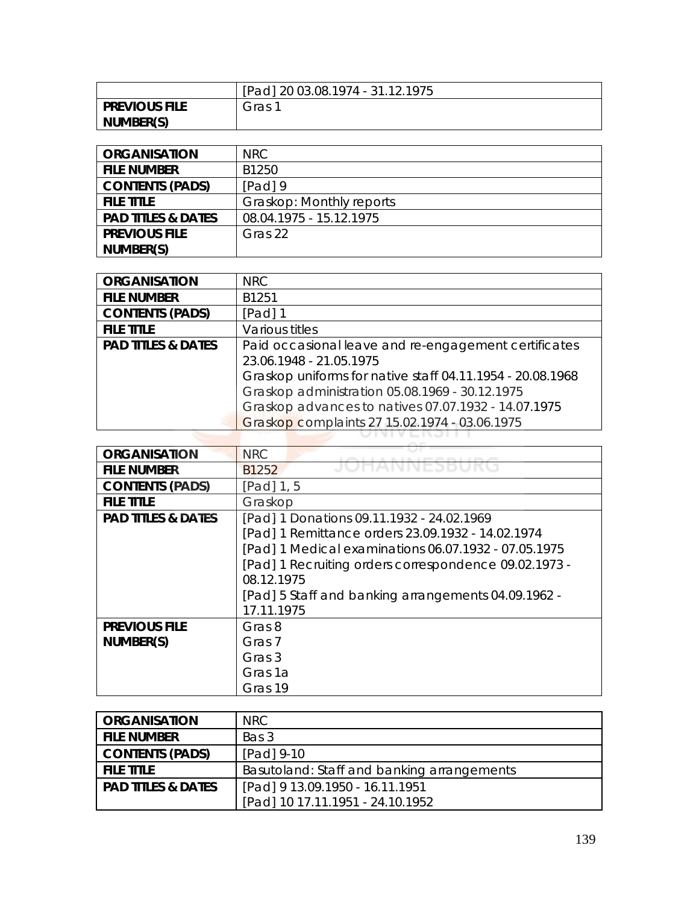| | [Pad] 20 03.08.1974 - 31.12.1975 |
|---|---|
| **PREVIOUS FILE NUMBER(S)** | Gras 1 |

| **ORGANISATION** | NRC |
|---|---|
| **FILE NUMBER** | B1250 |
| **CONTENTS (PADS)** | [Pad] 9 |
| **FILE TITLE** | Graskop: Monthly reports |
| **PAD TITLES & DATES** | 08.04.1975 - 15.12.1975 |
| **PREVIOUS FILE NUMBER(S)** | Gras 22 |

| **ORGANISATION** | NRC |
|---|---|
| **FILE NUMBER** | B1251 |
| **CONTENTS (PADS)** | [Pad] 1 |
| **FILE TITLE** | Various titles |
| **PAD TITLES & DATES** | Paid occasional leave and re-engagement certificates 23.06.1948 - 21.05.1975<br>Graskop uniforms for native staff 04.11.1954 - 20.08.1968<br>Graskop administration 05.08.1969 - 30.12.1975<br>Graskop advances to natives 07.07.1932 - 14.07.1975<br>Graskop complaints 27 15.02.1974 - 03.06.1975 |

| **ORGANISATION** | NRC |
|---|---|
| **FILE NUMBER** | B1252 |
| **CONTENTS (PADS)** | [Pad] 1, 5 |
| **FILE TITLE** | Graskop |
| **PAD TITLES & DATES** | [Pad] 1 Donations 09.11.1932 - 24.02.1969<br>[Pad] 1 Remittance orders 23.09.1932 - 14.02.1974<br>[Pad] 1 Medical examinations 06.07.1932 - 07.05.1975<br>[Pad] 1 Recruiting orders correspondence 09.02.1973 - 08.12.1975<br>[Pad] 5 Staff and banking arrangements 04.09.1962 - 17.11.1975 |
| **PREVIOUS FILE NUMBER(S)** | Gras 8<br>Gras 7<br>Gras 3<br>Gras 1a<br>Gras 19 |

| **ORGANISATION** | NRC |
|---|---|
| **FILE NUMBER** | Bas 3 |
| **CONTENTS (PADS)** | [Pad] 9-10 |
| **FILE TITLE** | Basutoland: Staff and banking arrangements |
| **PAD TITLES & DATES** | [Pad] 9 13.09.1950 - 16.11.1951<br>[Pad] 10 17.11.1951 - 24.10.1952 |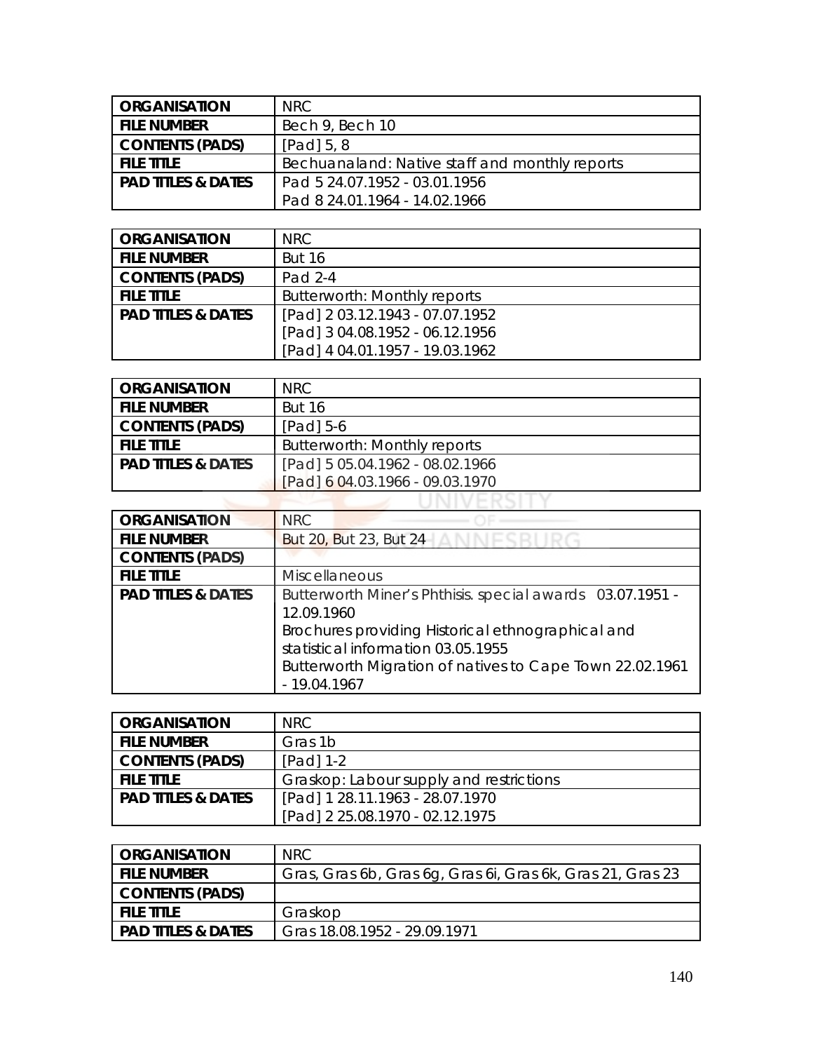| ORGANISATION | NRC |
|---|---|
| FILE NUMBER | Bech 9, Bech 10 |
| CONTENTS (PADS) | [Pad] 5, 8 |
| FILE TITLE | Bechuanaland: Native staff and monthly reports |
| PAD TITLES & DATES | Pad 5 24.07.1952 - 03.01.1956<br>Pad 8 24.01.1964 - 14.02.1966 |

| ORGANISATION | NRC |
|---|---|
| FILE NUMBER | But 16 |
| CONTENTS (PADS) | Pad 2-4 |
| FILE TITLE | Butterworth: Monthly reports |
| PAD TITLES & DATES | [Pad] 2 03.12.1943 - 07.07.1952<br>[Pad] 3 04.08.1952 - 06.12.1956<br>[Pad] 4 04.01.1957 - 19.03.1962 |

| ORGANISATION | NRC |
|---|---|
| FILE NUMBER | But 16 |
| CONTENTS (PADS) | [Pad] 5-6 |
| FILE TITLE | Butterworth: Monthly reports |
| PAD TITLES & DATES | [Pad] 5 05.04.1962 - 08.02.1966<br>[Pad] 6 04.03.1966 - 09.03.1970 |

| ORGANISATION | NRC |
|---|---|
| FILE NUMBER | But 20, But 23, But 24 |
| CONTENTS (PADS) | |
| FILE TITLE | Miscellaneous |
| PAD TITLES & DATES | Butterworth Miner's Phthisis. special awards 03.07.1951 - 12.09.1960<br>Brochures providing Historical ethnographical and statistical information 03.05.1955<br>Butterworth Migration of natives to Cape Town 22.02.1961 - 19.04.1967 |

| ORGANISATION | NRC |
|---|---|
| FILE NUMBER | Gras 1b |
| CONTENTS (PADS) | [Pad] 1-2 |
| FILE TITLE | Graskop: Labour supply and restrictions |
| PAD TITLES & DATES | [Pad] 1 28.11.1963 - 28.07.1970<br>[Pad] 2 25.08.1970 - 02.12.1975 |

| ORGANISATION | NRC |
|---|---|
| FILE NUMBER | Gras, Gras 6b, Gras 6g, Gras 6i, Gras 6k, Gras 21, Gras 23 |
| CONTENTS (PADS) | |
| FILE TITLE | Graskop |
| PAD TITLES & DATES | Gras 18.08.1952 - 29.09.1971 |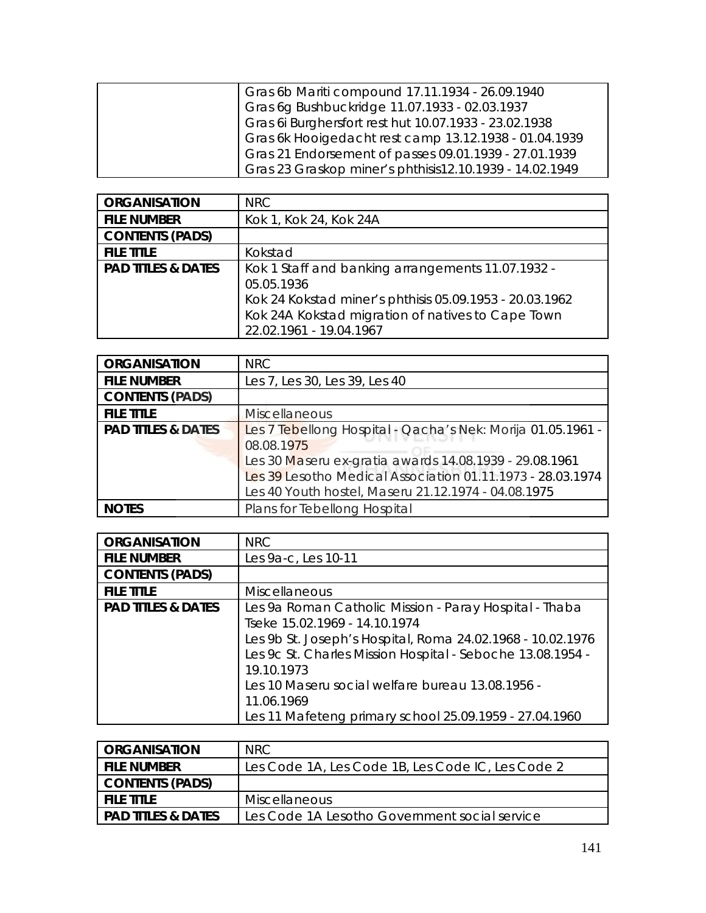| | |
|---|---|
| | Gras 6b Mariti compound 17.11.1934 - 26.09.1940<br>Gras 6g Bushbuckridge 11.07.1933 - 02.03.1937<br>Gras 6i Burghersfort rest hut 10.07.1933 - 23.02.1938<br>Gras 6k Hooigedacht rest camp 13.12.1938 - 01.04.1939<br>Gras 21 Endorsement of passes 09.01.1939 - 27.01.1939<br>Gras 23 Graskop miner's phthisis12.10.1939 - 14.02.1949 |

| | |
|---|---|
| **ORGANISATION** | NRC |
| **FILE NUMBER** | Kok 1, Kok 24, Kok 24A |
| **CONTENTS (PADS)** | |
| **FILE TITLE** | Kokstad |
| **PAD TITLES & DATES** | Kok 1 Staff and banking arrangements 11.07.1932 - 05.05.1936<br>Kok 24 Kokstad miner's phthisis 05.09.1953 - 20.03.1962<br>Kok 24A Kokstad migration of natives to Cape Town 22.02.1961 - 19.04.1967 |

| | |
|---|---|
| **ORGANISATION** | NRC |
| **FILE NUMBER** | Les 7, Les 30, Les 39, Les 40 |
| **CONTENTS (PADS)** | |
| **FILE TITLE** | Miscellaneous |
| **PAD TITLES & DATES** | Les 7 Tebellong Hospital - Qacha's Nek: Morija 01.05.1961 - 08.08.1975<br>Les 30 Maseru ex-gratia awards 14.08.1939 - 29.08.1961<br>Les 39 Lesotho Medical Association 01.11.1973 - 28.03.1974<br>Les 40 Youth hostel, Maseru 21.12.1974 - 04.08.1975 |
| **NOTES** | Plans for Tebellong Hospital |

| | |
|---|---|
| **ORGANISATION** | NRC |
| **FILE NUMBER** | Les 9a-c, Les 10-11 |
| **CONTENTS (PADS)** | |
| **FILE TITLE** | Miscellaneous |
| **PAD TITLES & DATES** | Les 9a Roman Catholic Mission - Paray Hospital - Thaba Tseke 15.02.1969 - 14.10.1974<br>Les 9b St. Joseph's Hospital, Roma 24.02.1968 - 10.02.1976<br>Les 9c St. Charles Mission Hospital - Seboche 13.08.1954 - 19.10.1973<br>Les 10 Maseru social welfare bureau 13.08.1956 - 11.06.1969<br>Les 11 Mafeteng primary school 25.09.1959 - 27.04.1960 |

| | |
|---|---|
| **ORGANISATION** | NRC |
| **FILE NUMBER** | Les Code 1A, Les Code 1B, Les Code IC, Les Code 2 |
| **CONTENTS (PADS)** | |
| **FILE TITLE** | Miscellaneous |
| **PAD TITLES & DATES** | Les Code 1A Lesotho Government social service |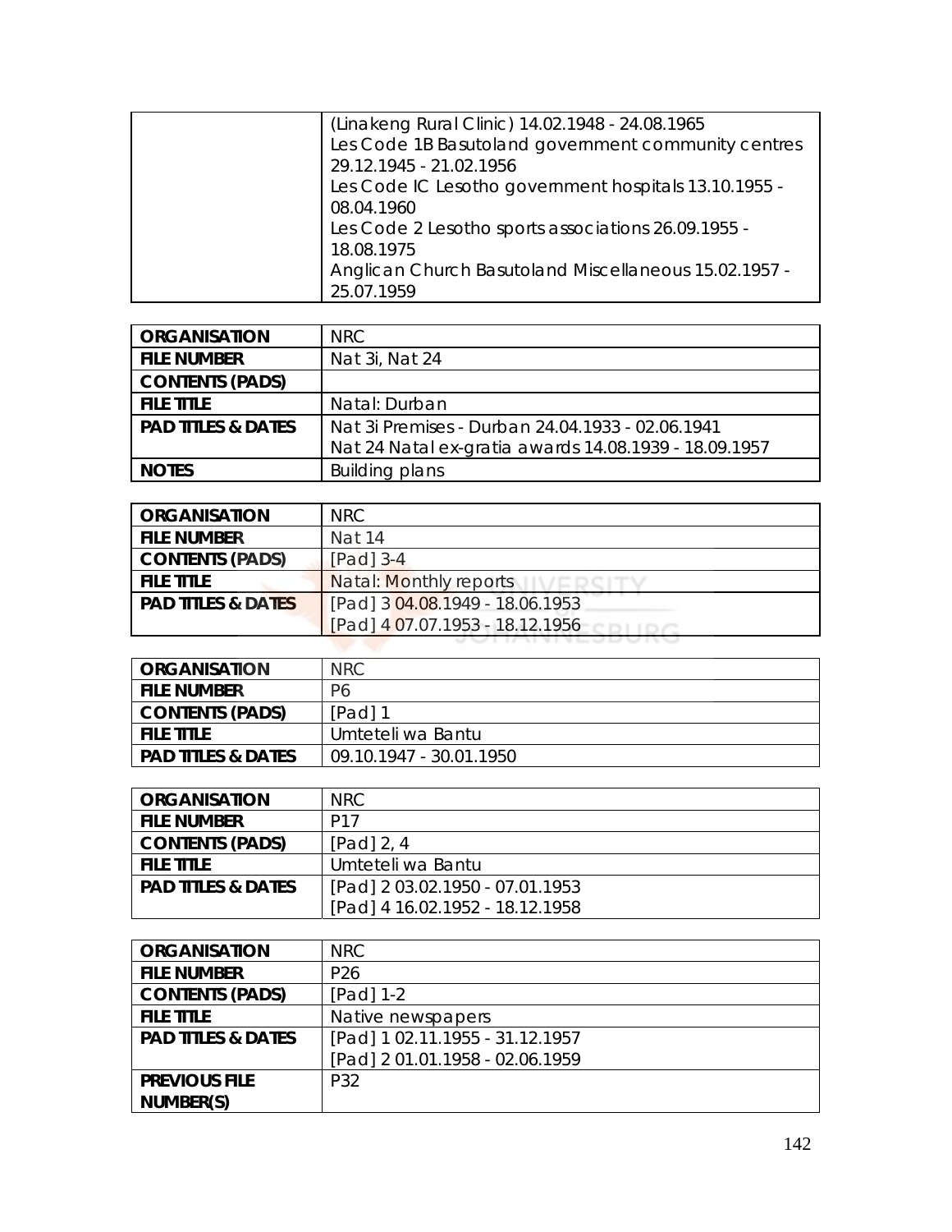| | |
|---|---|
| | (Linakeng Rural Clinic) 14.02.1948 - 24.08.1965<br>Les Code 1B Basutoland government community centres 29.12.1945 - 21.02.1956<br>Les Code IC Lesotho government hospitals 13.10.1955 - 08.04.1960<br>Les Code 2 Lesotho sports associations 26.09.1955 - 18.08.1975<br>Anglican Church Basutoland Miscellaneous 15.02.1957 - 25.07.1959 |

| | |
|---|---|
| **ORGANISATION** | NRC |
| **FILE NUMBER** | Nat 3i, Nat 24 |
| **CONTENTS (PADS)** | |
| **FILE TITLE** | Natal: Durban |
| **PAD TITLES & DATES** | Nat 3i Premises - Durban 24.04.1933 - 02.06.1941<br>Nat 24 Natal ex-gratia awards 14.08.1939 - 18.09.1957 |
| **NOTES** | Building plans |

| | |
|---|---|
| **ORGANISATION** | NRC |
| **FILE NUMBER** | Nat 14 |
| **CONTENTS (PADS)** | [Pad] 3-4 |
| **FILE TITLE** | Natal: Monthly reports |
| **PAD TITLES & DATES** | [Pad] 3 04.08.1949 - 18.06.1953<br>[Pad] 4 07.07.1953 - 18.12.1956 |

| | |
|---|---|
| **ORGANISATION** | NRC |
| **FILE NUMBER** | P6 |
| **CONTENTS (PADS)** | [Pad] 1 |
| **FILE TITLE** | Umteteli wa Bantu |
| **PAD TITLES & DATES** | 09.10.1947 - 30.01.1950 |

| | |
|---|---|
| **ORGANISATION** | NRC |
| **FILE NUMBER** | P17 |
| **CONTENTS (PADS)** | [Pad] 2, 4 |
| **FILE TITLE** | Umteteli wa Bantu |
| **PAD TITLES & DATES** | [Pad] 2 03.02.1950 - 07.01.1953<br>[Pad] 4 16.02.1952 - 18.12.1958 |

| | |
|---|---|
| **ORGANISATION** | NRC |
| **FILE NUMBER** | P26 |
| **CONTENTS (PADS)** | [Pad] 1-2 |
| **FILE TITLE** | Native newspapers |
| **PAD TITLES & DATES** | [Pad] 1 02.11.1955 - 31.12.1957<br>[Pad] 2 01.01.1958 - 02.06.1959 |
| **PREVIOUS FILE NUMBER(S)** | P32 |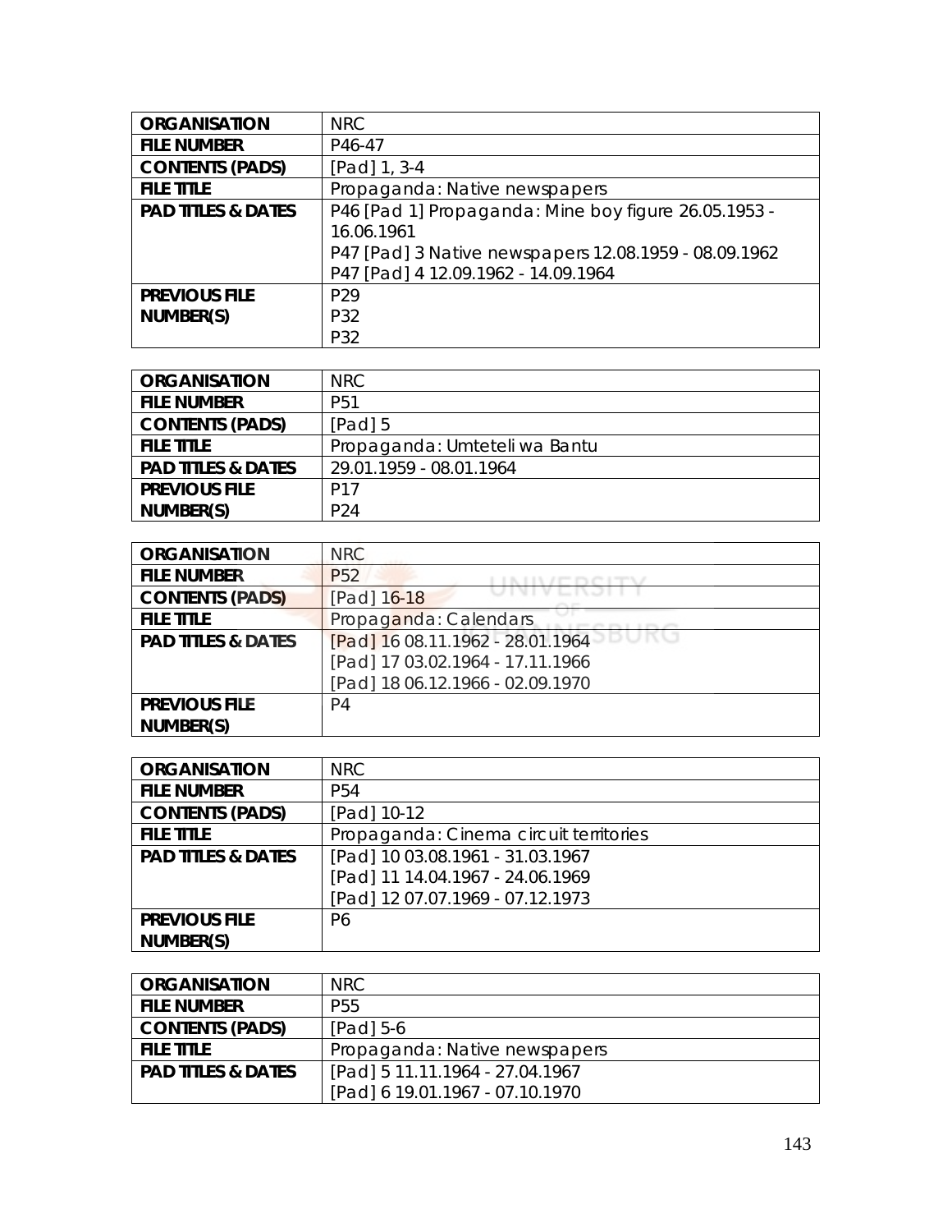| ORGANISATION | NRC |
|---|---|
| FILE NUMBER | P46-47 |
| CONTENTS (PADS) | [Pad] 1, 3-4 |
| FILE TITLE | Propaganda: Native newspapers |
| PAD TITLES & DATES | P46 [Pad 1] Propaganda: Mine boy figure 26.05.1953 - 16.06.1961<br>P47 [Pad] 3 Native newspapers 12.08.1959 - 08.09.1962<br>P47 [Pad] 4 12.09.1962 - 14.09.1964 |
| PREVIOUS FILE NUMBER(S) | P29<br>P32<br>P32 |

| ORGANISATION | NRC |
|---|---|
| FILE NUMBER | P51 |
| CONTENTS (PADS) | [Pad] 5 |
| FILE TITLE | Propaganda: Umteteli wa Bantu |
| PAD TITLES & DATES | 29.01.1959 - 08.01.1964 |
| PREVIOUS FILE NUMBER(S) | P17<br>P24 |

| ORGANISATION | NRC |
|---|---|
| FILE NUMBER | P52 |
| CONTENTS (PADS) | [Pad] 16-18 |
| FILE TITLE | Propaganda: Calendars |
| PAD TITLES & DATES | [Pad] 16 08.11.1962 - 28.01.1964<br>[Pad] 17 03.02.1964 - 17.11.1966<br>[Pad] 18 06.12.1966 - 02.09.1970 |
| PREVIOUS FILE NUMBER(S) | P4 |

| ORGANISATION | NRC |
|---|---|
| FILE NUMBER | P54 |
| CONTENTS (PADS) | [Pad] 10-12 |
| FILE TITLE | Propaganda: Cinema circuit territories |
| PAD TITLES & DATES | [Pad] 10 03.08.1961 - 31.03.1967<br>[Pad] 11 14.04.1967 - 24.06.1969<br>[Pad] 12 07.07.1969 - 07.12.1973 |
| PREVIOUS FILE NUMBER(S) | P6 |

| ORGANISATION | NRC |
|---|---|
| FILE NUMBER | P55 |
| CONTENTS (PADS) | [Pad] 5-6 |
| FILE TITLE | Propaganda: Native newspapers |
| PAD TITLES & DATES | [Pad] 5 11.11.1964 - 27.04.1967<br>[Pad] 6 19.01.1967 - 07.10.1970 |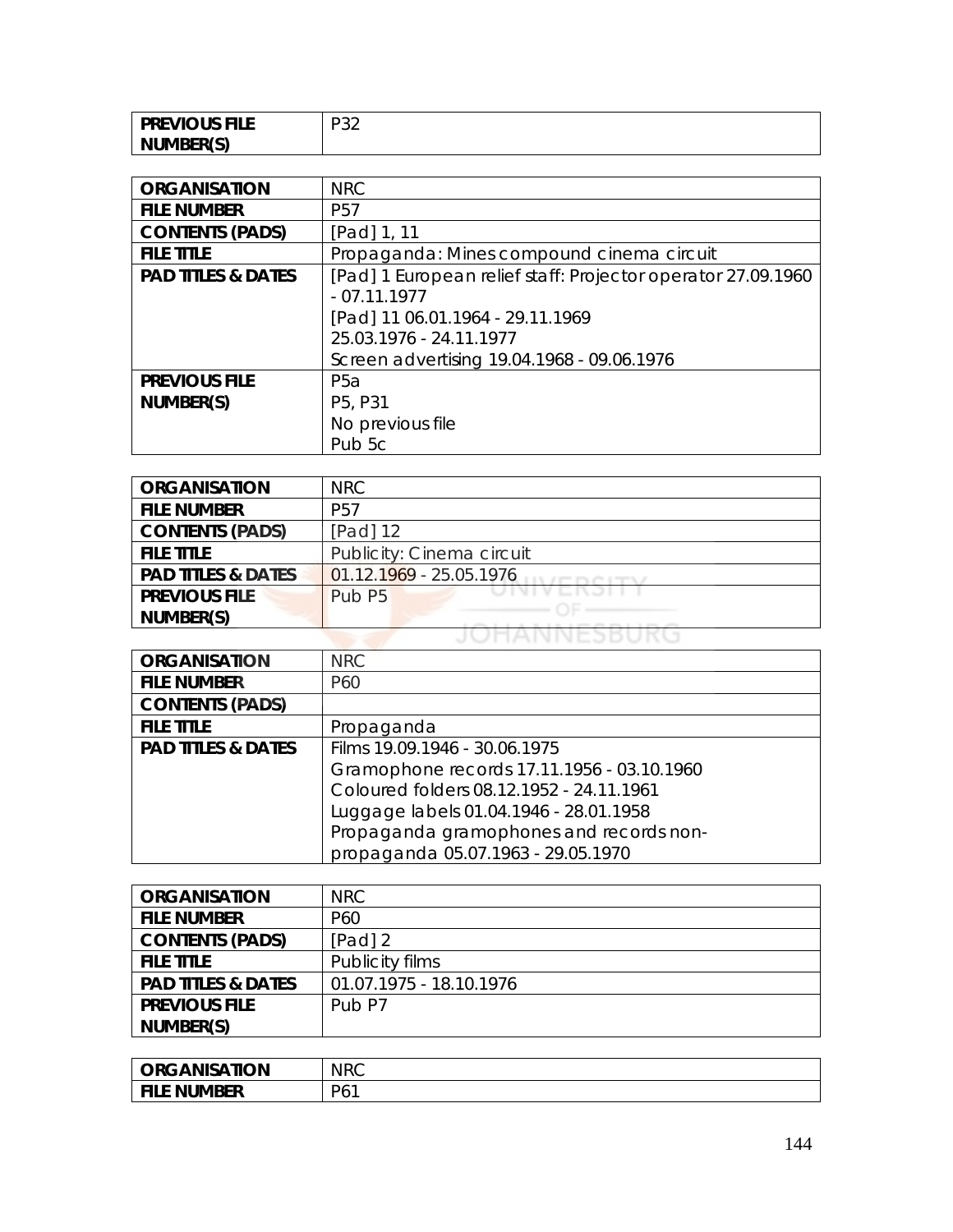| PREVIOUS FILE NUMBER(S) | P32 |
|---|---|

| ORGANISATION | NRC |
|---|---|
| FILE NUMBER | P57 |
| CONTENTS (PADS) | [Pad] 1, 11 |
| FILE TITLE | Propaganda: Mines compound cinema circuit |
| PAD TITLES & DATES | [Pad] 1 European relief staff: Projector operator 27.09.1960 - 07.11.1977<br>[Pad] 11 06.01.1964 - 29.11.1969<br>25.03.1976 - 24.11.1977<br>Screen advertising 19.04.1968 - 09.06.1976 |
| PREVIOUS FILE NUMBER(S) | P5a<br>P5, P31<br>No previous file<br>Pub 5c |

| ORGANISATION | NRC |
|---|---|
| FILE NUMBER | P57 |
| CONTENTS (PADS) | [Pad] 12 |
| FILE TITLE | Publicity: Cinema circuit |
| PAD TITLES & DATES | 01.12.1969 - 25.05.1976 |
| PREVIOUS FILE NUMBER(S) | Pub P5 |

| ORGANISATION | NRC |
|---|---|
| FILE NUMBER | P60 |
| CONTENTS (PADS) | |
| FILE TITLE | Propaganda |
| PAD TITLES & DATES | Films 19.09.1946 - 30.06.1975<br>Gramophone records 17.11.1956 - 03.10.1960<br>Coloured folders 08.12.1952 - 24.11.1961<br>Luggage labels 01.04.1946 - 28.01.1958<br>Propaganda gramophones and records non-propaganda 05.07.1963 - 29.05.1970 |

| ORGANISATION | NRC |
|---|---|
| FILE NUMBER | P60 |
| CONTENTS (PADS) | [Pad] 2 |
| FILE TITLE | Publicity films |
| PAD TITLES & DATES | 01.07.1975 - 18.10.1976 |
| PREVIOUS FILE NUMBER(S) | Pub P7 |

| ORGANISATION | NRC |
|---|---|
| FILE NUMBER | P61 |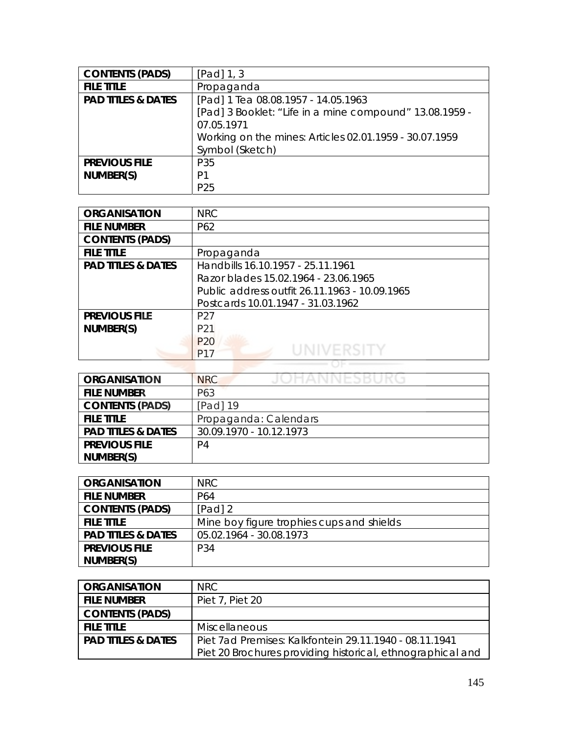| CONTENTS (PADS) | [Pad] 1, 3 |
|---|---|
| FILE TITLE | Propaganda |
| PAD TITLES & DATES | [Pad] 1 Tea 08.08.1957 - 14.05.1963<br>[Pad] 3 Booklet: "Life in a mine compound" 13.08.1959 - 07.05.1971<br>Working on the mines: Articles 02.01.1959 - 30.07.1959<br>Symbol (Sketch) |
| PREVIOUS FILE NUMBER(S) | P35<br>P1<br>P25 |

| ORGANISATION | NRC |
|---|---|
| FILE NUMBER | P62 |
| CONTENTS (PADS) | |
| FILE TITLE | Propaganda |
| PAD TITLES & DATES | Handbills 16.10.1957 - 25.11.1961<br>Razor blades 15.02.1964 - 23.06.1965<br>Public address outfit 26.11.1963 - 10.09.1965<br>Postcards 10.01.1947 - 31.03.1962 |
| PREVIOUS FILE NUMBER(S) | P27<br>P21<br>P20<br>P17 |

| ORGANISATION | NRC |
|---|---|
| FILE NUMBER | P63 |
| CONTENTS (PADS) | [Pad] 19 |
| FILE TITLE | Propaganda: Calendars |
| PAD TITLES & DATES | 30.09.1970 - 10.12.1973 |
| PREVIOUS FILE NUMBER(S) | P4 |

| ORGANISATION | NRC |
|---|---|
| FILE NUMBER | P64 |
| CONTENTS (PADS) | [Pad] 2 |
| FILE TITLE | Mine boy figure trophies cups and shields |
| PAD TITLES & DATES | 05.02.1964 - 30.08.1973 |
| PREVIOUS FILE NUMBER(S) | P34 |

| ORGANISATION | NRC |
|---|---|
| FILE NUMBER | Piet 7, Piet 20 |
| CONTENTS (PADS) | |
| FILE TITLE | Miscellaneous |
| PAD TITLES & DATES | Piet 7ad Premises: Kalkfontein 29.11.1940 - 08.11.1941<br>Piet 20 Brochures providing historical, ethnographical and |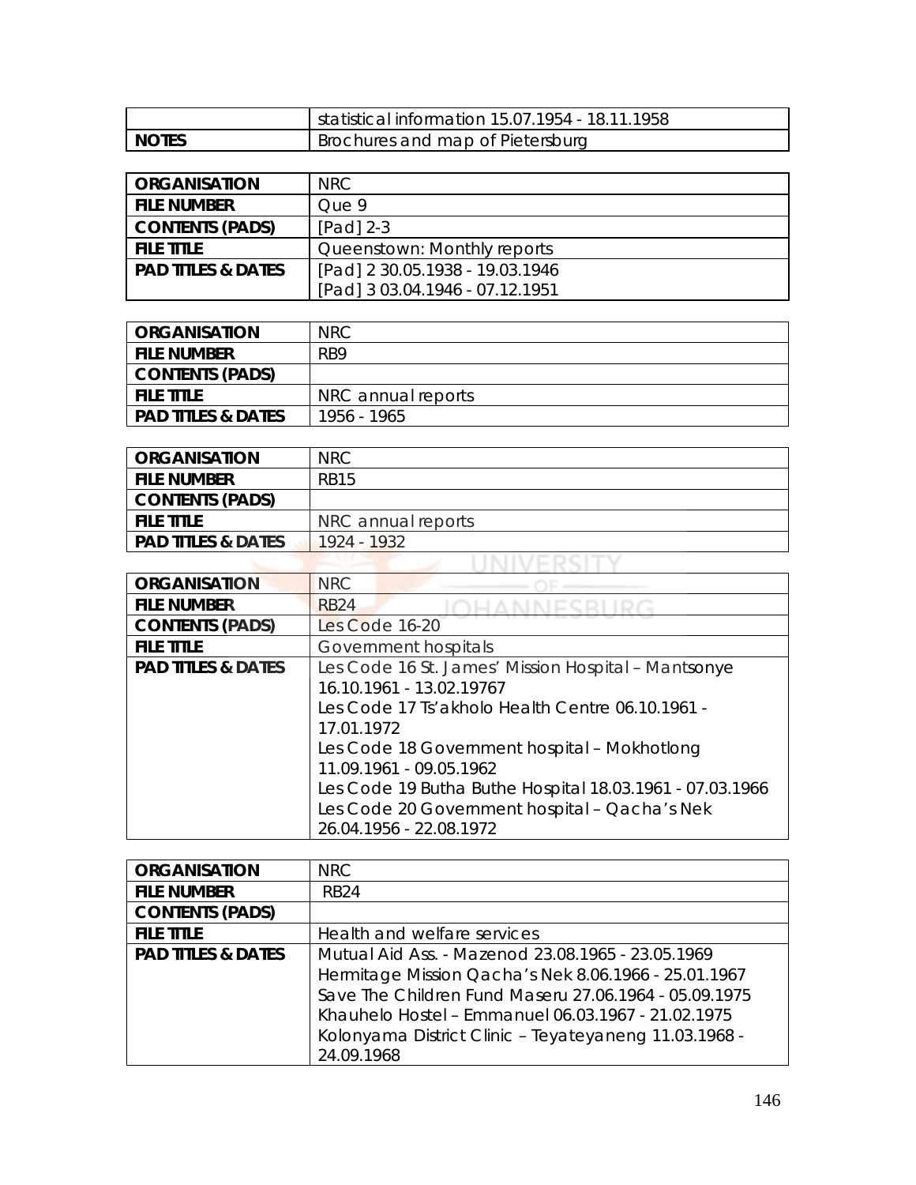|  | statistical information 15.07.1954 - 18.11.1958 |
|---|---|
| **NOTES** | Brochures and map of Pietersburg |

| **ORGANISATION** | NRC |
|---|---|
| **FILE NUMBER** | Que 9 |
| **CONTENTS (PADS)** | [Pad] 2-3 |
| **FILE TITLE** | Queenstown: Monthly reports |
| **PAD TITLES & DATES** | [Pad] 2 30.05.1938 - 19.03.1946<br>[Pad] 3 03.04.1946 - 07.12.1951 |

| **ORGANISATION** | NRC |
|---|---|
| **FILE NUMBER** | RB9 |
| **CONTENTS (PADS)** |  |
| **FILE TITLE** | NRC annual reports |
| **PAD TITLES & DATES** | 1956 - 1965 |

| **ORGANISATION** | NRC |
|---|---|
| **FILE NUMBER** | RB15 |
| **CONTENTS (PADS)** |  |
| **FILE TITLE** | NRC annual reports |
| **PAD TITLES & DATES** | 1924 - 1932 |

| **ORGANISATION** | NRC |
|---|---|
| **FILE NUMBER** | RB24 |
| **CONTENTS (PADS)** | Les Code 16-20 |
| **FILE TITLE** | Government hospitals |
| **PAD TITLES & DATES** | Les Code 16 St. James' Mission Hospital – Mantsonye 16.10.1961 - 13.02.19767<br>Les Code 17 Ts'akholo Health Centre 06.10.1961 - 17.01.1972<br>Les Code 18 Government hospital – Mokhotlong 11.09.1961 - 09.05.1962<br>Les Code 19 Butha Buthe Hospital 18.03.1961 - 07.03.1966<br>Les Code 20 Government hospital – Qacha's Nek 26.04.1956 - 22.08.1972 |

| **ORGANISATION** | NRC |
|---|---|
| **FILE NUMBER** | RB24 |
| **CONTENTS (PADS)** |  |
| **FILE TITLE** | Health and welfare services |
| **PAD TITLES & DATES** | Mutual Aid Ass. - Mazenod 23.08.1965 - 23.05.1969<br>Hermitage Mission Qacha's Nek 8.06.1966 - 25.01.1967<br>Save The Children Fund Maseru 27.06.1964 - 05.09.1975<br>Khauhelo Hostel – Emmanuel 06.03.1967 - 21.02.1975<br>Kolonyama District Clinic – Teyateyaneng 11.03.1968 - 24.09.1968 |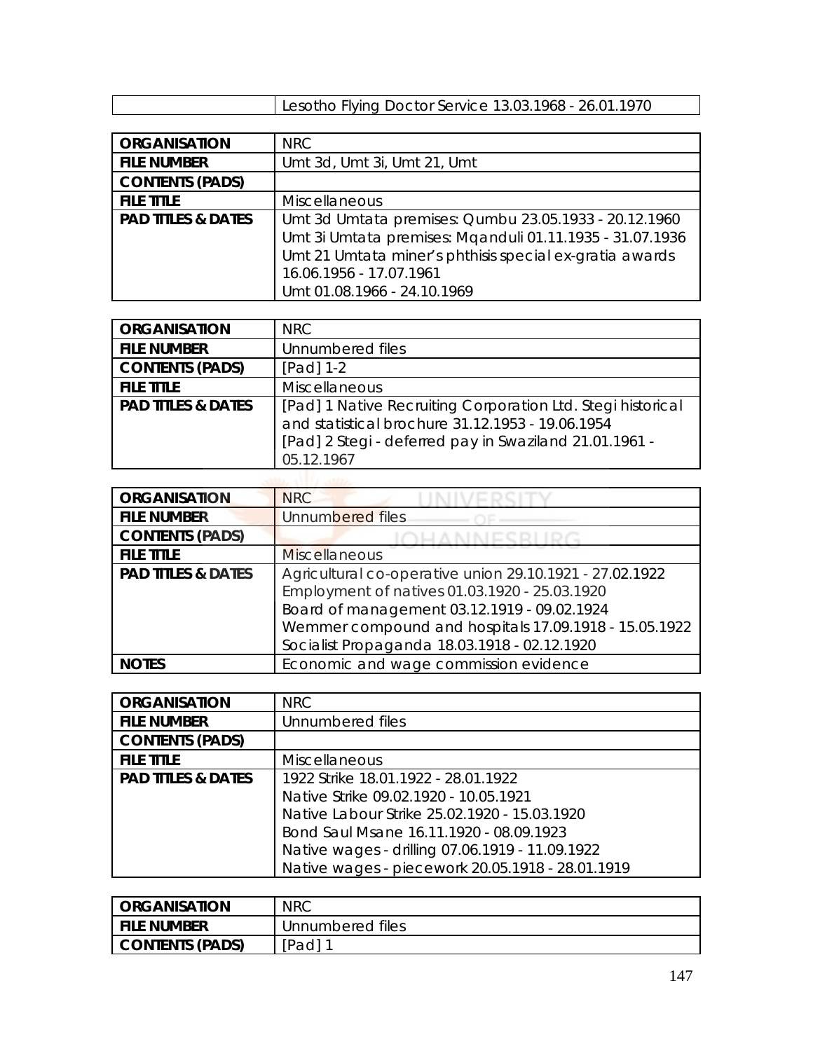| | Lesotho Flying Doctor Service 13.03.1968 - 26.01.1970 |
|---|---|

| ORGANISATION | NRC |
|---|---|
| FILE NUMBER | Umt 3d, Umt 3i, Umt 21, Umt |
| CONTENTS (PADS) | |
| FILE TITLE | Miscellaneous |
| PAD TITLES & DATES | Umt 3d Umtata premises: Qumbu 23.05.1933 - 20.12.1960<br>Umt 3i Umtata premises: Mqanduli 01.11.1935 - 31.07.1936<br>Umt 21 Umtata miner's phthisis special ex-gratia awards 16.06.1956 - 17.07.1961<br>Umt 01.08.1966 - 24.10.1969 |

| ORGANISATION | NRC |
|---|---|
| FILE NUMBER | Unnumbered files |
| CONTENTS (PADS) | [Pad] 1-2 |
| FILE TITLE | Miscellaneous |
| PAD TITLES & DATES | [Pad] 1 Native Recruiting Corporation Ltd. Stegi historical and statistical brochure 31.12.1953 - 19.06.1954<br>[Pad] 2 Stegi - deferred pay in Swaziland 21.01.1961 - 05.12.1967 |

| ORGANISATION | NRC |
|---|---|
| FILE NUMBER | Unnumbered files |
| CONTENTS (PADS) | |
| FILE TITLE | Miscellaneous |
| PAD TITLES & DATES | Agricultural co-operative union 29.10.1921 - 27.02.1922<br>Employment of natives 01.03.1920 - 25.03.1920<br>Board of management 03.12.1919 - 09.02.1924<br>Wemmer compound and hospitals 17.09.1918 - 15.05.1922<br>Socialist Propaganda 18.03.1918 - 02.12.1920 |
| NOTES | Economic and wage commission evidence |

| ORGANISATION | NRC |
|---|---|
| FILE NUMBER | Unnumbered files |
| CONTENTS (PADS) | |
| FILE TITLE | Miscellaneous |
| PAD TITLES & DATES | 1922 Strike 18.01.1922 - 28.01.1922<br>Native Strike 09.02.1920 - 10.05.1921<br>Native Labour Strike 25.02.1920 - 15.03.1920<br>Bond Saul Msane 16.11.1920 - 08.09.1923<br>Native wages - drilling 07.06.1919 - 11.09.1922<br>Native wages - piecework 20.05.1918 - 28.01.1919 |

| ORGANISATION | NRC |
|---|---|
| FILE NUMBER | Unnumbered files |
| CONTENTS (PADS) | [Pad] 1 |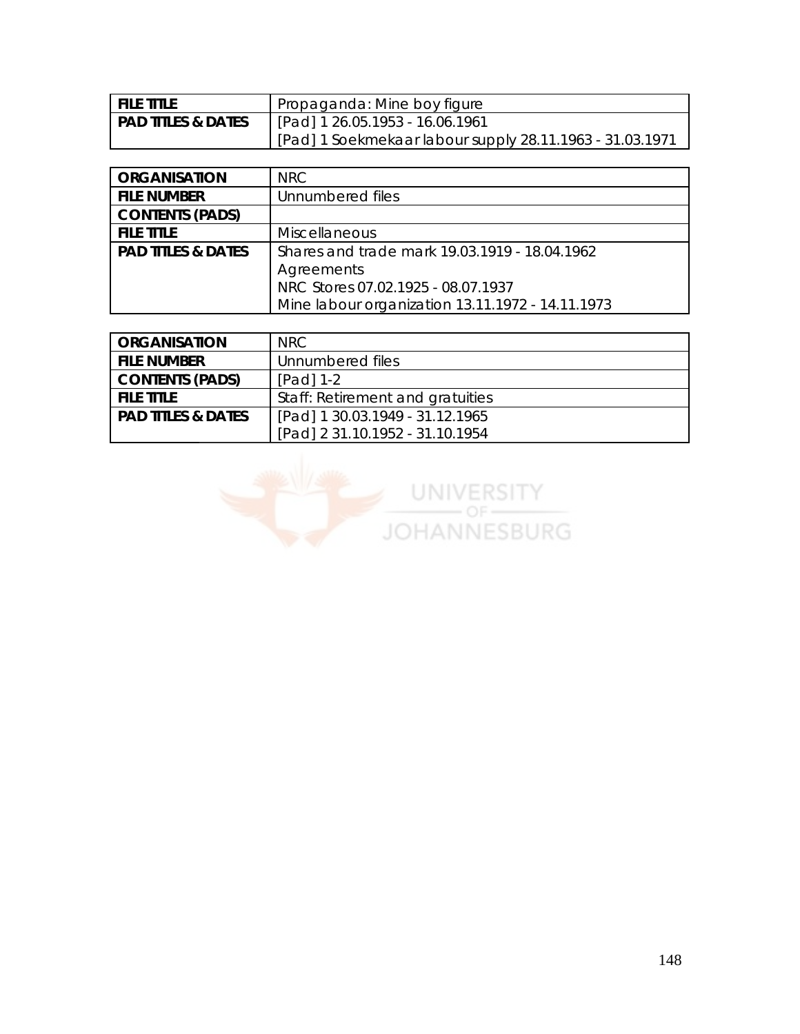| | |
|---|---|
| **FILE TITLE** | Propaganda: Mine boy figure |
| **PAD TITLES & DATES** | [Pad] 1 26.05.1953 - 16.06.1961<br>[Pad] 1 Soekmekaar labour supply 28.11.1963 - 31.03.1971 |

| | |
|---|---|
| **ORGANISATION** | NRC |
| **FILE NUMBER** | Unnumbered files |
| **CONTENTS (PADS)** | |
| **FILE TITLE** | Miscellaneous |
| **PAD TITLES & DATES** | Shares and trade mark 19.03.1919 - 18.04.1962<br>Agreements<br>NRC Stores 07.02.1925 - 08.07.1937<br>Mine labour organization 13.11.1972 - 14.11.1973 |

| | |
|---|---|
| **ORGANISATION** | NRC |
| **FILE NUMBER** | Unnumbered files |
| **CONTENTS (PADS)** | [Pad] 1-2 |
| **FILE TITLE** | Staff: Retirement and gratuities |
| **PAD TITLES & DATES** | [Pad] 1 30.03.1949 - 31.12.1965<br>[Pad] 2 31.10.1952 - 31.10.1954 |